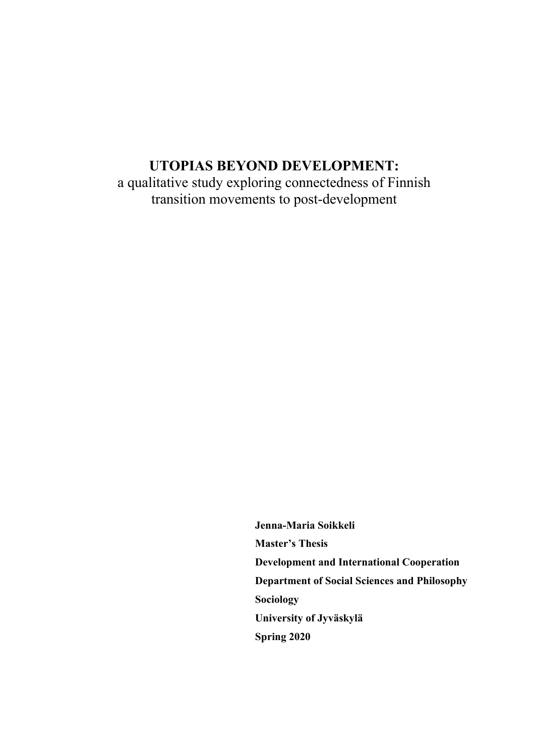# UTOPIAS BEYOND DEVELOPMENT:

a qualitative study exploring connectedness of Finnish transition movements to post-development

**Jenna-Maria Soikkeli**

**Master's Thesis**

**Development and International Cooperation**

**Department of Social Sciences and Philosophy**

**Sociology**

**University of Jyväskylä**

**Spring 2020**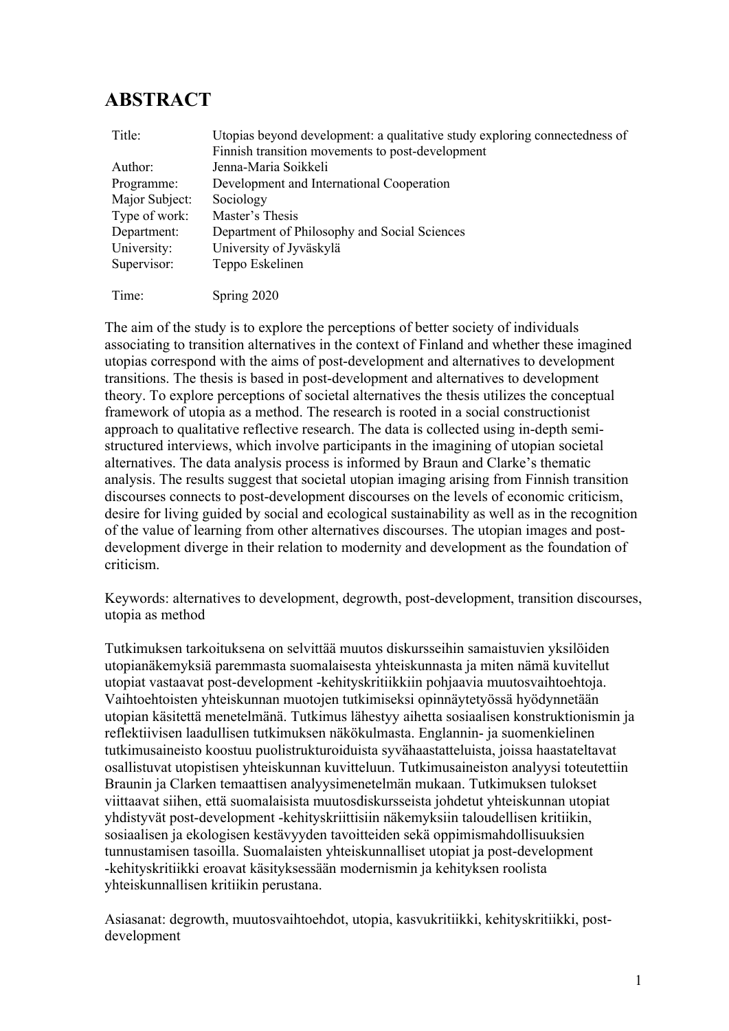# ABSTRACT

| | |
|---|---|
| Title: | Utopias beyond development: a qualitative study exploring connectedness of Finnish transition movements to post-development |
| Author: | Jenna-Maria Soikkeli |
| Programme: | Development and International Cooperation |
| Major Subject: | Sociology |
| Type of work: | Master's Thesis |
| Department: | Department of Philosophy and Social Sciences |
| University: | University of Jyväskylä |
| Supervisor: | Teppo Eskelinen |
| Time: | Spring 2020 |

The aim of the study is to explore the perceptions of better society of individuals associating to transition alternatives in the context of Finland and whether these imagined utopias correspond with the aims of post-development and alternatives to development transitions. The thesis is based in post-development and alternatives to development theory. To explore perceptions of societal alternatives the thesis utilizes the conceptual framework of utopia as a method. The research is rooted in a social constructionist approach to qualitative reflective research. The data is collected using in-depth semi-structured interviews, which involve participants in the imagining of utopian societal alternatives. The data analysis process is informed by Braun and Clarke's thematic analysis. The results suggest that societal utopian imaging arising from Finnish transition discourses connects to post-development discourses on the levels of economic criticism, desire for living guided by social and ecological sustainability as well as in the recognition of the value of learning from other alternatives discourses. The utopian images and post-development diverge in their relation to modernity and development as the foundation of criticism.

Keywords: alternatives to development, degrowth, post-development, transition discourses, utopia as method

Tutkimuksen tarkoituksena on selvittää muutos diskursseihin samaistuvien yksilöiden utopianäkemyksiä paremmasta suomalaisesta yhteiskunnasta ja miten nämä kuvitellut utopiat vastaavat post-development -kehityskritiikkiin pohjaavia muutosvaihtoehtoja. Vaihtoehtoisten yhteiskunnan muotojen tutkimiseksi opinnäytetyössä hyödynnetään utopian käsitettä menetelmänä. Tutkimus lähestyy aihetta sosiaalisen konstruktionismin ja reflektiivisen laadullisen tutkimuksen näkökulmasta. Englannin- ja suomenkielinen tutkimusaineisto koostuu puolistrukturoiduista syvähaastatteluista, joissa haastateltavat osallistuvat utopistisen yhteiskunnan kuvitteluun. Tutkimusaineiston analyysi toteutettiin Braunin ja Clarken temaattisen analyysimenetelmän mukaan. Tutkimuksen tulokset viittaavat siihen, että suomalaisista muutosdiskursseista johdetut yhteiskunnan utopiat yhdistyvät post-development -kehityskriittisiin näkemyksiin taloudellisen kritiikin, sosiaalisen ja ekologisen kestävyyden tavoitteiden sekä oppimismahdollisuuksien tunnustamisen tasoilla. Suomalaisten yhteiskunnalliset utopiat ja post-development -kehityskritiikki eroavat käsityksessään modernismin ja kehityksen roolista yhteiskunnallisen kritiikin perustana.

Asiasanat: degrowth, muutosvaihtoehdot, utopia, kasvukritiikki, kehityskritiikki, post-development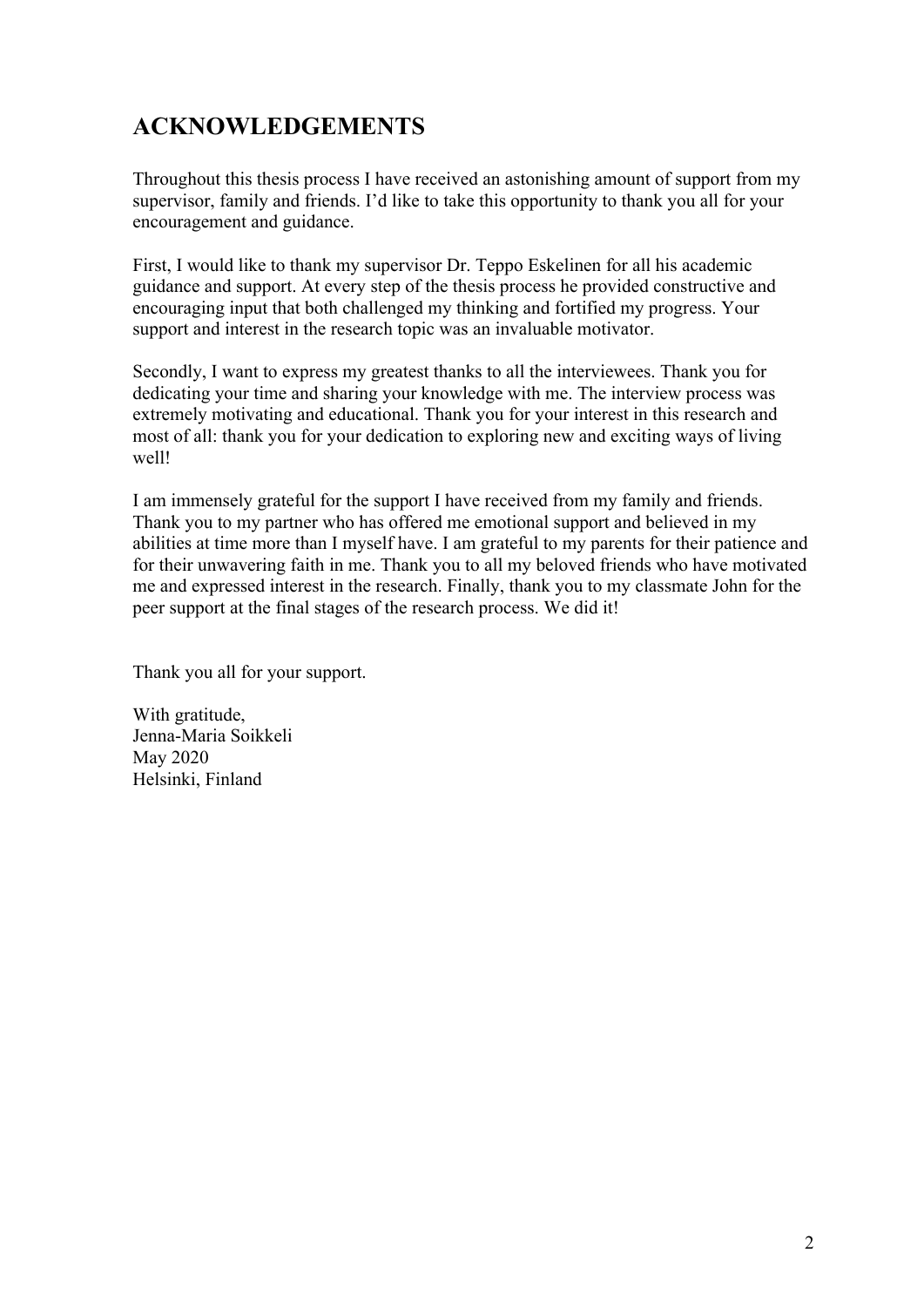## ACKNOWLEDGEMENTS

Throughout this thesis process I have received an astonishing amount of support from my supervisor, family and friends. I'd like to take this opportunity to thank you all for your encouragement and guidance.

First, I would like to thank my supervisor Dr. Teppo Eskelinen for all his academic guidance and support. At every step of the thesis process he provided constructive and encouraging input that both challenged my thinking and fortified my progress. Your support and interest in the research topic was an invaluable motivator.

Secondly, I want to express my greatest thanks to all the interviewees. Thank you for dedicating your time and sharing your knowledge with me. The interview process was extremely motivating and educational. Thank you for your interest in this research and most of all: thank you for your dedication to exploring new and exciting ways of living well!

I am immensely grateful for the support I have received from my family and friends. Thank you to my partner who has offered me emotional support and believed in my abilities at time more than I myself have. I am grateful to my parents for their patience and for their unwavering faith in me. Thank you to all my beloved friends who have motivated me and expressed interest in the research. Finally, thank you to my classmate John for the peer support at the final stages of the research process. We did it!

Thank you all for your support.

With gratitude,
Jenna-Maria Soikkeli
May 2020
Helsinki, Finland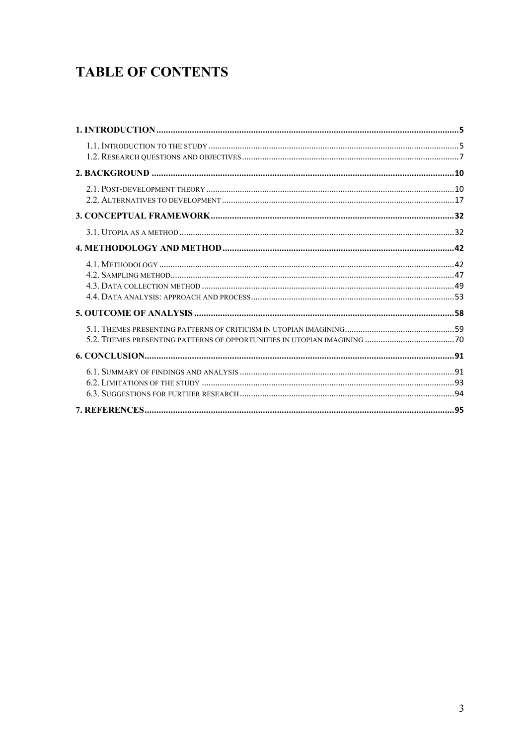# TABLE OF CONTENTS

**1. INTRODUCTION** .......... **5**

- 1.1. Introduction to the study .......... 5
- 1.2. Research questions and objectives .......... 7

**2. BACKGROUND** .......... **10**

- 2.1. Post-development theory .......... 10
- 2.2. Alternatives to development .......... 17

**3. CONCEPTUAL FRAMEWORK** .......... **32**

- 3.1. Utopia as a method .......... 32

**4. METHODOLOGY AND METHOD** .......... **42**

- 4.1. Methodology .......... 42
- 4.2. Sampling method .......... 47
- 4.3. Data collection method .......... 49
- 4.4. Data analysis: approach and process .......... 53

**5. OUTCOME OF ANALYSIS** .......... **58**

- 5.1. Themes presenting patterns of criticism in utopian imagining .......... 59
- 5.2. Themes presenting patterns of opportunities in utopian imagining .......... 70

**6. CONCLUSION** .......... **91**

- 6.1. Summary of findings and analysis .......... 91
- 6.2. Limitations of the study .......... 93
- 6.3. Suggestions for further research .......... 94

**7. REFERENCES** .......... **95**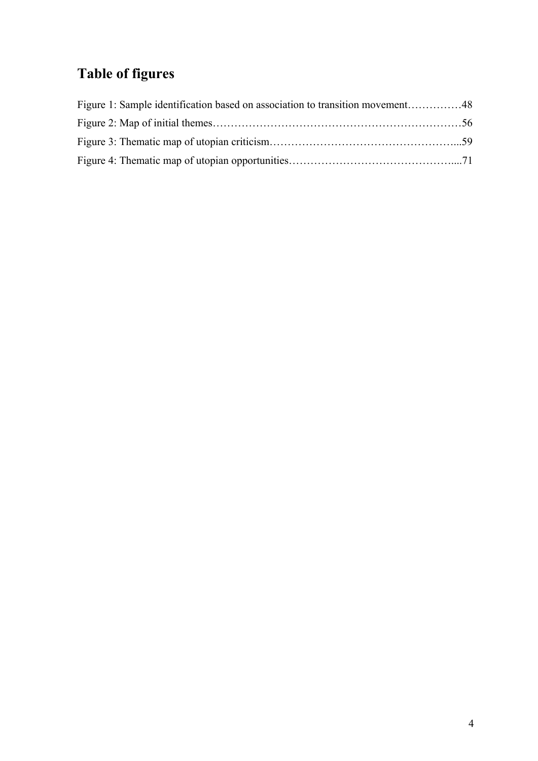# Table of figures

Figure 1: Sample identification based on association to transition movement……………48

Figure 2: Map of initial themes……………………………………………………………56

Figure 3: Thematic map of utopian criticism……………………………………………...59

Figure 4: Thematic map of utopian opportunities………………………………………....71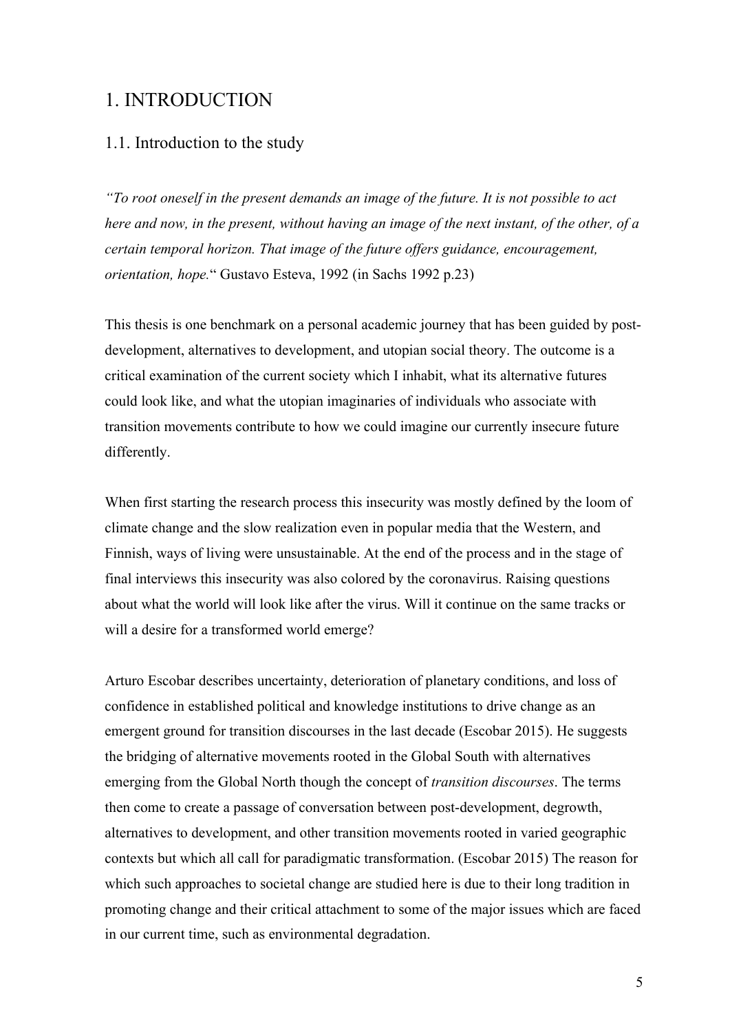# 1. INTRODUCTION

## 1.1. Introduction to the study

*"To root oneself in the present demands an image of the future. It is not possible to act here and now, in the present, without having an image of the next instant, of the other, of a certain temporal horizon. That image of the future offers guidance, encouragement, orientation, hope.*" Gustavo Esteva, 1992 (in Sachs 1992 p.23)

This thesis is one benchmark on a personal academic journey that has been guided by post-development, alternatives to development, and utopian social theory. The outcome is a critical examination of the current society which I inhabit, what its alternative futures could look like, and what the utopian imaginaries of individuals who associate with transition movements contribute to how we could imagine our currently insecure future differently.

When first starting the research process this insecurity was mostly defined by the loom of climate change and the slow realization even in popular media that the Western, and Finnish, ways of living were unsustainable. At the end of the process and in the stage of final interviews this insecurity was also colored by the coronavirus. Raising questions about what the world will look like after the virus. Will it continue on the same tracks or will a desire for a transformed world emerge?

Arturo Escobar describes uncertainty, deterioration of planetary conditions, and loss of confidence in established political and knowledge institutions to drive change as an emergent ground for transition discourses in the last decade (Escobar 2015). He suggests the bridging of alternative movements rooted in the Global South with alternatives emerging from the Global North though the concept of *transition discourses*. The terms then come to create a passage of conversation between post-development, degrowth, alternatives to development, and other transition movements rooted in varied geographic contexts but which all call for paradigmatic transformation. (Escobar 2015) The reason for which such approaches to societal change are studied here is due to their long tradition in promoting change and their critical attachment to some of the major issues which are faced in our current time, such as environmental degradation.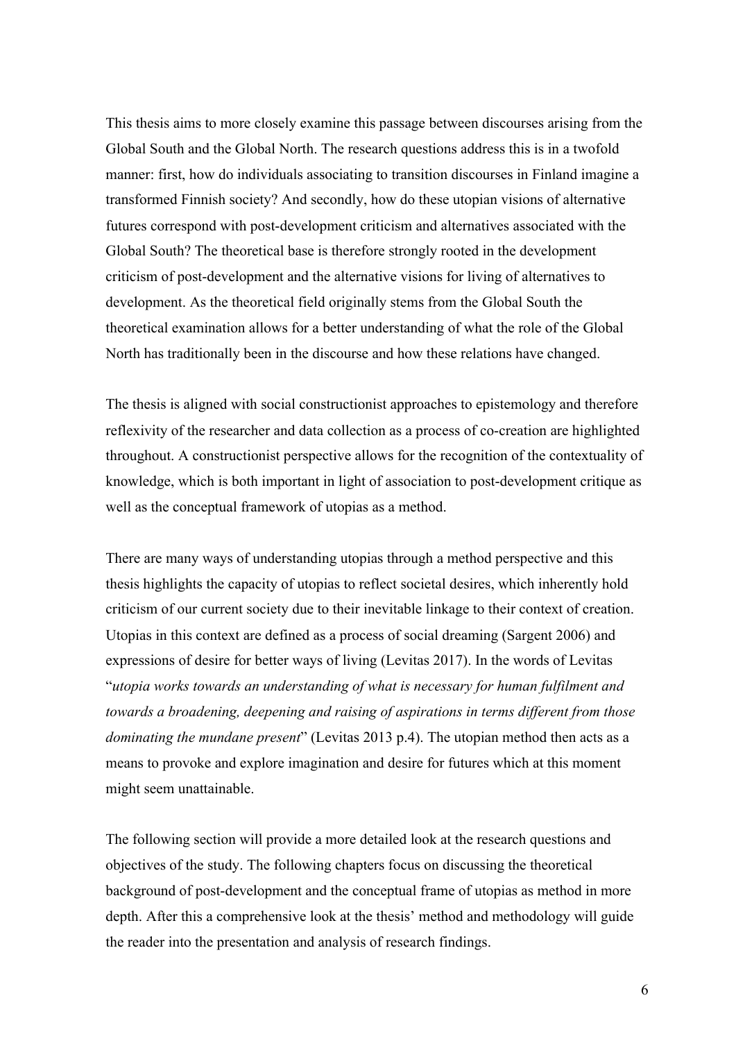This thesis aims to more closely examine this passage between discourses arising from the Global South and the Global North. The research questions address this is in a twofold manner: first, how do individuals associating to transition discourses in Finland imagine a transformed Finnish society? And secondly, how do these utopian visions of alternative futures correspond with post-development criticism and alternatives associated with the Global South? The theoretical base is therefore strongly rooted in the development criticism of post-development and the alternative visions for living of alternatives to development. As the theoretical field originally stems from the Global South the theoretical examination allows for a better understanding of what the role of the Global North has traditionally been in the discourse and how these relations have changed.

The thesis is aligned with social constructionist approaches to epistemology and therefore reflexivity of the researcher and data collection as a process of co-creation are highlighted throughout. A constructionist perspective allows for the recognition of the contextuality of knowledge, which is both important in light of association to post-development critique as well as the conceptual framework of utopias as a method.

There are many ways of understanding utopias through a method perspective and this thesis highlights the capacity of utopias to reflect societal desires, which inherently hold criticism of our current society due to their inevitable linkage to their context of creation. Utopias in this context are defined as a process of social dreaming (Sargent 2006) and expressions of desire for better ways of living (Levitas 2017). In the words of Levitas "*utopia works towards an understanding of what is necessary for human fulfilment and towards a broadening, deepening and raising of aspirations in terms different from those dominating the mundane present*" (Levitas 2013 p.4). The utopian method then acts as a means to provoke and explore imagination and desire for futures which at this moment might seem unattainable.

The following section will provide a more detailed look at the research questions and objectives of the study. The following chapters focus on discussing the theoretical background of post-development and the conceptual frame of utopias as method in more depth. After this a comprehensive look at the thesis' method and methodology will guide the reader into the presentation and analysis of research findings.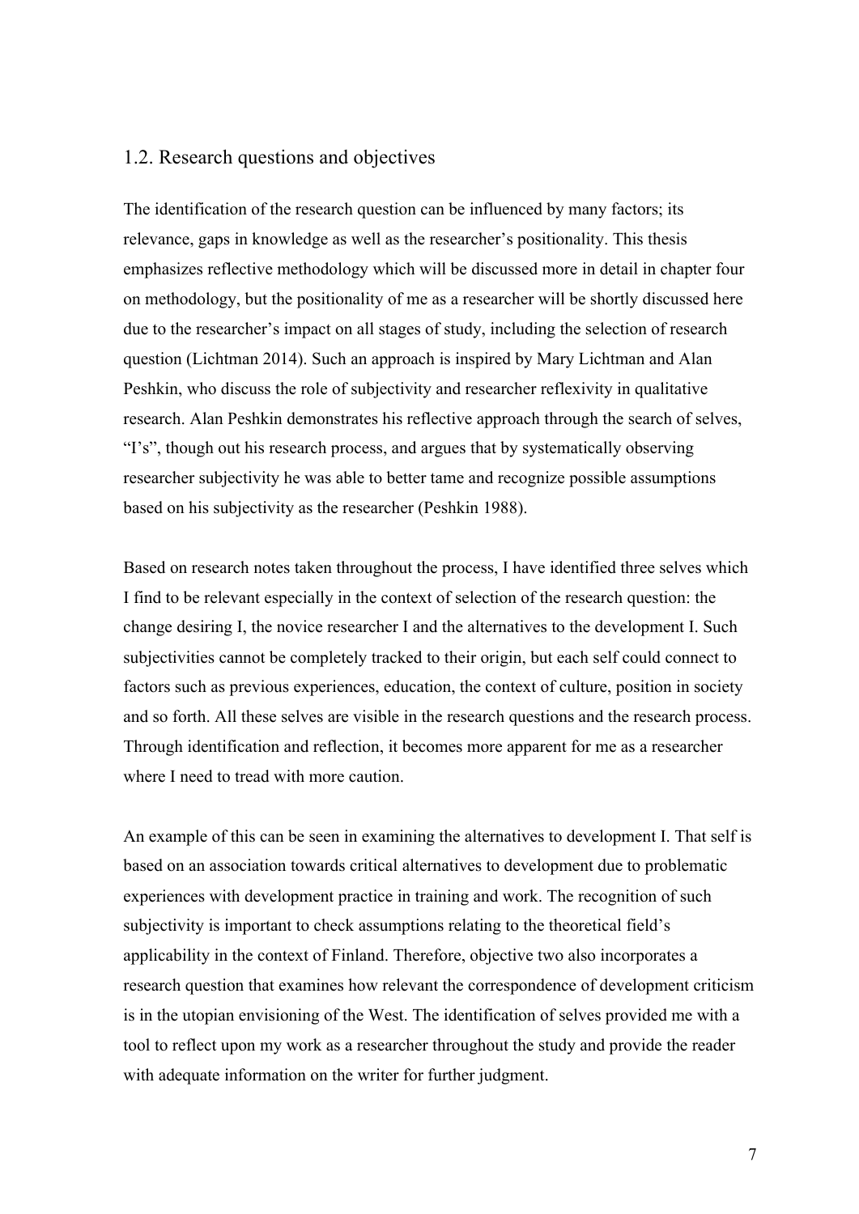## 1.2. Research questions and objectives

The identification of the research question can be influenced by many factors; its relevance, gaps in knowledge as well as the researcher's positionality. This thesis emphasizes reflective methodology which will be discussed more in detail in chapter four on methodology, but the positionality of me as a researcher will be shortly discussed here due to the researcher's impact on all stages of study, including the selection of research question (Lichtman 2014). Such an approach is inspired by Mary Lichtman and Alan Peshkin, who discuss the role of subjectivity and researcher reflexivity in qualitative research. Alan Peshkin demonstrates his reflective approach through the search of selves, "I's", though out his research process, and argues that by systematically observing researcher subjectivity he was able to better tame and recognize possible assumptions based on his subjectivity as the researcher (Peshkin 1988).

Based on research notes taken throughout the process, I have identified three selves which I find to be relevant especially in the context of selection of the research question: the change desiring I, the novice researcher I and the alternatives to the development I. Such subjectivities cannot be completely tracked to their origin, but each self could connect to factors such as previous experiences, education, the context of culture, position in society and so forth. All these selves are visible in the research questions and the research process. Through identification and reflection, it becomes more apparent for me as a researcher where I need to tread with more caution.

An example of this can be seen in examining the alternatives to development I. That self is based on an association towards critical alternatives to development due to problematic experiences with development practice in training and work. The recognition of such subjectivity is important to check assumptions relating to the theoretical field's applicability in the context of Finland. Therefore, objective two also incorporates a research question that examines how relevant the correspondence of development criticism is in the utopian envisioning of the West. The identification of selves provided me with a tool to reflect upon my work as a researcher throughout the study and provide the reader with adequate information on the writer for further judgment.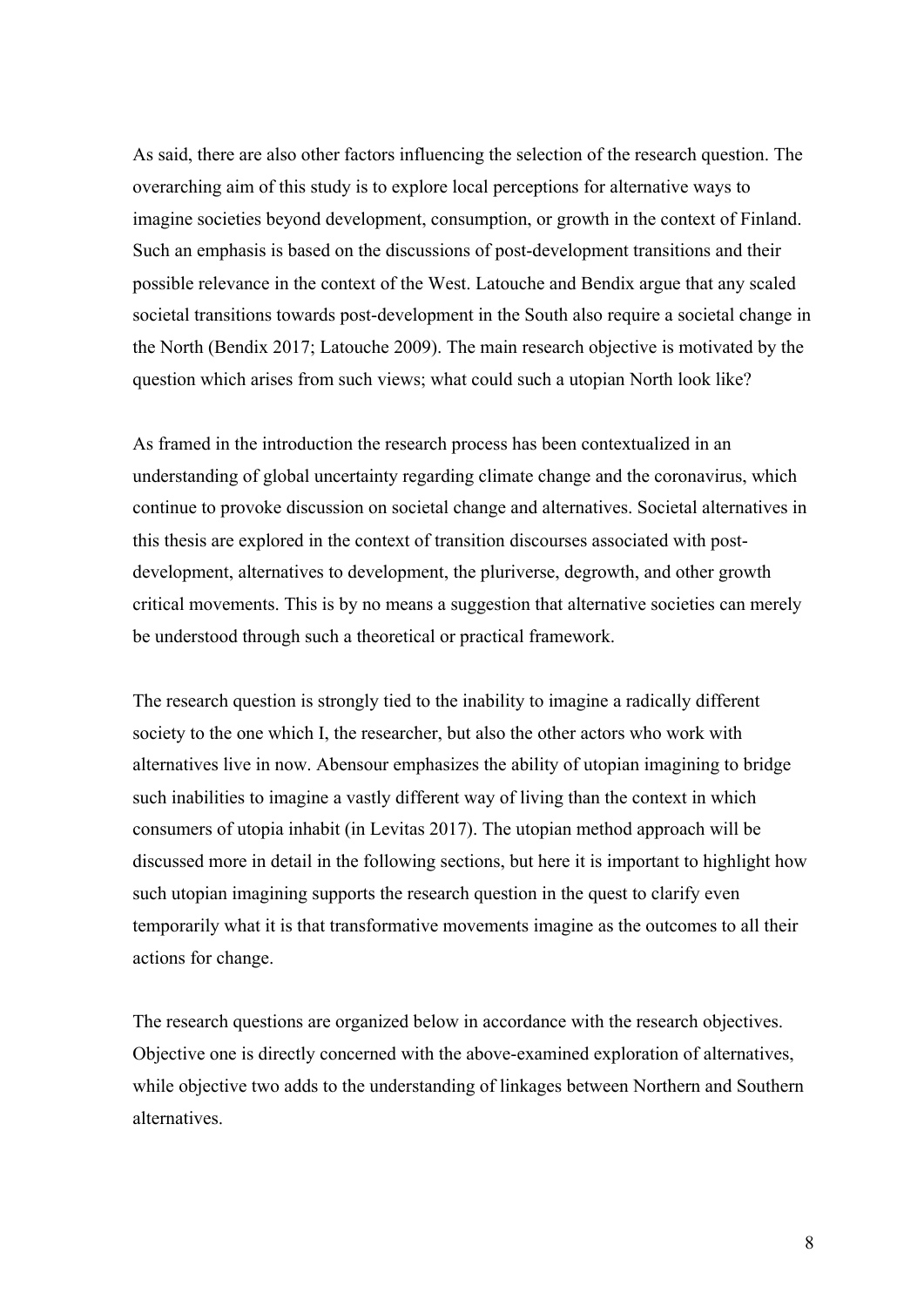As said, there are also other factors influencing the selection of the research question. The overarching aim of this study is to explore local perceptions for alternative ways to imagine societies beyond development, consumption, or growth in the context of Finland. Such an emphasis is based on the discussions of post-development transitions and their possible relevance in the context of the West. Latouche and Bendix argue that any scaled societal transitions towards post-development in the South also require a societal change in the North (Bendix 2017; Latouche 2009). The main research objective is motivated by the question which arises from such views; what could such a utopian North look like?

As framed in the introduction the research process has been contextualized in an understanding of global uncertainty regarding climate change and the coronavirus, which continue to provoke discussion on societal change and alternatives. Societal alternatives in this thesis are explored in the context of transition discourses associated with post-development, alternatives to development, the pluriverse, degrowth, and other growth critical movements. This is by no means a suggestion that alternative societies can merely be understood through such a theoretical or practical framework.

The research question is strongly tied to the inability to imagine a radically different society to the one which I, the researcher, but also the other actors who work with alternatives live in now. Abensour emphasizes the ability of utopian imagining to bridge such inabilities to imagine a vastly different way of living than the context in which consumers of utopia inhabit (in Levitas 2017). The utopian method approach will be discussed more in detail in the following sections, but here it is important to highlight how such utopian imagining supports the research question in the quest to clarify even temporarily what it is that transformative movements imagine as the outcomes to all their actions for change.

The research questions are organized below in accordance with the research objectives. Objective one is directly concerned with the above-examined exploration of alternatives, while objective two adds to the understanding of linkages between Northern and Southern alternatives.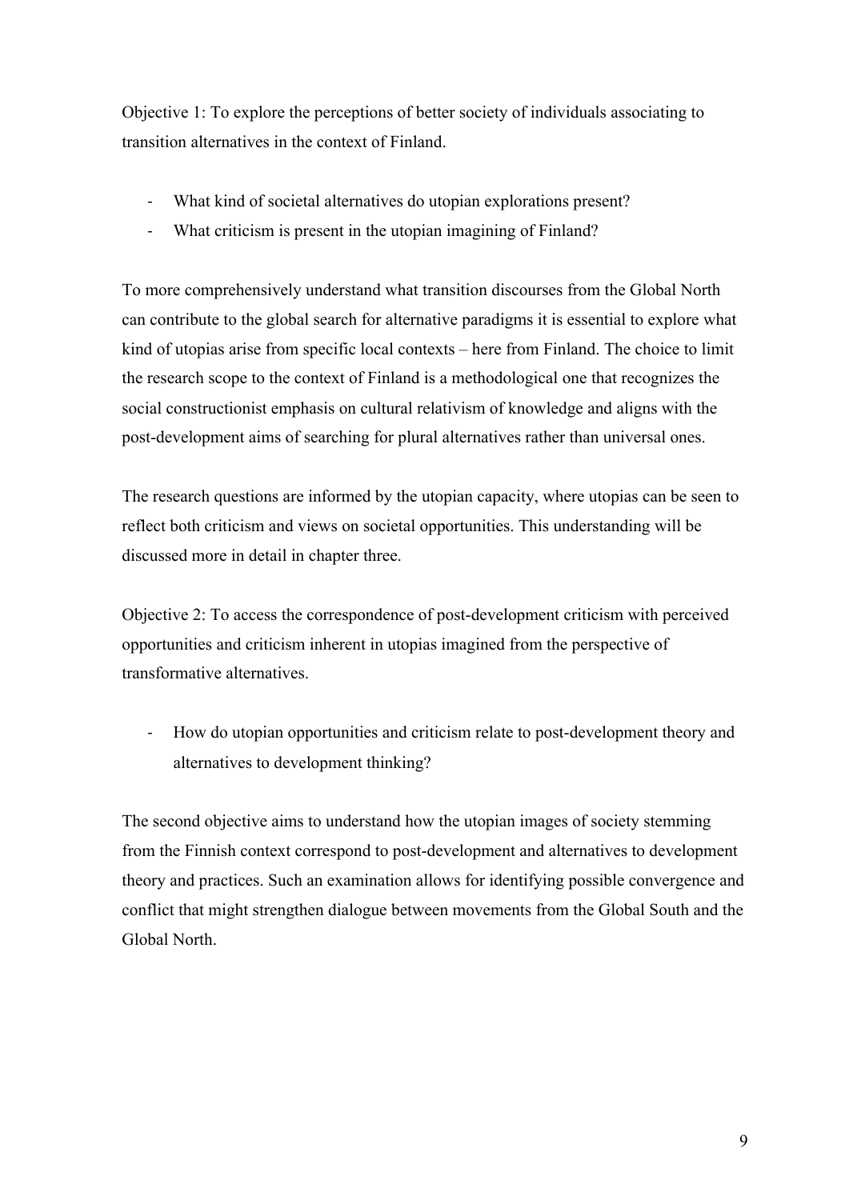Objective 1: To explore the perceptions of better society of individuals associating to transition alternatives in the context of Finland.

- What kind of societal alternatives do utopian explorations present?
- What criticism is present in the utopian imagining of Finland?

To more comprehensively understand what transition discourses from the Global North can contribute to the global search for alternative paradigms it is essential to explore what kind of utopias arise from specific local contexts – here from Finland. The choice to limit the research scope to the context of Finland is a methodological one that recognizes the social constructionist emphasis on cultural relativism of knowledge and aligns with the post-development aims of searching for plural alternatives rather than universal ones.

The research questions are informed by the utopian capacity, where utopias can be seen to reflect both criticism and views on societal opportunities. This understanding will be discussed more in detail in chapter three.

Objective 2: To access the correspondence of post-development criticism with perceived opportunities and criticism inherent in utopias imagined from the perspective of transformative alternatives.

- How do utopian opportunities and criticism relate to post-development theory and alternatives to development thinking?

The second objective aims to understand how the utopian images of society stemming from the Finnish context correspond to post-development and alternatives to development theory and practices. Such an examination allows for identifying possible convergence and conflict that might strengthen dialogue between movements from the Global South and the Global North.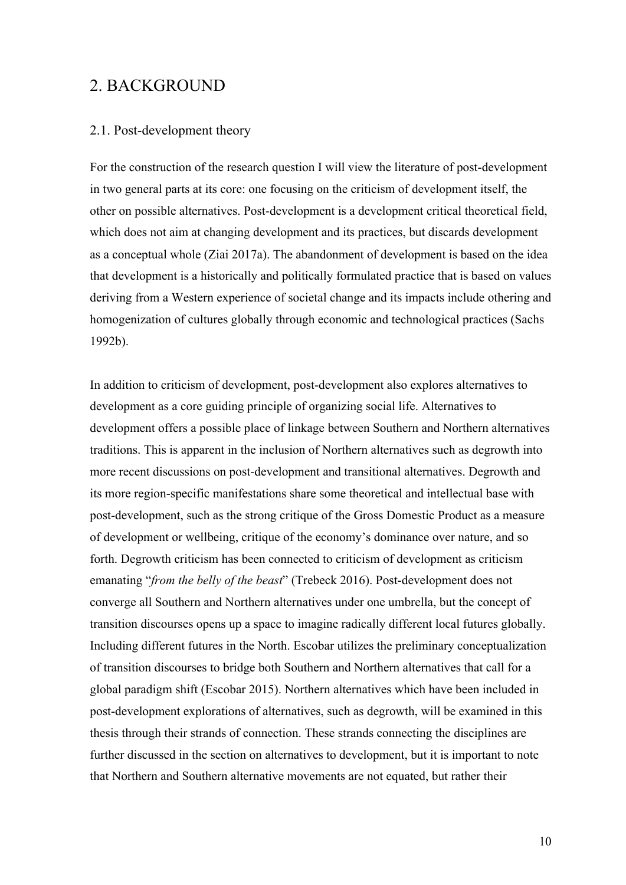# 2. BACKGROUND

## 2.1. Post-development theory

For the construction of the research question I will view the literature of post-development in two general parts at its core: one focusing on the criticism of development itself, the other on possible alternatives. Post-development is a development critical theoretical field, which does not aim at changing development and its practices, but discards development as a conceptual whole (Ziai 2017a). The abandonment of development is based on the idea that development is a historically and politically formulated practice that is based on values deriving from a Western experience of societal change and its impacts include othering and homogenization of cultures globally through economic and technological practices (Sachs 1992b).

In addition to criticism of development, post-development also explores alternatives to development as a core guiding principle of organizing social life. Alternatives to development offers a possible place of linkage between Southern and Northern alternatives traditions. This is apparent in the inclusion of Northern alternatives such as degrowth into more recent discussions on post-development and transitional alternatives. Degrowth and its more region-specific manifestations share some theoretical and intellectual base with post-development, such as the strong critique of the Gross Domestic Product as a measure of development or wellbeing, critique of the economy's dominance over nature, and so forth. Degrowth criticism has been connected to criticism of development as criticism emanating "*from the belly of the beast*" (Trebeck 2016). Post-development does not converge all Southern and Northern alternatives under one umbrella, but the concept of transition discourses opens up a space to imagine radically different local futures globally. Including different futures in the North. Escobar utilizes the preliminary conceptualization of transition discourses to bridge both Southern and Northern alternatives that call for a global paradigm shift (Escobar 2015). Northern alternatives which have been included in post-development explorations of alternatives, such as degrowth, will be examined in this thesis through their strands of connection. These strands connecting the disciplines are further discussed in the section on alternatives to development, but it is important to note that Northern and Southern alternative movements are not equated, but rather their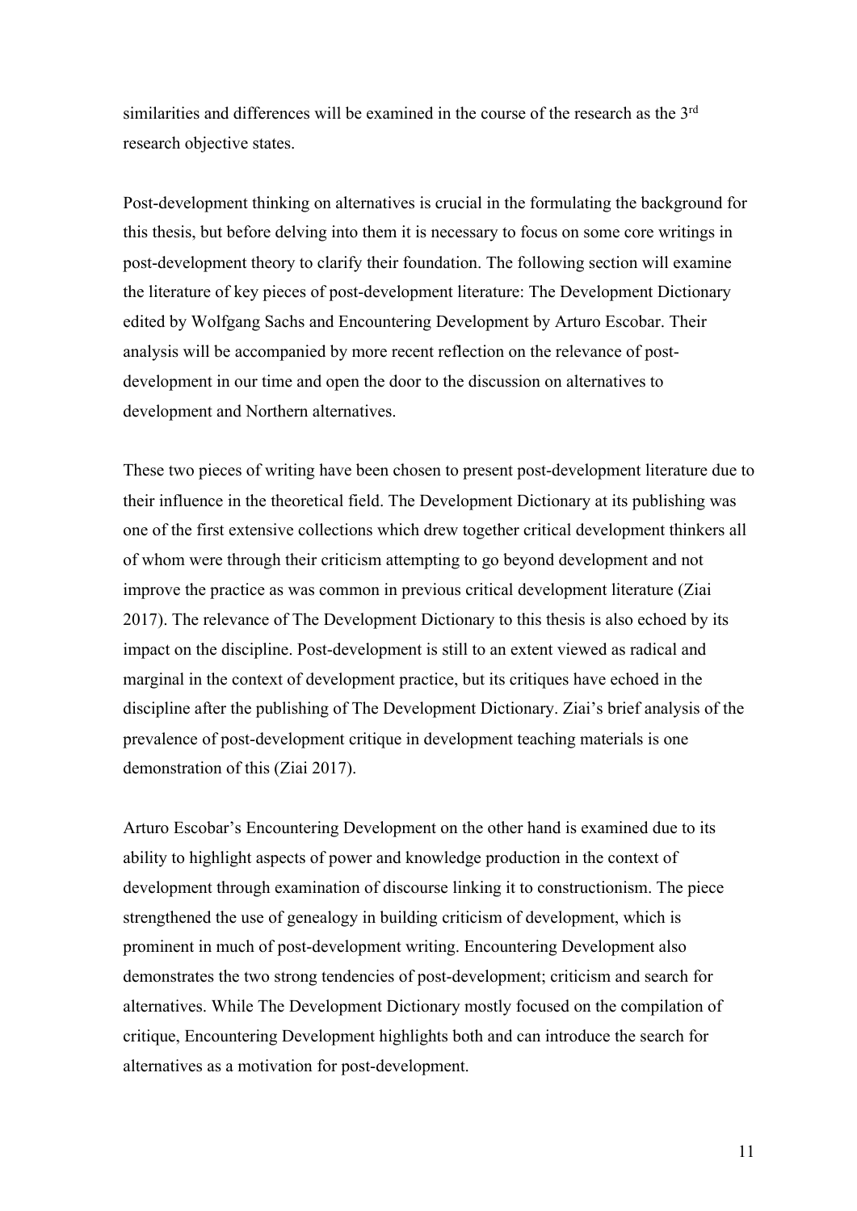similarities and differences will be examined in the course of the research as the 3rd research objective states.

Post-development thinking on alternatives is crucial in the formulating the background for this thesis, but before delving into them it is necessary to focus on some core writings in post-development theory to clarify their foundation. The following section will examine the literature of key pieces of post-development literature: The Development Dictionary edited by Wolfgang Sachs and Encountering Development by Arturo Escobar. Their analysis will be accompanied by more recent reflection on the relevance of post-development in our time and open the door to the discussion on alternatives to development and Northern alternatives.

These two pieces of writing have been chosen to present post-development literature due to their influence in the theoretical field. The Development Dictionary at its publishing was one of the first extensive collections which drew together critical development thinkers all of whom were through their criticism attempting to go beyond development and not improve the practice as was common in previous critical development literature (Ziai 2017). The relevance of The Development Dictionary to this thesis is also echoed by its impact on the discipline. Post-development is still to an extent viewed as radical and marginal in the context of development practice, but its critiques have echoed in the discipline after the publishing of The Development Dictionary. Ziai's brief analysis of the prevalence of post-development critique in development teaching materials is one demonstration of this (Ziai 2017).

Arturo Escobar's Encountering Development on the other hand is examined due to its ability to highlight aspects of power and knowledge production in the context of development through examination of discourse linking it to constructionism. The piece strengthened the use of genealogy in building criticism of development, which is prominent in much of post-development writing. Encountering Development also demonstrates the two strong tendencies of post-development; criticism and search for alternatives. While The Development Dictionary mostly focused on the compilation of critique, Encountering Development highlights both and can introduce the search for alternatives as a motivation for post-development.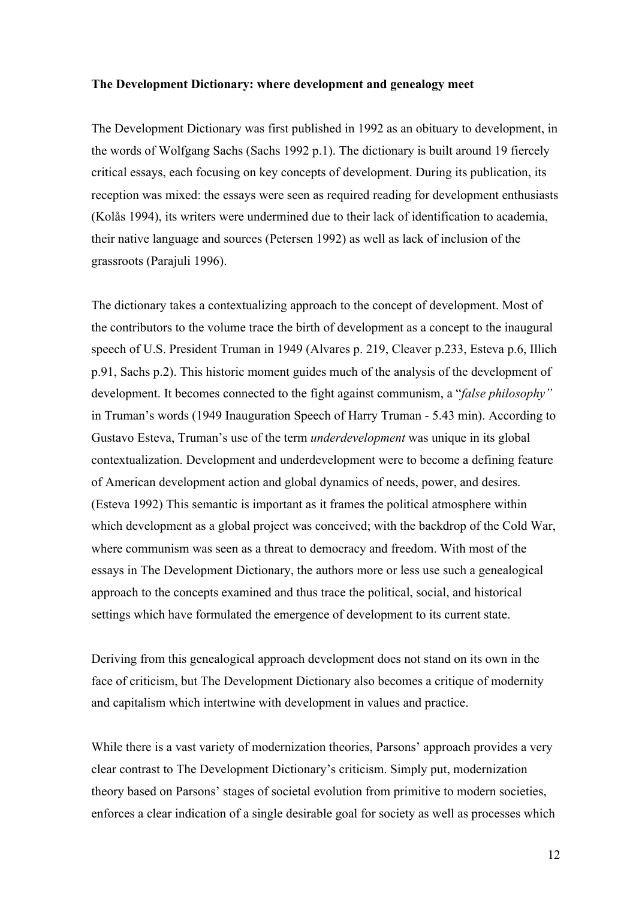**The Development Dictionary: where development and genealogy meet**

The Development Dictionary was first published in 1992 as an obituary to development, in the words of Wolfgang Sachs (Sachs 1992 p.1). The dictionary is built around 19 fiercely critical essays, each focusing on key concepts of development. During its publication, its reception was mixed: the essays were seen as required reading for development enthusiasts (Kolås 1994), its writers were undermined due to their lack of identification to academia, their native language and sources (Petersen 1992) as well as lack of inclusion of the grassroots (Parajuli 1996).

The dictionary takes a contextualizing approach to the concept of development. Most of the contributors to the volume trace the birth of development as a concept to the inaugural speech of U.S. President Truman in 1949 (Alvares p. 219, Cleaver p.233, Esteva p.6, Illich p.91, Sachs p.2). This historic moment guides much of the analysis of the development of development. It becomes connected to the fight against communism, a "*false philosophy"* in Truman's words (1949 Inauguration Speech of Harry Truman - 5.43 min). According to Gustavo Esteva, Truman's use of the term *underdevelopment* was unique in its global contextualization. Development and underdevelopment were to become a defining feature of American development action and global dynamics of needs, power, and desires. (Esteva 1992) This semantic is important as it frames the political atmosphere within which development as a global project was conceived; with the backdrop of the Cold War, where communism was seen as a threat to democracy and freedom. With most of the essays in The Development Dictionary, the authors more or less use such a genealogical approach to the concepts examined and thus trace the political, social, and historical settings which have formulated the emergence of development to its current state.

Deriving from this genealogical approach development does not stand on its own in the face of criticism, but The Development Dictionary also becomes a critique of modernity and capitalism which intertwine with development in values and practice.

While there is a vast variety of modernization theories, Parsons' approach provides a very clear contrast to The Development Dictionary's criticism. Simply put, modernization theory based on Parsons' stages of societal evolution from primitive to modern societies, enforces a clear indication of a single desirable goal for society as well as processes which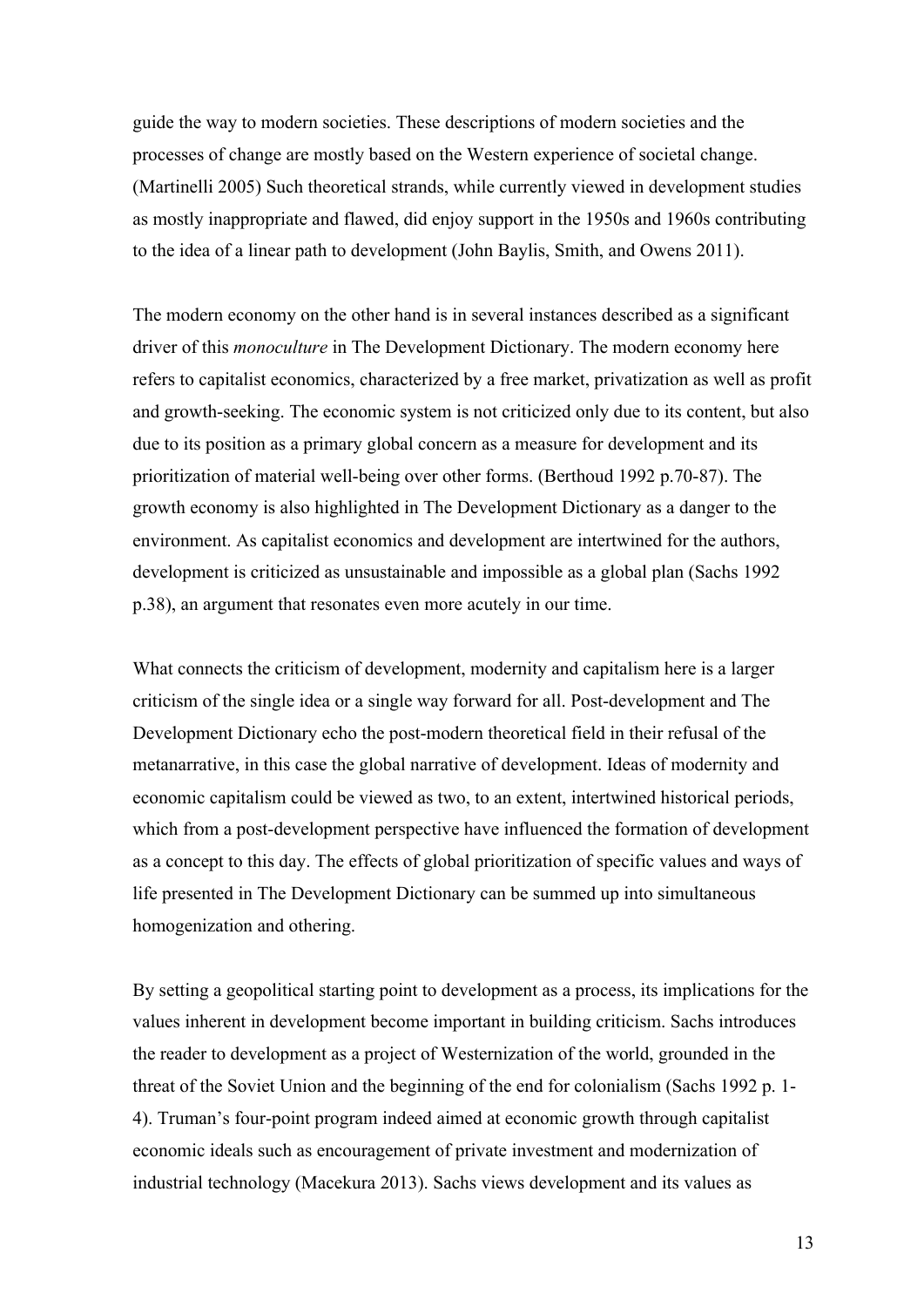guide the way to modern societies. These descriptions of modern societies and the processes of change are mostly based on the Western experience of societal change. (Martinelli 2005) Such theoretical strands, while currently viewed in development studies as mostly inappropriate and flawed, did enjoy support in the 1950s and 1960s contributing to the idea of a linear path to development (John Baylis, Smith, and Owens 2011).

The modern economy on the other hand is in several instances described as a significant driver of this *monoculture* in The Development Dictionary. The modern economy here refers to capitalist economics, characterized by a free market, privatization as well as profit and growth-seeking. The economic system is not criticized only due to its content, but also due to its position as a primary global concern as a measure for development and its prioritization of material well-being over other forms. (Berthoud 1992 p.70-87). The growth economy is also highlighted in The Development Dictionary as a danger to the environment. As capitalist economics and development are intertwined for the authors, development is criticized as unsustainable and impossible as a global plan (Sachs 1992 p.38), an argument that resonates even more acutely in our time.

What connects the criticism of development, modernity and capitalism here is a larger criticism of the single idea or a single way forward for all. Post-development and The Development Dictionary echo the post-modern theoretical field in their refusal of the metanarrative, in this case the global narrative of development. Ideas of modernity and economic capitalism could be viewed as two, to an extent, intertwined historical periods, which from a post-development perspective have influenced the formation of development as a concept to this day. The effects of global prioritization of specific values and ways of life presented in The Development Dictionary can be summed up into simultaneous homogenization and othering.

By setting a geopolitical starting point to development as a process, its implications for the values inherent in development become important in building criticism. Sachs introduces the reader to development as a project of Westernization of the world, grounded in the threat of the Soviet Union and the beginning of the end for colonialism (Sachs 1992 p. 1-4). Truman's four-point program indeed aimed at economic growth through capitalist economic ideals such as encouragement of private investment and modernization of industrial technology (Macekura 2013). Sachs views development and its values as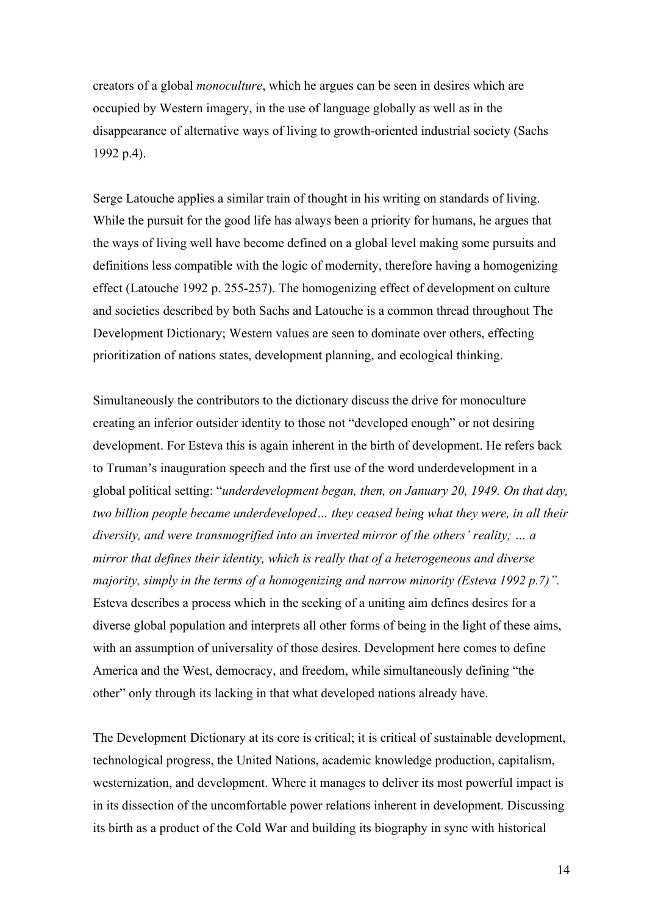creators of a global *monoculture*, which he argues can be seen in desires which are occupied by Western imagery, in the use of language globally as well as in the disappearance of alternative ways of living to growth-oriented industrial society (Sachs 1992 p.4).

Serge Latouche applies a similar train of thought in his writing on standards of living. While the pursuit for the good life has always been a priority for humans, he argues that the ways of living well have become defined on a global level making some pursuits and definitions less compatible with the logic of modernity, therefore having a homogenizing effect (Latouche 1992 p. 255-257). The homogenizing effect of development on culture and societies described by both Sachs and Latouche is a common thread throughout The Development Dictionary; Western values are seen to dominate over others, effecting prioritization of nations states, development planning, and ecological thinking.

Simultaneously the contributors to the dictionary discuss the drive for monoculture creating an inferior outsider identity to those not "developed enough" or not desiring development. For Esteva this is again inherent in the birth of development. He refers back to Truman's inauguration speech and the first use of the word underdevelopment in a global political setting: "*underdevelopment began, then, on January 20, 1949. On that day, two billion people became underdeveloped… they ceased being what they were, in all their diversity, and were transmogrified into an inverted mirror of the others' reality; … a mirror that defines their identity, which is really that of a heterogeneous and diverse majority, simply in the terms of a homogenizing and narrow minority (Esteva 1992 p.7)".* Esteva describes a process which in the seeking of a uniting aim defines desires for a diverse global population and interprets all other forms of being in the light of these aims, with an assumption of universality of those desires. Development here comes to define America and the West, democracy, and freedom, while simultaneously defining "the other" only through its lacking in that what developed nations already have.

The Development Dictionary at its core is critical; it is critical of sustainable development, technological progress, the United Nations, academic knowledge production, capitalism, westernization, and development. Where it manages to deliver its most powerful impact is in its dissection of the uncomfortable power relations inherent in development. Discussing its birth as a product of the Cold War and building its biography in sync with historical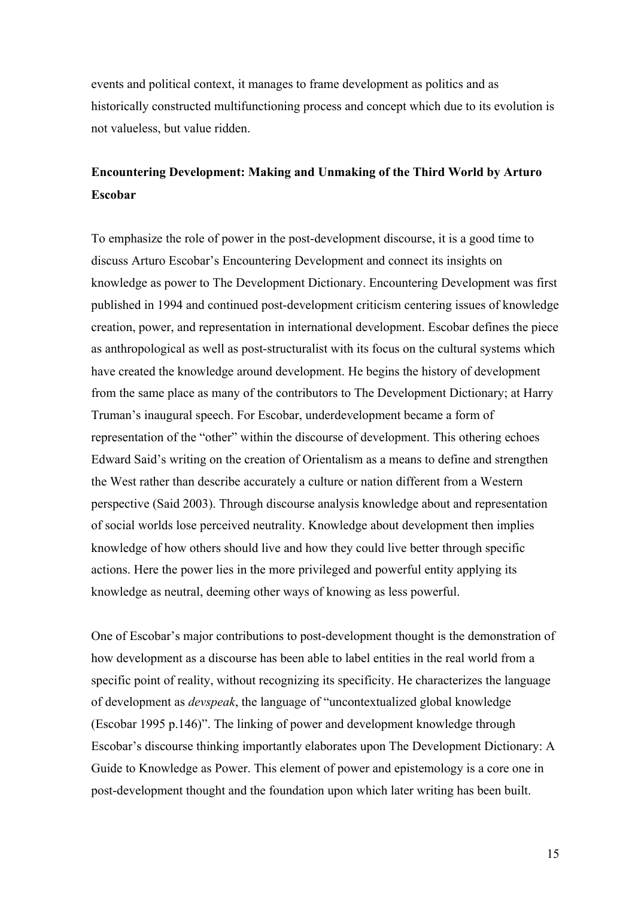events and political context, it manages to frame development as politics and as historically constructed multifunctioning process and concept which due to its evolution is not valueless, but value ridden.

**Encountering Development: Making and Unmaking of the Third World by Arturo Escobar**

To emphasize the role of power in the post-development discourse, it is a good time to discuss Arturo Escobar's Encountering Development and connect its insights on knowledge as power to The Development Dictionary. Encountering Development was first published in 1994 and continued post-development criticism centering issues of knowledge creation, power, and representation in international development. Escobar defines the piece as anthropological as well as post-structuralist with its focus on the cultural systems which have created the knowledge around development. He begins the history of development from the same place as many of the contributors to The Development Dictionary; at Harry Truman's inaugural speech. For Escobar, underdevelopment became a form of representation of the "other" within the discourse of development. This othering echoes Edward Said's writing on the creation of Orientalism as a means to define and strengthen the West rather than describe accurately a culture or nation different from a Western perspective (Said 2003). Through discourse analysis knowledge about and representation of social worlds lose perceived neutrality. Knowledge about development then implies knowledge of how others should live and how they could live better through specific actions. Here the power lies in the more privileged and powerful entity applying its knowledge as neutral, deeming other ways of knowing as less powerful.

One of Escobar's major contributions to post-development thought is the demonstration of how development as a discourse has been able to label entities in the real world from a specific point of reality, without recognizing its specificity. He characterizes the language of development as *devspeak*, the language of "uncontextualized global knowledge (Escobar 1995 p.146)". The linking of power and development knowledge through Escobar's discourse thinking importantly elaborates upon The Development Dictionary: A Guide to Knowledge as Power. This element of power and epistemology is a core one in post-development thought and the foundation upon which later writing has been built.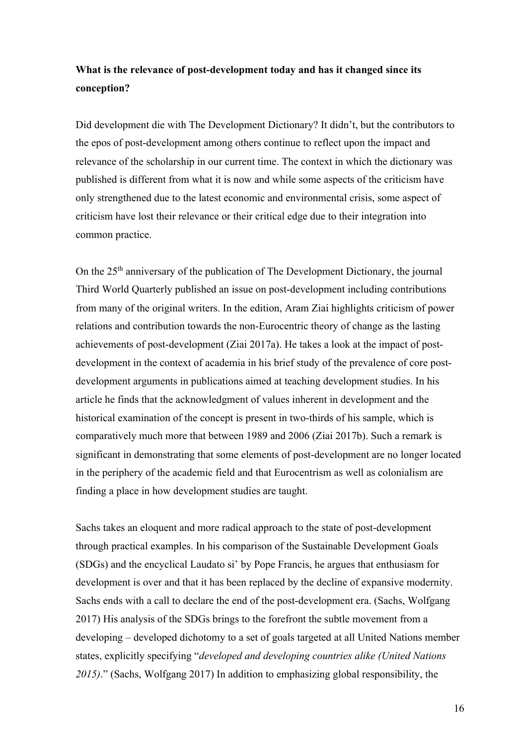**What is the relevance of post-development today and has it changed since its conception?**

Did development die with The Development Dictionary? It didn't, but the contributors to the epos of post-development among others continue to reflect upon the impact and relevance of the scholarship in our current time. The context in which the dictionary was published is different from what it is now and while some aspects of the criticism have only strengthened due to the latest economic and environmental crisis, some aspect of criticism have lost their relevance or their critical edge due to their integration into common practice.

On the 25th anniversary of the publication of The Development Dictionary, the journal Third World Quarterly published an issue on post-development including contributions from many of the original writers. In the edition, Aram Ziai highlights criticism of power relations and contribution towards the non-Eurocentric theory of change as the lasting achievements of post-development (Ziai 2017a). He takes a look at the impact of post-development in the context of academia in his brief study of the prevalence of core post-development arguments in publications aimed at teaching development studies. In his article he finds that the acknowledgment of values inherent in development and the historical examination of the concept is present in two-thirds of his sample, which is comparatively much more that between 1989 and 2006 (Ziai 2017b). Such a remark is significant in demonstrating that some elements of post-development are no longer located in the periphery of the academic field and that Eurocentrism as well as colonialism are finding a place in how development studies are taught.

Sachs takes an eloquent and more radical approach to the state of post-development through practical examples. In his comparison of the Sustainable Development Goals (SDGs) and the encyclical Laudato si' by Pope Francis, he argues that enthusiasm for development is over and that it has been replaced by the decline of expansive modernity. Sachs ends with a call to declare the end of the post-development era. (Sachs, Wolfgang 2017) His analysis of the SDGs brings to the forefront the subtle movement from a developing – developed dichotomy to a set of goals targeted at all United Nations member states, explicitly specifying "*developed and developing countries alike (United Nations 2015)*." (Sachs, Wolfgang 2017) In addition to emphasizing global responsibility, the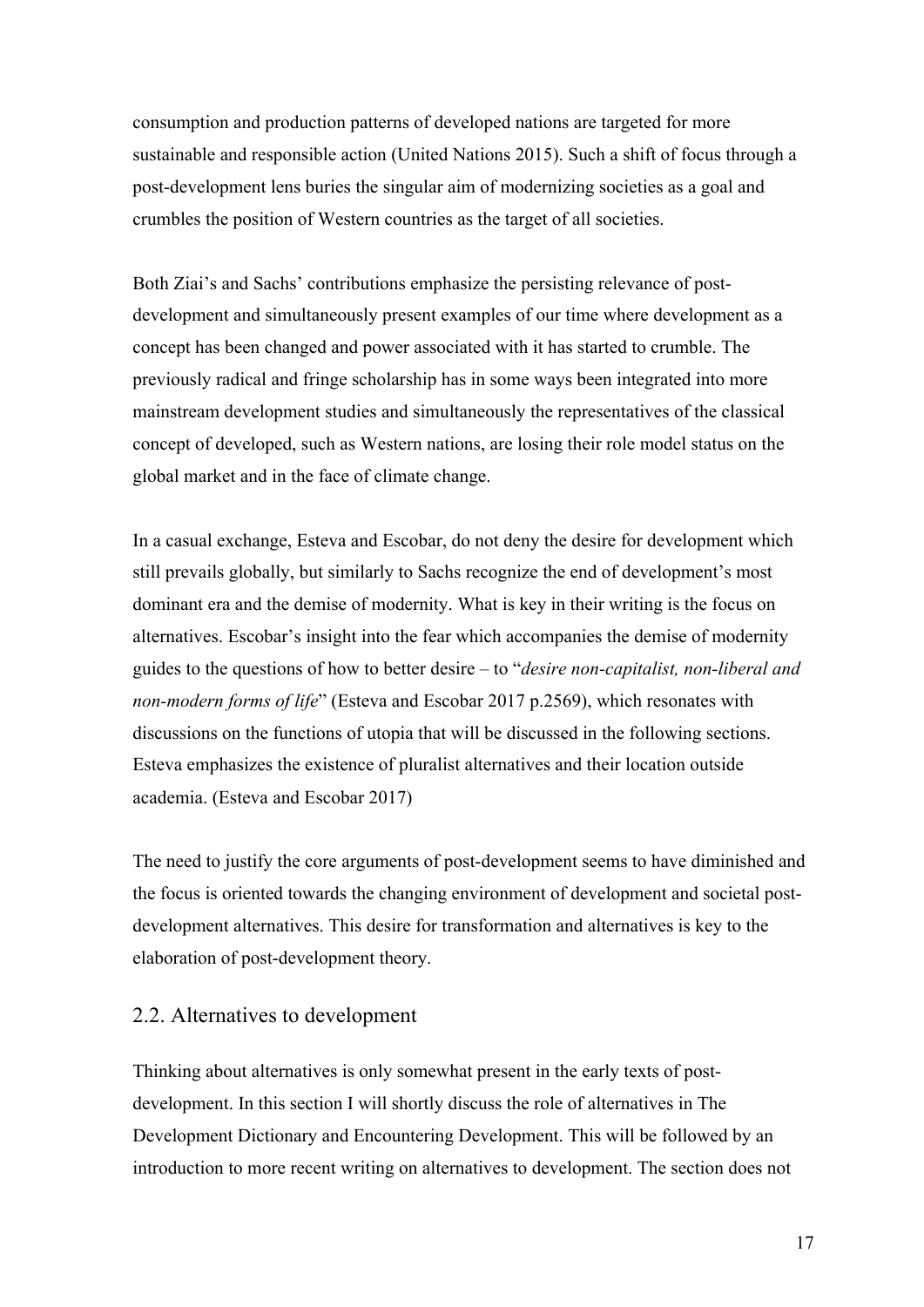consumption and production patterns of developed nations are targeted for more sustainable and responsible action (United Nations 2015). Such a shift of focus through a post-development lens buries the singular aim of modernizing societies as a goal and crumbles the position of Western countries as the target of all societies.

Both Ziai's and Sachs' contributions emphasize the persisting relevance of post-development and simultaneously present examples of our time where development as a concept has been changed and power associated with it has started to crumble. The previously radical and fringe scholarship has in some ways been integrated into more mainstream development studies and simultaneously the representatives of the classical concept of developed, such as Western nations, are losing their role model status on the global market and in the face of climate change.

In a casual exchange, Esteva and Escobar, do not deny the desire for development which still prevails globally, but similarly to Sachs recognize the end of development's most dominant era and the demise of modernity. What is key in their writing is the focus on alternatives. Escobar's insight into the fear which accompanies the demise of modernity guides to the questions of how to better desire – to "*desire non-capitalist, non-liberal and non-modern forms of life*" (Esteva and Escobar 2017 p.2569), which resonates with discussions on the functions of utopia that will be discussed in the following sections. Esteva emphasizes the existence of pluralist alternatives and their location outside academia. (Esteva and Escobar 2017)

The need to justify the core arguments of post-development seems to have diminished and the focus is oriented towards the changing environment of development and societal post-development alternatives. This desire for transformation and alternatives is key to the elaboration of post-development theory.

## 2.2. Alternatives to development

Thinking about alternatives is only somewhat present in the early texts of post-development. In this section I will shortly discuss the role of alternatives in The Development Dictionary and Encountering Development. This will be followed by an introduction to more recent writing on alternatives to development. The section does not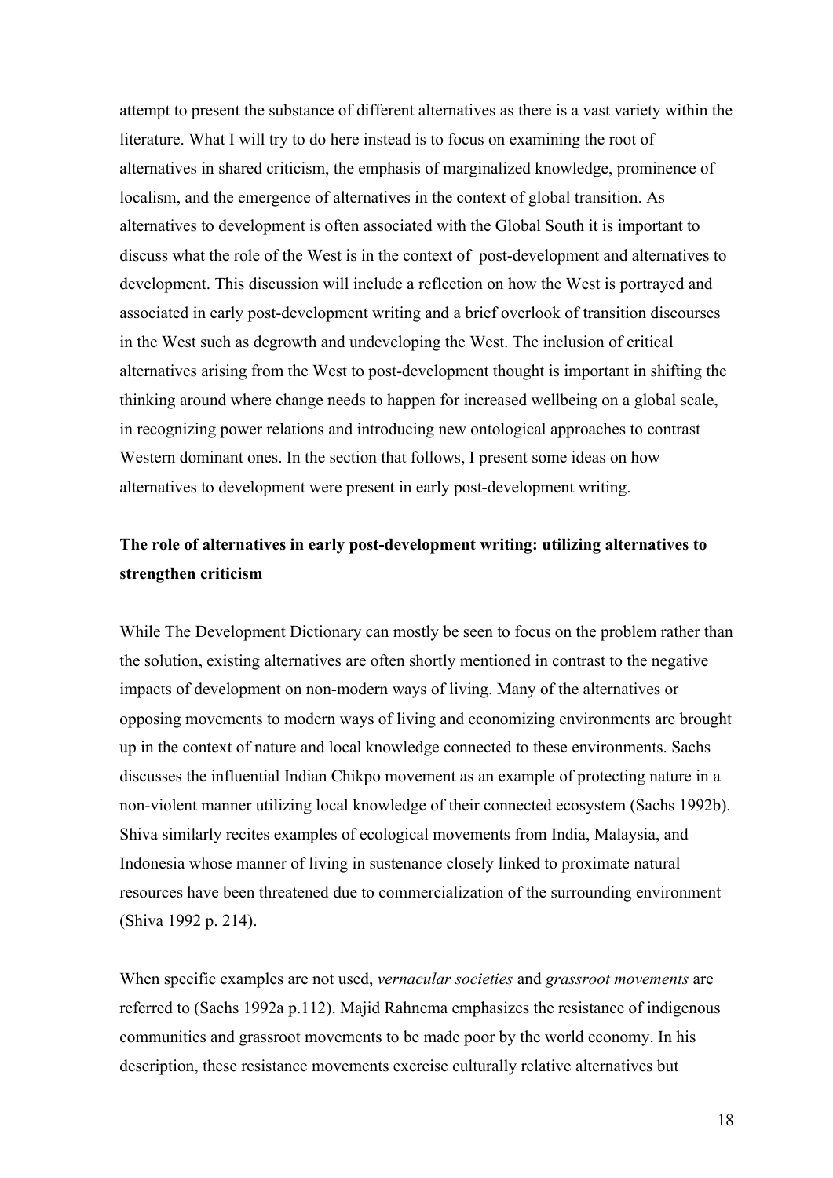attempt to present the substance of different alternatives as there is a vast variety within the literature. What I will try to do here instead is to focus on examining the root of alternatives in shared criticism, the emphasis of marginalized knowledge, prominence of localism, and the emergence of alternatives in the context of global transition. As alternatives to development is often associated with the Global South it is important to discuss what the role of the West is in the context of post-development and alternatives to development. This discussion will include a reflection on how the West is portrayed and associated in early post-development writing and a brief overlook of transition discourses in the West such as degrowth and undeveloping the West. The inclusion of critical alternatives arising from the West to post-development thought is important in shifting the thinking around where change needs to happen for increased wellbeing on a global scale, in recognizing power relations and introducing new ontological approaches to contrast Western dominant ones. In the section that follows, I present some ideas on how alternatives to development were present in early post-development writing.

## The role of alternatives in early post-development writing: utilizing alternatives to strengthen criticism

While The Development Dictionary can mostly be seen to focus on the problem rather than the solution, existing alternatives are often shortly mentioned in contrast to the negative impacts of development on non-modern ways of living. Many of the alternatives or opposing movements to modern ways of living and economizing environments are brought up in the context of nature and local knowledge connected to these environments. Sachs discusses the influential Indian Chikpo movement as an example of protecting nature in a non-violent manner utilizing local knowledge of their connected ecosystem (Sachs 1992b). Shiva similarly recites examples of ecological movements from India, Malaysia, and Indonesia whose manner of living in sustenance closely linked to proximate natural resources have been threatened due to commercialization of the surrounding environment (Shiva 1992 p. 214).

When specific examples are not used, *vernacular societies* and *grassroot movements* are referred to (Sachs 1992a p.112). Majid Rahnema emphasizes the resistance of indigenous communities and grassroot movements to be made poor by the world economy. In his description, these resistance movements exercise culturally relative alternatives but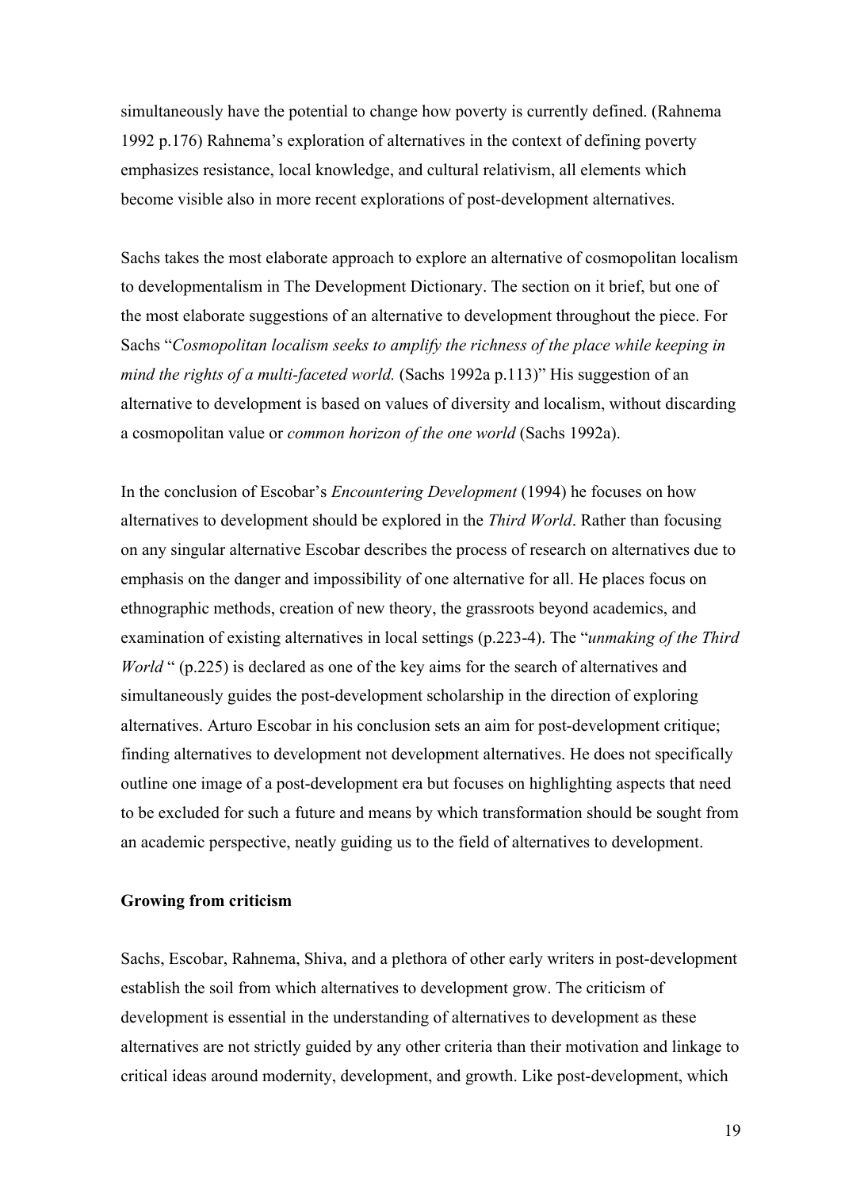simultaneously have the potential to change how poverty is currently defined. (Rahnema 1992 p.176) Rahnema's exploration of alternatives in the context of defining poverty emphasizes resistance, local knowledge, and cultural relativism, all elements which become visible also in more recent explorations of post-development alternatives.

Sachs takes the most elaborate approach to explore an alternative of cosmopolitan localism to developmentalism in The Development Dictionary. The section on it brief, but one of the most elaborate suggestions of an alternative to development throughout the piece. For Sachs "*Cosmopolitan localism seeks to amplify the richness of the place while keeping in mind the rights of a multi-faceted world.* (Sachs 1992a p.113)" His suggestion of an alternative to development is based on values of diversity and localism, without discarding a cosmopolitan value or *common horizon of the one world* (Sachs 1992a).

In the conclusion of Escobar's *Encountering Development* (1994) he focuses on how alternatives to development should be explored in the *Third World*. Rather than focusing on any singular alternative Escobar describes the process of research on alternatives due to emphasis on the danger and impossibility of one alternative for all. He places focus on ethnographic methods, creation of new theory, the grassroots beyond academics, and examination of existing alternatives in local settings (p.223-4). The "*unmaking of the Third World* " (p.225) is declared as one of the key aims for the search of alternatives and simultaneously guides the post-development scholarship in the direction of exploring alternatives. Arturo Escobar in his conclusion sets an aim for post-development critique; finding alternatives to development not development alternatives. He does not specifically outline one image of a post-development era but focuses on highlighting aspects that need to be excluded for such a future and means by which transformation should be sought from an academic perspective, neatly guiding us to the field of alternatives to development.

### Growing from criticism

Sachs, Escobar, Rahnema, Shiva, and a plethora of other early writers in post-development establish the soil from which alternatives to development grow. The criticism of development is essential in the understanding of alternatives to development as these alternatives are not strictly guided by any other criteria than their motivation and linkage to critical ideas around modernity, development, and growth. Like post-development, which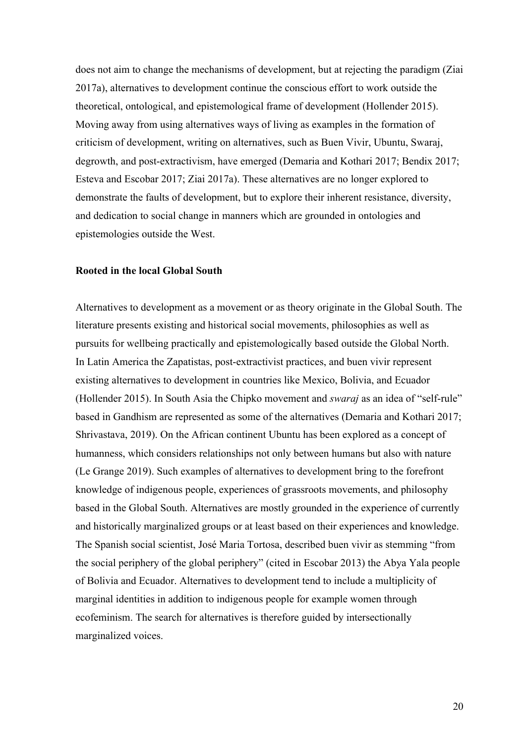does not aim to change the mechanisms of development, but at rejecting the paradigm (Ziai 2017a), alternatives to development continue the conscious effort to work outside the theoretical, ontological, and epistemological frame of development (Hollender 2015). Moving away from using alternatives ways of living as examples in the formation of criticism of development, writing on alternatives, such as Buen Vivir, Ubuntu, Swaraj, degrowth, and post-extractivism, have emerged (Demaria and Kothari 2017; Bendix 2017; Esteva and Escobar 2017; Ziai 2017a). These alternatives are no longer explored to demonstrate the faults of development, but to explore their inherent resistance, diversity, and dedication to social change in manners which are grounded in ontologies and epistemologies outside the West.

**Rooted in the local Global South**

Alternatives to development as a movement or as theory originate in the Global South. The literature presents existing and historical social movements, philosophies as well as pursuits for wellbeing practically and epistemologically based outside the Global North. In Latin America the Zapatistas, post-extractivist practices, and buen vivir represent existing alternatives to development in countries like Mexico, Bolivia, and Ecuador (Hollender 2015). In South Asia the Chipko movement and *swaraj* as an idea of "self-rule" based in Gandhism are represented as some of the alternatives (Demaria and Kothari 2017; Shrivastava, 2019). On the African continent Ubuntu has been explored as a concept of humanness, which considers relationships not only between humans but also with nature (Le Grange 2019). Such examples of alternatives to development bring to the forefront knowledge of indigenous people, experiences of grassroots movements, and philosophy based in the Global South. Alternatives are mostly grounded in the experience of currently and historically marginalized groups or at least based on their experiences and knowledge. The Spanish social scientist, José Maria Tortosa, described buen vivir as stemming "from the social periphery of the global periphery" (cited in Escobar 2013) the Abya Yala people of Bolivia and Ecuador. Alternatives to development tend to include a multiplicity of marginal identities in addition to indigenous people for example women through ecofeminism. The search for alternatives is therefore guided by intersectionally marginalized voices.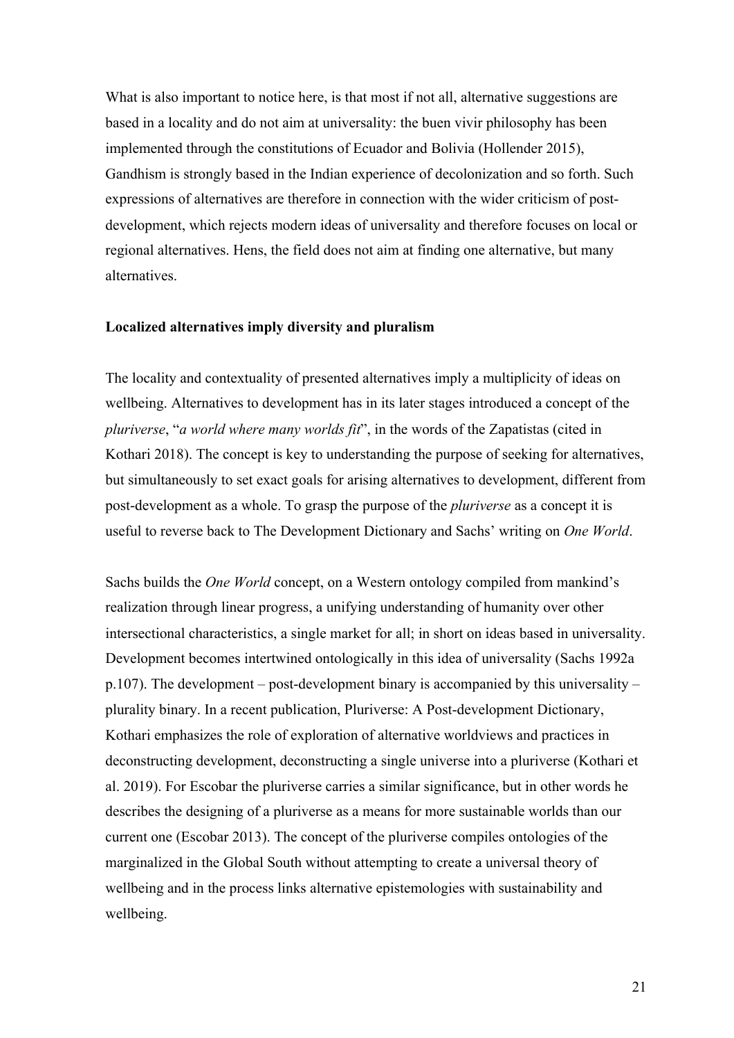What is also important to notice here, is that most if not all, alternative suggestions are based in a locality and do not aim at universality: the buen vivir philosophy has been implemented through the constitutions of Ecuador and Bolivia (Hollender 2015), Gandhism is strongly based in the Indian experience of decolonization and so forth. Such expressions of alternatives are therefore in connection with the wider criticism of post-development, which rejects modern ideas of universality and therefore focuses on local or regional alternatives. Hens, the field does not aim at finding one alternative, but many alternatives.

**Localized alternatives imply diversity and pluralism**

The locality and contextuality of presented alternatives imply a multiplicity of ideas on wellbeing. Alternatives to development has in its later stages introduced a concept of the *pluriverse*, "*a world where many worlds fit*", in the words of the Zapatistas (cited in Kothari 2018). The concept is key to understanding the purpose of seeking for alternatives, but simultaneously to set exact goals for arising alternatives to development, different from post-development as a whole. To grasp the purpose of the *pluriverse* as a concept it is useful to reverse back to The Development Dictionary and Sachs' writing on *One World*.

Sachs builds the *One World* concept, on a Western ontology compiled from mankind's realization through linear progress, a unifying understanding of humanity over other intersectional characteristics, a single market for all; in short on ideas based in universality. Development becomes intertwined ontologically in this idea of universality (Sachs 1992a p.107). The development – post-development binary is accompanied by this universality – plurality binary. In a recent publication, Pluriverse: A Post-development Dictionary, Kothari emphasizes the role of exploration of alternative worldviews and practices in deconstructing development, deconstructing a single universe into a pluriverse (Kothari et al. 2019). For Escobar the pluriverse carries a similar significance, but in other words he describes the designing of a pluriverse as a means for more sustainable worlds than our current one (Escobar 2013). The concept of the pluriverse compiles ontologies of the marginalized in the Global South without attempting to create a universal theory of wellbeing and in the process links alternative epistemologies with sustainability and wellbeing.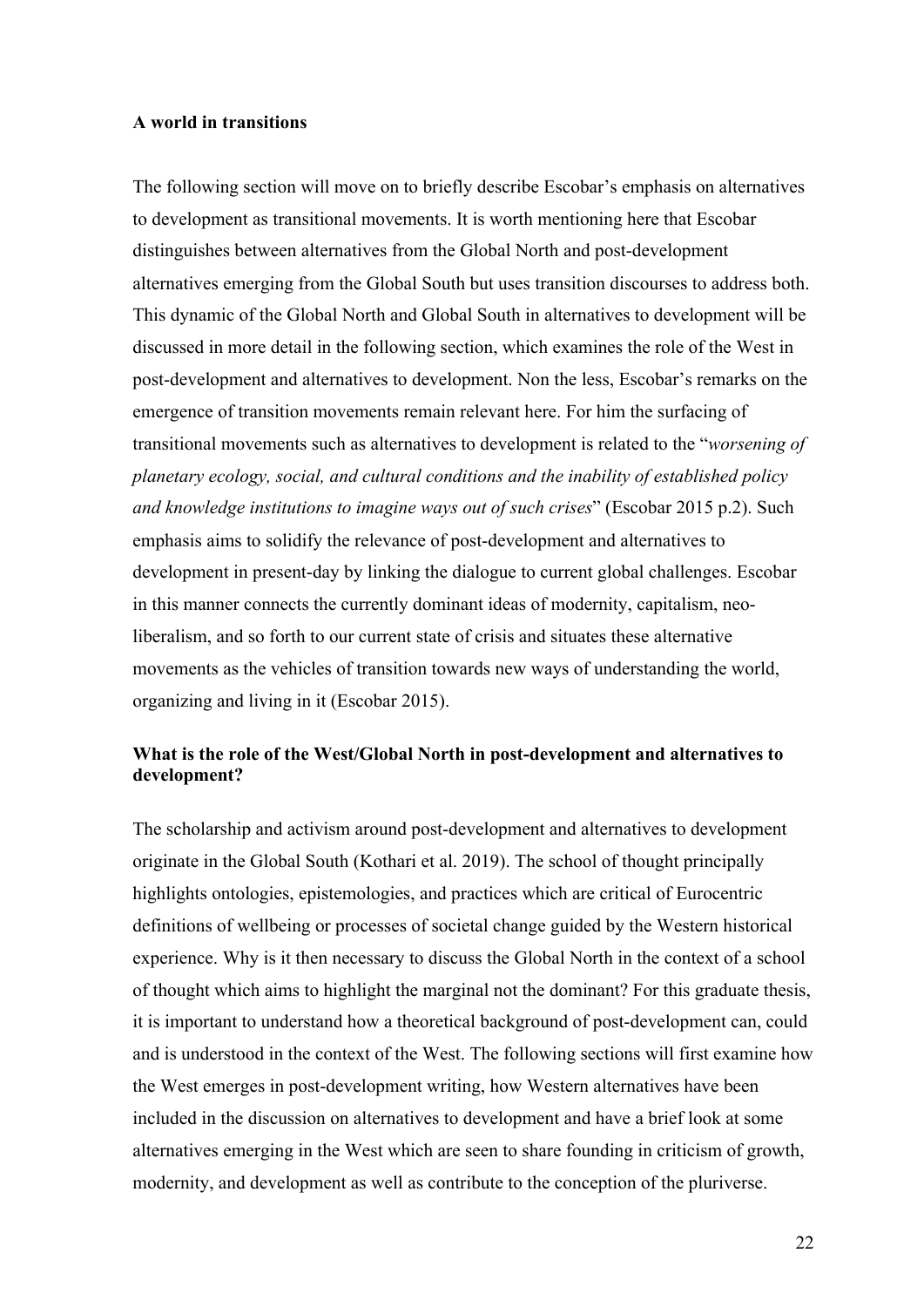**A world in transitions**

The following section will move on to briefly describe Escobar's emphasis on alternatives to development as transitional movements. It is worth mentioning here that Escobar distinguishes between alternatives from the Global North and post-development alternatives emerging from the Global South but uses transition discourses to address both. This dynamic of the Global North and Global South in alternatives to development will be discussed in more detail in the following section, which examines the role of the West in post-development and alternatives to development. Non the less, Escobar's remarks on the emergence of transition movements remain relevant here. For him the surfacing of transitional movements such as alternatives to development is related to the "*worsening of planetary ecology, social, and cultural conditions and the inability of established policy and knowledge institutions to imagine ways out of such crises*" (Escobar 2015 p.2). Such emphasis aims to solidify the relevance of post-development and alternatives to development in present-day by linking the dialogue to current global challenges. Escobar in this manner connects the currently dominant ideas of modernity, capitalism, neo-liberalism, and so forth to our current state of crisis and situates these alternative movements as the vehicles of transition towards new ways of understanding the world, organizing and living in it (Escobar 2015).

**What is the role of the West/Global North in post-development and alternatives to development?**

The scholarship and activism around post-development and alternatives to development originate in the Global South (Kothari et al. 2019). The school of thought principally highlights ontologies, epistemologies, and practices which are critical of Eurocentric definitions of wellbeing or processes of societal change guided by the Western historical experience. Why is it then necessary to discuss the Global North in the context of a school of thought which aims to highlight the marginal not the dominant? For this graduate thesis, it is important to understand how a theoretical background of post-development can, could and is understood in the context of the West. The following sections will first examine how the West emerges in post-development writing, how Western alternatives have been included in the discussion on alternatives to development and have a brief look at some alternatives emerging in the West which are seen to share founding in criticism of growth, modernity, and development as well as contribute to the conception of the pluriverse.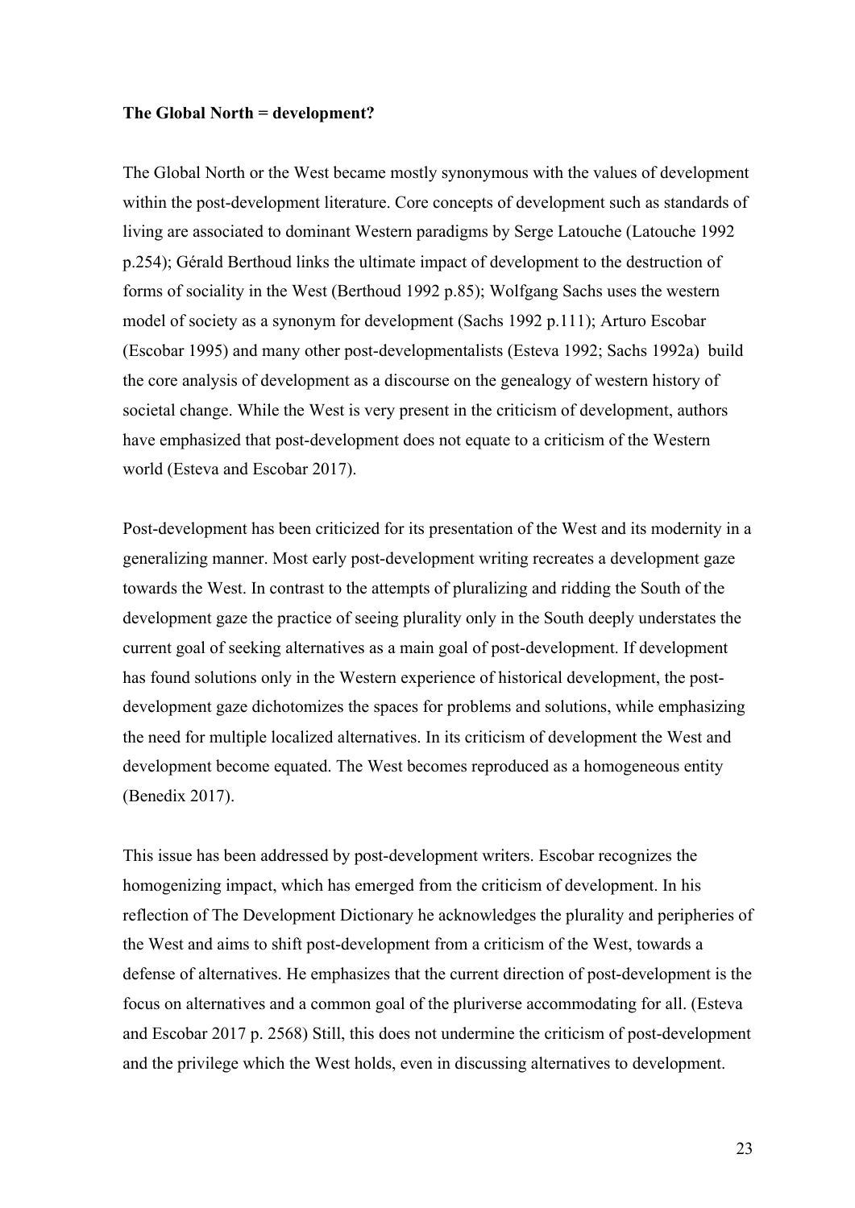**The Global North = development?**

The Global North or the West became mostly synonymous with the values of development within the post-development literature. Core concepts of development such as standards of living are associated to dominant Western paradigms by Serge Latouche (Latouche 1992 p.254); Gérald Berthoud links the ultimate impact of development to the destruction of forms of sociality in the West (Berthoud 1992 p.85); Wolfgang Sachs uses the western model of society as a synonym for development (Sachs 1992 p.111); Arturo Escobar (Escobar 1995) and many other post-developmentalists (Esteva 1992; Sachs 1992a) build the core analysis of development as a discourse on the genealogy of western history of societal change. While the West is very present in the criticism of development, authors have emphasized that post-development does not equate to a criticism of the Western world (Esteva and Escobar 2017).

Post-development has been criticized for its presentation of the West and its modernity in a generalizing manner. Most early post-development writing recreates a development gaze towards the West. In contrast to the attempts of pluralizing and ridding the South of the development gaze the practice of seeing plurality only in the South deeply understates the current goal of seeking alternatives as a main goal of post-development. If development has found solutions only in the Western experience of historical development, the post-development gaze dichotomizes the spaces for problems and solutions, while emphasizing the need for multiple localized alternatives. In its criticism of development the West and development become equated. The West becomes reproduced as a homogeneous entity (Benedix 2017).

This issue has been addressed by post-development writers. Escobar recognizes the homogenizing impact, which has emerged from the criticism of development. In his reflection of The Development Dictionary he acknowledges the plurality and peripheries of the West and aims to shift post-development from a criticism of the West, towards a defense of alternatives. He emphasizes that the current direction of post-development is the focus on alternatives and a common goal of the pluriverse accommodating for all. (Esteva and Escobar 2017 p. 2568) Still, this does not undermine the criticism of post-development and the privilege which the West holds, even in discussing alternatives to development.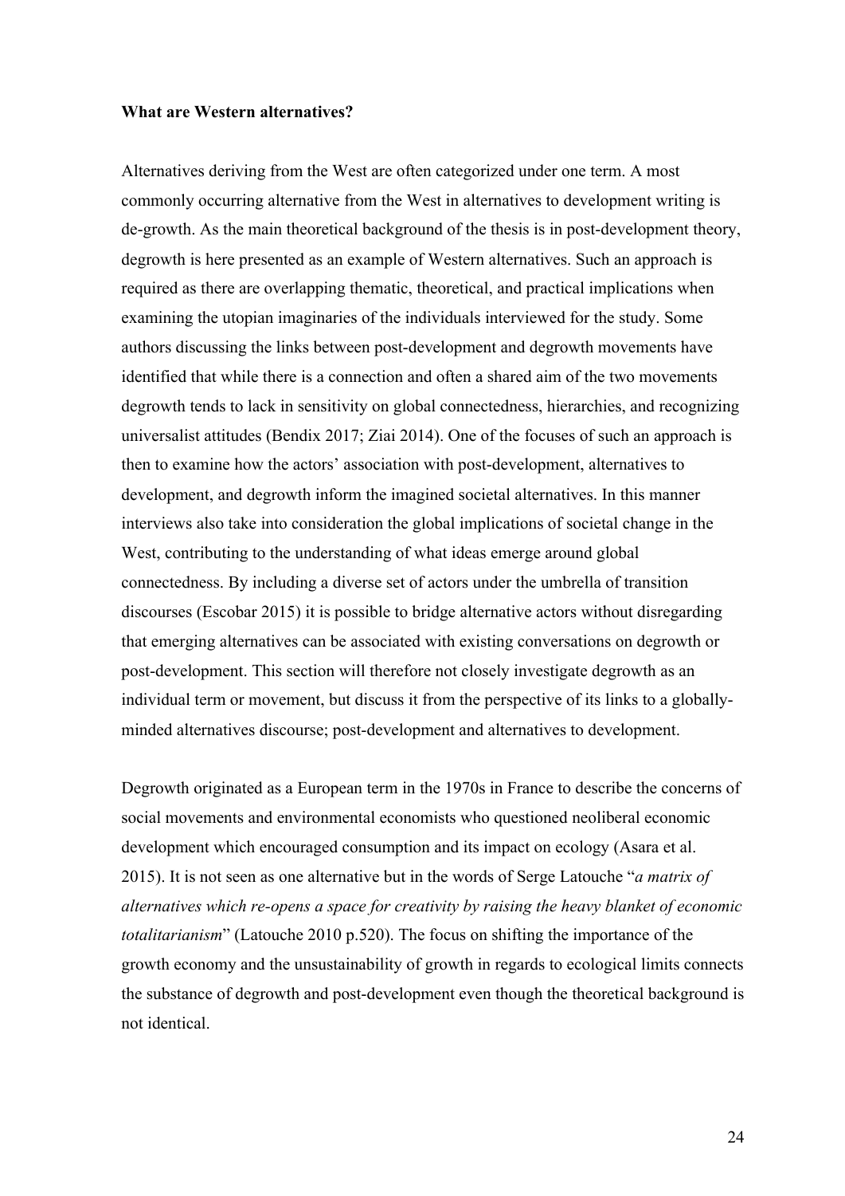**What are Western alternatives?**

Alternatives deriving from the West are often categorized under one term. A most commonly occurring alternative from the West in alternatives to development writing is de-growth. As the main theoretical background of the thesis is in post-development theory, degrowth is here presented as an example of Western alternatives. Such an approach is required as there are overlapping thematic, theoretical, and practical implications when examining the utopian imaginaries of the individuals interviewed for the study. Some authors discussing the links between post-development and degrowth movements have identified that while there is a connection and often a shared aim of the two movements degrowth tends to lack in sensitivity on global connectedness, hierarchies, and recognizing universalist attitudes (Bendix 2017; Ziai 2014). One of the focuses of such an approach is then to examine how the actors' association with post-development, alternatives to development, and degrowth inform the imagined societal alternatives. In this manner interviews also take into consideration the global implications of societal change in the West, contributing to the understanding of what ideas emerge around global connectedness. By including a diverse set of actors under the umbrella of transition discourses (Escobar 2015) it is possible to bridge alternative actors without disregarding that emerging alternatives can be associated with existing conversations on degrowth or post-development. This section will therefore not closely investigate degrowth as an individual term or movement, but discuss it from the perspective of its links to a globally-minded alternatives discourse; post-development and alternatives to development.

Degrowth originated as a European term in the 1970s in France to describe the concerns of social movements and environmental economists who questioned neoliberal economic development which encouraged consumption and its impact on ecology (Asara et al. 2015). It is not seen as one alternative but in the words of Serge Latouche "*a matrix of alternatives which re-opens a space for creativity by raising the heavy blanket of economic totalitarianism*" (Latouche 2010 p.520). The focus on shifting the importance of the growth economy and the unsustainability of growth in regards to ecological limits connects the substance of degrowth and post-development even though the theoretical background is not identical.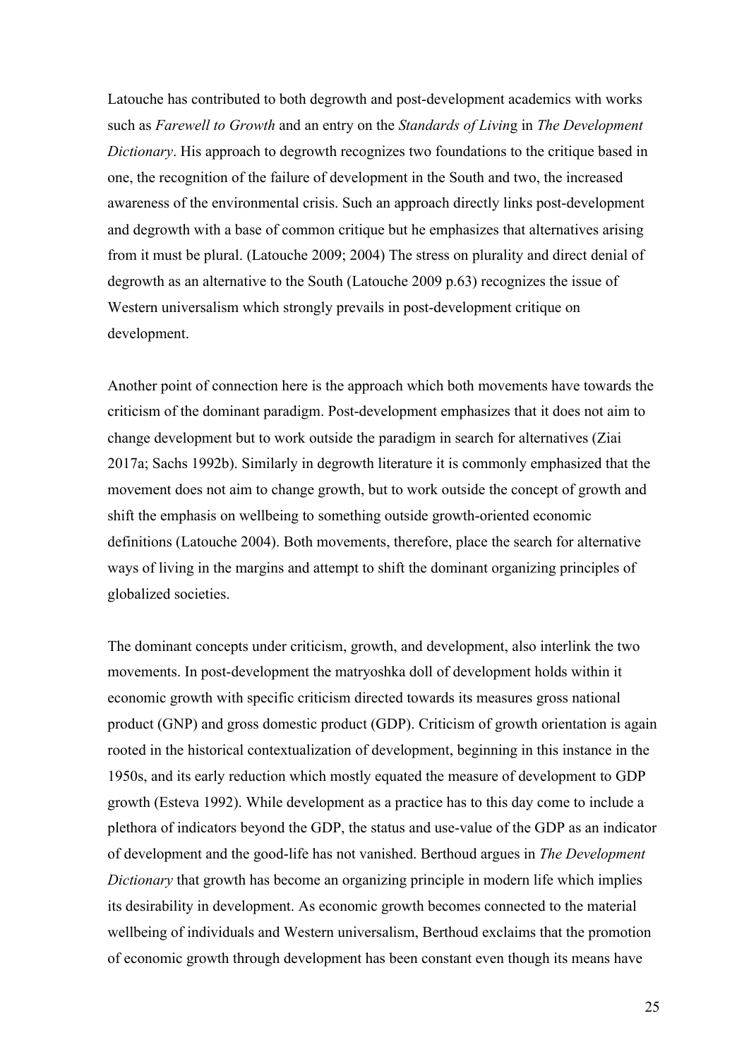Latouche has contributed to both degrowth and post-development academics with works such as *Farewell to Growth* and an entry on the *Standards of Living* in *The Development Dictionary*. His approach to degrowth recognizes two foundations to the critique based in one, the recognition of the failure of development in the South and two, the increased awareness of the environmental crisis. Such an approach directly links post-development and degrowth with a base of common critique but he emphasizes that alternatives arising from it must be plural. (Latouche 2009; 2004) The stress on plurality and direct denial of degrowth as an alternative to the South (Latouche 2009 p.63) recognizes the issue of Western universalism which strongly prevails in post-development critique on development.

Another point of connection here is the approach which both movements have towards the criticism of the dominant paradigm. Post-development emphasizes that it does not aim to change development but to work outside the paradigm in search for alternatives (Ziai 2017a; Sachs 1992b). Similarly in degrowth literature it is commonly emphasized that the movement does not aim to change growth, but to work outside the concept of growth and shift the emphasis on wellbeing to something outside growth-oriented economic definitions (Latouche 2004). Both movements, therefore, place the search for alternative ways of living in the margins and attempt to shift the dominant organizing principles of globalized societies.

The dominant concepts under criticism, growth, and development, also interlink the two movements. In post-development the matryoshka doll of development holds within it economic growth with specific criticism directed towards its measures gross national product (GNP) and gross domestic product (GDP). Criticism of growth orientation is again rooted in the historical contextualization of development, beginning in this instance in the 1950s, and its early reduction which mostly equated the measure of development to GDP growth (Esteva 1992). While development as a practice has to this day come to include a plethora of indicators beyond the GDP, the status and use-value of the GDP as an indicator of development and the good-life has not vanished. Berthoud argues in *The Development Dictionary* that growth has become an organizing principle in modern life which implies its desirability in development. As economic growth becomes connected to the material wellbeing of individuals and Western universalism, Berthoud exclaims that the promotion of economic growth through development has been constant even though its means have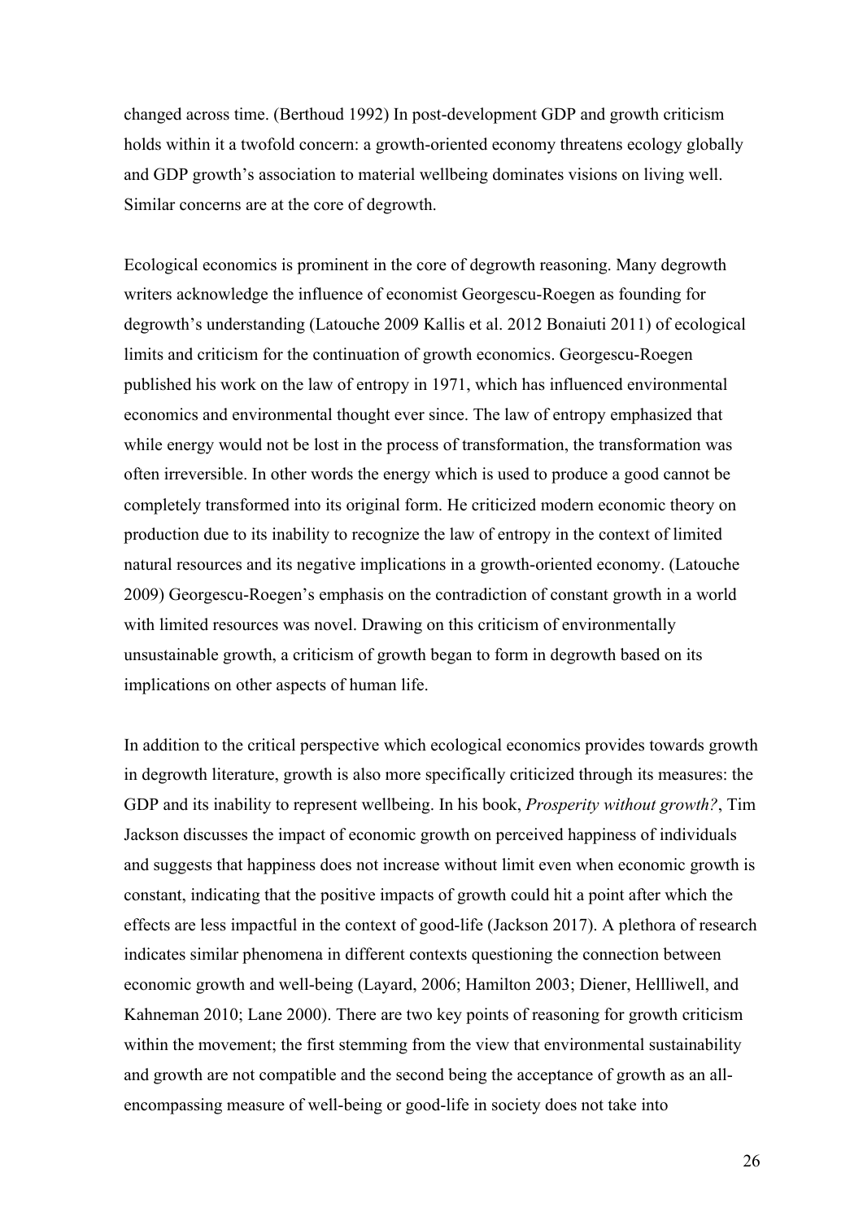changed across time. (Berthoud 1992) In post-development GDP and growth criticism holds within it a twofold concern: a growth-oriented economy threatens ecology globally and GDP growth's association to material wellbeing dominates visions on living well. Similar concerns are at the core of degrowth.

Ecological economics is prominent in the core of degrowth reasoning. Many degrowth writers acknowledge the influence of economist Georgescu-Roegen as founding for degrowth's understanding (Latouche 2009 Kallis et al. 2012 Bonaiuti 2011) of ecological limits and criticism for the continuation of growth economics. Georgescu-Roegen published his work on the law of entropy in 1971, which has influenced environmental economics and environmental thought ever since. The law of entropy emphasized that while energy would not be lost in the process of transformation, the transformation was often irreversible. In other words the energy which is used to produce a good cannot be completely transformed into its original form. He criticized modern economic theory on production due to its inability to recognize the law of entropy in the context of limited natural resources and its negative implications in a growth-oriented economy. (Latouche 2009) Georgescu-Roegen's emphasis on the contradiction of constant growth in a world with limited resources was novel. Drawing on this criticism of environmentally unsustainable growth, a criticism of growth began to form in degrowth based on its implications on other aspects of human life.

In addition to the critical perspective which ecological economics provides towards growth in degrowth literature, growth is also more specifically criticized through its measures: the GDP and its inability to represent wellbeing. In his book, *Prosperity without growth?*, Tim Jackson discusses the impact of economic growth on perceived happiness of individuals and suggests that happiness does not increase without limit even when economic growth is constant, indicating that the positive impacts of growth could hit a point after which the effects are less impactful in the context of good-life (Jackson 2017). A plethora of research indicates similar phenomena in different contexts questioning the connection between economic growth and well-being (Layard, 2006; Hamilton 2003; Diener, Hellliwell, and Kahneman 2010; Lane 2000). There are two key points of reasoning for growth criticism within the movement; the first stemming from the view that environmental sustainability and growth are not compatible and the second being the acceptance of growth as an all-encompassing measure of well-being or good-life in society does not take into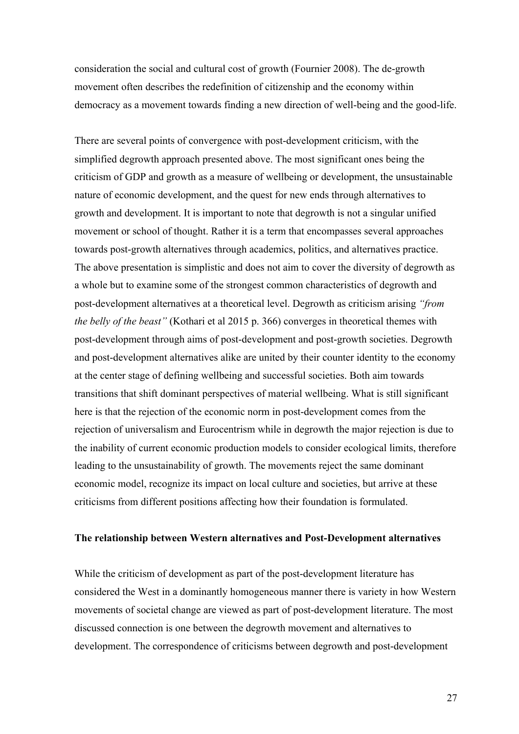consideration the social and cultural cost of growth (Fournier 2008). The de-growth movement often describes the redefinition of citizenship and the economy within democracy as a movement towards finding a new direction of well-being and the good-life.

There are several points of convergence with post-development criticism, with the simplified degrowth approach presented above. The most significant ones being the criticism of GDP and growth as a measure of wellbeing or development, the unsustainable nature of economic development, and the quest for new ends through alternatives to growth and development. It is important to note that degrowth is not a singular unified movement or school of thought. Rather it is a term that encompasses several approaches towards post-growth alternatives through academics, politics, and alternatives practice. The above presentation is simplistic and does not aim to cover the diversity of degrowth as a whole but to examine some of the strongest common characteristics of degrowth and post-development alternatives at a theoretical level. Degrowth as criticism arising *"from the belly of the beast"* (Kothari et al 2015 p. 366) converges in theoretical themes with post-development through aims of post-development and post-growth societies. Degrowth and post-development alternatives alike are united by their counter identity to the economy at the center stage of defining wellbeing and successful societies. Both aim towards transitions that shift dominant perspectives of material wellbeing. What is still significant here is that the rejection of the economic norm in post-development comes from the rejection of universalism and Eurocentrism while in degrowth the major rejection is due to the inability of current economic production models to consider ecological limits, therefore leading to the unsustainability of growth. The movements reject the same dominant economic model, recognize its impact on local culture and societies, but arrive at these criticisms from different positions affecting how their foundation is formulated.

**The relationship between Western alternatives and Post-Development alternatives**

While the criticism of development as part of the post-development literature has considered the West in a dominantly homogeneous manner there is variety in how Western movements of societal change are viewed as part of post-development literature. The most discussed connection is one between the degrowth movement and alternatives to development. The correspondence of criticisms between degrowth and post-development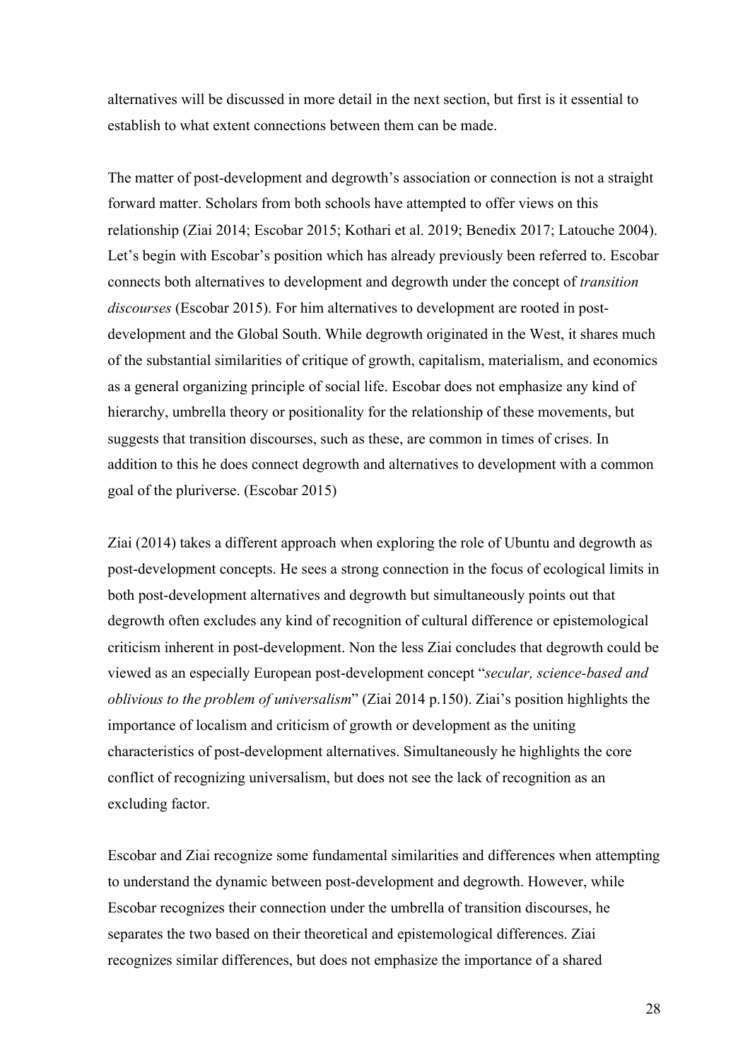alternatives will be discussed in more detail in the next section, but first is it essential to establish to what extent connections between them can be made.

The matter of post-development and degrowth's association or connection is not a straight forward matter. Scholars from both schools have attempted to offer views on this relationship (Ziai 2014; Escobar 2015; Kothari et al. 2019; Benedix 2017; Latouche 2004). Let's begin with Escobar's position which has already previously been referred to. Escobar connects both alternatives to development and degrowth under the concept of *transition discourses* (Escobar 2015). For him alternatives to development are rooted in post-development and the Global South. While degrowth originated in the West, it shares much of the substantial similarities of critique of growth, capitalism, materialism, and economics as a general organizing principle of social life. Escobar does not emphasize any kind of hierarchy, umbrella theory or positionality for the relationship of these movements, but suggests that transition discourses, such as these, are common in times of crises. In addition to this he does connect degrowth and alternatives to development with a common goal of the pluriverse. (Escobar 2015)

Ziai (2014) takes a different approach when exploring the role of Ubuntu and degrowth as post-development concepts. He sees a strong connection in the focus of ecological limits in both post-development alternatives and degrowth but simultaneously points out that degrowth often excludes any kind of recognition of cultural difference or epistemological criticism inherent in post-development. Non the less Ziai concludes that degrowth could be viewed as an especially European post-development concept "*secular, science-based and oblivious to the problem of universalism*" (Ziai 2014 p.150). Ziai's position highlights the importance of localism and criticism of growth or development as the uniting characteristics of post-development alternatives. Simultaneously he highlights the core conflict of recognizing universalism, but does not see the lack of recognition as an excluding factor.

Escobar and Ziai recognize some fundamental similarities and differences when attempting to understand the dynamic between post-development and degrowth. However, while Escobar recognizes their connection under the umbrella of transition discourses, he separates the two based on their theoretical and epistemological differences. Ziai recognizes similar differences, but does not emphasize the importance of a shared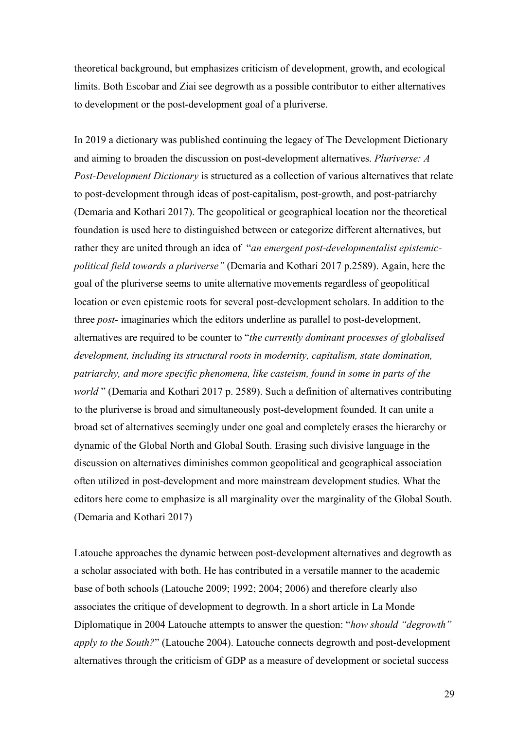theoretical background, but emphasizes criticism of development, growth, and ecological limits. Both Escobar and Ziai see degrowth as a possible contributor to either alternatives to development or the post-development goal of a pluriverse.

In 2019 a dictionary was published continuing the legacy of The Development Dictionary and aiming to broaden the discussion on post-development alternatives. *Pluriverse: A Post-Development Dictionary* is structured as a collection of various alternatives that relate to post-development through ideas of post-capitalism, post-growth, and post-patriarchy (Demaria and Kothari 2017). The geopolitical or geographical location nor the theoretical foundation is used here to distinguished between or categorize different alternatives, but rather they are united through an idea of "*an emergent post-developmentalist epistemic-political field towards a pluriverse"* (Demaria and Kothari 2017 p.2589). Again, here the goal of the pluriverse seems to unite alternative movements regardless of geopolitical location or even epistemic roots for several post-development scholars. In addition to the three *post-* imaginaries which the editors underline as parallel to post-development, alternatives are required to be counter to "*the currently dominant processes of globalised development, including its structural roots in modernity, capitalism, state domination, patriarchy, and more specific phenomena, like casteism, found in some in parts of the world* " (Demaria and Kothari 2017 p. 2589). Such a definition of alternatives contributing to the pluriverse is broad and simultaneously post-development founded. It can unite a broad set of alternatives seemingly under one goal and completely erases the hierarchy or dynamic of the Global North and Global South. Erasing such divisive language in the discussion on alternatives diminishes common geopolitical and geographical association often utilized in post-development and more mainstream development studies. What the editors here come to emphasize is all marginality over the marginality of the Global South. (Demaria and Kothari 2017)

Latouche approaches the dynamic between post-development alternatives and degrowth as a scholar associated with both. He has contributed in a versatile manner to the academic base of both schools (Latouche 2009; 1992; 2004; 2006) and therefore clearly also associates the critique of development to degrowth. In a short article in La Monde Diplomatique in 2004 Latouche attempts to answer the question: "*how should "degrowth" apply to the South?*" (Latouche 2004). Latouche connects degrowth and post-development alternatives through the criticism of GDP as a measure of development or societal success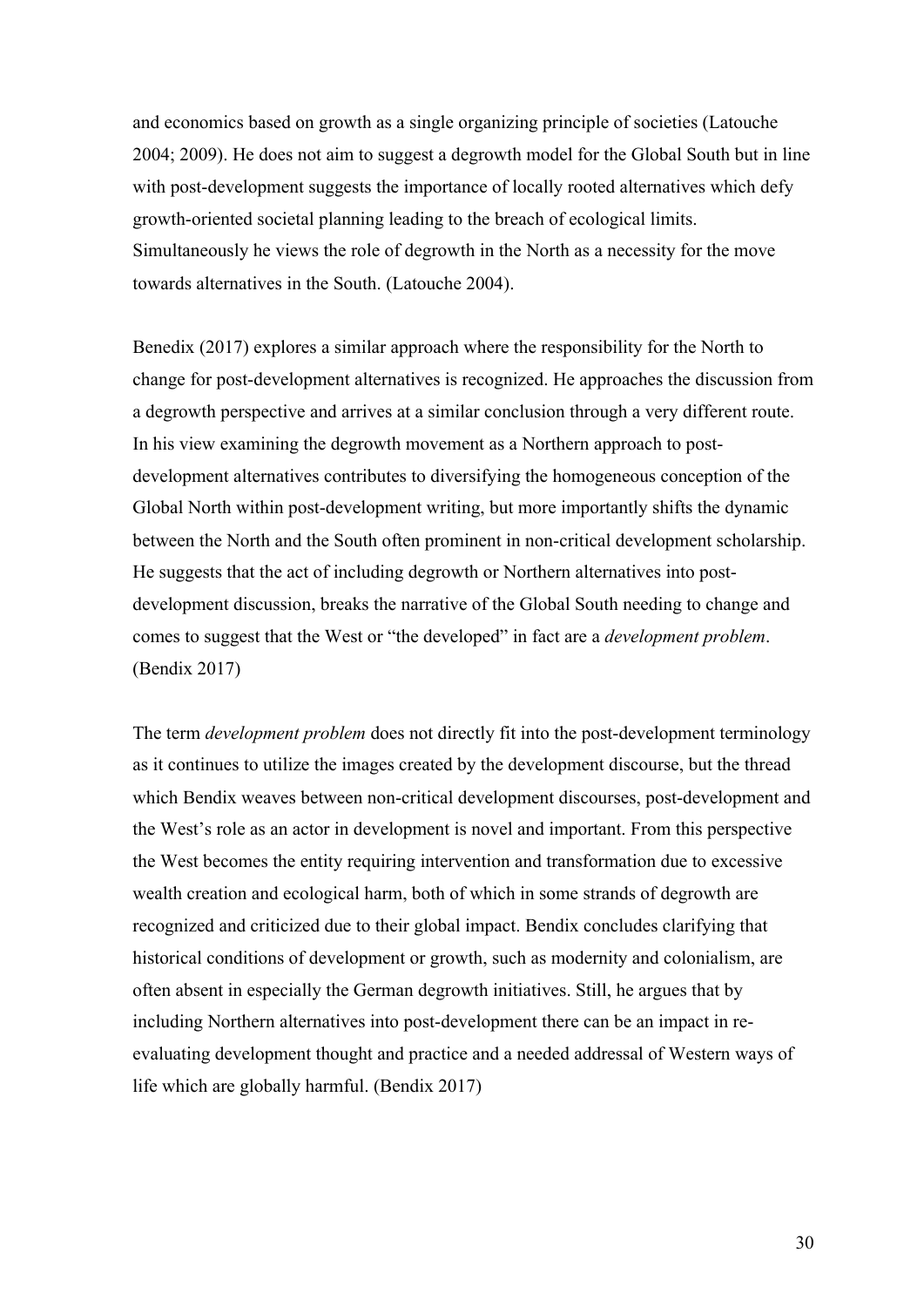and economics based on growth as a single organizing principle of societies (Latouche 2004; 2009). He does not aim to suggest a degrowth model for the Global South but in line with post-development suggests the importance of locally rooted alternatives which defy growth-oriented societal planning leading to the breach of ecological limits. Simultaneously he views the role of degrowth in the North as a necessity for the move towards alternatives in the South. (Latouche 2004).

Benedix (2017) explores a similar approach where the responsibility for the North to change for post-development alternatives is recognized. He approaches the discussion from a degrowth perspective and arrives at a similar conclusion through a very different route. In his view examining the degrowth movement as a Northern approach to post-development alternatives contributes to diversifying the homogeneous conception of the Global North within post-development writing, but more importantly shifts the dynamic between the North and the South often prominent in non-critical development scholarship. He suggests that the act of including degrowth or Northern alternatives into post-development discussion, breaks the narrative of the Global South needing to change and comes to suggest that the West or "the developed" in fact are a *development problem*. (Bendix 2017)

The term *development problem* does not directly fit into the post-development terminology as it continues to utilize the images created by the development discourse, but the thread which Bendix weaves between non-critical development discourses, post-development and the West's role as an actor in development is novel and important. From this perspective the West becomes the entity requiring intervention and transformation due to excessive wealth creation and ecological harm, both of which in some strands of degrowth are recognized and criticized due to their global impact. Bendix concludes clarifying that historical conditions of development or growth, such as modernity and colonialism, are often absent in especially the German degrowth initiatives. Still, he argues that by including Northern alternatives into post-development there can be an impact in re-evaluating development thought and practice and a needed addressal of Western ways of life which are globally harmful. (Bendix 2017)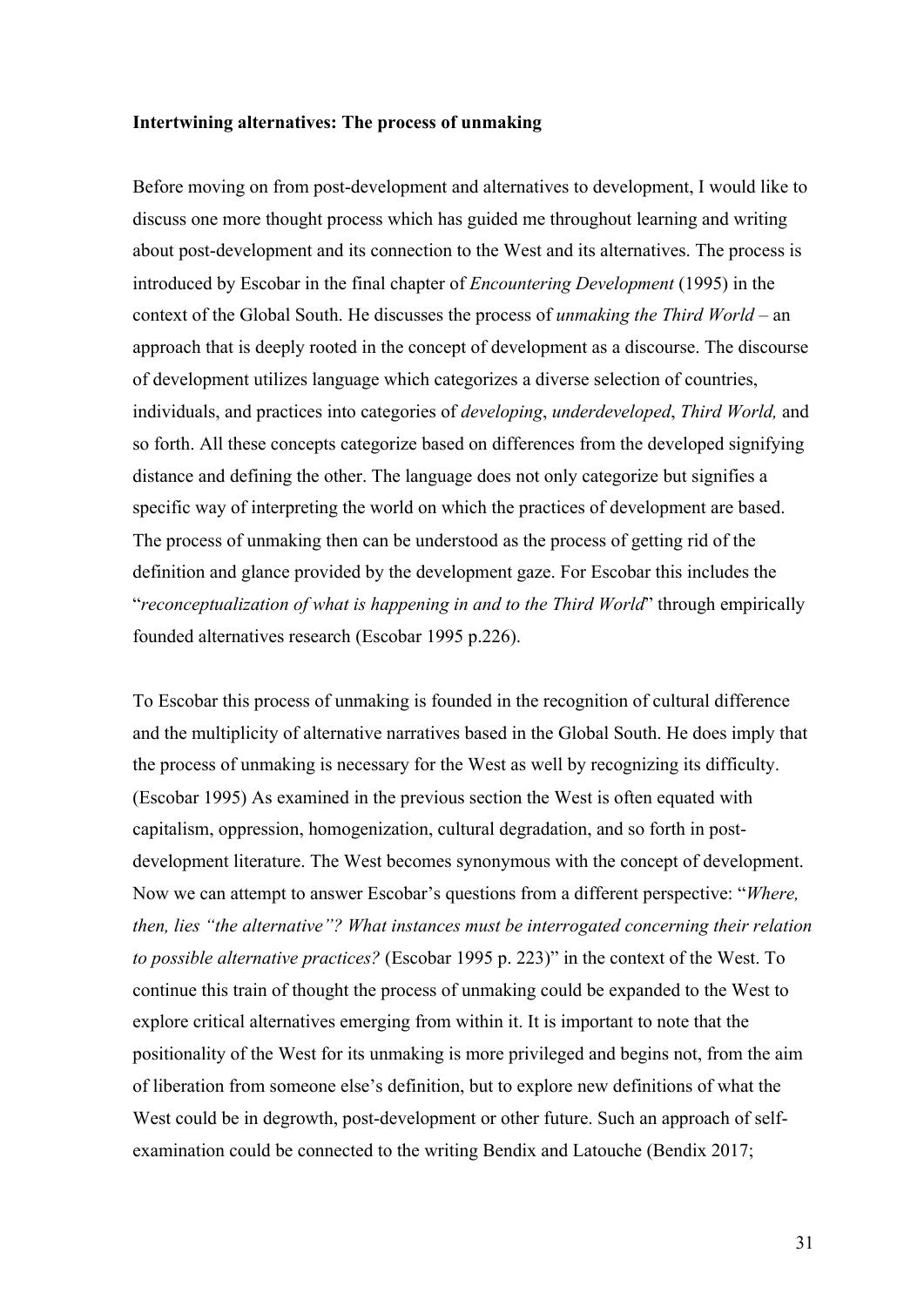**Intertwining alternatives: The process of unmaking**

Before moving on from post-development and alternatives to development, I would like to discuss one more thought process which has guided me throughout learning and writing about post-development and its connection to the West and its alternatives. The process is introduced by Escobar in the final chapter of *Encountering Development* (1995) in the context of the Global South. He discusses the process of *unmaking the Third World* – an approach that is deeply rooted in the concept of development as a discourse. The discourse of development utilizes language which categorizes a diverse selection of countries, individuals, and practices into categories of *developing*, *underdeveloped*, *Third World,* and so forth. All these concepts categorize based on differences from the developed signifying distance and defining the other. The language does not only categorize but signifies a specific way of interpreting the world on which the practices of development are based. The process of unmaking then can be understood as the process of getting rid of the definition and glance provided by the development gaze. For Escobar this includes the "*reconceptualization of what is happening in and to the Third World*" through empirically founded alternatives research (Escobar 1995 p.226).

To Escobar this process of unmaking is founded in the recognition of cultural difference and the multiplicity of alternative narratives based in the Global South. He does imply that the process of unmaking is necessary for the West as well by recognizing its difficulty. (Escobar 1995) As examined in the previous section the West is often equated with capitalism, oppression, homogenization, cultural degradation, and so forth in post-development literature. The West becomes synonymous with the concept of development. Now we can attempt to answer Escobar's questions from a different perspective: "*Where, then, lies "the alternative"? What instances must be interrogated concerning their relation to possible alternative practices?* (Escobar 1995 p. 223)" in the context of the West. To continue this train of thought the process of unmaking could be expanded to the West to explore critical alternatives emerging from within it. It is important to note that the positionality of the West for its unmaking is more privileged and begins not, from the aim of liberation from someone else's definition, but to explore new definitions of what the West could be in degrowth, post-development or other future. Such an approach of self-examination could be connected to the writing Bendix and Latouche (Bendix 2017;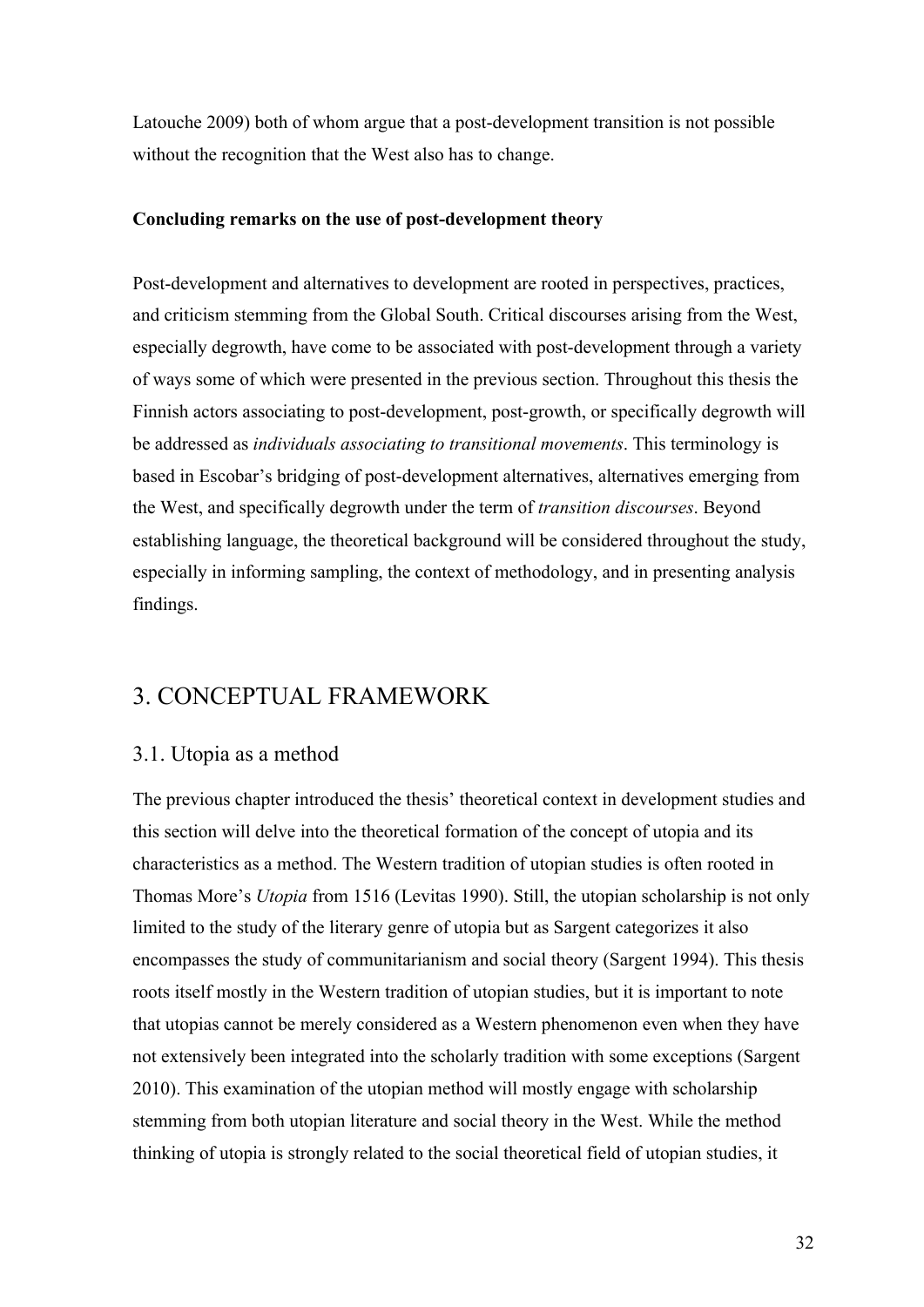Latouche 2009) both of whom argue that a post-development transition is not possible without the recognition that the West also has to change.

**Concluding remarks on the use of post-development theory**

Post-development and alternatives to development are rooted in perspectives, practices, and criticism stemming from the Global South. Critical discourses arising from the West, especially degrowth, have come to be associated with post-development through a variety of ways some of which were presented in the previous section. Throughout this thesis the Finnish actors associating to post-development, post-growth, or specifically degrowth will be addressed as *individuals associating to transitional movements*. This terminology is based in Escobar's bridging of post-development alternatives, alternatives emerging from the West, and specifically degrowth under the term of *transition discourses*. Beyond establishing language, the theoretical background will be considered throughout the study, especially in informing sampling, the context of methodology, and in presenting analysis findings.

# 3. CONCEPTUAL FRAMEWORK

## 3.1. Utopia as a method

The previous chapter introduced the thesis' theoretical context in development studies and this section will delve into the theoretical formation of the concept of utopia and its characteristics as a method. The Western tradition of utopian studies is often rooted in Thomas More's *Utopia* from 1516 (Levitas 1990). Still, the utopian scholarship is not only limited to the study of the literary genre of utopia but as Sargent categorizes it also encompasses the study of communitarianism and social theory (Sargent 1994). This thesis roots itself mostly in the Western tradition of utopian studies, but it is important to note that utopias cannot be merely considered as a Western phenomenon even when they have not extensively been integrated into the scholarly tradition with some exceptions (Sargent 2010). This examination of the utopian method will mostly engage with scholarship stemming from both utopian literature and social theory in the West. While the method thinking of utopia is strongly related to the social theoretical field of utopian studies, it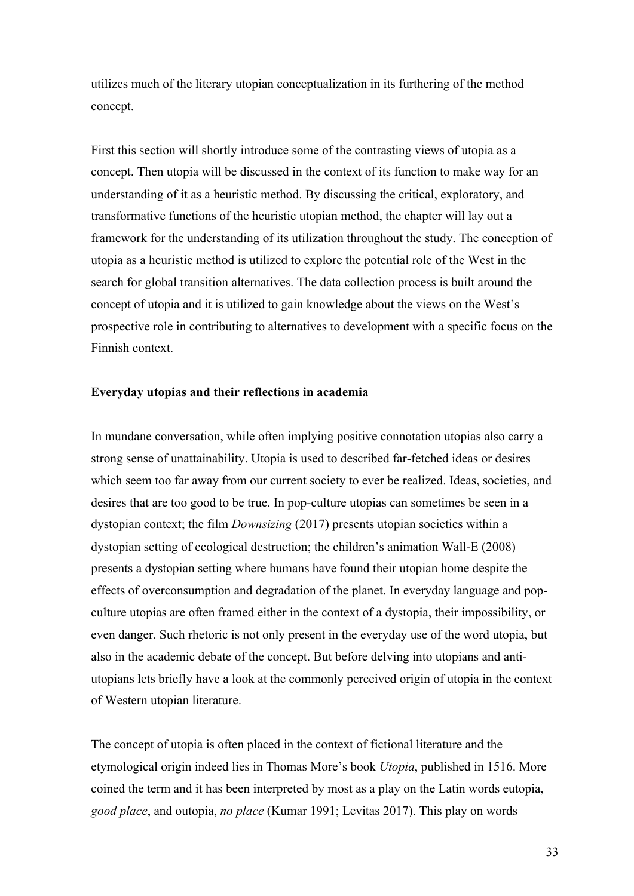utilizes much of the literary utopian conceptualization in its furthering of the method concept.

First this section will shortly introduce some of the contrasting views of utopia as a concept. Then utopia will be discussed in the context of its function to make way for an understanding of it as a heuristic method. By discussing the critical, exploratory, and transformative functions of the heuristic utopian method, the chapter will lay out a framework for the understanding of its utilization throughout the study. The conception of utopia as a heuristic method is utilized to explore the potential role of the West in the search for global transition alternatives. The data collection process is built around the concept of utopia and it is utilized to gain knowledge about the views on the West's prospective role in contributing to alternatives to development with a specific focus on the Finnish context.

**Everyday utopias and their reflections in academia**

In mundane conversation, while often implying positive connotation utopias also carry a strong sense of unattainability. Utopia is used to described far-fetched ideas or desires which seem too far away from our current society to ever be realized. Ideas, societies, and desires that are too good to be true. In pop-culture utopias can sometimes be seen in a dystopian context; the film *Downsizing* (2017) presents utopian societies within a dystopian setting of ecological destruction; the children's animation Wall-E (2008) presents a dystopian setting where humans have found their utopian home despite the effects of overconsumption and degradation of the planet. In everyday language and pop-culture utopias are often framed either in the context of a dystopia, their impossibility, or even danger. Such rhetoric is not only present in the everyday use of the word utopia, but also in the academic debate of the concept. But before delving into utopians and anti-utopians lets briefly have a look at the commonly perceived origin of utopia in the context of Western utopian literature.

The concept of utopia is often placed in the context of fictional literature and the etymological origin indeed lies in Thomas More's book *Utopia*, published in 1516. More coined the term and it has been interpreted by most as a play on the Latin words eutopia, *good place*, and outopia, *no place* (Kumar 1991; Levitas 2017). This play on words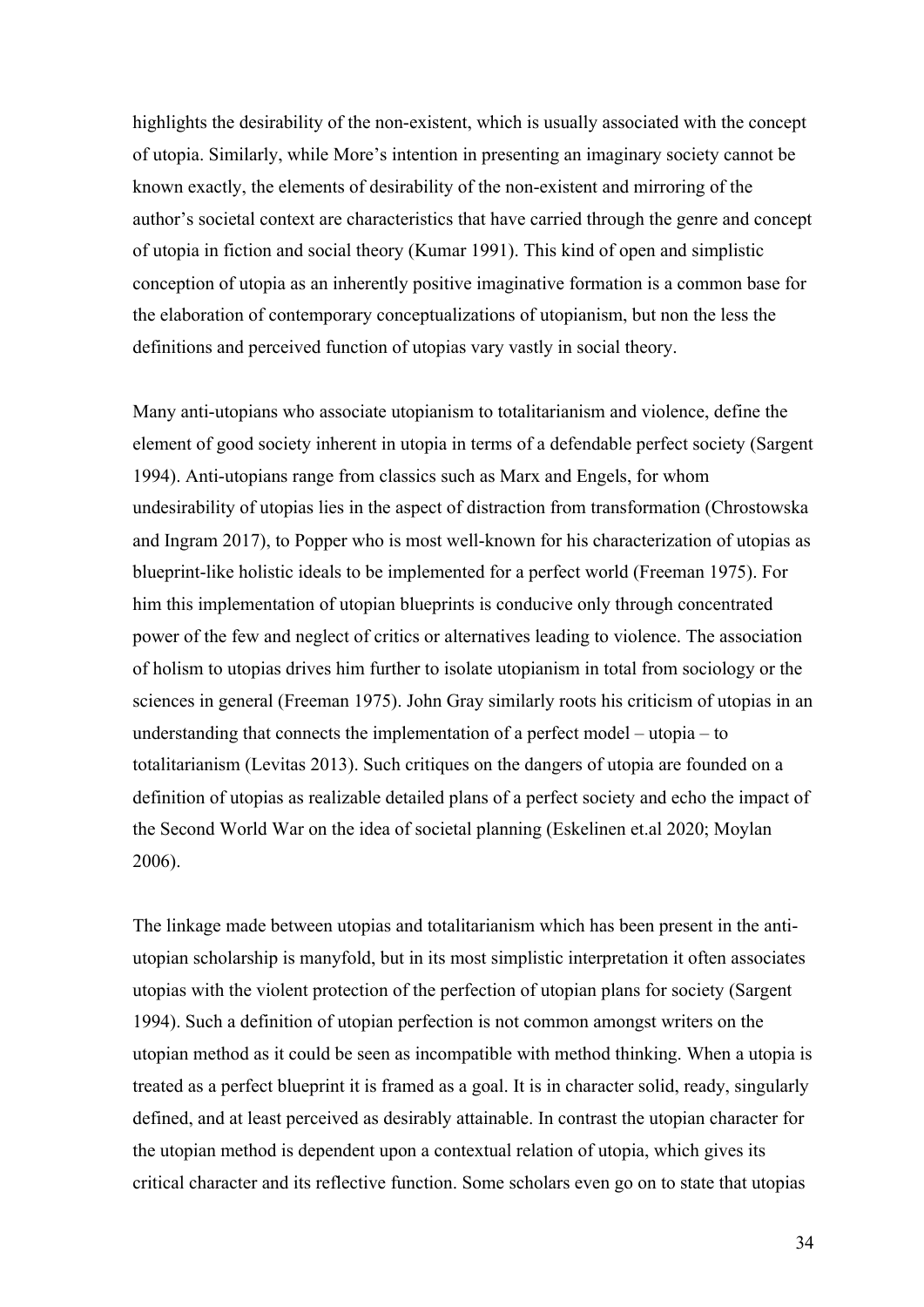highlights the desirability of the non-existent, which is usually associated with the concept of utopia. Similarly, while More's intention in presenting an imaginary society cannot be known exactly, the elements of desirability of the non-existent and mirroring of the author's societal context are characteristics that have carried through the genre and concept of utopia in fiction and social theory (Kumar 1991). This kind of open and simplistic conception of utopia as an inherently positive imaginative formation is a common base for the elaboration of contemporary conceptualizations of utopianism, but non the less the definitions and perceived function of utopias vary vastly in social theory.

Many anti-utopians who associate utopianism to totalitarianism and violence, define the element of good society inherent in utopia in terms of a defendable perfect society (Sargent 1994). Anti-utopians range from classics such as Marx and Engels, for whom undesirability of utopias lies in the aspect of distraction from transformation (Chrostowska and Ingram 2017), to Popper who is most well-known for his characterization of utopias as blueprint-like holistic ideals to be implemented for a perfect world (Freeman 1975). For him this implementation of utopian blueprints is conducive only through concentrated power of the few and neglect of critics or alternatives leading to violence. The association of holism to utopias drives him further to isolate utopianism in total from sociology or the sciences in general (Freeman 1975). John Gray similarly roots his criticism of utopias in an understanding that connects the implementation of a perfect model – utopia – to totalitarianism (Levitas 2013). Such critiques on the dangers of utopia are founded on a definition of utopias as realizable detailed plans of a perfect society and echo the impact of the Second World War on the idea of societal planning (Eskelinen et.al 2020; Moylan 2006).

The linkage made between utopias and totalitarianism which has been present in the anti-utopian scholarship is manyfold, but in its most simplistic interpretation it often associates utopias with the violent protection of the perfection of utopian plans for society (Sargent 1994). Such a definition of utopian perfection is not common amongst writers on the utopian method as it could be seen as incompatible with method thinking. When a utopia is treated as a perfect blueprint it is framed as a goal. It is in character solid, ready, singularly defined, and at least perceived as desirably attainable. In contrast the utopian character for the utopian method is dependent upon a contextual relation of utopia, which gives its critical character and its reflective function. Some scholars even go on to state that utopias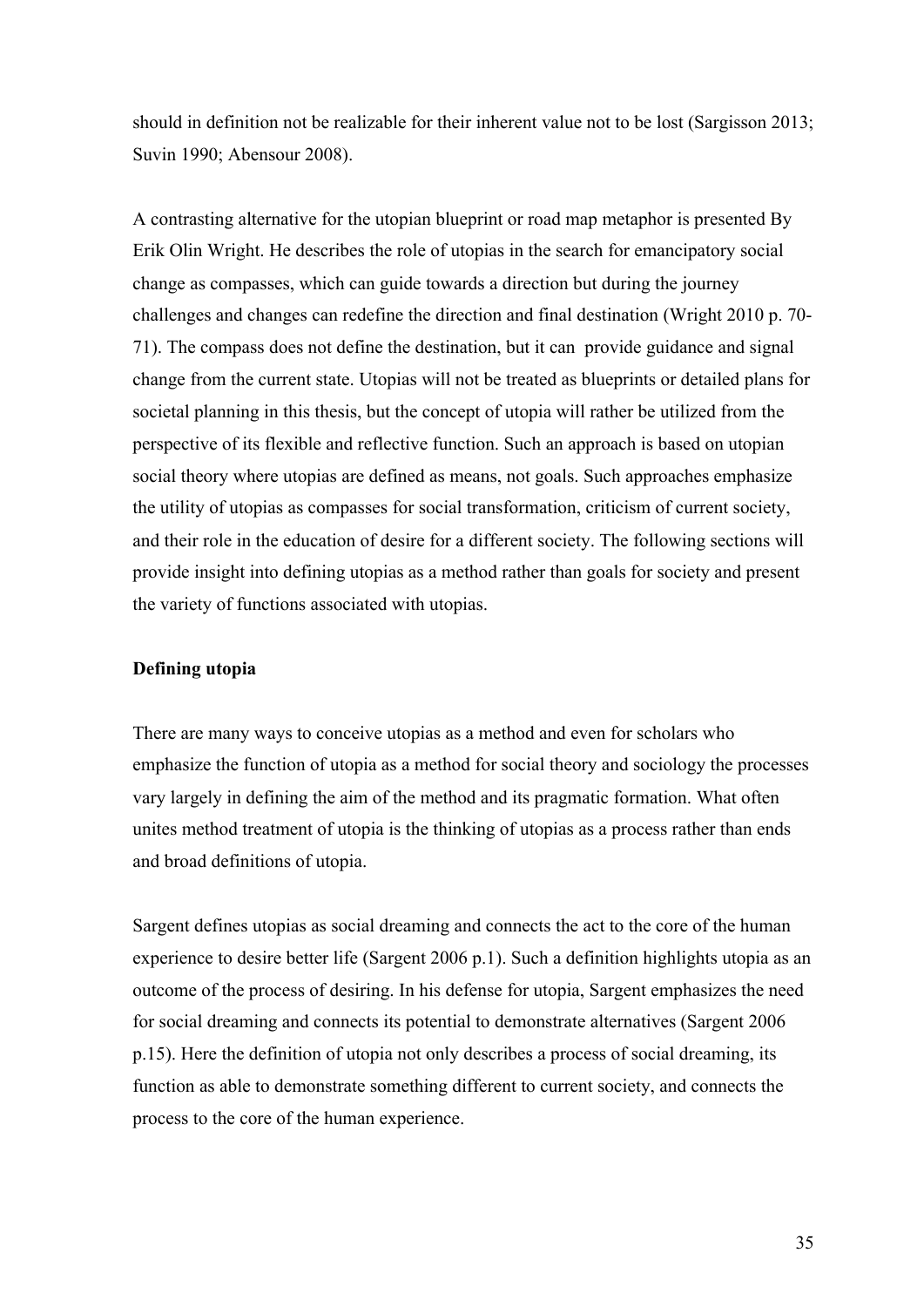should in definition not be realizable for their inherent value not to be lost (Sargisson 2013; Suvin 1990; Abensour 2008).

A contrasting alternative for the utopian blueprint or road map metaphor is presented By Erik Olin Wright. He describes the role of utopias in the search for emancipatory social change as compasses, which can guide towards a direction but during the journey challenges and changes can redefine the direction and final destination (Wright 2010 p. 70-71). The compass does not define the destination, but it can provide guidance and signal change from the current state. Utopias will not be treated as blueprints or detailed plans for societal planning in this thesis, but the concept of utopia will rather be utilized from the perspective of its flexible and reflective function. Such an approach is based on utopian social theory where utopias are defined as means, not goals. Such approaches emphasize the utility of utopias as compasses for social transformation, criticism of current society, and their role in the education of desire for a different society. The following sections will provide insight into defining utopias as a method rather than goals for society and present the variety of functions associated with utopias.

### Defining utopia

There are many ways to conceive utopias as a method and even for scholars who emphasize the function of utopia as a method for social theory and sociology the processes vary largely in defining the aim of the method and its pragmatic formation. What often unites method treatment of utopia is the thinking of utopias as a process rather than ends and broad definitions of utopia.

Sargent defines utopias as social dreaming and connects the act to the core of the human experience to desire better life (Sargent 2006 p.1). Such a definition highlights utopia as an outcome of the process of desiring. In his defense for utopia, Sargent emphasizes the need for social dreaming and connects its potential to demonstrate alternatives (Sargent 2006 p.15). Here the definition of utopia not only describes a process of social dreaming, its function as able to demonstrate something different to current society, and connects the process to the core of the human experience.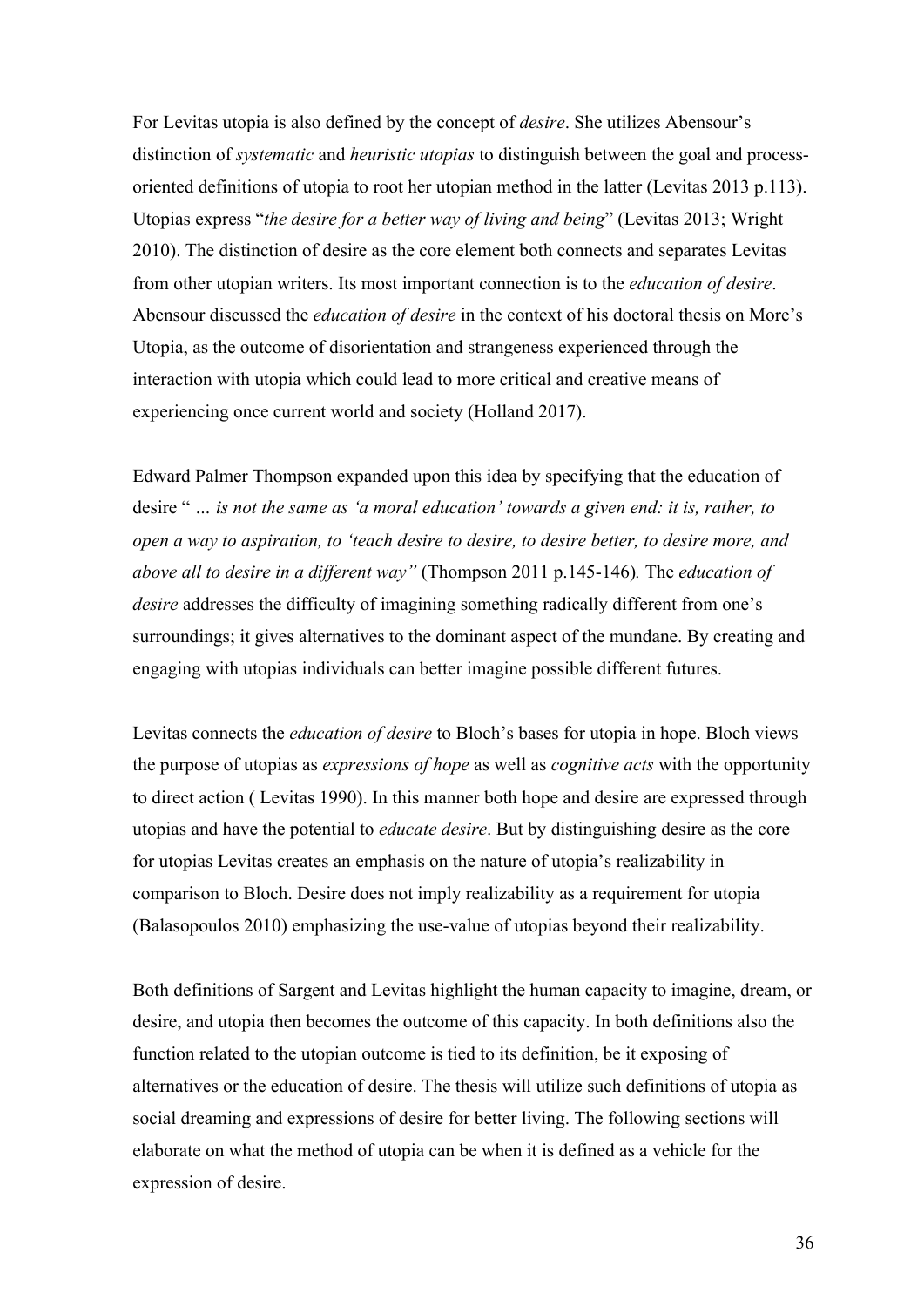For Levitas utopia is also defined by the concept of *desire*. She utilizes Abensour's distinction of *systematic* and *heuristic utopias* to distinguish between the goal and process-oriented definitions of utopia to root her utopian method in the latter (Levitas 2013 p.113). Utopias express "*the desire for a better way of living and being*" (Levitas 2013; Wright 2010). The distinction of desire as the core element both connects and separates Levitas from other utopian writers. Its most important connection is to the *education of desire*. Abensour discussed the *education of desire* in the context of his doctoral thesis on More's Utopia, as the outcome of disorientation and strangeness experienced through the interaction with utopia which could lead to more critical and creative means of experiencing once current world and society (Holland 2017).

Edward Palmer Thompson expanded upon this idea by specifying that the education of desire " *… is not the same as 'a moral education' towards a given end: it is, rather, to open a way to aspiration, to 'teach desire to desire, to desire better, to desire more, and above all to desire in a different way"* (Thompson 2011 p.145-146)*.* The *education of desire* addresses the difficulty of imagining something radically different from one's surroundings; it gives alternatives to the dominant aspect of the mundane. By creating and engaging with utopias individuals can better imagine possible different futures.

Levitas connects the *education of desire* to Bloch's bases for utopia in hope. Bloch views the purpose of utopias as *expressions of hope* as well as *cognitive acts* with the opportunity to direct action ( Levitas 1990). In this manner both hope and desire are expressed through utopias and have the potential to *educate desire*. But by distinguishing desire as the core for utopias Levitas creates an emphasis on the nature of utopia's realizability in comparison to Bloch. Desire does not imply realizability as a requirement for utopia (Balasopoulos 2010) emphasizing the use-value of utopias beyond their realizability.

Both definitions of Sargent and Levitas highlight the human capacity to imagine, dream, or desire, and utopia then becomes the outcome of this capacity. In both definitions also the function related to the utopian outcome is tied to its definition, be it exposing of alternatives or the education of desire. The thesis will utilize such definitions of utopia as social dreaming and expressions of desire for better living. The following sections will elaborate on what the method of utopia can be when it is defined as a vehicle for the expression of desire.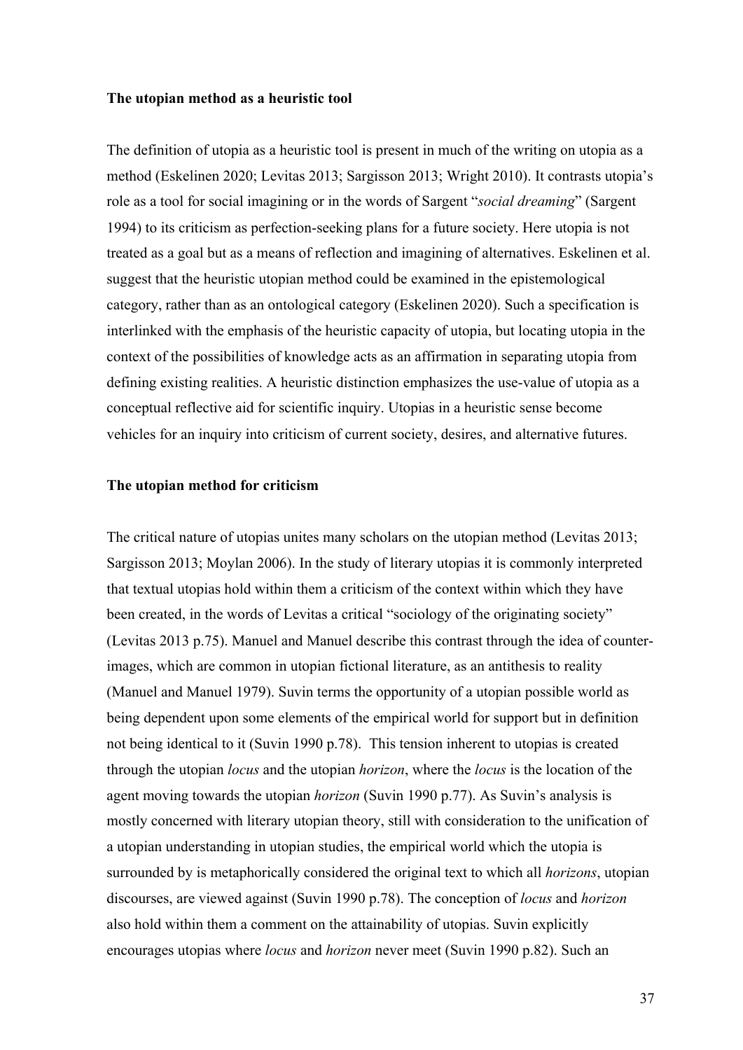### The utopian method as a heuristic tool

The definition of utopia as a heuristic tool is present in much of the writing on utopia as a method (Eskelinen 2020; Levitas 2013; Sargisson 2013; Wright 2010). It contrasts utopia's role as a tool for social imagining or in the words of Sargent "*social dreaming*" (Sargent 1994) to its criticism as perfection-seeking plans for a future society. Here utopia is not treated as a goal but as a means of reflection and imagining of alternatives. Eskelinen et al. suggest that the heuristic utopian method could be examined in the epistemological category, rather than as an ontological category (Eskelinen 2020). Such a specification is interlinked with the emphasis of the heuristic capacity of utopia, but locating utopia in the context of the possibilities of knowledge acts as an affirmation in separating utopia from defining existing realities. A heuristic distinction emphasizes the use-value of utopia as a conceptual reflective aid for scientific inquiry. Utopias in a heuristic sense become vehicles for an inquiry into criticism of current society, desires, and alternative futures.

### The utopian method for criticism

The critical nature of utopias unites many scholars on the utopian method (Levitas 2013; Sargisson 2013; Moylan 2006). In the study of literary utopias it is commonly interpreted that textual utopias hold within them a criticism of the context within which they have been created, in the words of Levitas a critical "sociology of the originating society" (Levitas 2013 p.75). Manuel and Manuel describe this contrast through the idea of counter-images, which are common in utopian fictional literature, as an antithesis to reality (Manuel and Manuel 1979). Suvin terms the opportunity of a utopian possible world as being dependent upon some elements of the empirical world for support but in definition not being identical to it (Suvin 1990 p.78). This tension inherent to utopias is created through the utopian *locus* and the utopian *horizon*, where the *locus* is the location of the agent moving towards the utopian *horizon* (Suvin 1990 p.77). As Suvin's analysis is mostly concerned with literary utopian theory, still with consideration to the unification of a utopian understanding in utopian studies, the empirical world which the utopia is surrounded by is metaphorically considered the original text to which all *horizons*, utopian discourses, are viewed against (Suvin 1990 p.78). The conception of *locus* and *horizon* also hold within them a comment on the attainability of utopias. Suvin explicitly encourages utopias where *locus* and *horizon* never meet (Suvin 1990 p.82). Such an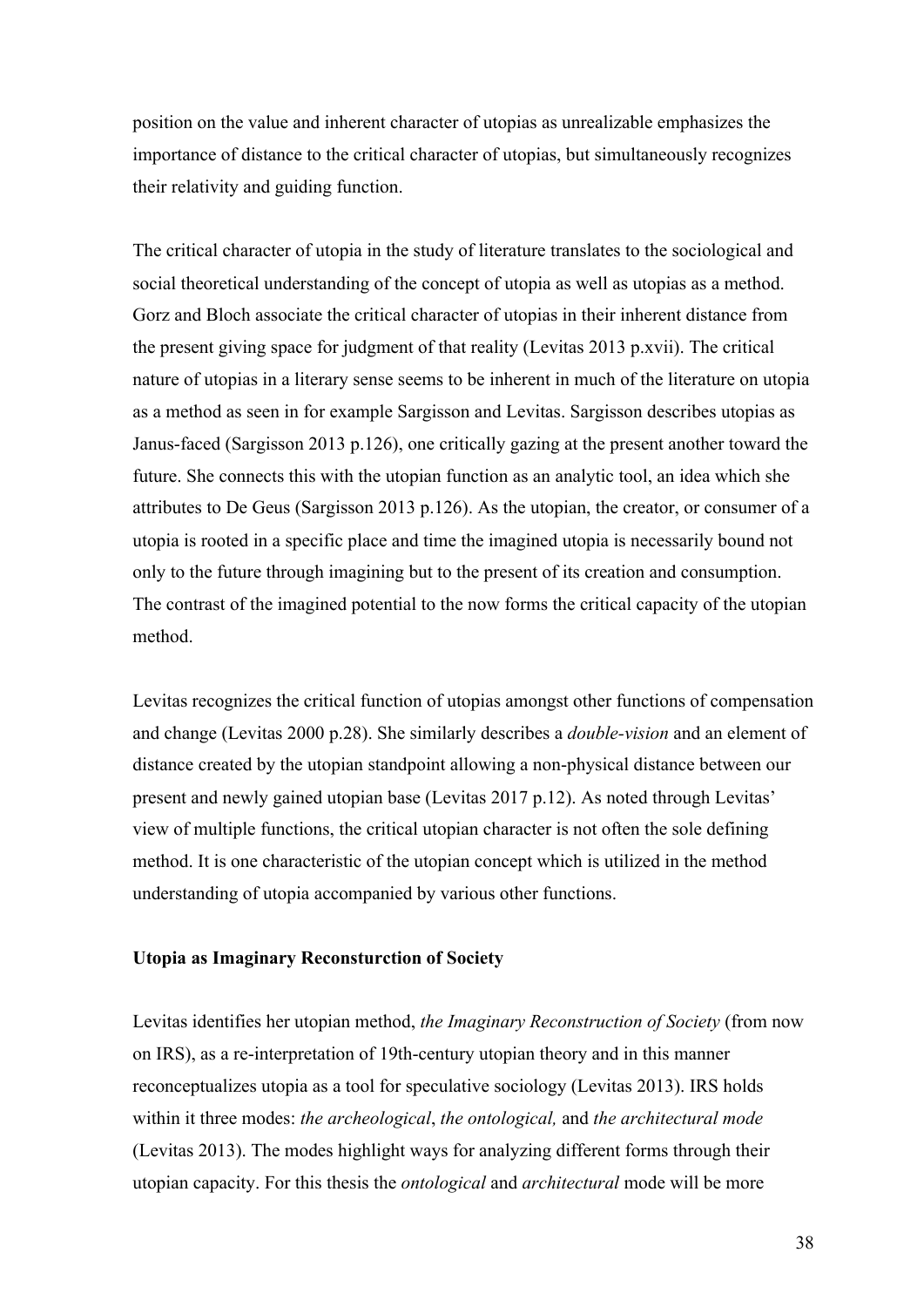position on the value and inherent character of utopias as unrealizable emphasizes the importance of distance to the critical character of utopias, but simultaneously recognizes their relativity and guiding function.

The critical character of utopia in the study of literature translates to the sociological and social theoretical understanding of the concept of utopia as well as utopias as a method. Gorz and Bloch associate the critical character of utopias in their inherent distance from the present giving space for judgment of that reality (Levitas 2013 p.xvii). The critical nature of utopias in a literary sense seems to be inherent in much of the literature on utopia as a method as seen in for example Sargisson and Levitas. Sargisson describes utopias as Janus-faced (Sargisson 2013 p.126), one critically gazing at the present another toward the future. She connects this with the utopian function as an analytic tool, an idea which she attributes to De Geus (Sargisson 2013 p.126). As the utopian, the creator, or consumer of a utopia is rooted in a specific place and time the imagined utopia is necessarily bound not only to the future through imagining but to the present of its creation and consumption. The contrast of the imagined potential to the now forms the critical capacity of the utopian method.

Levitas recognizes the critical function of utopias amongst other functions of compensation and change (Levitas 2000 p.28). She similarly describes a *double-vision* and an element of distance created by the utopian standpoint allowing a non-physical distance between our present and newly gained utopian base (Levitas 2017 p.12). As noted through Levitas' view of multiple functions, the critical utopian character is not often the sole defining method. It is one characteristic of the utopian concept which is utilized in the method understanding of utopia accompanied by various other functions.

**Utopia as Imaginary Reconsturction of Society**

Levitas identifies her utopian method, *the Imaginary Reconstruction of Society* (from now on IRS), as a re-interpretation of 19th-century utopian theory and in this manner reconceptualizes utopia as a tool for speculative sociology (Levitas 2013). IRS holds within it three modes: *the archeological*, *the ontological,* and *the architectural mode* (Levitas 2013). The modes highlight ways for analyzing different forms through their utopian capacity. For this thesis the *ontological* and *architectural* mode will be more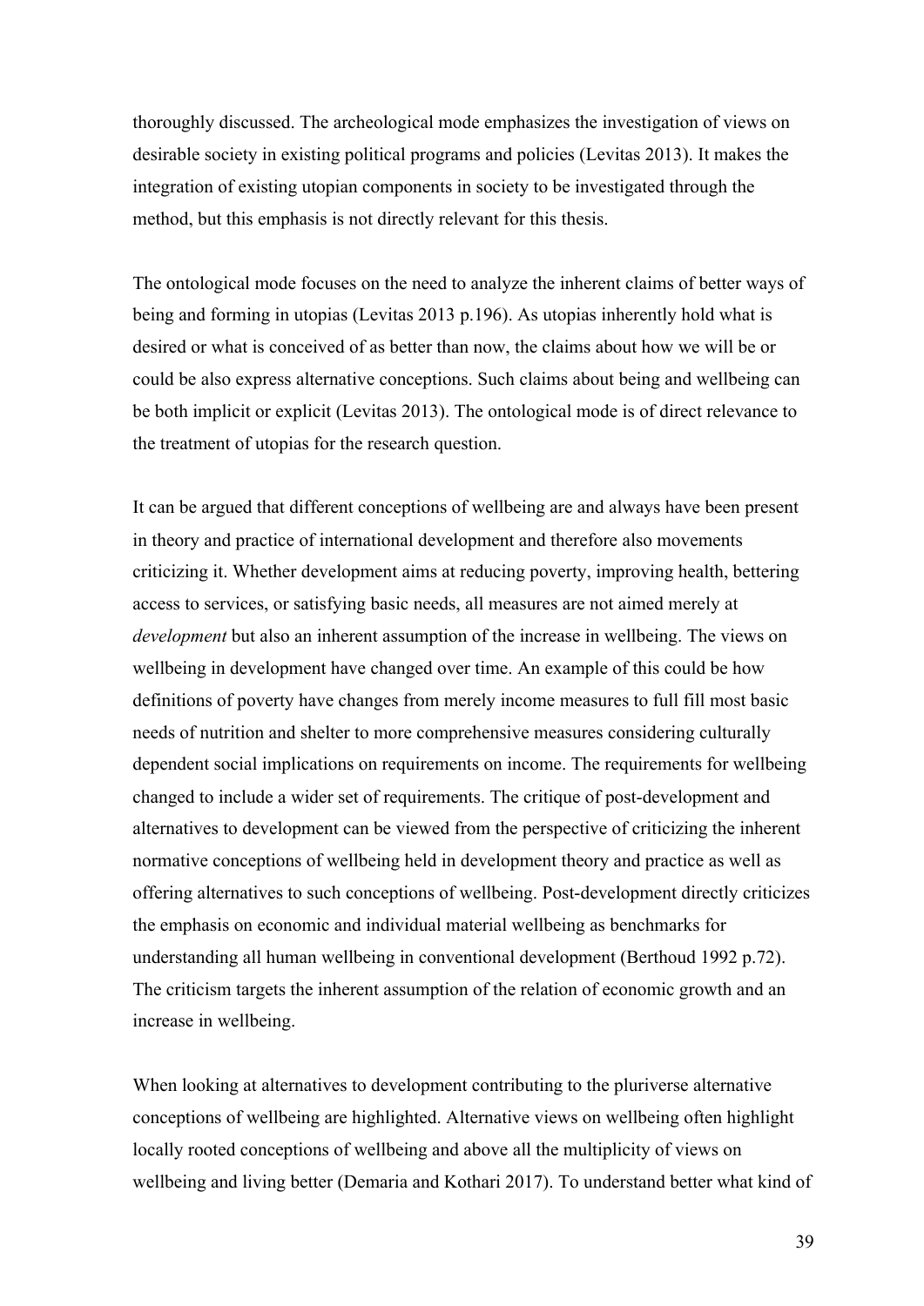thoroughly discussed. The archeological mode emphasizes the investigation of views on desirable society in existing political programs and policies (Levitas 2013). It makes the integration of existing utopian components in society to be investigated through the method, but this emphasis is not directly relevant for this thesis.

The ontological mode focuses on the need to analyze the inherent claims of better ways of being and forming in utopias (Levitas 2013 p.196). As utopias inherently hold what is desired or what is conceived of as better than now, the claims about how we will be or could be also express alternative conceptions. Such claims about being and wellbeing can be both implicit or explicit (Levitas 2013). The ontological mode is of direct relevance to the treatment of utopias for the research question.

It can be argued that different conceptions of wellbeing are and always have been present in theory and practice of international development and therefore also movements criticizing it. Whether development aims at reducing poverty, improving health, bettering access to services, or satisfying basic needs, all measures are not aimed merely at *development* but also an inherent assumption of the increase in wellbeing. The views on wellbeing in development have changed over time. An example of this could be how definitions of poverty have changes from merely income measures to full fill most basic needs of nutrition and shelter to more comprehensive measures considering culturally dependent social implications on requirements on income. The requirements for wellbeing changed to include a wider set of requirements. The critique of post-development and alternatives to development can be viewed from the perspective of criticizing the inherent normative conceptions of wellbeing held in development theory and practice as well as offering alternatives to such conceptions of wellbeing. Post-development directly criticizes the emphasis on economic and individual material wellbeing as benchmarks for understanding all human wellbeing in conventional development (Berthoud 1992 p.72). The criticism targets the inherent assumption of the relation of economic growth and an increase in wellbeing.

When looking at alternatives to development contributing to the pluriverse alternative conceptions of wellbeing are highlighted. Alternative views on wellbeing often highlight locally rooted conceptions of wellbeing and above all the multiplicity of views on wellbeing and living better (Demaria and Kothari 2017). To understand better what kind of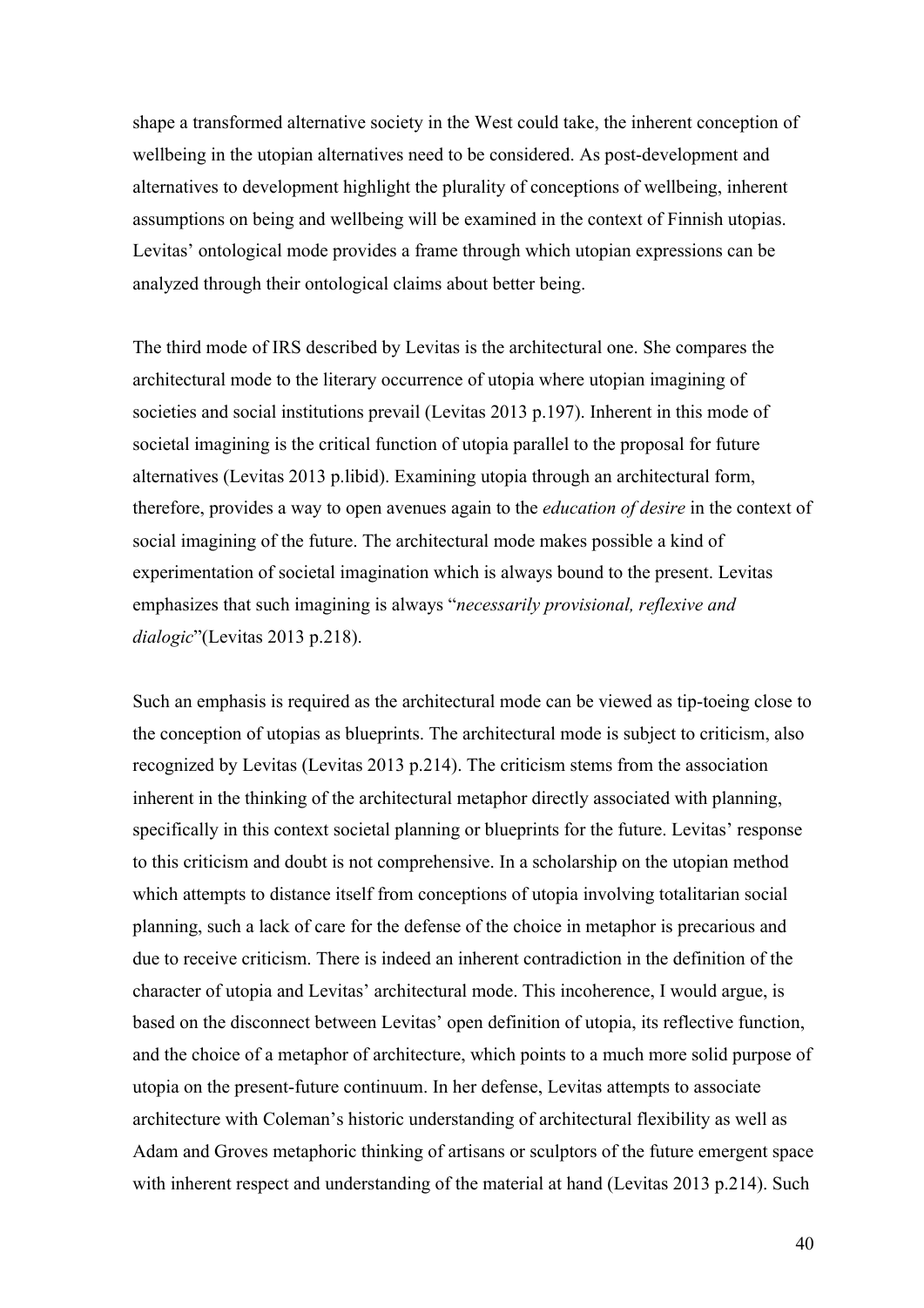shape a transformed alternative society in the West could take, the inherent conception of wellbeing in the utopian alternatives need to be considered. As post-development and alternatives to development highlight the plurality of conceptions of wellbeing, inherent assumptions on being and wellbeing will be examined in the context of Finnish utopias. Levitas' ontological mode provides a frame through which utopian expressions can be analyzed through their ontological claims about better being.

The third mode of IRS described by Levitas is the architectural one. She compares the architectural mode to the literary occurrence of utopia where utopian imagining of societies and social institutions prevail (Levitas 2013 p.197). Inherent in this mode of societal imagining is the critical function of utopia parallel to the proposal for future alternatives (Levitas 2013 p.libid). Examining utopia through an architectural form, therefore, provides a way to open avenues again to the *education of desire* in the context of social imagining of the future. The architectural mode makes possible a kind of experimentation of societal imagination which is always bound to the present. Levitas emphasizes that such imagining is always "*necessarily provisional, reflexive and dialogic*"(Levitas 2013 p.218).

Such an emphasis is required as the architectural mode can be viewed as tip-toeing close to the conception of utopias as blueprints. The architectural mode is subject to criticism, also recognized by Levitas (Levitas 2013 p.214). The criticism stems from the association inherent in the thinking of the architectural metaphor directly associated with planning, specifically in this context societal planning or blueprints for the future. Levitas' response to this criticism and doubt is not comprehensive. In a scholarship on the utopian method which attempts to distance itself from conceptions of utopia involving totalitarian social planning, such a lack of care for the defense of the choice in metaphor is precarious and due to receive criticism. There is indeed an inherent contradiction in the definition of the character of utopia and Levitas' architectural mode. This incoherence, I would argue, is based on the disconnect between Levitas' open definition of utopia, its reflective function, and the choice of a metaphor of architecture, which points to a much more solid purpose of utopia on the present-future continuum. In her defense, Levitas attempts to associate architecture with Coleman's historic understanding of architectural flexibility as well as Adam and Groves metaphoric thinking of artisans or sculptors of the future emergent space with inherent respect and understanding of the material at hand (Levitas 2013 p.214). Such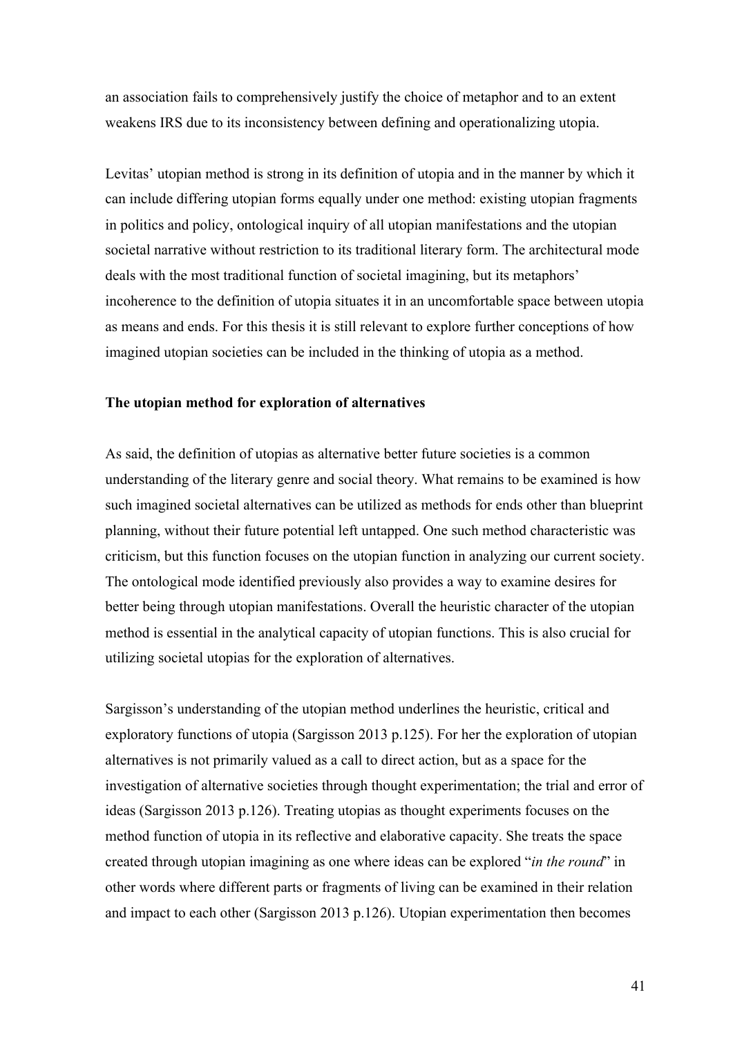an association fails to comprehensively justify the choice of metaphor and to an extent weakens IRS due to its inconsistency between defining and operationalizing utopia.

Levitas' utopian method is strong in its definition of utopia and in the manner by which it can include differing utopian forms equally under one method: existing utopian fragments in politics and policy, ontological inquiry of all utopian manifestations and the utopian societal narrative without restriction to its traditional literary form. The architectural mode deals with the most traditional function of societal imagining, but its metaphors' incoherence to the definition of utopia situates it in an uncomfortable space between utopia as means and ends. For this thesis it is still relevant to explore further conceptions of how imagined utopian societies can be included in the thinking of utopia as a method.

**The utopian method for exploration of alternatives**

As said, the definition of utopias as alternative better future societies is a common understanding of the literary genre and social theory. What remains to be examined is how such imagined societal alternatives can be utilized as methods for ends other than blueprint planning, without their future potential left untapped. One such method characteristic was criticism, but this function focuses on the utopian function in analyzing our current society. The ontological mode identified previously also provides a way to examine desires for better being through utopian manifestations. Overall the heuristic character of the utopian method is essential in the analytical capacity of utopian functions. This is also crucial for utilizing societal utopias for the exploration of alternatives.

Sargisson's understanding of the utopian method underlines the heuristic, critical and exploratory functions of utopia (Sargisson 2013 p.125). For her the exploration of utopian alternatives is not primarily valued as a call to direct action, but as a space for the investigation of alternative societies through thought experimentation; the trial and error of ideas (Sargisson 2013 p.126). Treating utopias as thought experiments focuses on the method function of utopia in its reflective and elaborative capacity. She treats the space created through utopian imagining as one where ideas can be explored "*in the round*" in other words where different parts or fragments of living can be examined in their relation and impact to each other (Sargisson 2013 p.126). Utopian experimentation then becomes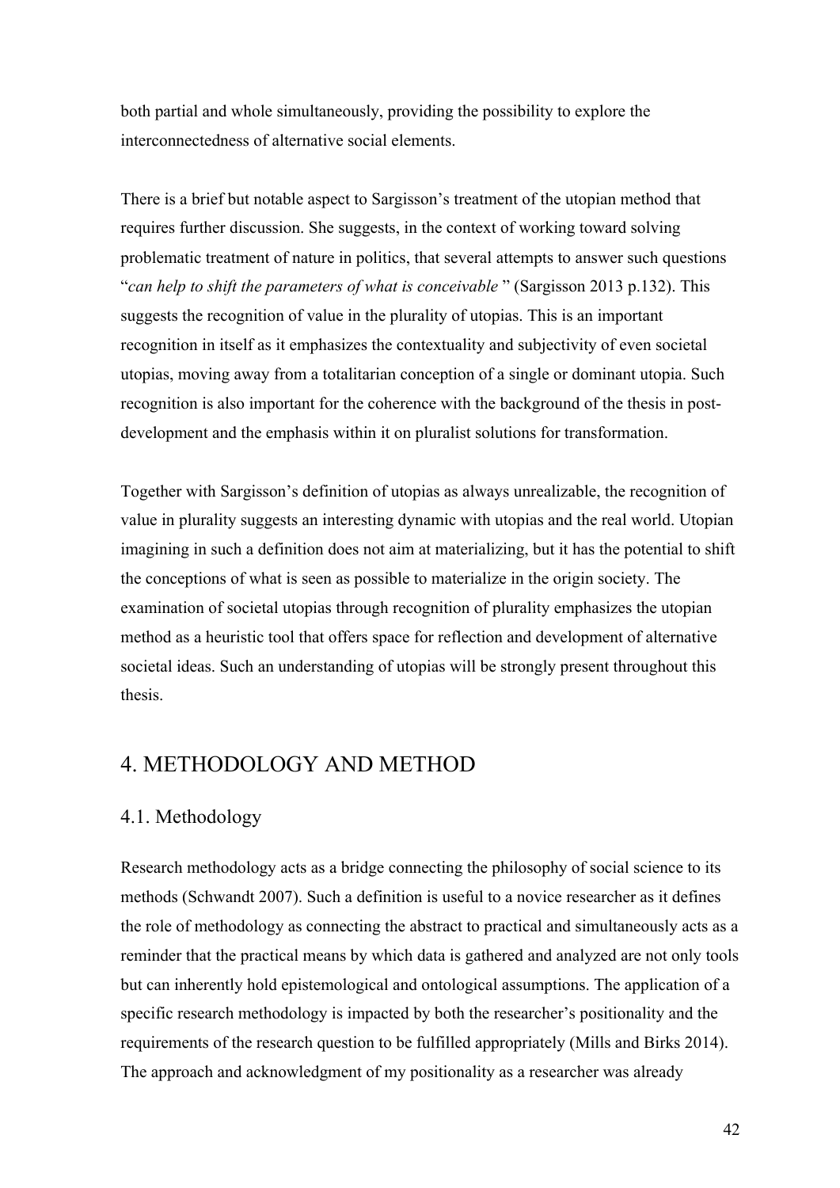both partial and whole simultaneously, providing the possibility to explore the interconnectedness of alternative social elements.

There is a brief but notable aspect to Sargisson's treatment of the utopian method that requires further discussion. She suggests, in the context of working toward solving problematic treatment of nature in politics, that several attempts to answer such questions "*can help to shift the parameters of what is conceivable* " (Sargisson 2013 p.132). This suggests the recognition of value in the plurality of utopias. This is an important recognition in itself as it emphasizes the contextuality and subjectivity of even societal utopias, moving away from a totalitarian conception of a single or dominant utopia. Such recognition is also important for the coherence with the background of the thesis in post-development and the emphasis within it on pluralist solutions for transformation.

Together with Sargisson's definition of utopias as always unrealizable, the recognition of value in plurality suggests an interesting dynamic with utopias and the real world. Utopian imagining in such a definition does not aim at materializing, but it has the potential to shift the conceptions of what is seen as possible to materialize in the origin society. The examination of societal utopias through recognition of plurality emphasizes the utopian method as a heuristic tool that offers space for reflection and development of alternative societal ideas. Such an understanding of utopias will be strongly present throughout this thesis.

# 4. METHODOLOGY AND METHOD

## 4.1. Methodology

Research methodology acts as a bridge connecting the philosophy of social science to its methods (Schwandt 2007). Such a definition is useful to a novice researcher as it defines the role of methodology as connecting the abstract to practical and simultaneously acts as a reminder that the practical means by which data is gathered and analyzed are not only tools but can inherently hold epistemological and ontological assumptions. The application of a specific research methodology is impacted by both the researcher's positionality and the requirements of the research question to be fulfilled appropriately (Mills and Birks 2014). The approach and acknowledgment of my positionality as a researcher was already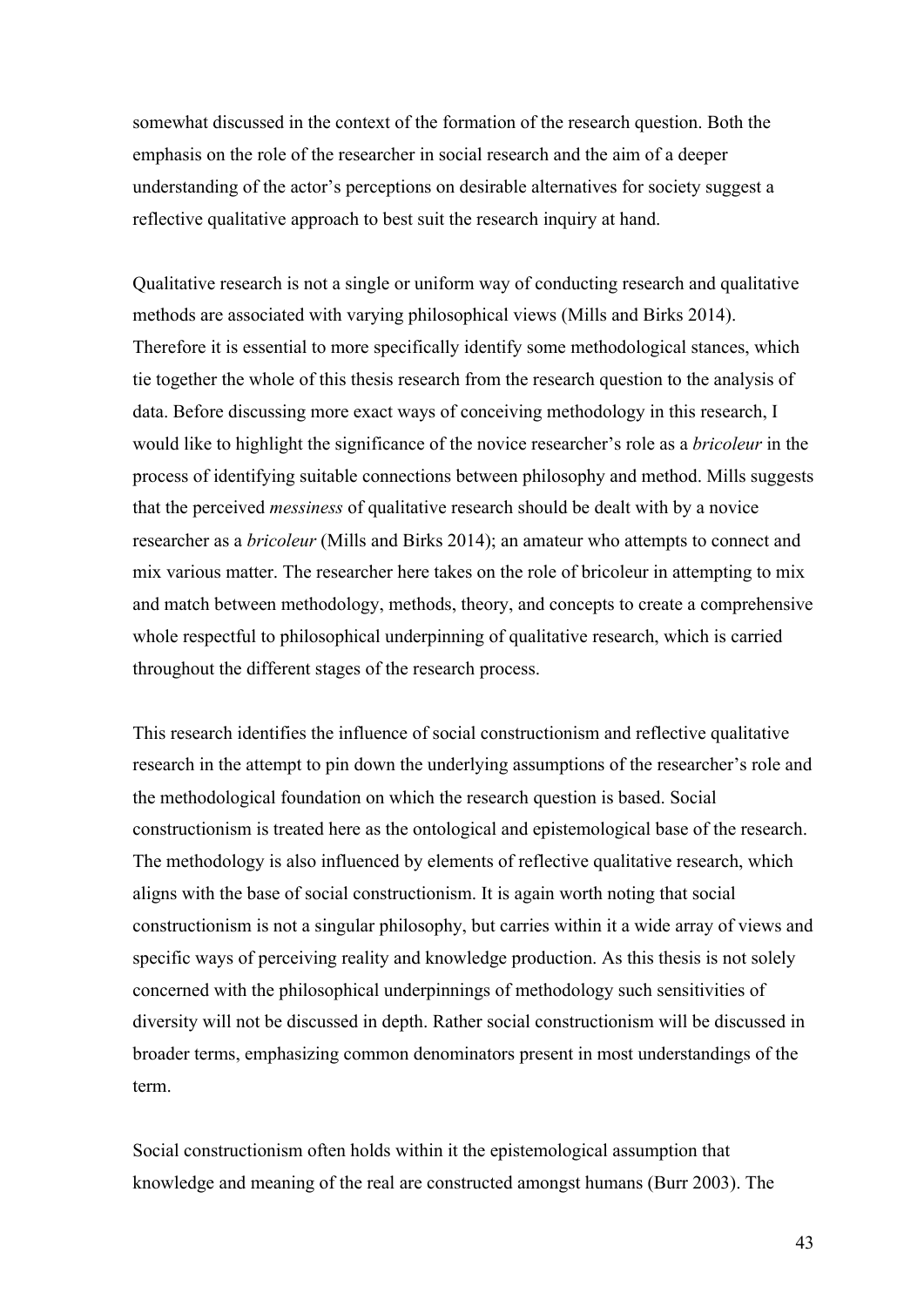somewhat discussed in the context of the formation of the research question. Both the emphasis on the role of the researcher in social research and the aim of a deeper understanding of the actor's perceptions on desirable alternatives for society suggest a reflective qualitative approach to best suit the research inquiry at hand.

Qualitative research is not a single or uniform way of conducting research and qualitative methods are associated with varying philosophical views (Mills and Birks 2014). Therefore it is essential to more specifically identify some methodological stances, which tie together the whole of this thesis research from the research question to the analysis of data. Before discussing more exact ways of conceiving methodology in this research, I would like to highlight the significance of the novice researcher's role as a *bricoleur* in the process of identifying suitable connections between philosophy and method. Mills suggests that the perceived *messiness* of qualitative research should be dealt with by a novice researcher as a *bricoleur* (Mills and Birks 2014); an amateur who attempts to connect and mix various matter. The researcher here takes on the role of bricoleur in attempting to mix and match between methodology, methods, theory, and concepts to create a comprehensive whole respectful to philosophical underpinning of qualitative research, which is carried throughout the different stages of the research process.

This research identifies the influence of social constructionism and reflective qualitative research in the attempt to pin down the underlying assumptions of the researcher's role and the methodological foundation on which the research question is based. Social constructionism is treated here as the ontological and epistemological base of the research. The methodology is also influenced by elements of reflective qualitative research, which aligns with the base of social constructionism. It is again worth noting that social constructionism is not a singular philosophy, but carries within it a wide array of views and specific ways of perceiving reality and knowledge production. As this thesis is not solely concerned with the philosophical underpinnings of methodology such sensitivities of diversity will not be discussed in depth. Rather social constructionism will be discussed in broader terms, emphasizing common denominators present in most understandings of the term.

Social constructionism often holds within it the epistemological assumption that knowledge and meaning of the real are constructed amongst humans (Burr 2003). The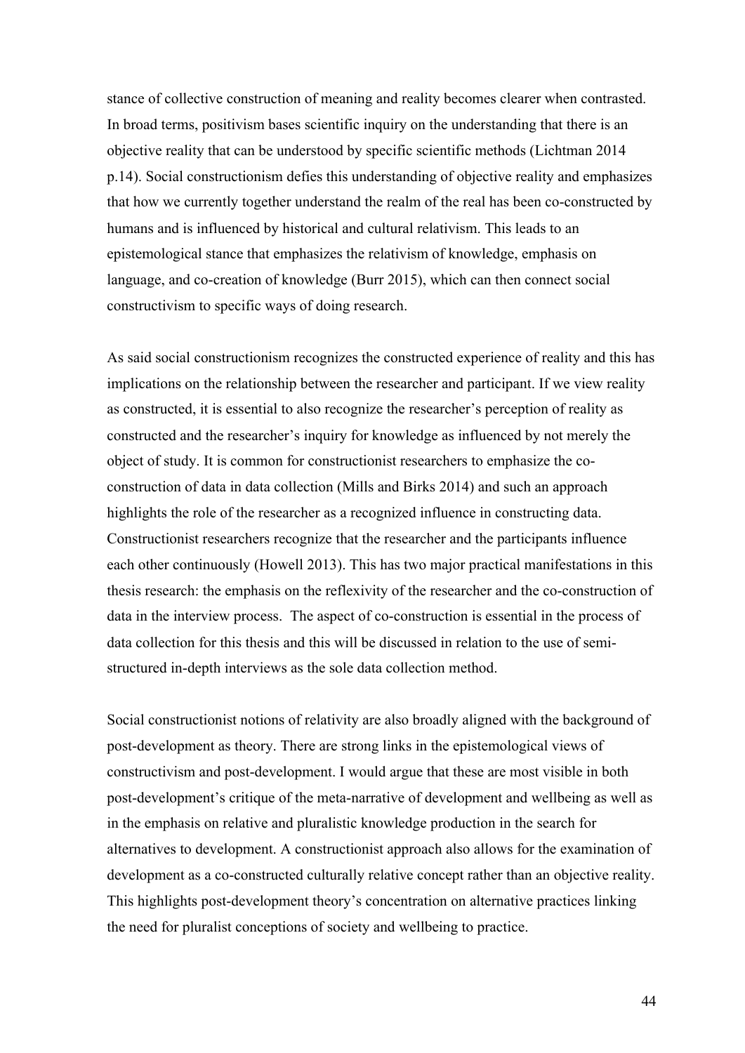stance of collective construction of meaning and reality becomes clearer when contrasted. In broad terms, positivism bases scientific inquiry on the understanding that there is an objective reality that can be understood by specific scientific methods (Lichtman 2014 p.14). Social constructionism defies this understanding of objective reality and emphasizes that how we currently together understand the realm of the real has been co-constructed by humans and is influenced by historical and cultural relativism. This leads to an epistemological stance that emphasizes the relativism of knowledge, emphasis on language, and co-creation of knowledge (Burr 2015), which can then connect social constructivism to specific ways of doing research.

As said social constructionism recognizes the constructed experience of reality and this has implications on the relationship between the researcher and participant. If we view reality as constructed, it is essential to also recognize the researcher's perception of reality as constructed and the researcher's inquiry for knowledge as influenced by not merely the object of study. It is common for constructionist researchers to emphasize the co-construction of data in data collection (Mills and Birks 2014) and such an approach highlights the role of the researcher as a recognized influence in constructing data. Constructionist researchers recognize that the researcher and the participants influence each other continuously (Howell 2013). This has two major practical manifestations in this thesis research: the emphasis on the reflexivity of the researcher and the co-construction of data in the interview process. The aspect of co-construction is essential in the process of data collection for this thesis and this will be discussed in relation to the use of semi-structured in-depth interviews as the sole data collection method.

Social constructionist notions of relativity are also broadly aligned with the background of post-development as theory. There are strong links in the epistemological views of constructivism and post-development. I would argue that these are most visible in both post-development's critique of the meta-narrative of development and wellbeing as well as in the emphasis on relative and pluralistic knowledge production in the search for alternatives to development. A constructionist approach also allows for the examination of development as a co-constructed culturally relative concept rather than an objective reality. This highlights post-development theory's concentration on alternative practices linking the need for pluralist conceptions of society and wellbeing to practice.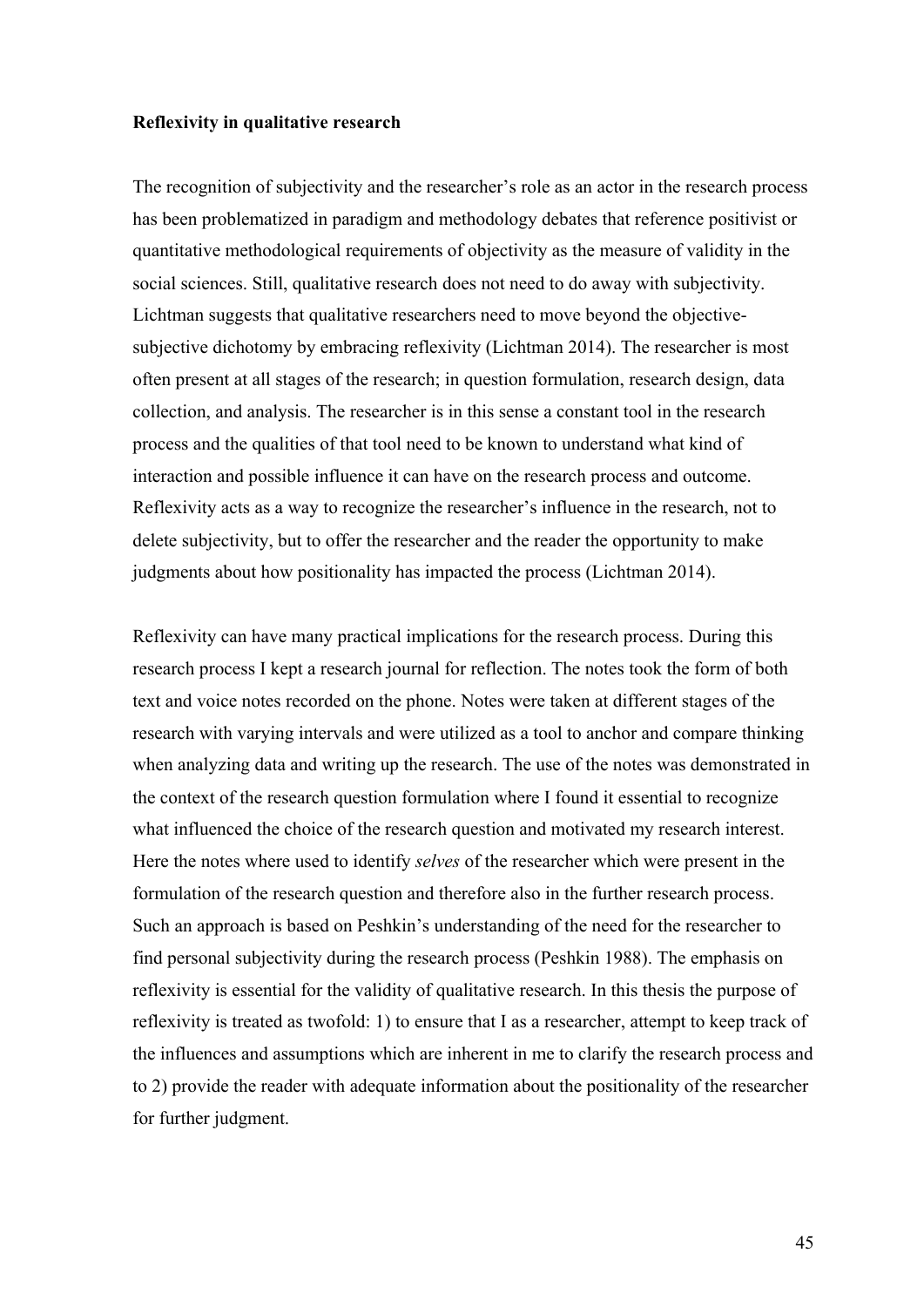**Reflexivity in qualitative research**

The recognition of subjectivity and the researcher's role as an actor in the research process has been problematized in paradigm and methodology debates that reference positivist or quantitative methodological requirements of objectivity as the measure of validity in the social sciences. Still, qualitative research does not need to do away with subjectivity. Lichtman suggests that qualitative researchers need to move beyond the objective-subjective dichotomy by embracing reflexivity (Lichtman 2014). The researcher is most often present at all stages of the research; in question formulation, research design, data collection, and analysis. The researcher is in this sense a constant tool in the research process and the qualities of that tool need to be known to understand what kind of interaction and possible influence it can have on the research process and outcome. Reflexivity acts as a way to recognize the researcher's influence in the research, not to delete subjectivity, but to offer the researcher and the reader the opportunity to make judgments about how positionality has impacted the process (Lichtman 2014).

Reflexivity can have many practical implications for the research process. During this research process I kept a research journal for reflection. The notes took the form of both text and voice notes recorded on the phone. Notes were taken at different stages of the research with varying intervals and were utilized as a tool to anchor and compare thinking when analyzing data and writing up the research. The use of the notes was demonstrated in the context of the research question formulation where I found it essential to recognize what influenced the choice of the research question and motivated my research interest. Here the notes where used to identify *selves* of the researcher which were present in the formulation of the research question and therefore also in the further research process. Such an approach is based on Peshkin's understanding of the need for the researcher to find personal subjectivity during the research process (Peshkin 1988). The emphasis on reflexivity is essential for the validity of qualitative research. In this thesis the purpose of reflexivity is treated as twofold: 1) to ensure that I as a researcher, attempt to keep track of the influences and assumptions which are inherent in me to clarify the research process and to 2) provide the reader with adequate information about the positionality of the researcher for further judgment.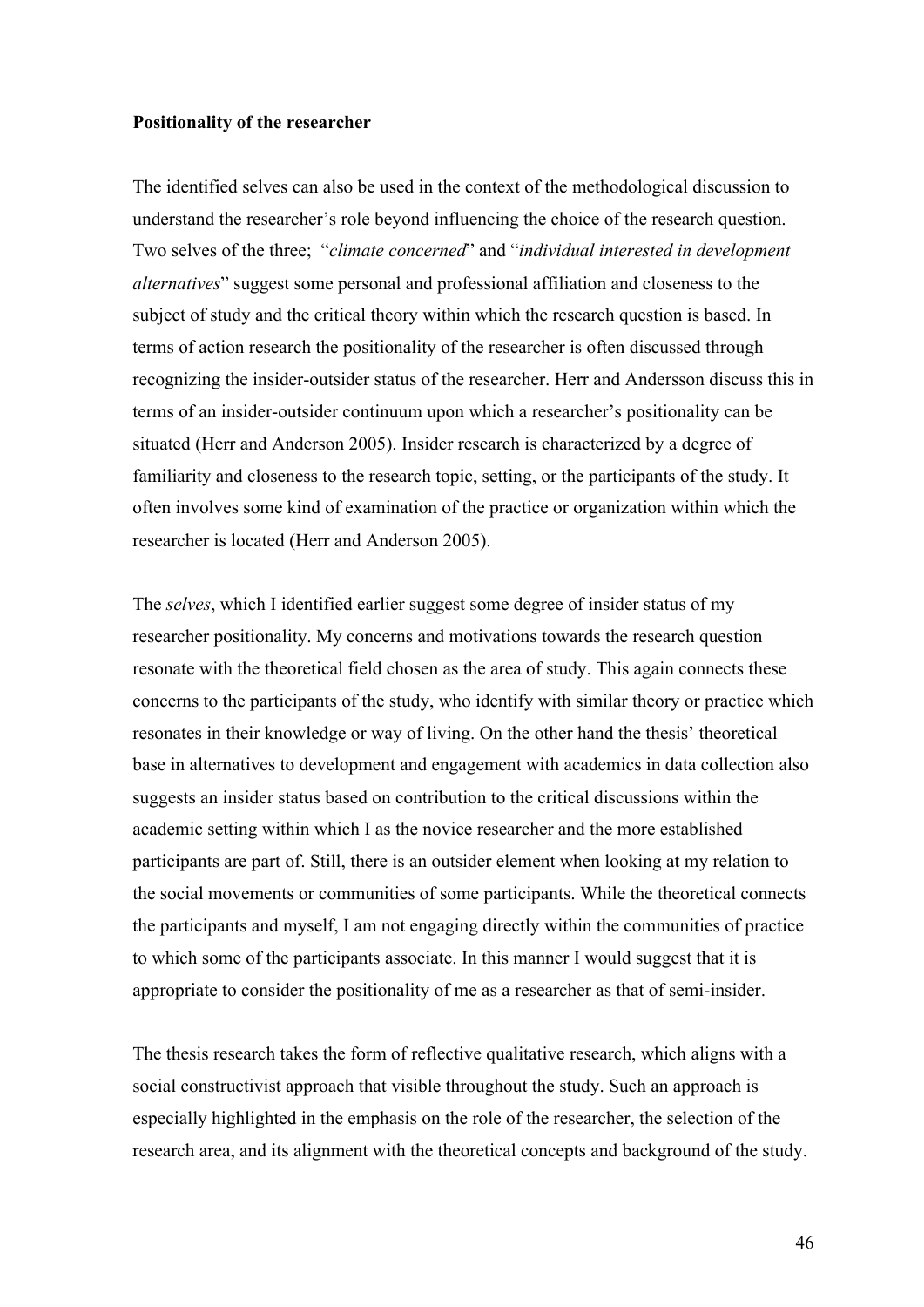**Positionality of the researcher**

The identified selves can also be used in the context of the methodological discussion to understand the researcher's role beyond influencing the choice of the research question. Two selves of the three; "*climate concerned*" and "*individual interested in development alternatives*" suggest some personal and professional affiliation and closeness to the subject of study and the critical theory within which the research question is based. In terms of action research the positionality of the researcher is often discussed through recognizing the insider-outsider status of the researcher. Herr and Andersson discuss this in terms of an insider-outsider continuum upon which a researcher's positionality can be situated (Herr and Anderson 2005). Insider research is characterized by a degree of familiarity and closeness to the research topic, setting, or the participants of the study. It often involves some kind of examination of the practice or organization within which the researcher is located (Herr and Anderson 2005).

The *selves*, which I identified earlier suggest some degree of insider status of my researcher positionality. My concerns and motivations towards the research question resonate with the theoretical field chosen as the area of study. This again connects these concerns to the participants of the study, who identify with similar theory or practice which resonates in their knowledge or way of living. On the other hand the thesis' theoretical base in alternatives to development and engagement with academics in data collection also suggests an insider status based on contribution to the critical discussions within the academic setting within which I as the novice researcher and the more established participants are part of. Still, there is an outsider element when looking at my relation to the social movements or communities of some participants. While the theoretical connects the participants and myself, I am not engaging directly within the communities of practice to which some of the participants associate. In this manner I would suggest that it is appropriate to consider the positionality of me as a researcher as that of semi-insider.

The thesis research takes the form of reflective qualitative research, which aligns with a social constructivist approach that visible throughout the study. Such an approach is especially highlighted in the emphasis on the role of the researcher, the selection of the research area, and its alignment with the theoretical concepts and background of the study.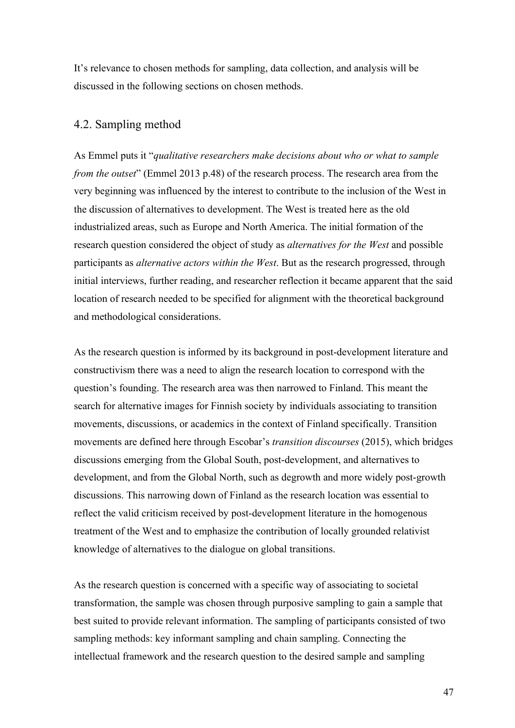It's relevance to chosen methods for sampling, data collection, and analysis will be discussed in the following sections on chosen methods.

## 4.2. Sampling method

As Emmel puts it "*qualitative researchers make decisions about who or what to sample from the outset*" (Emmel 2013 p.48) of the research process. The research area from the very beginning was influenced by the interest to contribute to the inclusion of the West in the discussion of alternatives to development. The West is treated here as the old industrialized areas, such as Europe and North America. The initial formation of the research question considered the object of study as *alternatives for the West* and possible participants as *alternative actors within the West*. But as the research progressed, through initial interviews, further reading, and researcher reflection it became apparent that the said location of research needed to be specified for alignment with the theoretical background and methodological considerations.

As the research question is informed by its background in post-development literature and constructivism there was a need to align the research location to correspond with the question's founding. The research area was then narrowed to Finland. This meant the search for alternative images for Finnish society by individuals associating to transition movements, discussions, or academics in the context of Finland specifically. Transition movements are defined here through Escobar's *transition discourses* (2015), which bridges discussions emerging from the Global South, post-development, and alternatives to development, and from the Global North, such as degrowth and more widely post-growth discussions. This narrowing down of Finland as the research location was essential to reflect the valid criticism received by post-development literature in the homogenous treatment of the West and to emphasize the contribution of locally grounded relativist knowledge of alternatives to the dialogue on global transitions.

As the research question is concerned with a specific way of associating to societal transformation, the sample was chosen through purposive sampling to gain a sample that best suited to provide relevant information. The sampling of participants consisted of two sampling methods: key informant sampling and chain sampling. Connecting the intellectual framework and the research question to the desired sample and sampling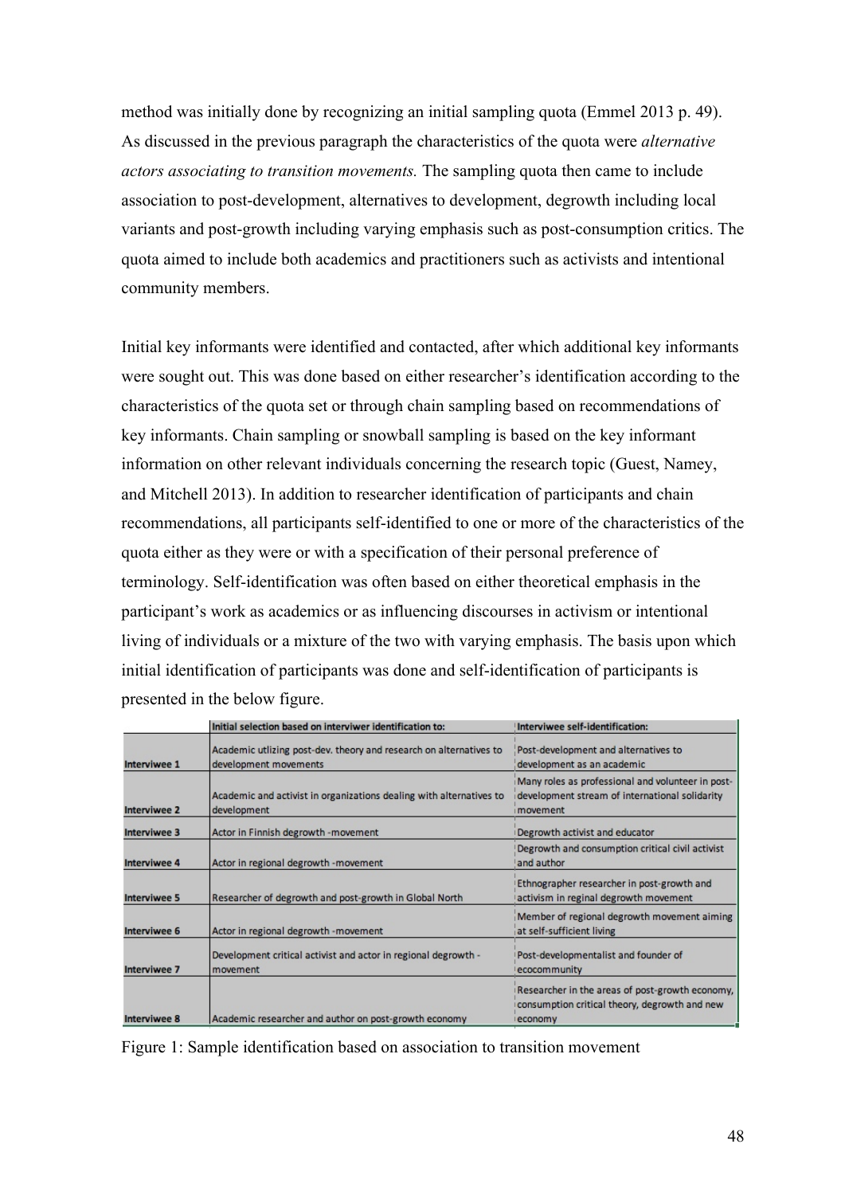method was initially done by recognizing an initial sampling quota (Emmel 2013 p. 49). As discussed in the previous paragraph the characteristics of the quota were *alternative actors associating to transition movements.* The sampling quota then came to include association to post-development, alternatives to development, degrowth including local variants and post-growth including varying emphasis such as post-consumption critics. The quota aimed to include both academics and practitioners such as activists and intentional community members.

Initial key informants were identified and contacted, after which additional key informants were sought out. This was done based on either researcher's identification according to the characteristics of the quota set or through chain sampling based on recommendations of key informants. Chain sampling or snowball sampling is based on the key informant information on other relevant individuals concerning the research topic (Guest, Namey, and Mitchell 2013). In addition to researcher identification of participants and chain recommendations, all participants self-identified to one or more of the characteristics of the quota either as they were or with a specification of their personal preference of terminology. Self-identification was often based on either theoretical emphasis in the participant's work as academics or as influencing discourses in activism or intentional living of individuals or a mixture of the two with varying emphasis. The basis upon which initial identification of participants was done and self-identification of participants is presented in the below figure.

| | Initial selection based on interviwer identification to: | Interviwee self-identification: |
|---|---|---|
| Interviwee 1 | Academic utlizing post-dev. theory and research on alternatives to development movements | Post-development and alternatives to development as an academic |
| Interviwee 2 | Academic and activist in organizations dealing with alternatives to development | Many roles as professional and volunteer in post-development stream of international solidarity movement |
| Interviwee 3 | Actor in Finnish degrowth -movement | Degrowth activist and educator |
| Interviwee 4 | Actor in regional degrowth -movement | Degrowth and consumption critical civil activist and author |
| Interviwee 5 | Researcher of degrowth and post-growth in Global North | Ethnographer researcher in post-growth and activism in reginal degrowth movement |
| Interviwee 6 | Actor in regional degrowth -movement | Member of regional degrowth movement aiming at self-sufficient living |
| Interviwee 7 | Development critical activist and actor in regional degrowth -movement | Post-developmentalist and founder of ecocommunity |
| Interviwee 8 | Academic researcher and author on post-growth economy | Researcher in the areas of post-growth economy, consumption critical theory, degrowth and new economy |

Figure 1: Sample identification based on association to transition movement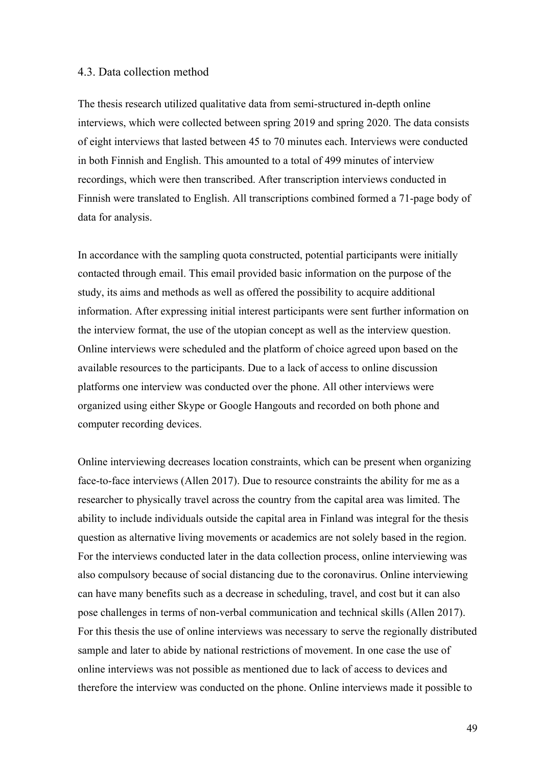### 4.3. Data collection method

The thesis research utilized qualitative data from semi-structured in-depth online interviews, which were collected between spring 2019 and spring 2020. The data consists of eight interviews that lasted between 45 to 70 minutes each. Interviews were conducted in both Finnish and English. This amounted to a total of 499 minutes of interview recordings, which were then transcribed. After transcription interviews conducted in Finnish were translated to English. All transcriptions combined formed a 71-page body of data for analysis.

In accordance with the sampling quota constructed, potential participants were initially contacted through email. This email provided basic information on the purpose of the study, its aims and methods as well as offered the possibility to acquire additional information. After expressing initial interest participants were sent further information on the interview format, the use of the utopian concept as well as the interview question. Online interviews were scheduled and the platform of choice agreed upon based on the available resources to the participants. Due to a lack of access to online discussion platforms one interview was conducted over the phone. All other interviews were organized using either Skype or Google Hangouts and recorded on both phone and computer recording devices.

Online interviewing decreases location constraints, which can be present when organizing face-to-face interviews (Allen 2017). Due to resource constraints the ability for me as a researcher to physically travel across the country from the capital area was limited. The ability to include individuals outside the capital area in Finland was integral for the thesis question as alternative living movements or academics are not solely based in the region. For the interviews conducted later in the data collection process, online interviewing was also compulsory because of social distancing due to the coronavirus. Online interviewing can have many benefits such as a decrease in scheduling, travel, and cost but it can also pose challenges in terms of non-verbal communication and technical skills (Allen 2017). For this thesis the use of online interviews was necessary to serve the regionally distributed sample and later to abide by national restrictions of movement. In one case the use of online interviews was not possible as mentioned due to lack of access to devices and therefore the interview was conducted on the phone. Online interviews made it possible to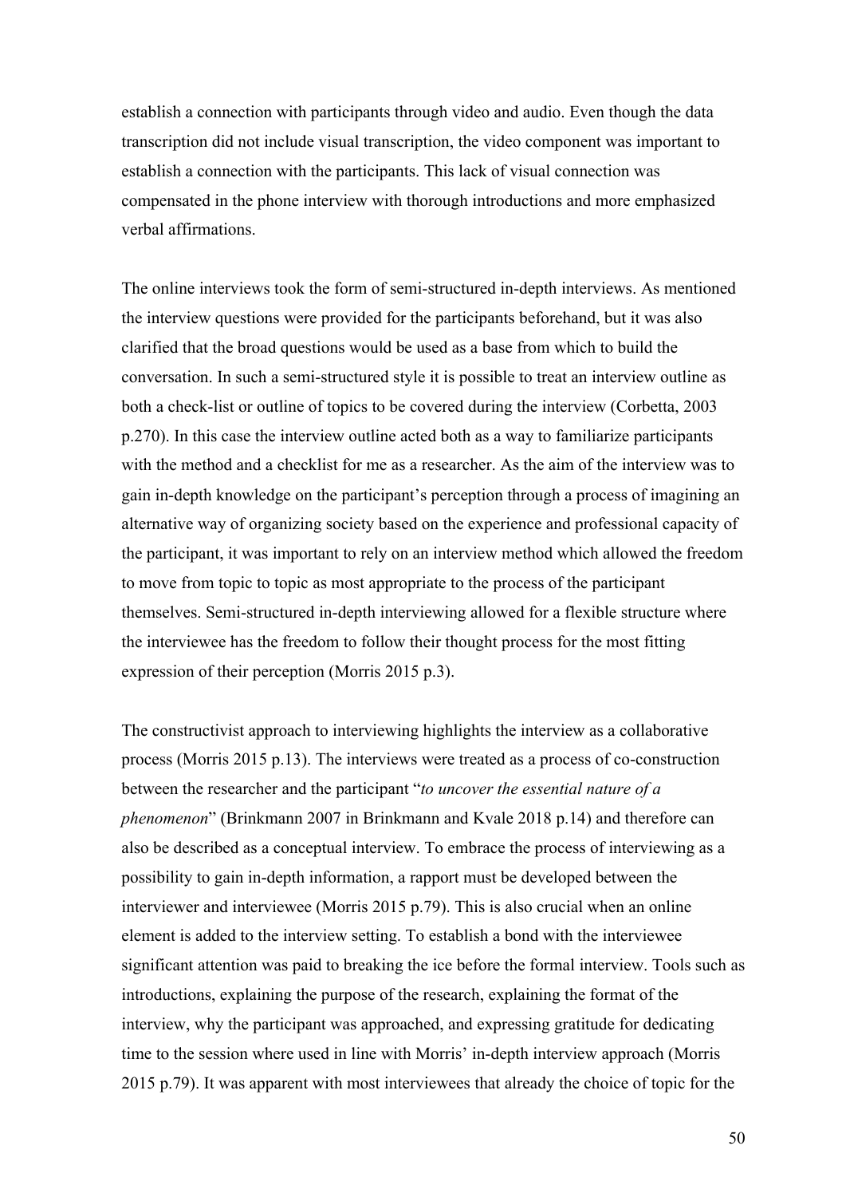establish a connection with participants through video and audio. Even though the data transcription did not include visual transcription, the video component was important to establish a connection with the participants. This lack of visual connection was compensated in the phone interview with thorough introductions and more emphasized verbal affirmations.

The online interviews took the form of semi-structured in-depth interviews. As mentioned the interview questions were provided for the participants beforehand, but it was also clarified that the broad questions would be used as a base from which to build the conversation. In such a semi-structured style it is possible to treat an interview outline as both a check-list or outline of topics to be covered during the interview (Corbetta, 2003 p.270). In this case the interview outline acted both as a way to familiarize participants with the method and a checklist for me as a researcher. As the aim of the interview was to gain in-depth knowledge on the participant's perception through a process of imagining an alternative way of organizing society based on the experience and professional capacity of the participant, it was important to rely on an interview method which allowed the freedom to move from topic to topic as most appropriate to the process of the participant themselves. Semi-structured in-depth interviewing allowed for a flexible structure where the interviewee has the freedom to follow their thought process for the most fitting expression of their perception (Morris 2015 p.3).

The constructivist approach to interviewing highlights the interview as a collaborative process (Morris 2015 p.13). The interviews were treated as a process of co-construction between the researcher and the participant "*to uncover the essential nature of a phenomenon*" (Brinkmann 2007 in Brinkmann and Kvale 2018 p.14) and therefore can also be described as a conceptual interview. To embrace the process of interviewing as a possibility to gain in-depth information, a rapport must be developed between the interviewer and interviewee (Morris 2015 p.79). This is also crucial when an online element is added to the interview setting. To establish a bond with the interviewee significant attention was paid to breaking the ice before the formal interview. Tools such as introductions, explaining the purpose of the research, explaining the format of the interview, why the participant was approached, and expressing gratitude for dedicating time to the session where used in line with Morris' in-depth interview approach (Morris 2015 p.79). It was apparent with most interviewees that already the choice of topic for the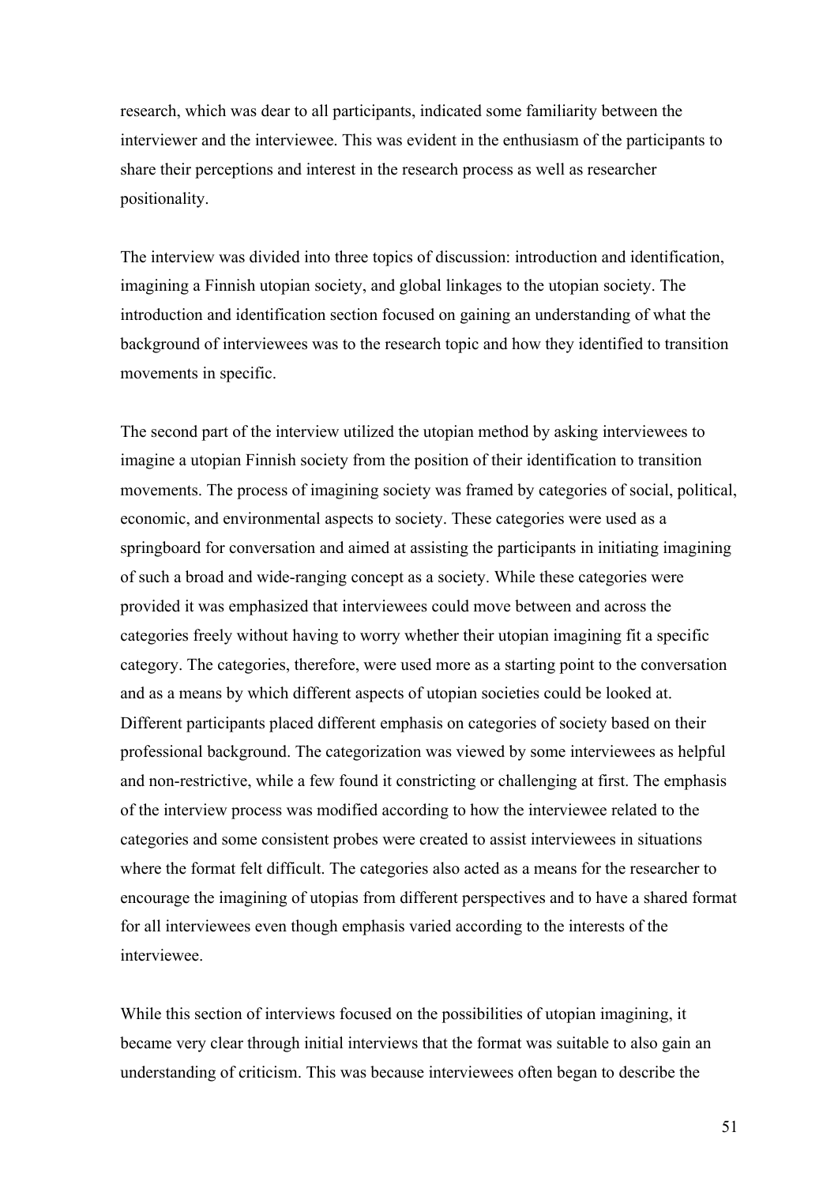research, which was dear to all participants, indicated some familiarity between the interviewer and the interviewee. This was evident in the enthusiasm of the participants to share their perceptions and interest in the research process as well as researcher positionality.

The interview was divided into three topics of discussion: introduction and identification, imagining a Finnish utopian society, and global linkages to the utopian society. The introduction and identification section focused on gaining an understanding of what the background of interviewees was to the research topic and how they identified to transition movements in specific.

The second part of the interview utilized the utopian method by asking interviewees to imagine a utopian Finnish society from the position of their identification to transition movements. The process of imagining society was framed by categories of social, political, economic, and environmental aspects to society. These categories were used as a springboard for conversation and aimed at assisting the participants in initiating imagining of such a broad and wide-ranging concept as a society. While these categories were provided it was emphasized that interviewees could move between and across the categories freely without having to worry whether their utopian imagining fit a specific category. The categories, therefore, were used more as a starting point to the conversation and as a means by which different aspects of utopian societies could be looked at. Different participants placed different emphasis on categories of society based on their professional background. The categorization was viewed by some interviewees as helpful and non-restrictive, while a few found it constricting or challenging at first. The emphasis of the interview process was modified according to how the interviewee related to the categories and some consistent probes were created to assist interviewees in situations where the format felt difficult. The categories also acted as a means for the researcher to encourage the imagining of utopias from different perspectives and to have a shared format for all interviewees even though emphasis varied according to the interests of the interviewee.

While this section of interviews focused on the possibilities of utopian imagining, it became very clear through initial interviews that the format was suitable to also gain an understanding of criticism. This was because interviewees often began to describe the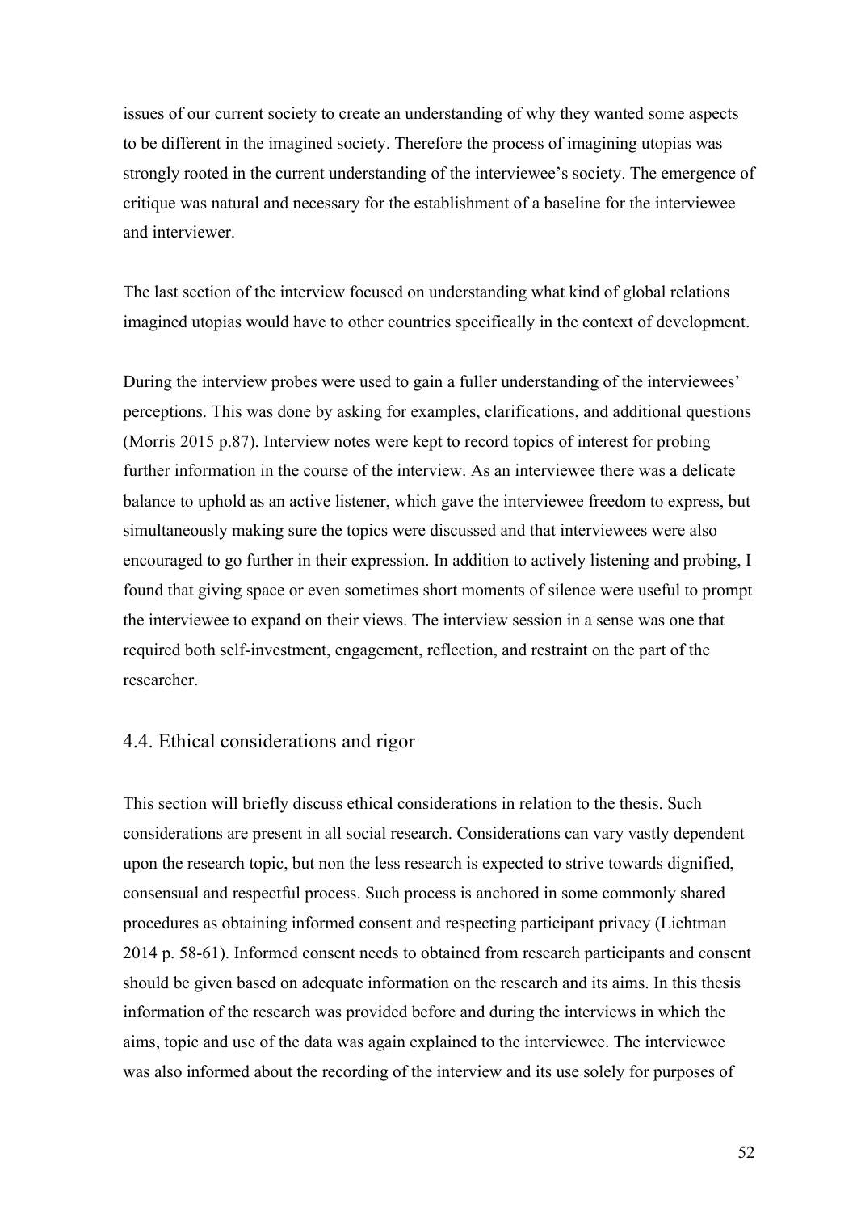issues of our current society to create an understanding of why they wanted some aspects to be different in the imagined society. Therefore the process of imagining utopias was strongly rooted in the current understanding of the interviewee's society. The emergence of critique was natural and necessary for the establishment of a baseline for the interviewee and interviewer.

The last section of the interview focused on understanding what kind of global relations imagined utopias would have to other countries specifically in the context of development.

During the interview probes were used to gain a fuller understanding of the interviewees' perceptions. This was done by asking for examples, clarifications, and additional questions (Morris 2015 p.87). Interview notes were kept to record topics of interest for probing further information in the course of the interview. As an interviewee there was a delicate balance to uphold as an active listener, which gave the interviewee freedom to express, but simultaneously making sure the topics were discussed and that interviewees were also encouraged to go further in their expression. In addition to actively listening and probing, I found that giving space or even sometimes short moments of silence were useful to prompt the interviewee to expand on their views. The interview session in a sense was one that required both self-investment, engagement, reflection, and restraint on the part of the researcher.

## 4.4. Ethical considerations and rigor

This section will briefly discuss ethical considerations in relation to the thesis. Such considerations are present in all social research. Considerations can vary vastly dependent upon the research topic, but non the less research is expected to strive towards dignified, consensual and respectful process. Such process is anchored in some commonly shared procedures as obtaining informed consent and respecting participant privacy (Lichtman 2014 p. 58-61). Informed consent needs to obtained from research participants and consent should be given based on adequate information on the research and its aims. In this thesis information of the research was provided before and during the interviews in which the aims, topic and use of the data was again explained to the interviewee. The interviewee was also informed about the recording of the interview and its use solely for purposes of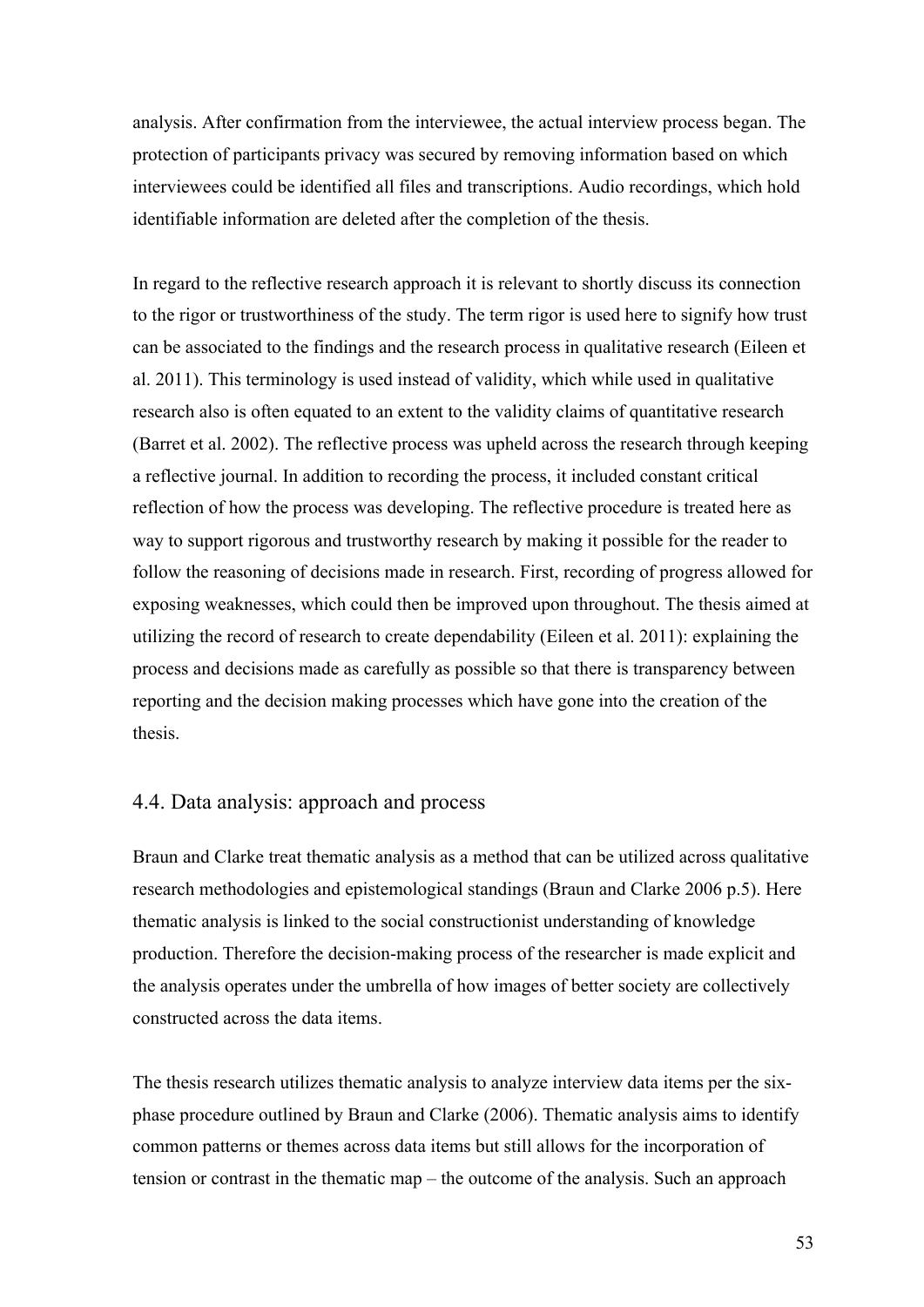analysis. After confirmation from the interviewee, the actual interview process began. The protection of participants privacy was secured by removing information based on which interviewees could be identified all files and transcriptions. Audio recordings, which hold identifiable information are deleted after the completion of the thesis.

In regard to the reflective research approach it is relevant to shortly discuss its connection to the rigor or trustworthiness of the study. The term rigor is used here to signify how trust can be associated to the findings and the research process in qualitative research (Eileen et al. 2011). This terminology is used instead of validity, which while used in qualitative research also is often equated to an extent to the validity claims of quantitative research (Barret et al. 2002). The reflective process was upheld across the research through keeping a reflective journal. In addition to recording the process, it included constant critical reflection of how the process was developing. The reflective procedure is treated here as way to support rigorous and trustworthy research by making it possible for the reader to follow the reasoning of decisions made in research. First, recording of progress allowed for exposing weaknesses, which could then be improved upon throughout. The thesis aimed at utilizing the record of research to create dependability (Eileen et al. 2011): explaining the process and decisions made as carefully as possible so that there is transparency between reporting and the decision making processes which have gone into the creation of the thesis.

## 4.4. Data analysis: approach and process

Braun and Clarke treat thematic analysis as a method that can be utilized across qualitative research methodologies and epistemological standings (Braun and Clarke 2006 p.5). Here thematic analysis is linked to the social constructionist understanding of knowledge production. Therefore the decision-making process of the researcher is made explicit and the analysis operates under the umbrella of how images of better society are collectively constructed across the data items.

The thesis research utilizes thematic analysis to analyze interview data items per the six-phase procedure outlined by Braun and Clarke (2006). Thematic analysis aims to identify common patterns or themes across data items but still allows for the incorporation of tension or contrast in the thematic map – the outcome of the analysis. Such an approach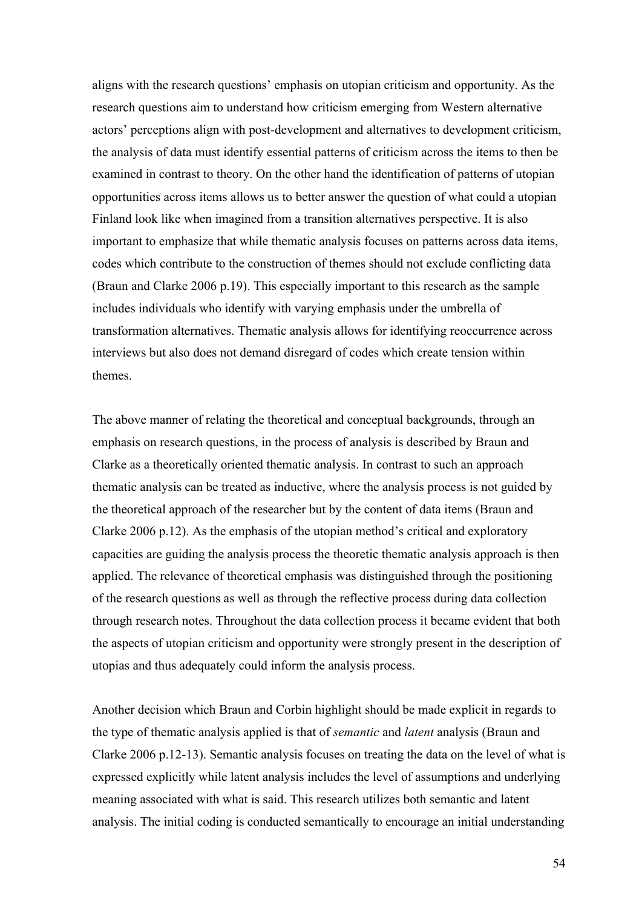aligns with the research questions' emphasis on utopian criticism and opportunity. As the research questions aim to understand how criticism emerging from Western alternative actors' perceptions align with post-development and alternatives to development criticism, the analysis of data must identify essential patterns of criticism across the items to then be examined in contrast to theory. On the other hand the identification of patterns of utopian opportunities across items allows us to better answer the question of what could a utopian Finland look like when imagined from a transition alternatives perspective. It is also important to emphasize that while thematic analysis focuses on patterns across data items, codes which contribute to the construction of themes should not exclude conflicting data (Braun and Clarke 2006 p.19). This especially important to this research as the sample includes individuals who identify with varying emphasis under the umbrella of transformation alternatives. Thematic analysis allows for identifying reoccurrence across interviews but also does not demand disregard of codes which create tension within themes.

The above manner of relating the theoretical and conceptual backgrounds, through an emphasis on research questions, in the process of analysis is described by Braun and Clarke as a theoretically oriented thematic analysis. In contrast to such an approach thematic analysis can be treated as inductive, where the analysis process is not guided by the theoretical approach of the researcher but by the content of data items (Braun and Clarke 2006 p.12). As the emphasis of the utopian method's critical and exploratory capacities are guiding the analysis process the theoretic thematic analysis approach is then applied. The relevance of theoretical emphasis was distinguished through the positioning of the research questions as well as through the reflective process during data collection through research notes. Throughout the data collection process it became evident that both the aspects of utopian criticism and opportunity were strongly present in the description of utopias and thus adequately could inform the analysis process.

Another decision which Braun and Corbin highlight should be made explicit in regards to the type of thematic analysis applied is that of *semantic* and *latent* analysis (Braun and Clarke 2006 p.12-13). Semantic analysis focuses on treating the data on the level of what is expressed explicitly while latent analysis includes the level of assumptions and underlying meaning associated with what is said. This research utilizes both semantic and latent analysis. The initial coding is conducted semantically to encourage an initial understanding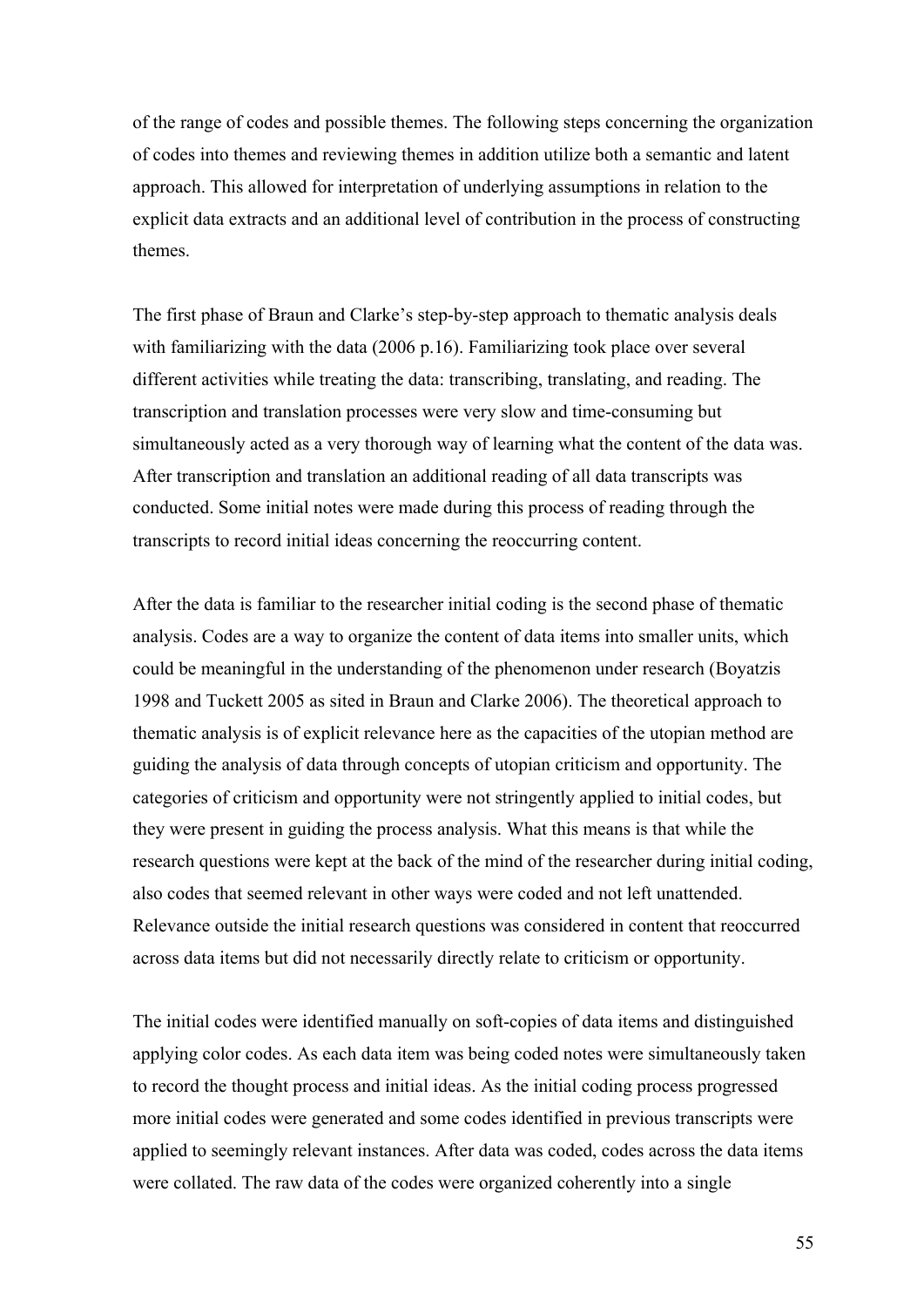of the range of codes and possible themes. The following steps concerning the organization of codes into themes and reviewing themes in addition utilize both a semantic and latent approach. This allowed for interpretation of underlying assumptions in relation to the explicit data extracts and an additional level of contribution in the process of constructing themes.

The first phase of Braun and Clarke's step-by-step approach to thematic analysis deals with familiarizing with the data (2006 p.16). Familiarizing took place over several different activities while treating the data: transcribing, translating, and reading. The transcription and translation processes were very slow and time-consuming but simultaneously acted as a very thorough way of learning what the content of the data was. After transcription and translation an additional reading of all data transcripts was conducted. Some initial notes were made during this process of reading through the transcripts to record initial ideas concerning the reoccurring content.

After the data is familiar to the researcher initial coding is the second phase of thematic analysis. Codes are a way to organize the content of data items into smaller units, which could be meaningful in the understanding of the phenomenon under research (Boyatzis 1998 and Tuckett 2005 as sited in Braun and Clarke 2006). The theoretical approach to thematic analysis is of explicit relevance here as the capacities of the utopian method are guiding the analysis of data through concepts of utopian criticism and opportunity. The categories of criticism and opportunity were not stringently applied to initial codes, but they were present in guiding the process analysis. What this means is that while the research questions were kept at the back of the mind of the researcher during initial coding, also codes that seemed relevant in other ways were coded and not left unattended. Relevance outside the initial research questions was considered in content that reoccurred across data items but did not necessarily directly relate to criticism or opportunity.

The initial codes were identified manually on soft-copies of data items and distinguished applying color codes. As each data item was being coded notes were simultaneously taken to record the thought process and initial ideas. As the initial coding process progressed more initial codes were generated and some codes identified in previous transcripts were applied to seemingly relevant instances. After data was coded, codes across the data items were collated. The raw data of the codes were organized coherently into a single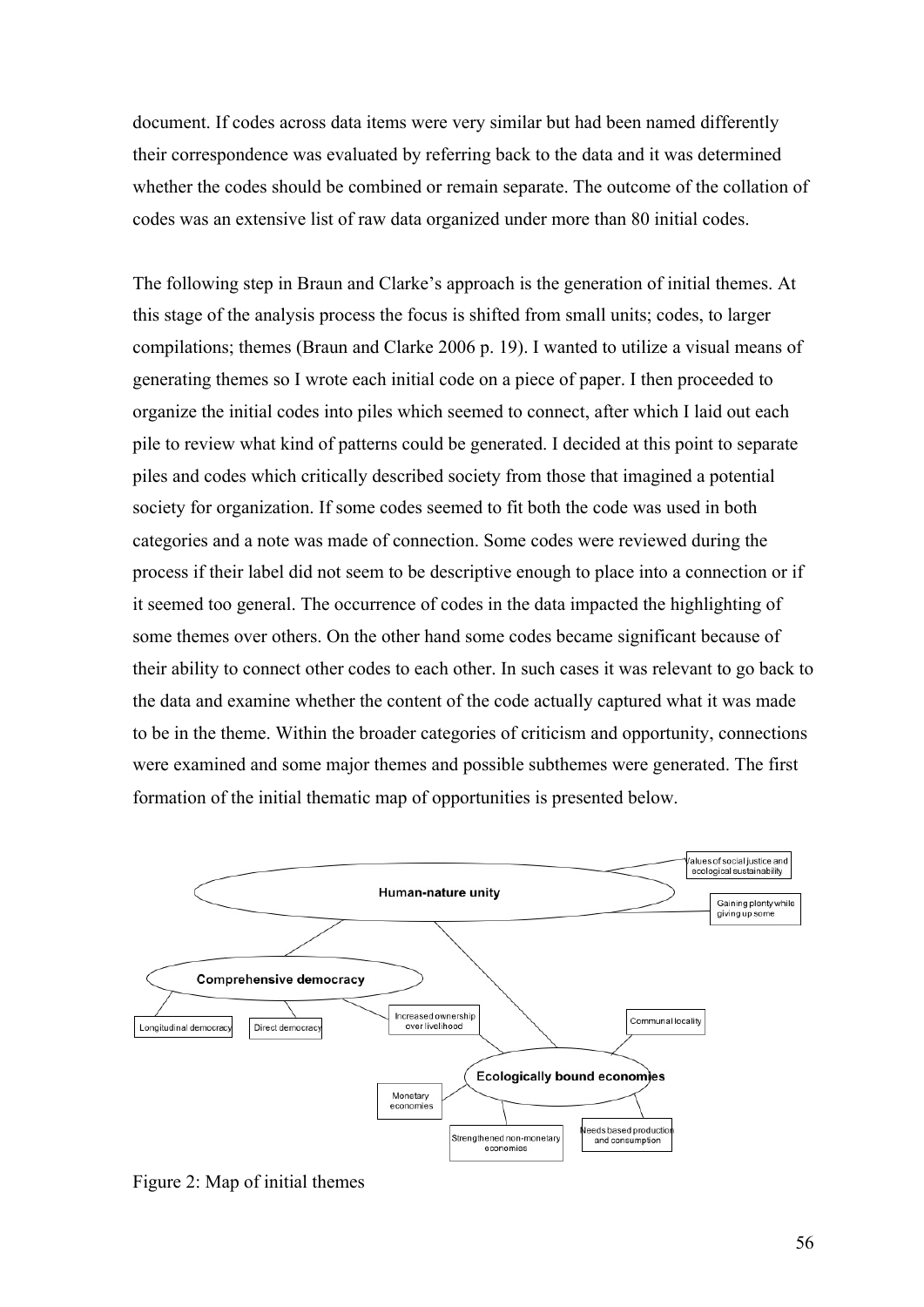document. If codes across data items were very similar but had been named differently their correspondence was evaluated by referring back to the data and it was determined whether the codes should be combined or remain separate. The outcome of the collation of codes was an extensive list of raw data organized under more than 80 initial codes.

The following step in Braun and Clarke's approach is the generation of initial themes. At this stage of the analysis process the focus is shifted from small units; codes, to larger compilations; themes (Braun and Clarke 2006 p. 19). I wanted to utilize a visual means of generating themes so I wrote each initial code on a piece of paper. I then proceeded to organize the initial codes into piles which seemed to connect, after which I laid out each pile to review what kind of patterns could be generated. I decided at this point to separate piles and codes which critically described society from those that imagined a potential society for organization. If some codes seemed to fit both the code was used in both categories and a note was made of connection. Some codes were reviewed during the process if their label did not seem to be descriptive enough to place into a connection or if it seemed too general. The occurrence of codes in the data impacted the highlighting of some themes over others. On the other hand some codes became significant because of their ability to connect other codes to each other. In such cases it was relevant to go back to the data and examine whether the content of the code actually captured what it was made to be in the theme. Within the broader categories of criticism and opportunity, connections were examined and some major themes and possible subthemes were generated. The first formation of the initial thematic map of opportunities is presented below.

Figure 2: Map of initial themes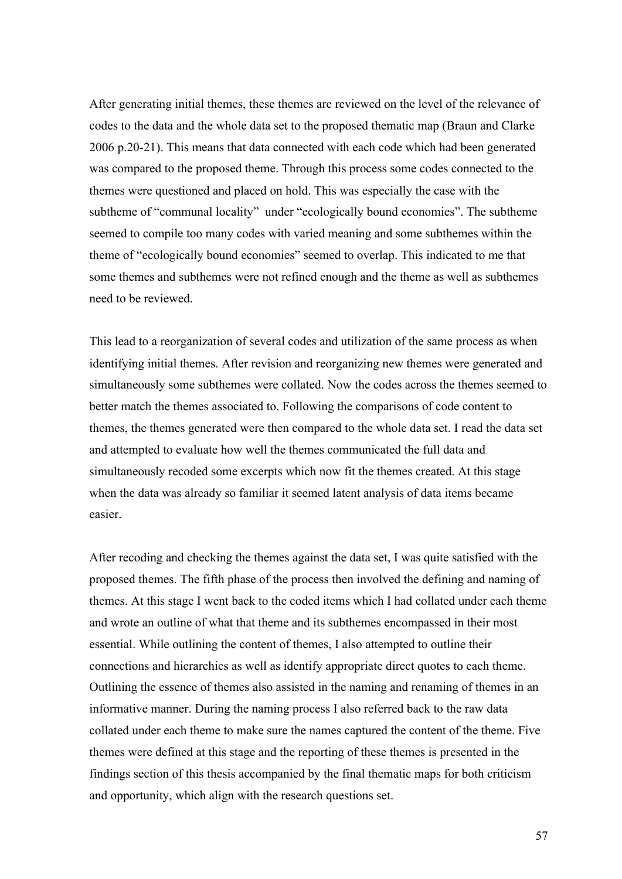After generating initial themes, these themes are reviewed on the level of the relevance of codes to the data and the whole data set to the proposed thematic map (Braun and Clarke 2006 p.20-21). This means that data connected with each code which had been generated was compared to the proposed theme. Through this process some codes connected to the themes were questioned and placed on hold. This was especially the case with the subtheme of "communal locality"  under "ecologically bound economies". The subtheme seemed to compile too many codes with varied meaning and some subthemes within the theme of "ecologically bound economies" seemed to overlap. This indicated to me that some themes and subthemes were not refined enough and the theme as well as subthemes need to be reviewed.

This lead to a reorganization of several codes and utilization of the same process as when identifying initial themes. After revision and reorganizing new themes were generated and simultaneously some subthemes were collated. Now the codes across the themes seemed to better match the themes associated to. Following the comparisons of code content to themes, the themes generated were then compared to the whole data set. I read the data set and attempted to evaluate how well the themes communicated the full data and simultaneously recoded some excerpts which now fit the themes created. At this stage when the data was already so familiar it seemed latent analysis of data items became easier.

After recoding and checking the themes against the data set, I was quite satisfied with the proposed themes. The fifth phase of the process then involved the defining and naming of themes. At this stage I went back to the coded items which I had collated under each theme and wrote an outline of what that theme and its subthemes encompassed in their most essential. While outlining the content of themes, I also attempted to outline their connections and hierarchies as well as identify appropriate direct quotes to each theme. Outlining the essence of themes also assisted in the naming and renaming of themes in an informative manner. During the naming process I also referred back to the raw data collated under each theme to make sure the names captured the content of the theme. Five themes were defined at this stage and the reporting of these themes is presented in the findings section of this thesis accompanied by the final thematic maps for both criticism and opportunity, which align with the research questions set.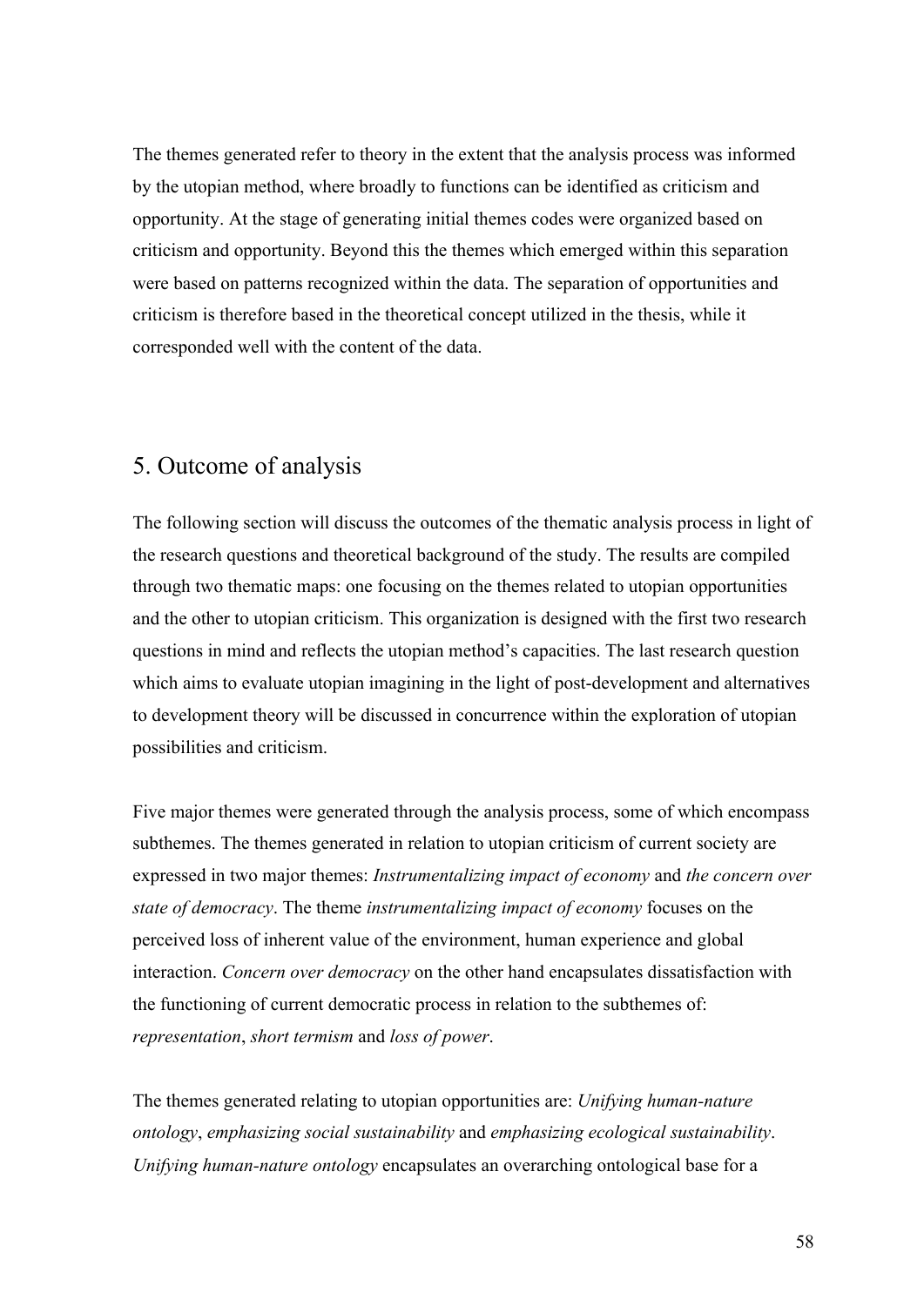The themes generated refer to theory in the extent that the analysis process was informed by the utopian method, where broadly to functions can be identified as criticism and opportunity. At the stage of generating initial themes codes were organized based on criticism and opportunity. Beyond this the themes which emerged within this separation were based on patterns recognized within the data. The separation of opportunities and criticism is therefore based in the theoretical concept utilized in the thesis, while it corresponded well with the content of the data.

# 5. Outcome of analysis

The following section will discuss the outcomes of the thematic analysis process in light of the research questions and theoretical background of the study. The results are compiled through two thematic maps: one focusing on the themes related to utopian opportunities and the other to utopian criticism. This organization is designed with the first two research questions in mind and reflects the utopian method's capacities. The last research question which aims to evaluate utopian imagining in the light of post-development and alternatives to development theory will be discussed in concurrence within the exploration of utopian possibilities and criticism.

Five major themes were generated through the analysis process, some of which encompass subthemes. The themes generated in relation to utopian criticism of current society are expressed in two major themes: *Instrumentalizing impact of economy* and *the concern over state of democracy*. The theme *instrumentalizing impact of economy* focuses on the perceived loss of inherent value of the environment, human experience and global interaction. *Concern over democracy* on the other hand encapsulates dissatisfaction with the functioning of current democratic process in relation to the subthemes of: *representation*, *short termism* and *loss of power*.

The themes generated relating to utopian opportunities are: *Unifying human-nature ontology*, *emphasizing social sustainability* and *emphasizing ecological sustainability*. *Unifying human-nature ontology* encapsulates an overarching ontological base for a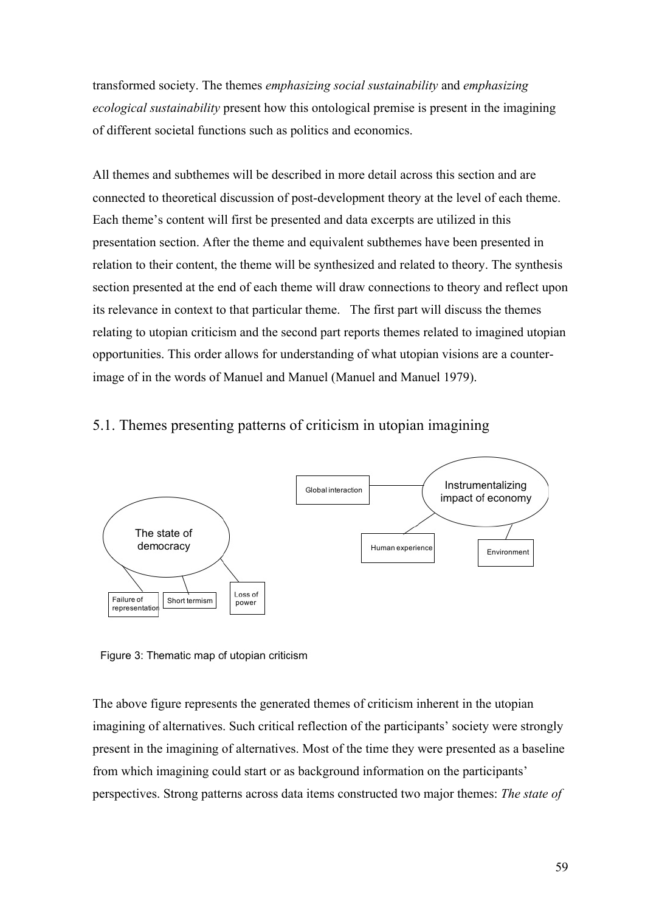transformed society. The themes *emphasizing social sustainability* and *emphasizing ecological sustainability* present how this ontological premise is present in the imagining of different societal functions such as politics and economics.

All themes and subthemes will be described in more detail across this section and are connected to theoretical discussion of post-development theory at the level of each theme. Each theme's content will first be presented and data excerpts are utilized in this presentation section. After the theme and equivalent subthemes have been presented in relation to their content, the theme will be synthesized and related to theory. The synthesis section presented at the end of each theme will draw connections to theory and reflect upon its relevance in context to that particular theme. The first part will discuss the themes relating to utopian criticism and the second part reports themes related to imagined utopian opportunities. This order allows for understanding of what utopian visions are a counter-image of in the words of Manuel and Manuel (Manuel and Manuel 1979).

## 5.1. Themes presenting patterns of criticism in utopian imagining

The state of democracy — Failure of representation; Short termism; Loss of power

Instrumentalizing impact of economy — Global interaction; Human experience; Environment

Figure 3: Thematic map of utopian criticism

The above figure represents the generated themes of criticism inherent in the utopian imagining of alternatives. Such critical reflection of the participants' society were strongly present in the imagining of alternatives. Most of the time they were presented as a baseline from which imagining could start or as background information on the participants' perspectives. Strong patterns across data items constructed two major themes: *The state of*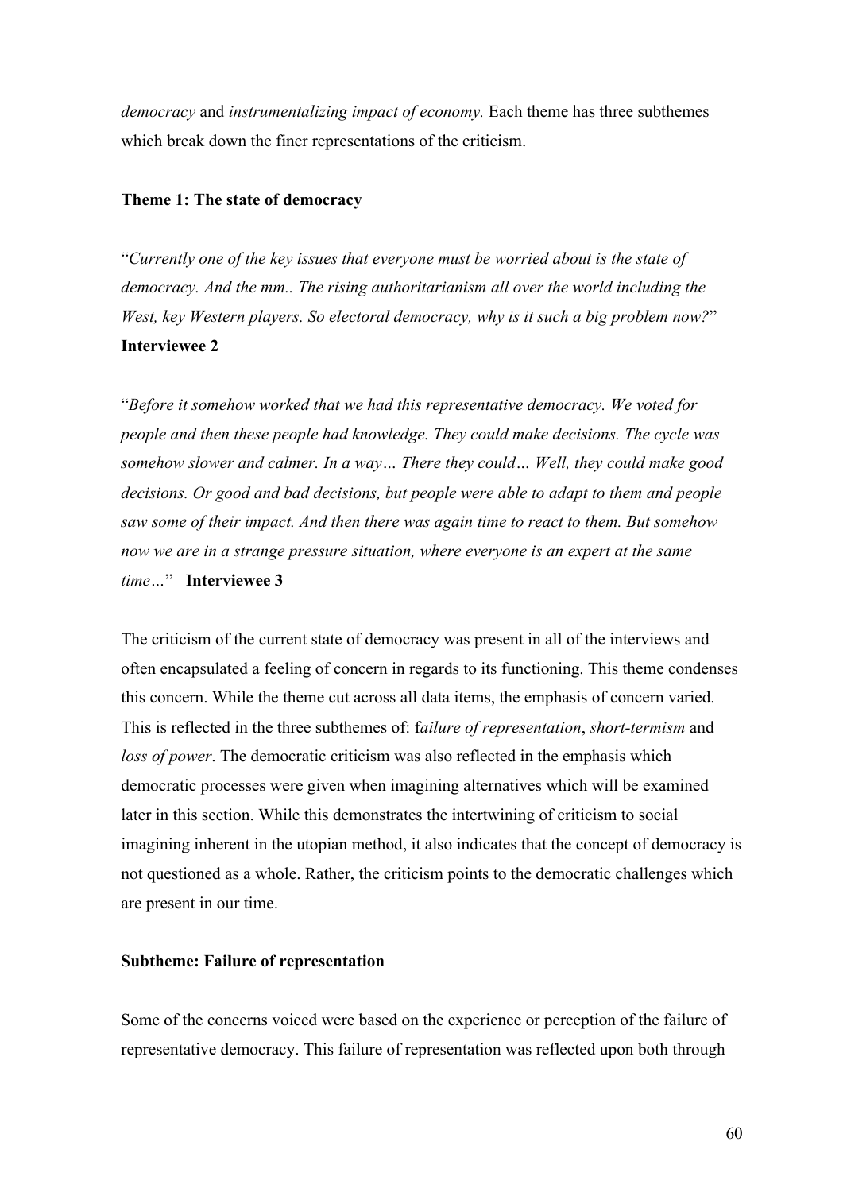*democracy* and *instrumentalizing impact of economy.* Each theme has three subthemes which break down the finer representations of the criticism.

**Theme 1: The state of democracy**

"*Currently one of the key issues that everyone must be worried about is the state of democracy. And the mm.. The rising authoritarianism all over the world including the West, key Western players. So electoral democracy, why is it such a big problem now?*" **Interviewee 2**

"*Before it somehow worked that we had this representative democracy. We voted for people and then these people had knowledge. They could make decisions. The cycle was somehow slower and calmer. In a way… There they could… Well, they could make good decisions. Or good and bad decisions, but people were able to adapt to them and people saw some of their impact. And then there was again time to react to them. But somehow now we are in a strange pressure situation, where everyone is an expert at the same time…*" **Interviewee 3**

The criticism of the current state of democracy was present in all of the interviews and often encapsulated a feeling of concern in regards to its functioning. This theme condenses this concern. While the theme cut across all data items, the emphasis of concern varied. This is reflected in the three subthemes of: f*ailure of representation*, *short-termism* and *loss of power*. The democratic criticism was also reflected in the emphasis which democratic processes were given when imagining alternatives which will be examined later in this section. While this demonstrates the intertwining of criticism to social imagining inherent in the utopian method, it also indicates that the concept of democracy is not questioned as a whole. Rather, the criticism points to the democratic challenges which are present in our time.

**Subtheme: Failure of representation**

Some of the concerns voiced were based on the experience or perception of the failure of representative democracy. This failure of representation was reflected upon both through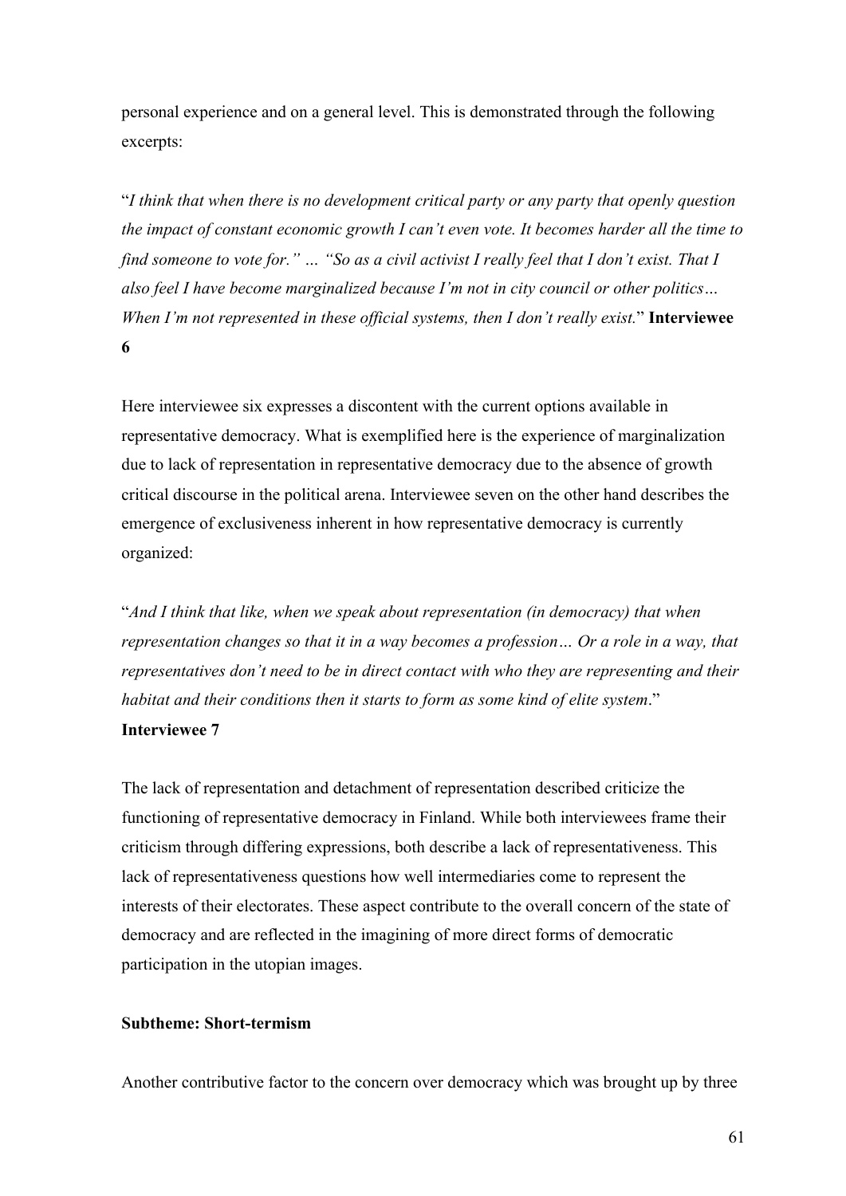personal experience and on a general level. This is demonstrated through the following excerpts:

"*I think that when there is no development critical party or any party that openly question the impact of constant economic growth I can't even vote. It becomes harder all the time to find someone to vote for." … "So as a civil activist I really feel that I don't exist. That I also feel I have become marginalized because I'm not in city council or other politics… When I'm not represented in these official systems, then I don't really exist.*" **Interviewee 6**

Here interviewee six expresses a discontent with the current options available in representative democracy. What is exemplified here is the experience of marginalization due to lack of representation in representative democracy due to the absence of growth critical discourse in the political arena. Interviewee seven on the other hand describes the emergence of exclusiveness inherent in how representative democracy is currently organized:

"*And I think that like, when we speak about representation (in democracy) that when representation changes so that it in a way becomes a profession… Or a role in a way, that representatives don't need to be in direct contact with who they are representing and their habitat and their conditions then it starts to form as some kind of elite system*." **Interviewee 7**

The lack of representation and detachment of representation described criticize the functioning of representative democracy in Finland. While both interviewees frame their criticism through differing expressions, both describe a lack of representativeness. This lack of representativeness questions how well intermediaries come to represent the interests of their electorates. These aspect contribute to the overall concern of the state of democracy and are reflected in the imagining of more direct forms of democratic participation in the utopian images.

**Subtheme: Short-termism**

Another contributive factor to the concern over democracy which was brought up by three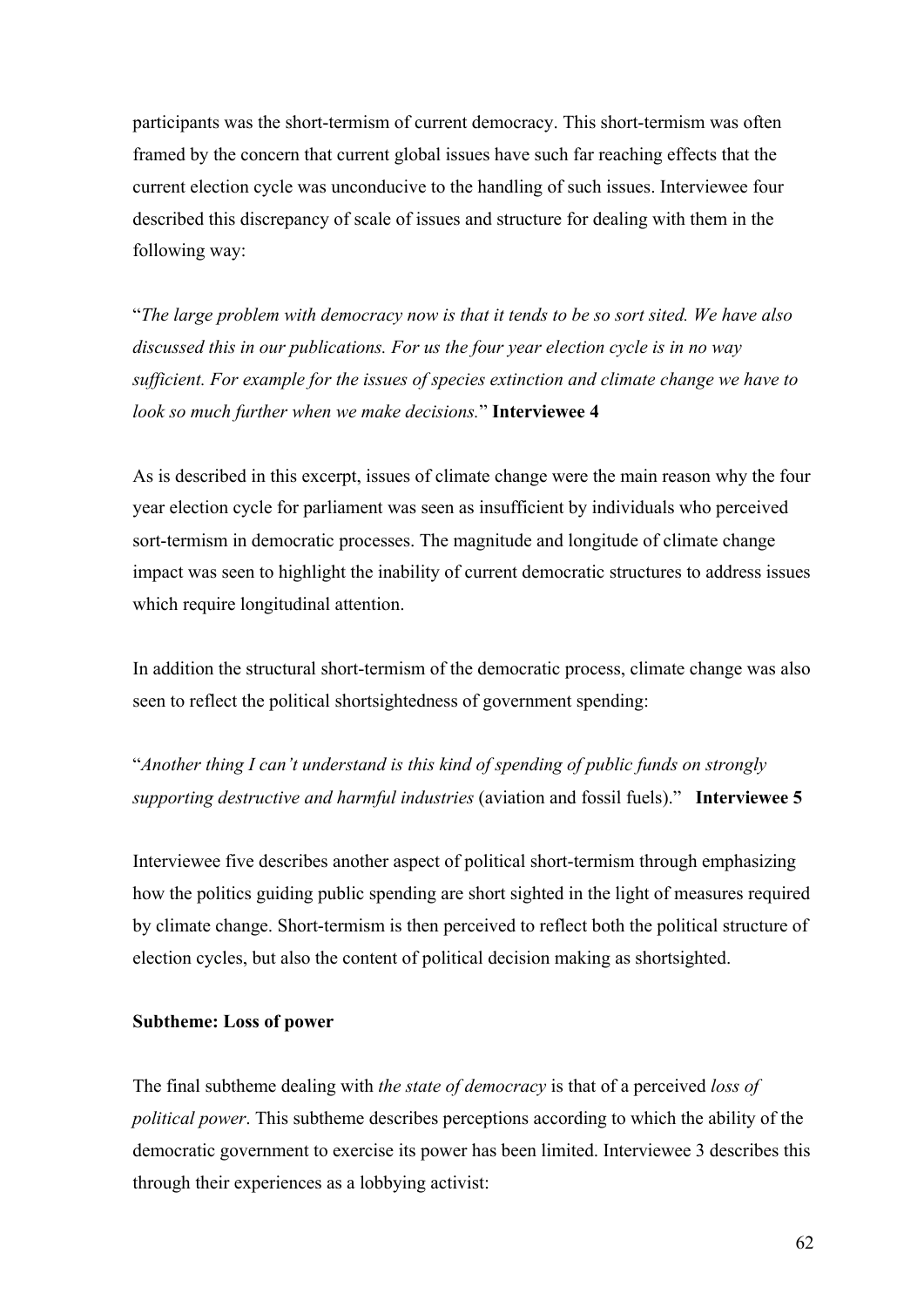participants was the short-termism of current democracy. This short-termism was often framed by the concern that current global issues have such far reaching effects that the current election cycle was unconducive to the handling of such issues. Interviewee four described this discrepancy of scale of issues and structure for dealing with them in the following way:

"*The large problem with democracy now is that it tends to be so sort sited. We have also discussed this in our publications. For us the four year election cycle is in no way sufficient. For example for the issues of species extinction and climate change we have to look so much further when we make decisions.*" **Interviewee 4**

As is described in this excerpt, issues of climate change were the main reason why the four year election cycle for parliament was seen as insufficient by individuals who perceived sort-termism in democratic processes. The magnitude and longitude of climate change impact was seen to highlight the inability of current democratic structures to address issues which require longitudinal attention.

In addition the structural short-termism of the democratic process, climate change was also seen to reflect the political shortsightedness of government spending:

"*Another thing I can't understand is this kind of spending of public funds on strongly supporting destructive and harmful industries* (aviation and fossil fuels)." **Interviewee 5**

Interviewee five describes another aspect of political short-termism through emphasizing how the politics guiding public spending are short sighted in the light of measures required by climate change. Short-termism is then perceived to reflect both the political structure of election cycles, but also the content of political decision making as shortsighted.

**Subtheme: Loss of power**

The final subtheme dealing with *the state of democracy* is that of a perceived *loss of political power*. This subtheme describes perceptions according to which the ability of the democratic government to exercise its power has been limited. Interviewee 3 describes this through their experiences as a lobbying activist: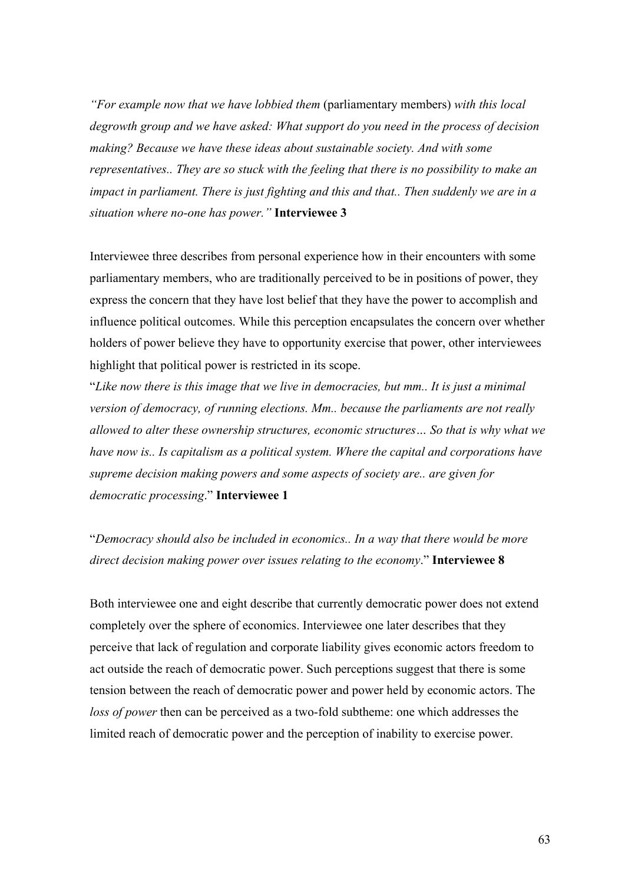*"For example now that we have lobbied them* (parliamentary members) *with this local degrowth group and we have asked: What support do you need in the process of decision making? Because we have these ideas about sustainable society. And with some representatives.. They are so stuck with the feeling that there is no possibility to make an impact in parliament. There is just fighting and this and that.. Then suddenly we are in a situation where no-one has power."* **Interviewee 3**

Interviewee three describes from personal experience how in their encounters with some parliamentary members, who are traditionally perceived to be in positions of power, they express the concern that they have lost belief that they have the power to accomplish and influence political outcomes. While this perception encapsulates the concern over whether holders of power believe they have to opportunity exercise that power, other interviewees highlight that political power is restricted in its scope.

"*Like now there is this image that we live in democracies, but mm.. It is just a minimal version of democracy, of running elections. Mm.. because the parliaments are not really allowed to alter these ownership structures, economic structures… So that is why what we have now is.. Is capitalism as a political system. Where the capital and corporations have supreme decision making powers and some aspects of society are.. are given for democratic processing*." **Interviewee 1**

"*Democracy should also be included in economics.. In a way that there would be more direct decision making power over issues relating to the economy*." **Interviewee 8**

Both interviewee one and eight describe that currently democratic power does not extend completely over the sphere of economics. Interviewee one later describes that they perceive that lack of regulation and corporate liability gives economic actors freedom to act outside the reach of democratic power. Such perceptions suggest that there is some tension between the reach of democratic power and power held by economic actors. The *loss of power* then can be perceived as a two-fold subtheme: one which addresses the limited reach of democratic power and the perception of inability to exercise power.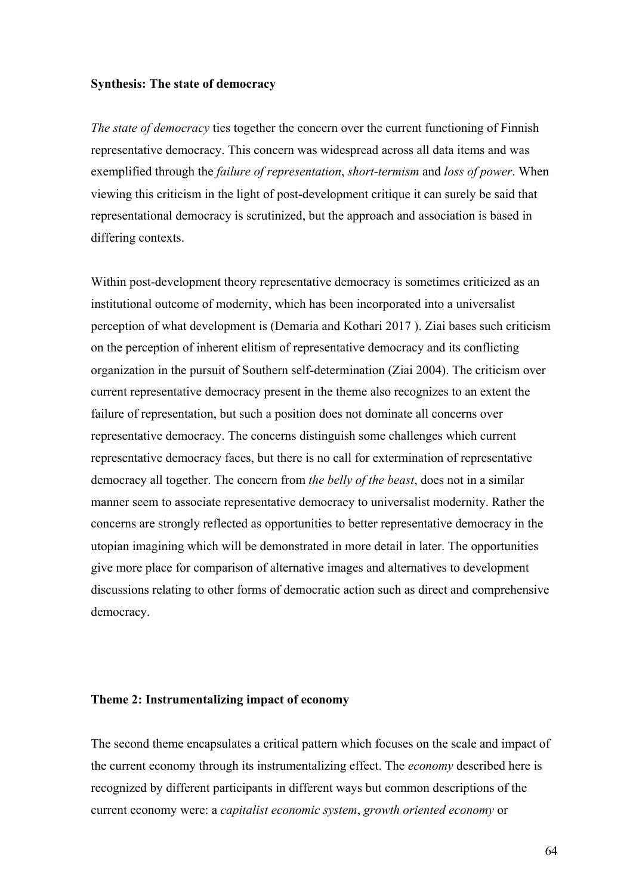**Synthesis: The state of democracy**

*The state of democracy* ties together the concern over the current functioning of Finnish representative democracy. This concern was widespread across all data items and was exemplified through the *failure of representation*, *short-termism* and *loss of power*. When viewing this criticism in the light of post-development critique it can surely be said that representational democracy is scrutinized, but the approach and association is based in differing contexts.

Within post-development theory representative democracy is sometimes criticized as an institutional outcome of modernity, which has been incorporated into a universalist perception of what development is (Demaria and Kothari 2017 ). Ziai bases such criticism on the perception of inherent elitism of representative democracy and its conflicting organization in the pursuit of Southern self-determination (Ziai 2004). The criticism over current representative democracy present in the theme also recognizes to an extent the failure of representation, but such a position does not dominate all concerns over representative democracy. The concerns distinguish some challenges which current representative democracy faces, but there is no call for extermination of representative democracy all together. The concern from *the belly of the beast*, does not in a similar manner seem to associate representative democracy to universalist modernity. Rather the concerns are strongly reflected as opportunities to better representative democracy in the utopian imagining which will be demonstrated in more detail in later. The opportunities give more place for comparison of alternative images and alternatives to development discussions relating to other forms of democratic action such as direct and comprehensive democracy.

**Theme 2: Instrumentalizing impact of economy**

The second theme encapsulates a critical pattern which focuses on the scale and impact of the current economy through its instrumentalizing effect. The *economy* described here is recognized by different participants in different ways but common descriptions of the current economy were: a *capitalist economic system*, *growth oriented economy* or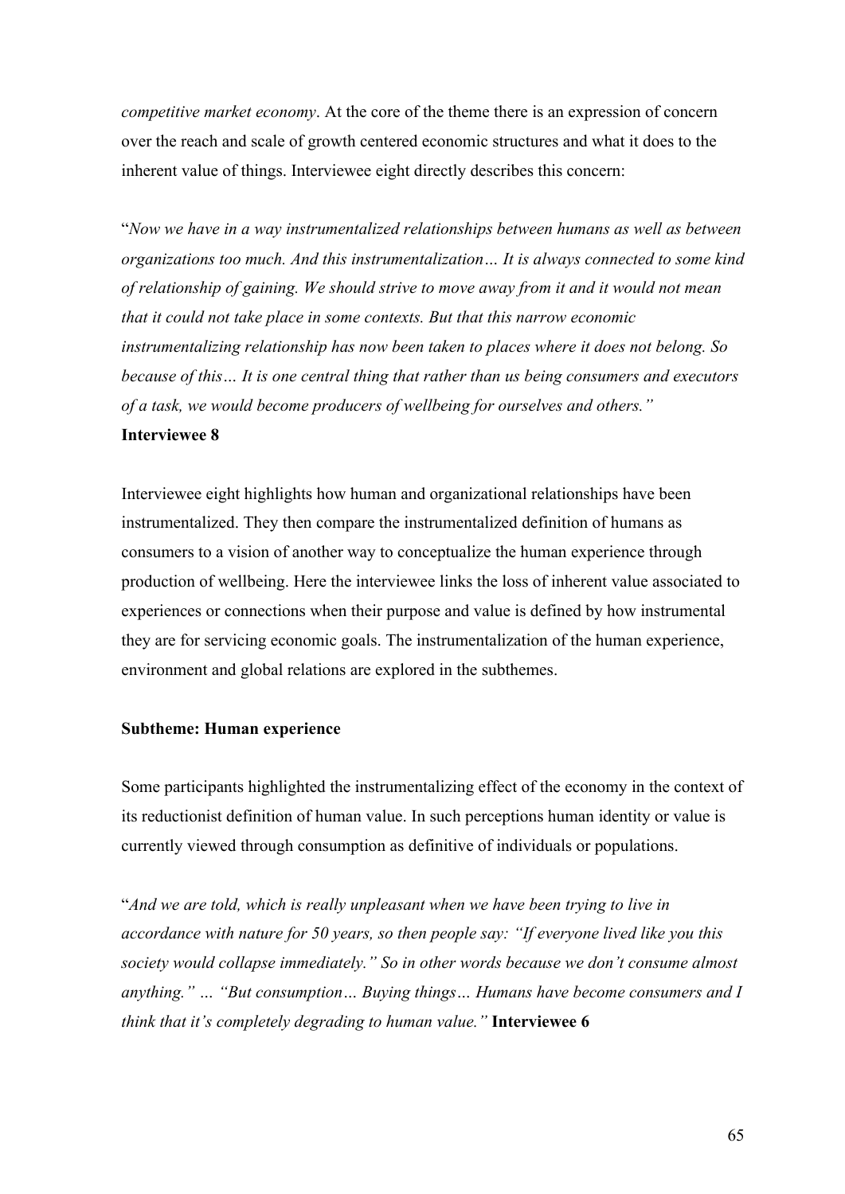*competitive market economy*. At the core of the theme there is an expression of concern over the reach and scale of growth centered economic structures and what it does to the inherent value of things. Interviewee eight directly describes this concern:

"*Now we have in a way instrumentalized relationships between humans as well as between organizations too much. And this instrumentalization… It is always connected to some kind of relationship of gaining. We should strive to move away from it and it would not mean that it could not take place in some contexts. But that this narrow economic instrumentalizing relationship has now been taken to places where it does not belong. So because of this… It is one central thing that rather than us being consumers and executors of a task, we would become producers of wellbeing for ourselves and others."*
**Interviewee 8**

Interviewee eight highlights how human and organizational relationships have been instrumentalized. They then compare the instrumentalized definition of humans as consumers to a vision of another way to conceptualize the human experience through production of wellbeing. Here the interviewee links the loss of inherent value associated to experiences or connections when their purpose and value is defined by how instrumental they are for servicing economic goals. The instrumentalization of the human experience, environment and global relations are explored in the subthemes.

**Subtheme: Human experience**

Some participants highlighted the instrumentalizing effect of the economy in the context of its reductionist definition of human value. In such perceptions human identity or value is currently viewed through consumption as definitive of individuals or populations.

"*And we are told, which is really unpleasant when we have been trying to live in accordance with nature for 50 years, so then people say: "If everyone lived like you this society would collapse immediately." So in other words because we don't consume almost anything." … "But consumption… Buying things… Humans have become consumers and I think that it's completely degrading to human value."* **Interviewee 6**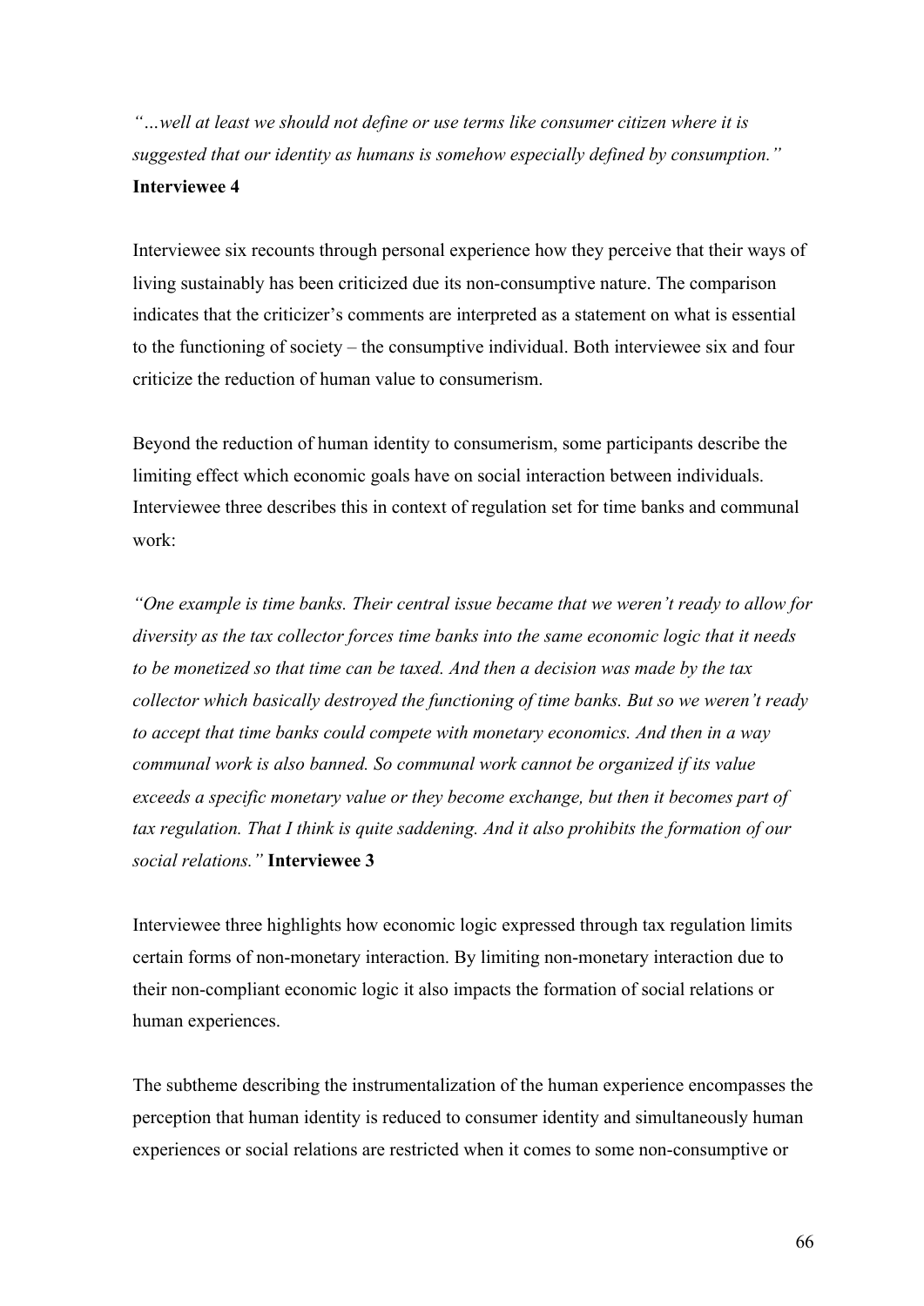*"…well at least we should not define or use terms like consumer citizen where it is suggested that our identity as humans is somehow especially defined by consumption."* **Interviewee 4**

Interviewee six recounts through personal experience how they perceive that their ways of living sustainably has been criticized due its non-consumptive nature. The comparison indicates that the criticizer's comments are interpreted as a statement on what is essential to the functioning of society – the consumptive individual. Both interviewee six and four criticize the reduction of human value to consumerism.

Beyond the reduction of human identity to consumerism, some participants describe the limiting effect which economic goals have on social interaction between individuals. Interviewee three describes this in context of regulation set for time banks and communal work:

*"One example is time banks. Their central issue became that we weren't ready to allow for diversity as the tax collector forces time banks into the same economic logic that it needs to be monetized so that time can be taxed. And then a decision was made by the tax collector which basically destroyed the functioning of time banks. But so we weren't ready to accept that time banks could compete with monetary economics. And then in a way communal work is also banned. So communal work cannot be organized if its value exceeds a specific monetary value or they become exchange, but then it becomes part of tax regulation. That I think is quite saddening. And it also prohibits the formation of our social relations."* **Interviewee 3**

Interviewee three highlights how economic logic expressed through tax regulation limits certain forms of non-monetary interaction. By limiting non-monetary interaction due to their non-compliant economic logic it also impacts the formation of social relations or human experiences.

The subtheme describing the instrumentalization of the human experience encompasses the perception that human identity is reduced to consumer identity and simultaneously human experiences or social relations are restricted when it comes to some non-consumptive or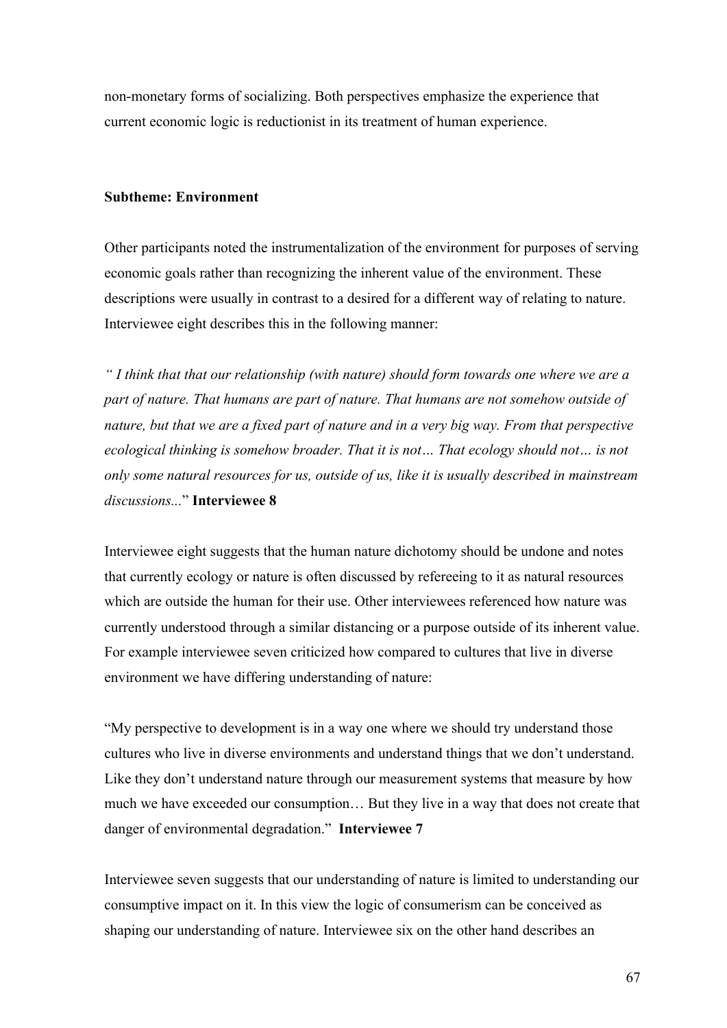non-monetary forms of socializing. Both perspectives emphasize the experience that current economic logic is reductionist in its treatment of human experience.

**Subtheme: Environment**

Other participants noted the instrumentalization of the environment for purposes of serving economic goals rather than recognizing the inherent value of the environment. These descriptions were usually in contrast to a desired for a different way of relating to nature. Interviewee eight describes this in the following manner:

*" I think that that our relationship (with nature) should form towards one where we are a part of nature. That humans are part of nature. That humans are not somehow outside of nature, but that we are a fixed part of nature and in a very big way. From that perspective ecological thinking is somehow broader. That it is not… That ecology should not… is not only some natural resources for us, outside of us, like it is usually described in mainstream discussions...*" **Interviewee 8**

Interviewee eight suggests that the human nature dichotomy should be undone and notes that currently ecology or nature is often discussed by refereeing to it as natural resources which are outside the human for their use. Other interviewees referenced how nature was currently understood through a similar distancing or a purpose outside of its inherent value. For example interviewee seven criticized how compared to cultures that live in diverse environment we have differing understanding of nature:

"My perspective to development is in a way one where we should try understand those cultures who live in diverse environments and understand things that we don't understand. Like they don't understand nature through our measurement systems that measure by how much we have exceeded our consumption… But they live in a way that does not create that danger of environmental degradation." **Interviewee 7**

Interviewee seven suggests that our understanding of nature is limited to understanding our consumptive impact on it. In this view the logic of consumerism can be conceived as shaping our understanding of nature. Interviewee six on the other hand describes an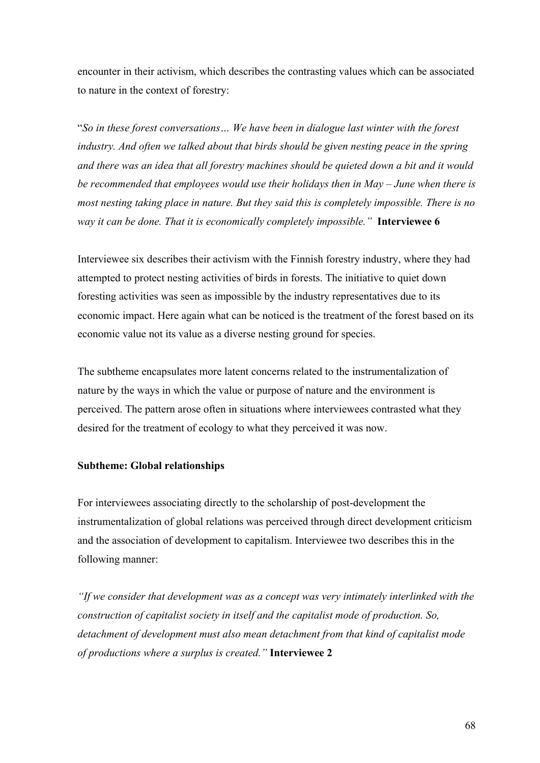encounter in their activism, which describes the contrasting values which can be associated to nature in the context of forestry:

"*So in these forest conversations… We have been in dialogue last winter with the forest industry. And often we talked about that birds should be given nesting peace in the spring and there was an idea that all forestry machines should be quieted down a bit and it would be recommended that employees would use their holidays then in May – June when there is most nesting taking place in nature. But they said this is completely impossible. There is no way it can be done. That it is economically completely impossible.*" **Interviewee 6**

Interviewee six describes their activism with the Finnish forestry industry, where they had attempted to protect nesting activities of birds in forests. The initiative to quiet down foresting activities was seen as impossible by the industry representatives due to its economic impact. Here again what can be noticed is the treatment of the forest based on its economic value not its value as a diverse nesting ground for species.

The subtheme encapsulates more latent concerns related to the instrumentalization of nature by the ways in which the value or purpose of nature and the environment is perceived. The pattern arose often in situations where interviewees contrasted what they desired for the treatment of ecology to what they perceived it was now.

**Subtheme: Global relationships**

For interviewees associating directly to the scholarship of post-development the instrumentalization of global relations was perceived through direct development criticism and the association of development to capitalism. Interviewee two describes this in the following manner:

*"If we consider that development was as a concept was very intimately interlinked with the construction of capitalist society in itself and the capitalist mode of production. So, detachment of development must also mean detachment from that kind of capitalist mode of productions where a surplus is created."* **Interviewee 2**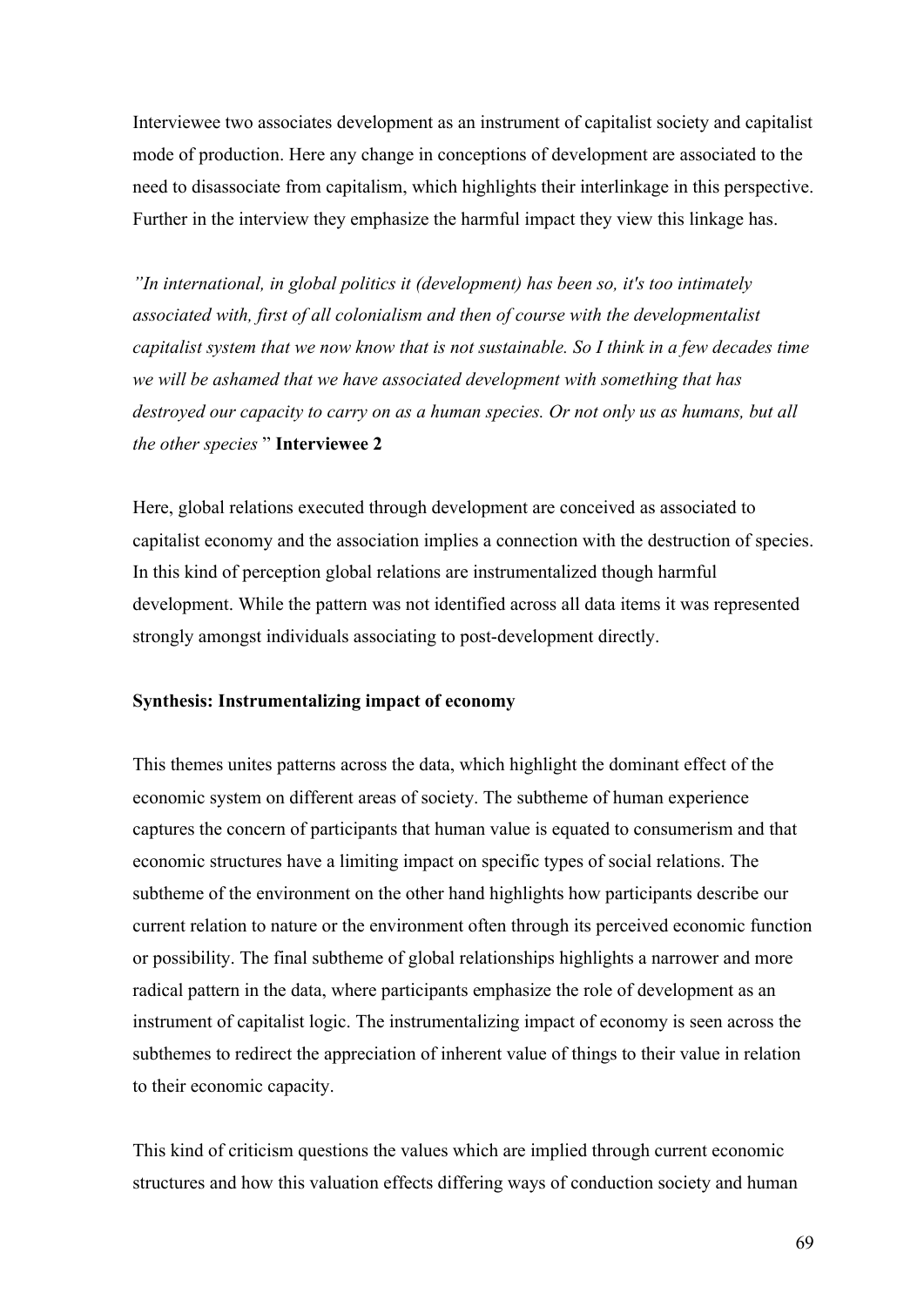Interviewee two associates development as an instrument of capitalist society and capitalist mode of production. Here any change in conceptions of development are associated to the need to disassociate from capitalism, which highlights their interlinkage in this perspective. Further in the interview they emphasize the harmful impact they view this linkage has.

*"In international, in global politics it (development) has been so, it's too intimately associated with, first of all colonialism and then of course with the developmentalist capitalist system that we now know that is not sustainable. So I think in a few decades time we will be ashamed that we have associated development with something that has destroyed our capacity to carry on as a human species. Or not only us as humans, but all the other species* " **Interviewee 2**

Here, global relations executed through development are conceived as associated to capitalist economy and the association implies a connection with the destruction of species. In this kind of perception global relations are instrumentalized though harmful development. While the pattern was not identified across all data items it was represented strongly amongst individuals associating to post-development directly.

**Synthesis: Instrumentalizing impact of economy**

This themes unites patterns across the data, which highlight the dominant effect of the economic system on different areas of society. The subtheme of human experience captures the concern of participants that human value is equated to consumerism and that economic structures have a limiting impact on specific types of social relations. The subtheme of the environment on the other hand highlights how participants describe our current relation to nature or the environment often through its perceived economic function or possibility. The final subtheme of global relationships highlights a narrower and more radical pattern in the data, where participants emphasize the role of development as an instrument of capitalist logic. The instrumentalizing impact of economy is seen across the subthemes to redirect the appreciation of inherent value of things to their value in relation to their economic capacity.

This kind of criticism questions the values which are implied through current economic structures and how this valuation effects differing ways of conduction society and human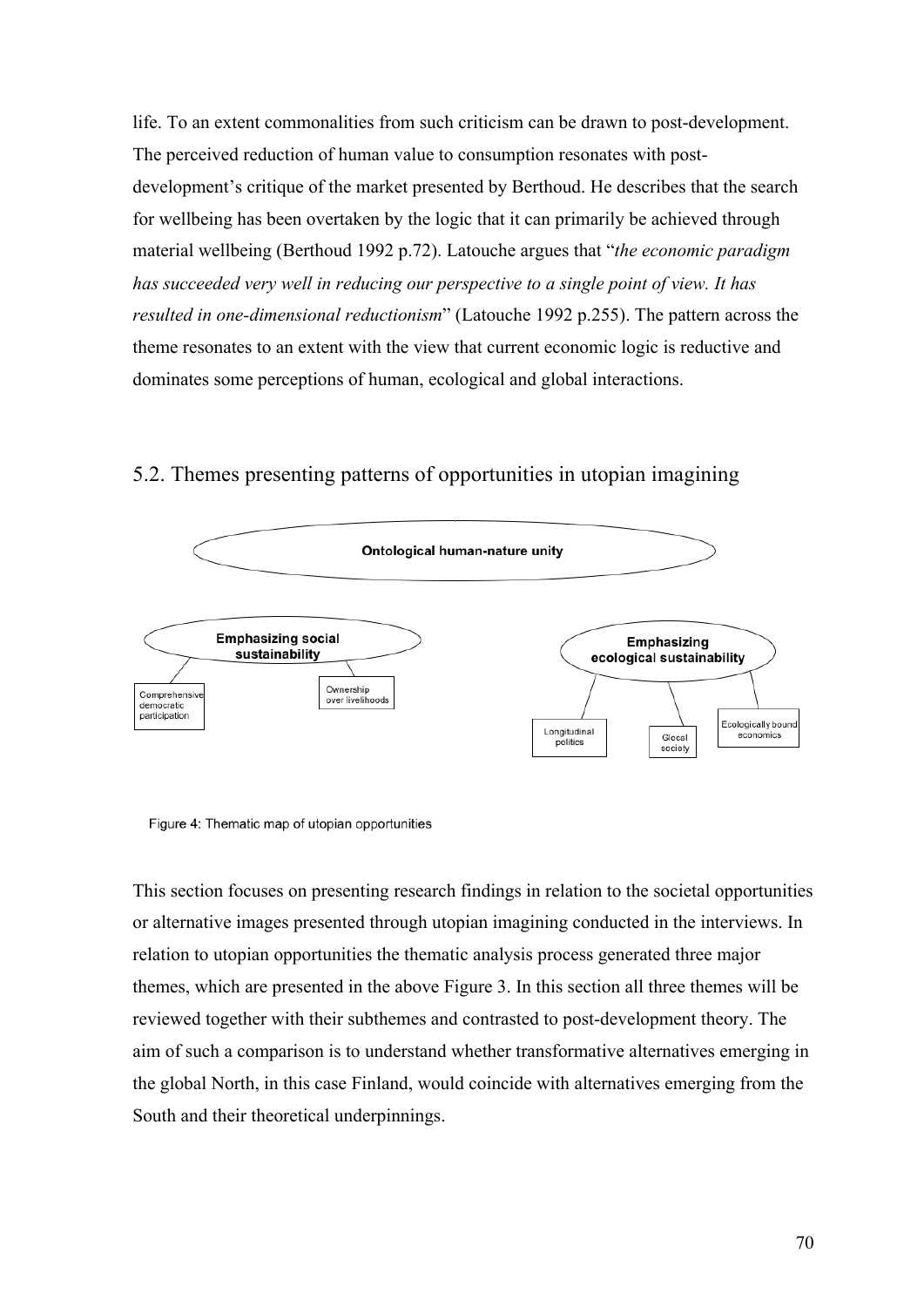life. To an extent commonalities from such criticism can be drawn to post-development. The perceived reduction of human value to consumption resonates with post-development's critique of the market presented by Berthoud. He describes that the search for wellbeing has been overtaken by the logic that it can primarily be achieved through material wellbeing (Berthoud 1992 p.72). Latouche argues that "*the economic paradigm has succeeded very well in reducing our perspective to a single point of view. It has resulted in one-dimensional reductionism*" (Latouche 1992 p.255). The pattern across the theme resonates to an extent with the view that current economic logic is reductive and dominates some perceptions of human, ecological and global interactions.

## 5.2. Themes presenting patterns of opportunities in utopian imagining

**Ontological human-nature unity**

**Emphasizing social sustainability**
- Comprehensive democratic participation
- Ownership over livelihoods

**Emphasizing ecological sustainability**
- Longitudinal politics
- Glocal society
- Ecologically bound economics

Figure 4: Thematic map of utopian opportunities

This section focuses on presenting research findings in relation to the societal opportunities or alternative images presented through utopian imagining conducted in the interviews. In relation to utopian opportunities the thematic analysis process generated three major themes, which are presented in the above Figure 3. In this section all three themes will be reviewed together with their subthemes and contrasted to post-development theory. The aim of such a comparison is to understand whether transformative alternatives emerging in the global North, in this case Finland, would coincide with alternatives emerging from the South and their theoretical underpinnings.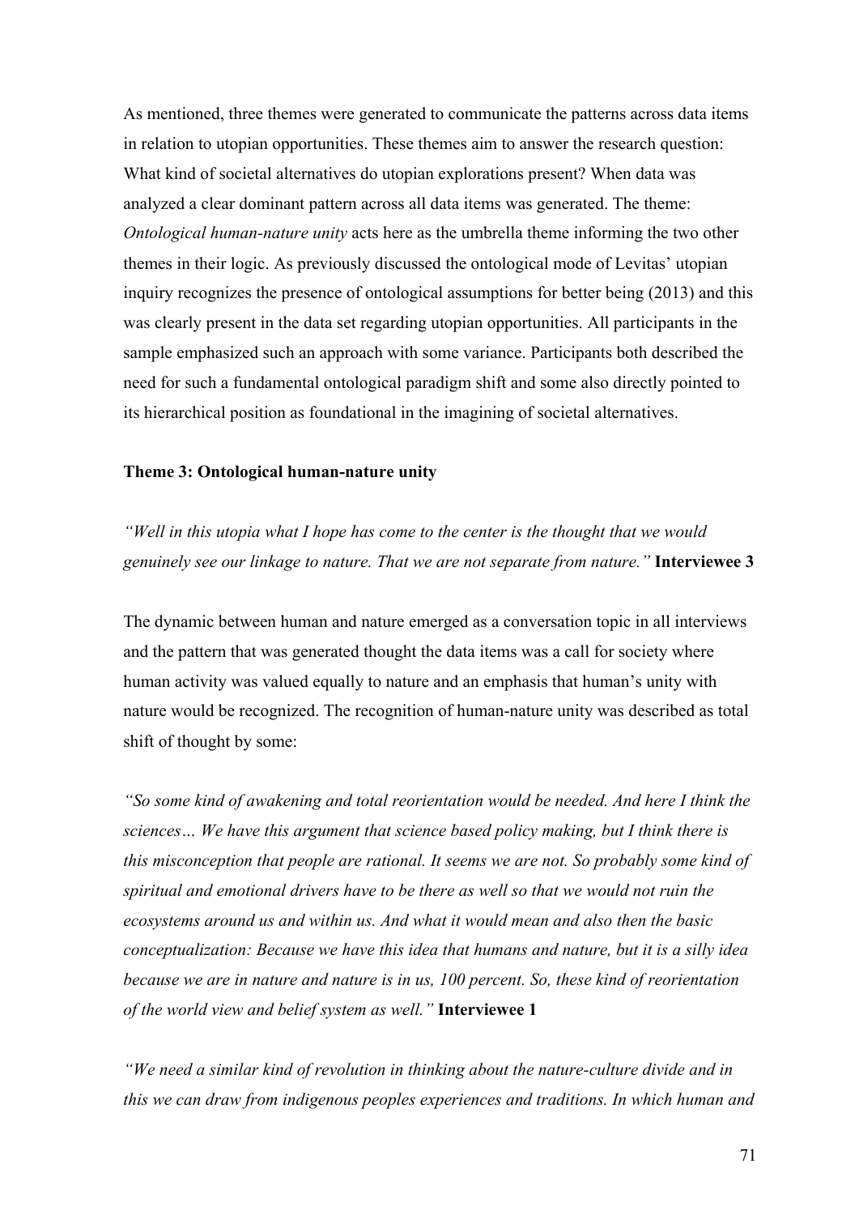As mentioned, three themes were generated to communicate the patterns across data items in relation to utopian opportunities. These themes aim to answer the research question: What kind of societal alternatives do utopian explorations present? When data was analyzed a clear dominant pattern across all data items was generated. The theme: *Ontological human-nature unity* acts here as the umbrella theme informing the two other themes in their logic. As previously discussed the ontological mode of Levitas' utopian inquiry recognizes the presence of ontological assumptions for better being (2013) and this was clearly present in the data set regarding utopian opportunities. All participants in the sample emphasized such an approach with some variance. Participants both described the need for such a fundamental ontological paradigm shift and some also directly pointed to its hierarchical position as foundational in the imagining of societal alternatives.

**Theme 3: Ontological human-nature unity**

*"Well in this utopia what I hope has come to the center is the thought that we would genuinely see our linkage to nature. That we are not separate from nature."* **Interviewee 3**

The dynamic between human and nature emerged as a conversation topic in all interviews and the pattern that was generated thought the data items was a call for society where human activity was valued equally to nature and an emphasis that human's unity with nature would be recognized. The recognition of human-nature unity was described as total shift of thought by some:

*"So some kind of awakening and total reorientation would be needed. And here I think the sciences… We have this argument that science based policy making, but I think there is this misconception that people are rational. It seems we are not. So probably some kind of spiritual and emotional drivers have to be there as well so that we would not ruin the ecosystems around us and within us. And what it would mean and also then the basic conceptualization: Because we have this idea that humans and nature, but it is a silly idea because we are in nature and nature is in us, 100 percent. So, these kind of reorientation of the world view and belief system as well."* **Interviewee 1**

*"We need a similar kind of revolution in thinking about the nature-culture divide and in this we can draw from indigenous peoples experiences and traditions. In which human and*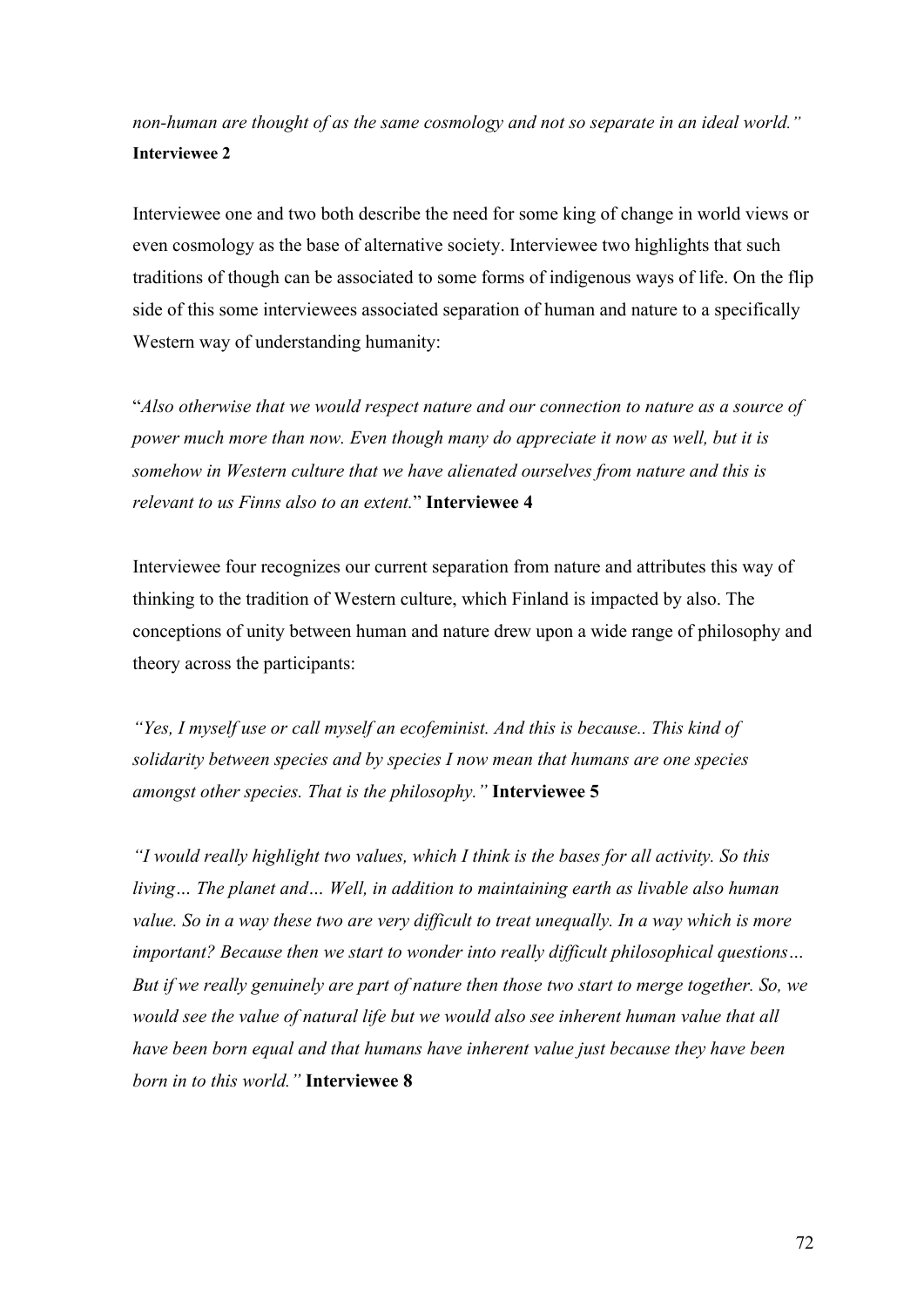*non-human are thought of as the same cosmology and not so separate in an ideal world."* **Interviewee 2**

Interviewee one and two both describe the need for some king of change in world views or even cosmology as the base of alternative society. Interviewee two highlights that such traditions of though can be associated to some forms of indigenous ways of life. On the flip side of this some interviewees associated separation of human and nature to a specifically Western way of understanding humanity:

"*Also otherwise that we would respect nature and our connection to nature as a source of power much more than now. Even though many do appreciate it now as well, but it is somehow in Western culture that we have alienated ourselves from nature and this is relevant to us Finns also to an extent.*" **Interviewee 4**

Interviewee four recognizes our current separation from nature and attributes this way of thinking to the tradition of Western culture, which Finland is impacted by also. The conceptions of unity between human and nature drew upon a wide range of philosophy and theory across the participants:

*"Yes, I myself use or call myself an ecofeminist. And this is because.. This kind of solidarity between species and by species I now mean that humans are one species amongst other species. That is the philosophy."* **Interviewee 5**

*"I would really highlight two values, which I think is the bases for all activity. So this living… The planet and… Well, in addition to maintaining earth as livable also human value. So in a way these two are very difficult to treat unequally. In a way which is more important? Because then we start to wonder into really difficult philosophical questions… But if we really genuinely are part of nature then those two start to merge together. So, we would see the value of natural life but we would also see inherent human value that all have been born equal and that humans have inherent value just because they have been born in to this world."* **Interviewee 8**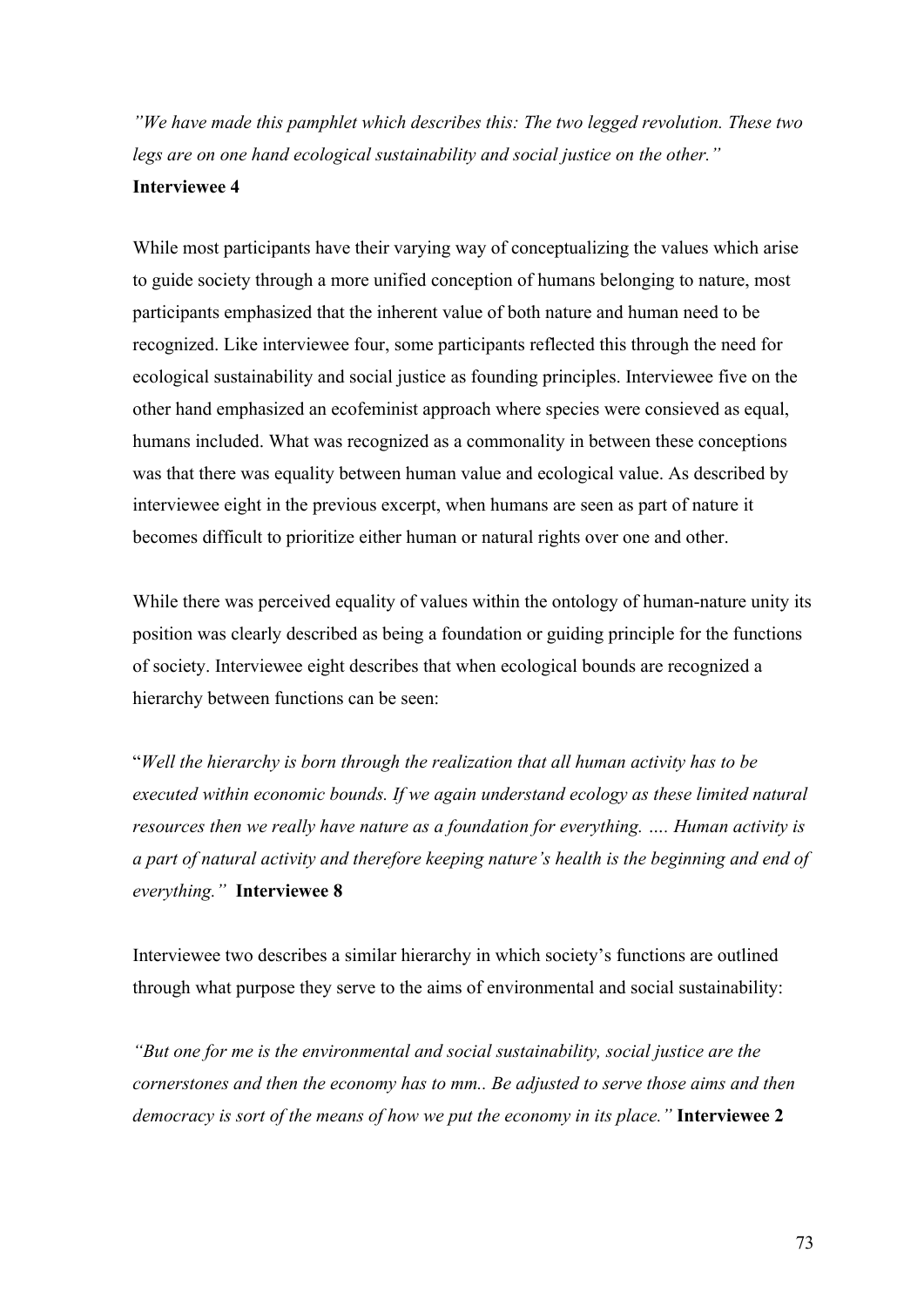*"We have made this pamphlet which describes this: The two legged revolution. These two legs are on one hand ecological sustainability and social justice on the other."*
**Interviewee 4**

While most participants have their varying way of conceptualizing the values which arise to guide society through a more unified conception of humans belonging to nature, most participants emphasized that the inherent value of both nature and human need to be recognized. Like interviewee four, some participants reflected this through the need for ecological sustainability and social justice as founding principles. Interviewee five on the other hand emphasized an ecofeminist approach where species were consieved as equal, humans included. What was recognized as a commonality in between these conceptions was that there was equality between human value and ecological value. As described by interviewee eight in the previous excerpt, when humans are seen as part of nature it becomes difficult to prioritize either human or natural rights over one and other.

While there was perceived equality of values within the ontology of human-nature unity its position was clearly described as being a foundation or guiding principle for the functions of society. Interviewee eight describes that when ecological bounds are recognized a hierarchy between functions can be seen:

"*Well the hierarchy is born through the realization that all human activity has to be executed within economic bounds. If we again understand ecology as these limited natural resources then we really have nature as a foundation for everything. …. Human activity is a part of natural activity and therefore keeping nature's health is the beginning and end of everything."* **Interviewee 8**

Interviewee two describes a similar hierarchy in which society's functions are outlined through what purpose they serve to the aims of environmental and social sustainability:

*"But one for me is the environmental and social sustainability, social justice are the cornerstones and then the economy has to mm.. Be adjusted to serve those aims and then democracy is sort of the means of how we put the economy in its place."* **Interviewee 2**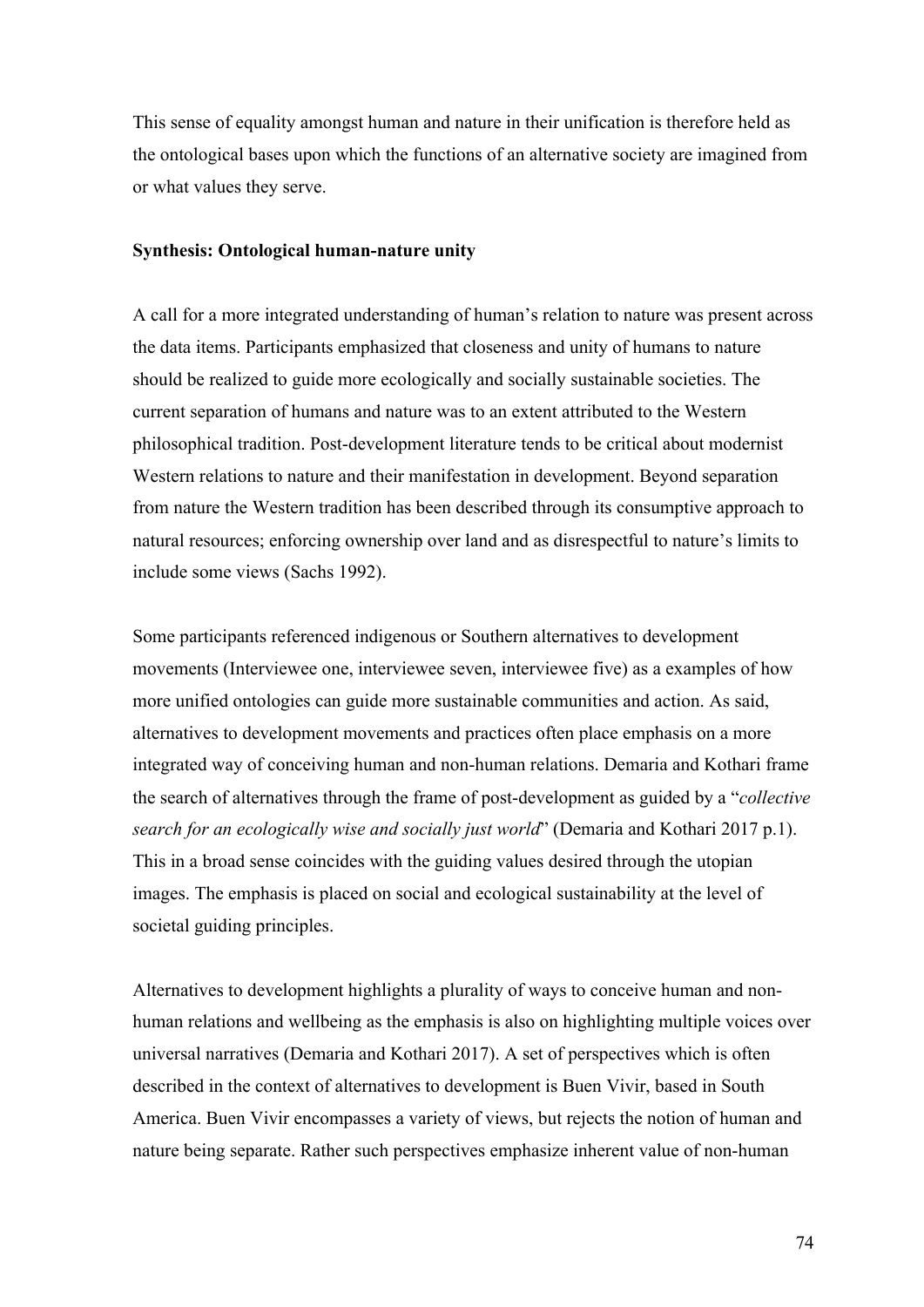This sense of equality amongst human and nature in their unification is therefore held as the ontological bases upon which the functions of an alternative society are imagined from or what values they serve.

**Synthesis: Ontological human-nature unity**

A call for a more integrated understanding of human's relation to nature was present across the data items. Participants emphasized that closeness and unity of humans to nature should be realized to guide more ecologically and socially sustainable societies. The current separation of humans and nature was to an extent attributed to the Western philosophical tradition. Post-development literature tends to be critical about modernist Western relations to nature and their manifestation in development. Beyond separation from nature the Western tradition has been described through its consumptive approach to natural resources; enforcing ownership over land and as disrespectful to nature's limits to include some views (Sachs 1992).

Some participants referenced indigenous or Southern alternatives to development movements (Interviewee one, interviewee seven, interviewee five) as a examples of how more unified ontologies can guide more sustainable communities and action. As said, alternatives to development movements and practices often place emphasis on a more integrated way of conceiving human and non-human relations. Demaria and Kothari frame the search of alternatives through the frame of post-development as guided by a "*collective search for an ecologically wise and socially just world*" (Demaria and Kothari 2017 p.1). This in a broad sense coincides with the guiding values desired through the utopian images. The emphasis is placed on social and ecological sustainability at the level of societal guiding principles.

Alternatives to development highlights a plurality of ways to conceive human and non-human relations and wellbeing as the emphasis is also on highlighting multiple voices over universal narratives (Demaria and Kothari 2017). A set of perspectives which is often described in the context of alternatives to development is Buen Vivir, based in South America. Buen Vivir encompasses a variety of views, but rejects the notion of human and nature being separate. Rather such perspectives emphasize inherent value of non-human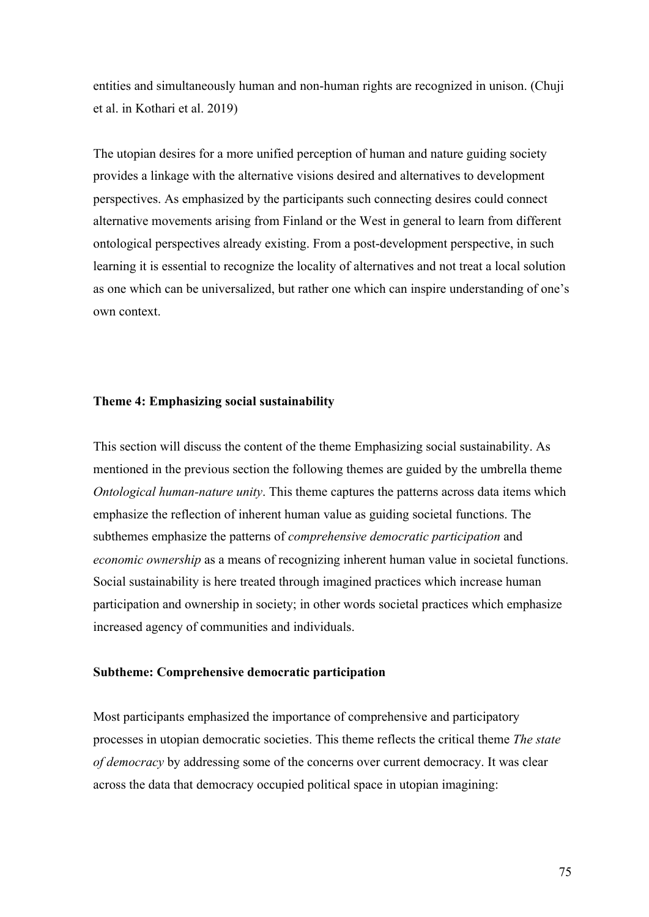entities and simultaneously human and non-human rights are recognized in unison. (Chuji et al. in Kothari et al. 2019)

The utopian desires for a more unified perception of human and nature guiding society provides a linkage with the alternative visions desired and alternatives to development perspectives. As emphasized by the participants such connecting desires could connect alternative movements arising from Finland or the West in general to learn from different ontological perspectives already existing. From a post-development perspective, in such learning it is essential to recognize the locality of alternatives and not treat a local solution as one which can be universalized, but rather one which can inspire understanding of one's own context.

### Theme 4: Emphasizing social sustainability

This section will discuss the content of the theme Emphasizing social sustainability. As mentioned in the previous section the following themes are guided by the umbrella theme *Ontological human-nature unity*. This theme captures the patterns across data items which emphasize the reflection of inherent human value as guiding societal functions. The subthemes emphasize the patterns of *comprehensive democratic participation* and *economic ownership* as a means of recognizing inherent human value in societal functions. Social sustainability is here treated through imagined practices which increase human participation and ownership in society; in other words societal practices which emphasize increased agency of communities and individuals.

#### Subtheme: Comprehensive democratic participation

Most participants emphasized the importance of comprehensive and participatory processes in utopian democratic societies. This theme reflects the critical theme *The state of democracy* by addressing some of the concerns over current democracy. It was clear across the data that democracy occupied political space in utopian imagining: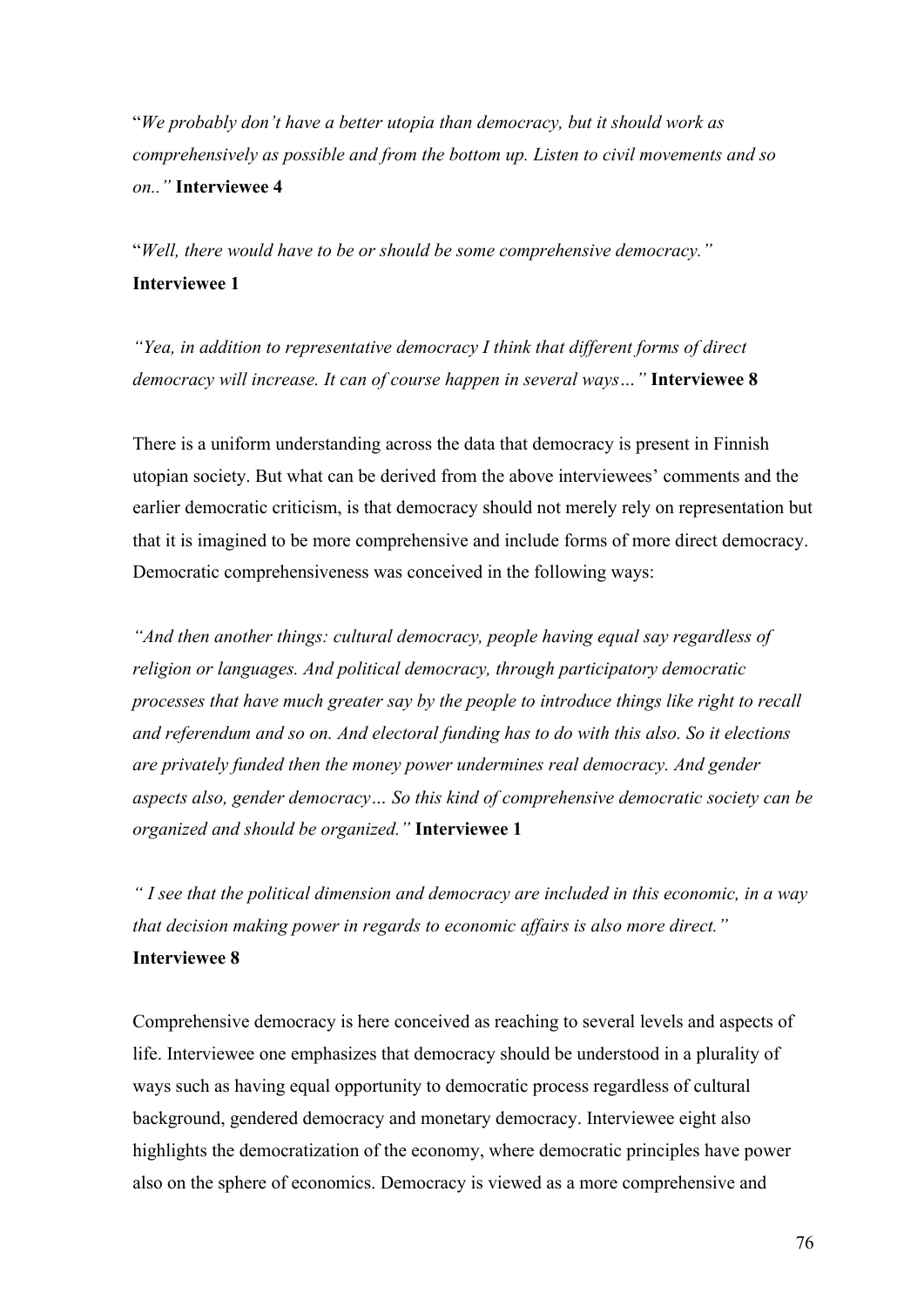"*We probably don't have a better utopia than democracy, but it should work as comprehensively as possible and from the bottom up. Listen to civil movements and so on..*" **Interviewee 4**

"*Well, there would have to be or should be some comprehensive democracy.*" **Interviewee 1**

*"Yea, in addition to representative democracy I think that different forms of direct democracy will increase. It can of course happen in several ways…"* **Interviewee 8**

There is a uniform understanding across the data that democracy is present in Finnish utopian society. But what can be derived from the above interviewees' comments and the earlier democratic criticism, is that democracy should not merely rely on representation but that it is imagined to be more comprehensive and include forms of more direct democracy. Democratic comprehensiveness was conceived in the following ways:

*"And then another things: cultural democracy, people having equal say regardless of religion or languages. And political democracy, through participatory democratic processes that have much greater say by the people to introduce things like right to recall and referendum and so on. And electoral funding has to do with this also. So it elections are privately funded then the money power undermines real democracy. And gender aspects also, gender democracy… So this kind of comprehensive democratic society can be organized and should be organized."* **Interviewee 1**

*" I see that the political dimension and democracy are included in this economic, in a way that decision making power in regards to economic affairs is also more direct."* **Interviewee 8**

Comprehensive democracy is here conceived as reaching to several levels and aspects of life. Interviewee one emphasizes that democracy should be understood in a plurality of ways such as having equal opportunity to democratic process regardless of cultural background, gendered democracy and monetary democracy. Interviewee eight also highlights the democratization of the economy, where democratic principles have power also on the sphere of economics. Democracy is viewed as a more comprehensive and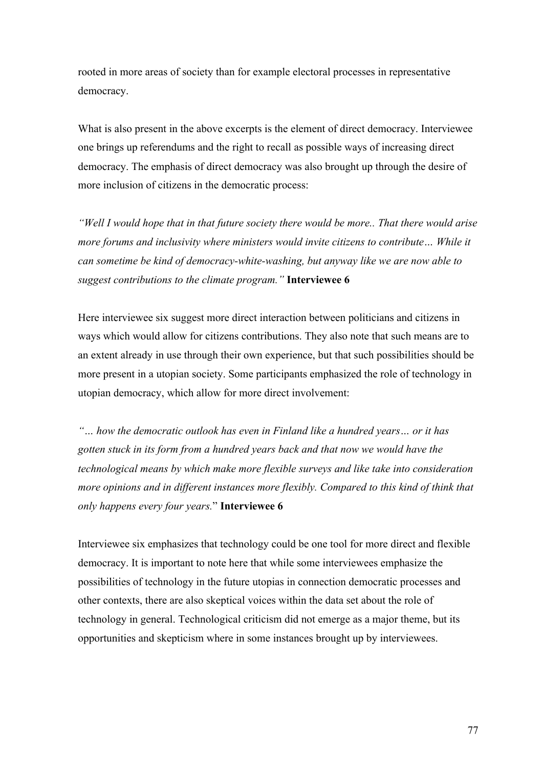rooted in more areas of society than for example electoral processes in representative democracy.

What is also present in the above excerpts is the element of direct democracy. Interviewee one brings up referendums and the right to recall as possible ways of increasing direct democracy. The emphasis of direct democracy was also brought up through the desire of more inclusion of citizens in the democratic process:

*"Well I would hope that in that future society there would be more.. That there would arise more forums and inclusivity where ministers would invite citizens to contribute… While it can sometime be kind of democracy-white-washing, but anyway like we are now able to suggest contributions to the climate program."* **Interviewee 6**

Here interviewee six suggest more direct interaction between politicians and citizens in ways which would allow for citizens contributions. They also note that such means are to an extent already in use through their own experience, but that such possibilities should be more present in a utopian society. Some participants emphasized the role of technology in utopian democracy, which allow for more direct involvement:

*"… how the democratic outlook has even in Finland like a hundred years… or it has gotten stuck in its form from a hundred years back and that now we would have the technological means by which make more flexible surveys and like take into consideration more opinions and in different instances more flexibly. Compared to this kind of think that only happens every four years.*" **Interviewee 6**

Interviewee six emphasizes that technology could be one tool for more direct and flexible democracy. It is important to note here that while some interviewees emphasize the possibilities of technology in the future utopias in connection democratic processes and other contexts, there are also skeptical voices within the data set about the role of technology in general. Technological criticism did not emerge as a major theme, but its opportunities and skepticism where in some instances brought up by interviewees.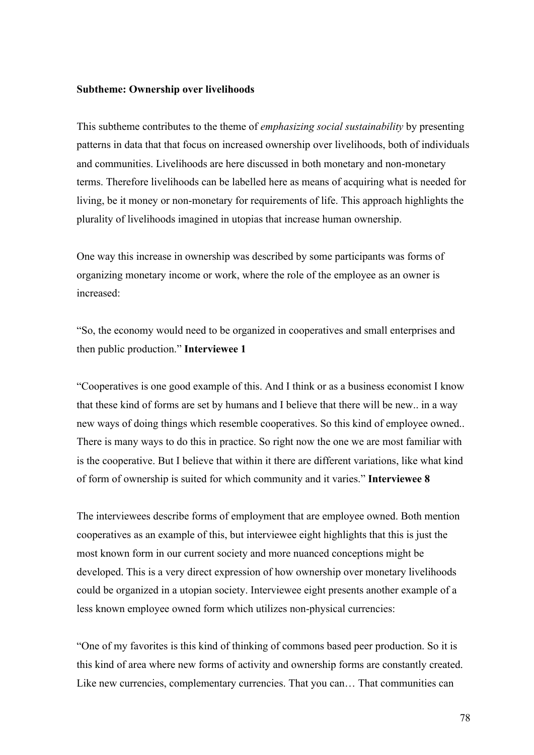**Subtheme: Ownership over livelihoods**

This subtheme contributes to the theme of *emphasizing social sustainability* by presenting patterns in data that that focus on increased ownership over livelihoods, both of individuals and communities. Livelihoods are here discussed in both monetary and non-monetary terms. Therefore livelihoods can be labelled here as means of acquiring what is needed for living, be it money or non-monetary for requirements of life. This approach highlights the plurality of livelihoods imagined in utopias that increase human ownership.

One way this increase in ownership was described by some participants was forms of organizing monetary income or work, where the role of the employee as an owner is increased:

"So, the economy would need to be organized in cooperatives and small enterprises and then public production." **Interviewee 1**

"Cooperatives is one good example of this. And I think or as a business economist I know that these kind of forms are set by humans and I believe that there will be new.. in a way new ways of doing things which resemble cooperatives. So this kind of employee owned.. There is many ways to do this in practice. So right now the one we are most familiar with is the cooperative. But I believe that within it there are different variations, like what kind of form of ownership is suited for which community and it varies." **Interviewee 8**

The interviewees describe forms of employment that are employee owned. Both mention cooperatives as an example of this, but interviewee eight highlights that this is just the most known form in our current society and more nuanced conceptions might be developed. This is a very direct expression of how ownership over monetary livelihoods could be organized in a utopian society. Interviewee eight presents another example of a less known employee owned form which utilizes non-physical currencies:

"One of my favorites is this kind of thinking of commons based peer production. So it is this kind of area where new forms of activity and ownership forms are constantly created. Like new currencies, complementary currencies. That you can… That communities can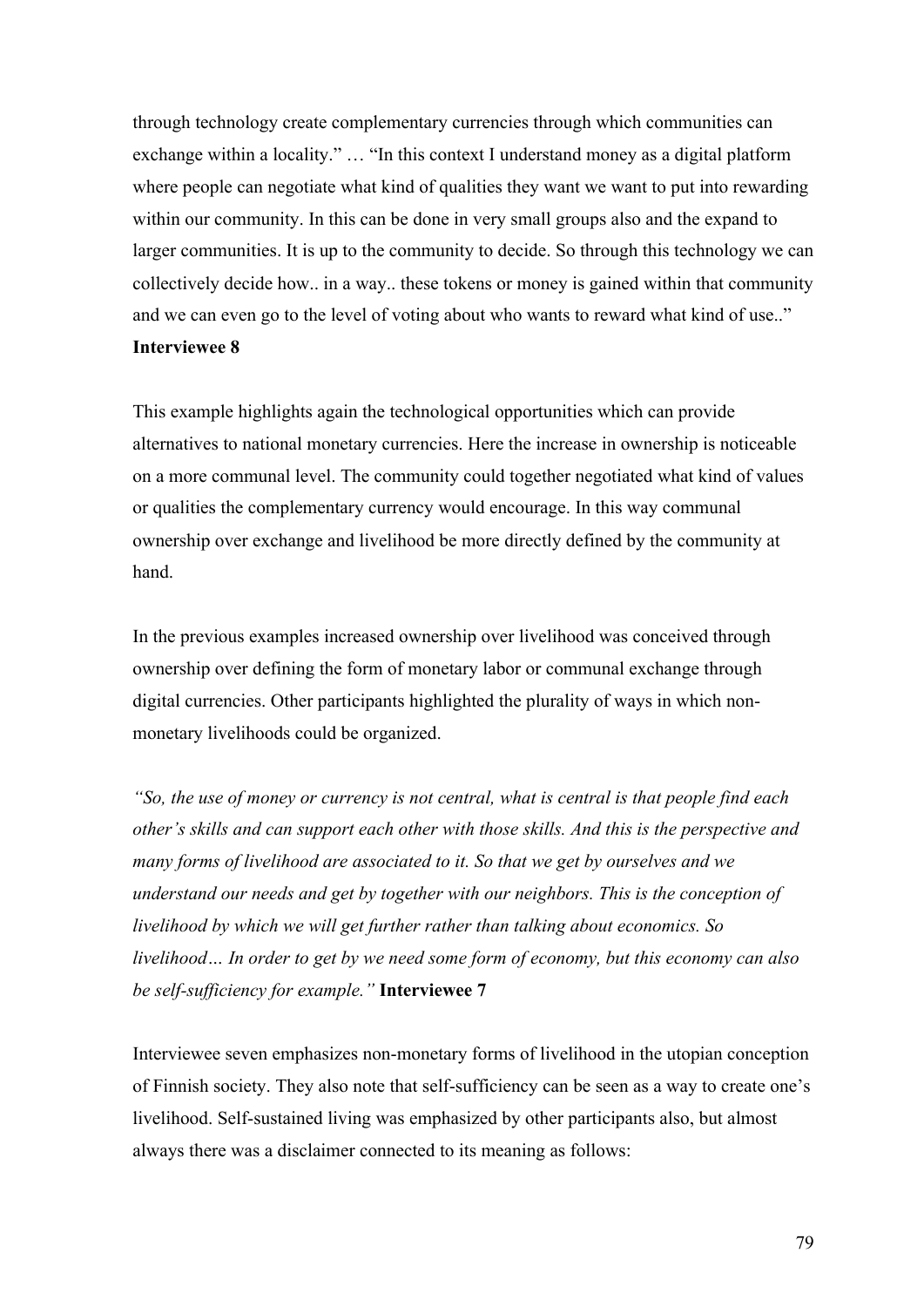through technology create complementary currencies through which communities can exchange within a locality." … "In this context I understand money as a digital platform where people can negotiate what kind of qualities they want we want to put into rewarding within our community. In this can be done in very small groups also and the expand to larger communities. It is up to the community to decide. So through this technology we can collectively decide how.. in a way.. these tokens or money is gained within that community and we can even go to the level of voting about who wants to reward what kind of use.." **Interviewee 8**

This example highlights again the technological opportunities which can provide alternatives to national monetary currencies. Here the increase in ownership is noticeable on a more communal level. The community could together negotiated what kind of values or qualities the complementary currency would encourage. In this way communal ownership over exchange and livelihood be more directly defined by the community at hand.

In the previous examples increased ownership over livelihood was conceived through ownership over defining the form of monetary labor or communal exchange through digital currencies. Other participants highlighted the plurality of ways in which non-monetary livelihoods could be organized.

*"So, the use of money or currency is not central, what is central is that people find each other's skills and can support each other with those skills. And this is the perspective and many forms of livelihood are associated to it. So that we get by ourselves and we understand our needs and get by together with our neighbors. This is the conception of livelihood by which we will get further rather than talking about economics. So livelihood… In order to get by we need some form of economy, but this economy can also be self-sufficiency for example."* **Interviewee 7**

Interviewee seven emphasizes non-monetary forms of livelihood in the utopian conception of Finnish society. They also note that self-sufficiency can be seen as a way to create one's livelihood. Self-sustained living was emphasized by other participants also, but almost always there was a disclaimer connected to its meaning as follows: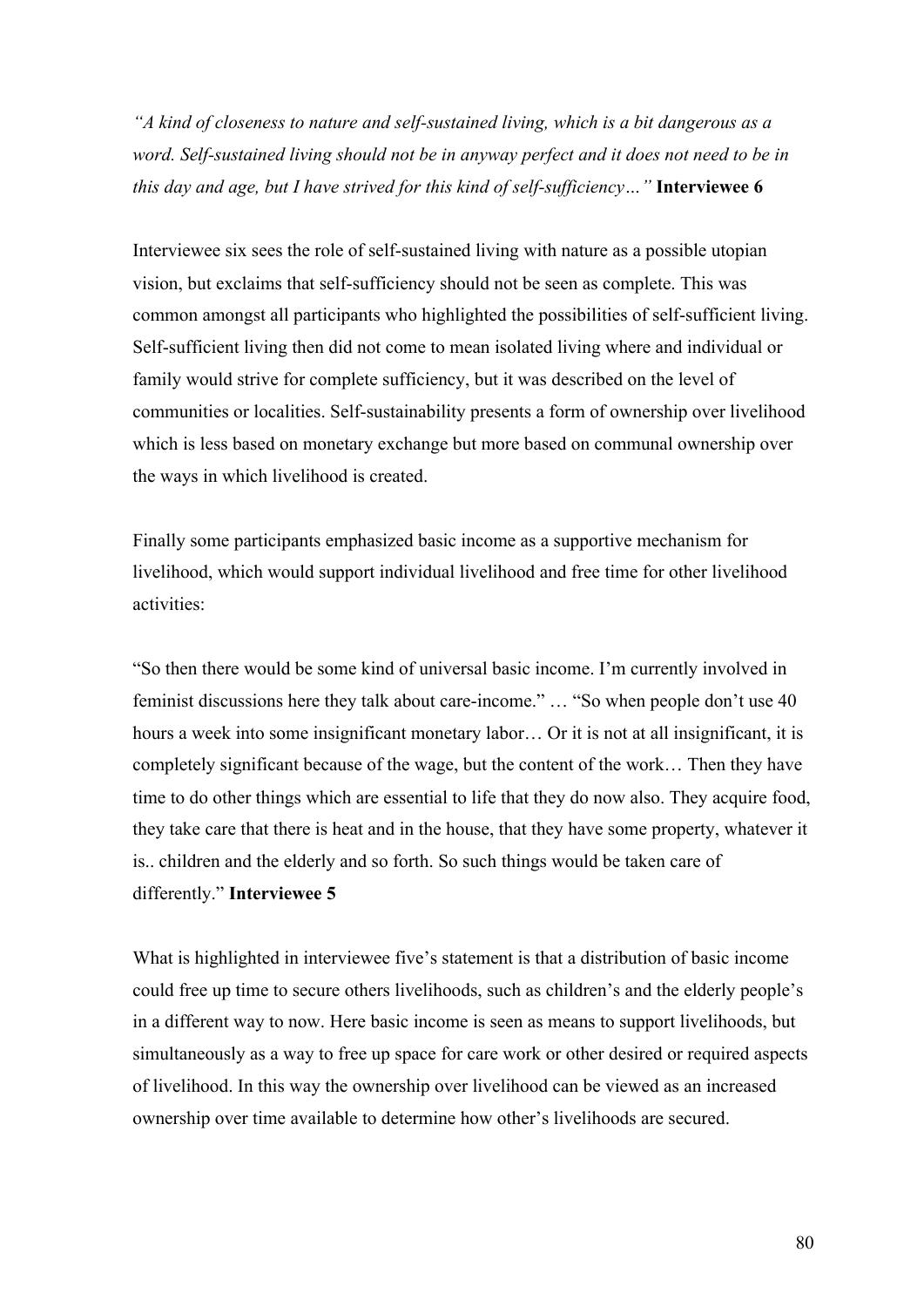*"A kind of closeness to nature and self-sustained living, which is a bit dangerous as a word. Self-sustained living should not be in anyway perfect and it does not need to be in this day and age, but I have strived for this kind of self-sufficiency…"* **Interviewee 6**

Interviewee six sees the role of self-sustained living with nature as a possible utopian vision, but exclaims that self-sufficiency should not be seen as complete. This was common amongst all participants who highlighted the possibilities of self-sufficient living. Self-sufficient living then did not come to mean isolated living where and individual or family would strive for complete sufficiency, but it was described on the level of communities or localities. Self-sustainability presents a form of ownership over livelihood which is less based on monetary exchange but more based on communal ownership over the ways in which livelihood is created.

Finally some participants emphasized basic income as a supportive mechanism for livelihood, which would support individual livelihood and free time for other livelihood activities:

"So then there would be some kind of universal basic income. I'm currently involved in feminist discussions here they talk about care-income." … "So when people don't use 40 hours a week into some insignificant monetary labor… Or it is not at all insignificant, it is completely significant because of the wage, but the content of the work… Then they have time to do other things which are essential to life that they do now also. They acquire food, they take care that there is heat and in the house, that they have some property, whatever it is.. children and the elderly and so forth. So such things would be taken care of differently." **Interviewee 5**

What is highlighted in interviewee five's statement is that a distribution of basic income could free up time to secure others livelihoods, such as children's and the elderly people's in a different way to now. Here basic income is seen as means to support livelihoods, but simultaneously as a way to free up space for care work or other desired or required aspects of livelihood. In this way the ownership over livelihood can be viewed as an increased ownership over time available to determine how other's livelihoods are secured.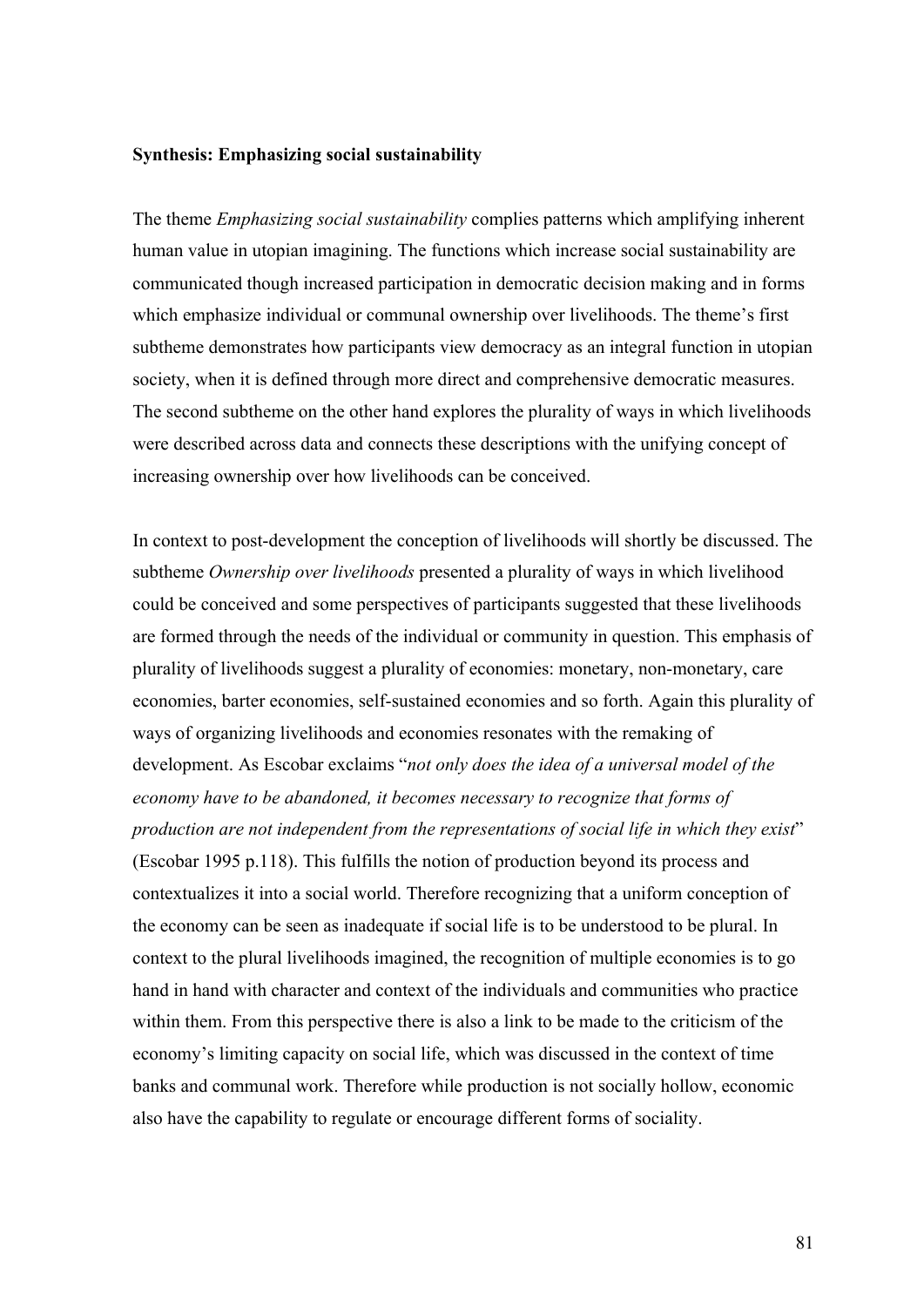**Synthesis: Emphasizing social sustainability**

The theme *Emphasizing social sustainability* complies patterns which amplifying inherent human value in utopian imagining. The functions which increase social sustainability are communicated though increased participation in democratic decision making and in forms which emphasize individual or communal ownership over livelihoods. The theme's first subtheme demonstrates how participants view democracy as an integral function in utopian society, when it is defined through more direct and comprehensive democratic measures. The second subtheme on the other hand explores the plurality of ways in which livelihoods were described across data and connects these descriptions with the unifying concept of increasing ownership over how livelihoods can be conceived.

In context to post-development the conception of livelihoods will shortly be discussed. The subtheme *Ownership over livelihoods* presented a plurality of ways in which livelihood could be conceived and some perspectives of participants suggested that these livelihoods are formed through the needs of the individual or community in question. This emphasis of plurality of livelihoods suggest a plurality of economies: monetary, non-monetary, care economies, barter economies, self-sustained economies and so forth. Again this plurality of ways of organizing livelihoods and economies resonates with the remaking of development. As Escobar exclaims "*not only does the idea of a universal model of the economy have to be abandoned, it becomes necessary to recognize that forms of production are not independent from the representations of social life in which they exist*" (Escobar 1995 p.118). This fulfills the notion of production beyond its process and contextualizes it into a social world. Therefore recognizing that a uniform conception of the economy can be seen as inadequate if social life is to be understood to be plural. In context to the plural livelihoods imagined, the recognition of multiple economies is to go hand in hand with character and context of the individuals and communities who practice within them. From this perspective there is also a link to be made to the criticism of the economy's limiting capacity on social life, which was discussed in the context of time banks and communal work. Therefore while production is not socially hollow, economic also have the capability to regulate or encourage different forms of sociality.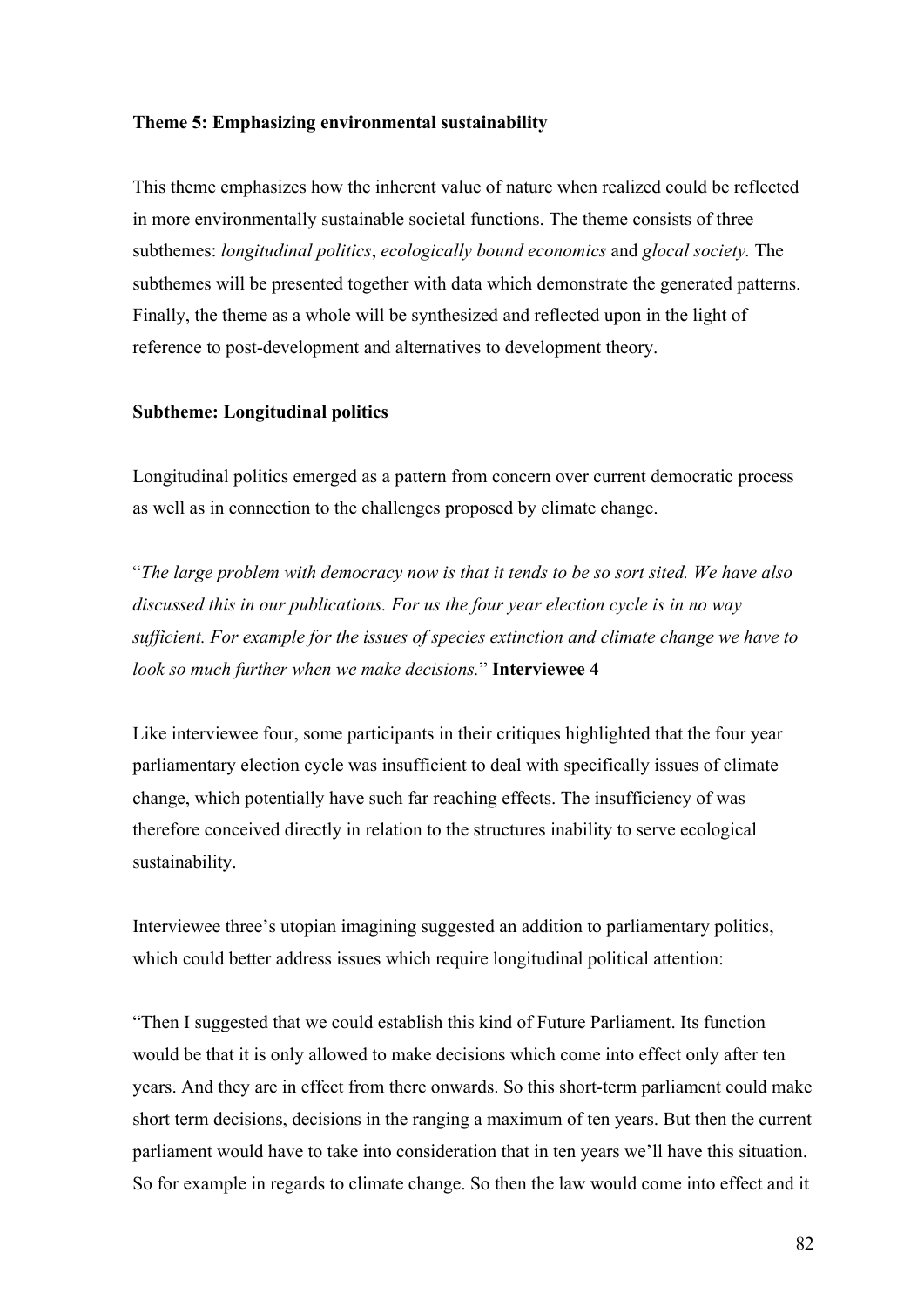**Theme 5: Emphasizing environmental sustainability**

This theme emphasizes how the inherent value of nature when realized could be reflected in more environmentally sustainable societal functions. The theme consists of three subthemes: *longitudinal politics*, *ecologically bound economics* and *glocal society.* The subthemes will be presented together with data which demonstrate the generated patterns. Finally, the theme as a whole will be synthesized and reflected upon in the light of reference to post-development and alternatives to development theory.

**Subtheme: Longitudinal politics**

Longitudinal politics emerged as a pattern from concern over current democratic process as well as in connection to the challenges proposed by climate change.

"*The large problem with democracy now is that it tends to be so sort sited. We have also discussed this in our publications. For us the four year election cycle is in no way sufficient. For example for the issues of species extinction and climate change we have to look so much further when we make decisions.*" **Interviewee 4**

Like interviewee four, some participants in their critiques highlighted that the four year parliamentary election cycle was insufficient to deal with specifically issues of climate change, which potentially have such far reaching effects. The insufficiency of was therefore conceived directly in relation to the structures inability to serve ecological sustainability.

Interviewee three's utopian imagining suggested an addition to parliamentary politics, which could better address issues which require longitudinal political attention:

"Then I suggested that we could establish this kind of Future Parliament. Its function would be that it is only allowed to make decisions which come into effect only after ten years. And they are in effect from there onwards. So this short-term parliament could make short term decisions, decisions in the ranging a maximum of ten years. But then the current parliament would have to take into consideration that in ten years we'll have this situation. So for example in regards to climate change. So then the law would come into effect and it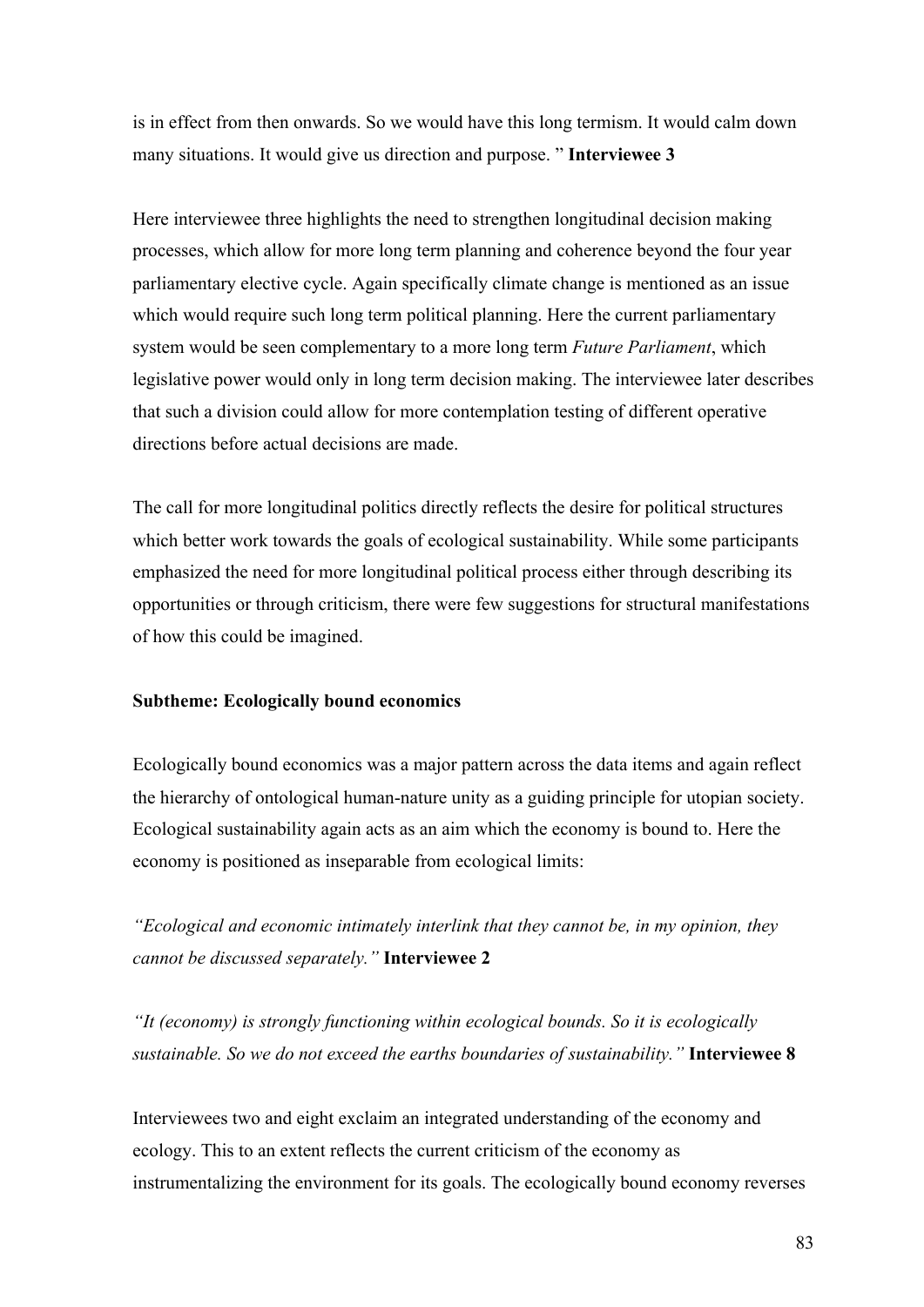is in effect from then onwards. So we would have this long termism. It would calm down many situations. It would give us direction and purpose. " **Interviewee 3**

Here interviewee three highlights the need to strengthen longitudinal decision making processes, which allow for more long term planning and coherence beyond the four year parliamentary elective cycle. Again specifically climate change is mentioned as an issue which would require such long term political planning. Here the current parliamentary system would be seen complementary to a more long term *Future Parliament*, which legislative power would only in long term decision making. The interviewee later describes that such a division could allow for more contemplation testing of different operative directions before actual decisions are made.

The call for more longitudinal politics directly reflects the desire for political structures which better work towards the goals of ecological sustainability. While some participants emphasized the need for more longitudinal political process either through describing its opportunities or through criticism, there were few suggestions for structural manifestations of how this could be imagined.

**Subtheme: Ecologically bound economics**

Ecologically bound economics was a major pattern across the data items and again reflect the hierarchy of ontological human-nature unity as a guiding principle for utopian society. Ecological sustainability again acts as an aim which the economy is bound to. Here the economy is positioned as inseparable from ecological limits:

*"Ecological and economic intimately interlink that they cannot be, in my opinion, they cannot be discussed separately."* **Interviewee 2**

*"It (economy) is strongly functioning within ecological bounds. So it is ecologically sustainable. So we do not exceed the earths boundaries of sustainability."* **Interviewee 8**

Interviewees two and eight exclaim an integrated understanding of the economy and ecology. This to an extent reflects the current criticism of the economy as instrumentalizing the environment for its goals. The ecologically bound economy reverses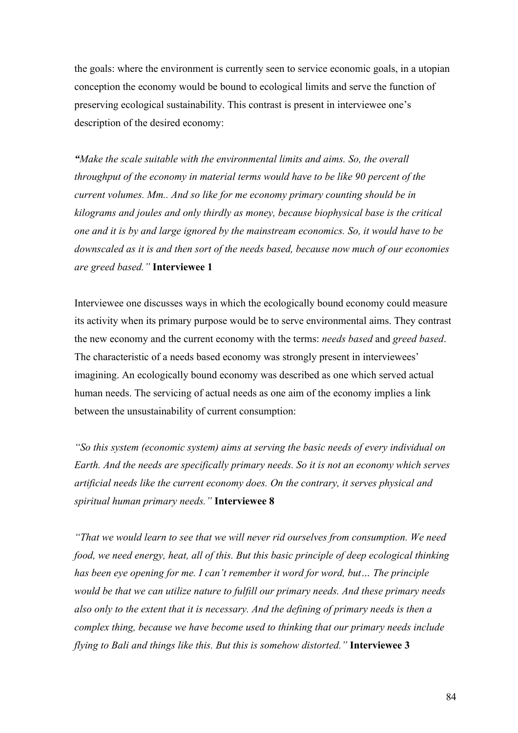the goals: where the environment is currently seen to service economic goals, in a utopian conception the economy would be bound to ecological limits and serve the function of preserving ecological sustainability. This contrast is present in interviewee one's description of the desired economy:

*"Make the scale suitable with the environmental limits and aims. So, the overall throughput of the economy in material terms would have to be like 90 percent of the current volumes. Mm.. And so like for me economy primary counting should be in kilograms and joules and only thirdly as money, because biophysical base is the critical one and it is by and large ignored by the mainstream economics. So, it would have to be downscaled as it is and then sort of the needs based, because now much of our economies are greed based."* **Interviewee 1**

Interviewee one discusses ways in which the ecologically bound economy could measure its activity when its primary purpose would be to serve environmental aims. They contrast the new economy and the current economy with the terms: *needs based* and *greed based*. The characteristic of a needs based economy was strongly present in interviewees' imagining. An ecologically bound economy was described as one which served actual human needs. The servicing of actual needs as one aim of the economy implies a link between the unsustainability of current consumption:

*"So this system (economic system) aims at serving the basic needs of every individual on Earth. And the needs are specifically primary needs. So it is not an economy which serves artificial needs like the current economy does. On the contrary, it serves physical and spiritual human primary needs."* **Interviewee 8**

*"That we would learn to see that we will never rid ourselves from consumption. We need food, we need energy, heat, all of this. But this basic principle of deep ecological thinking has been eye opening for me. I can't remember it word for word, but… The principle would be that we can utilize nature to fulfill our primary needs. And these primary needs also only to the extent that it is necessary. And the defining of primary needs is then a complex thing, because we have become used to thinking that our primary needs include flying to Bali and things like this. But this is somehow distorted."* **Interviewee 3**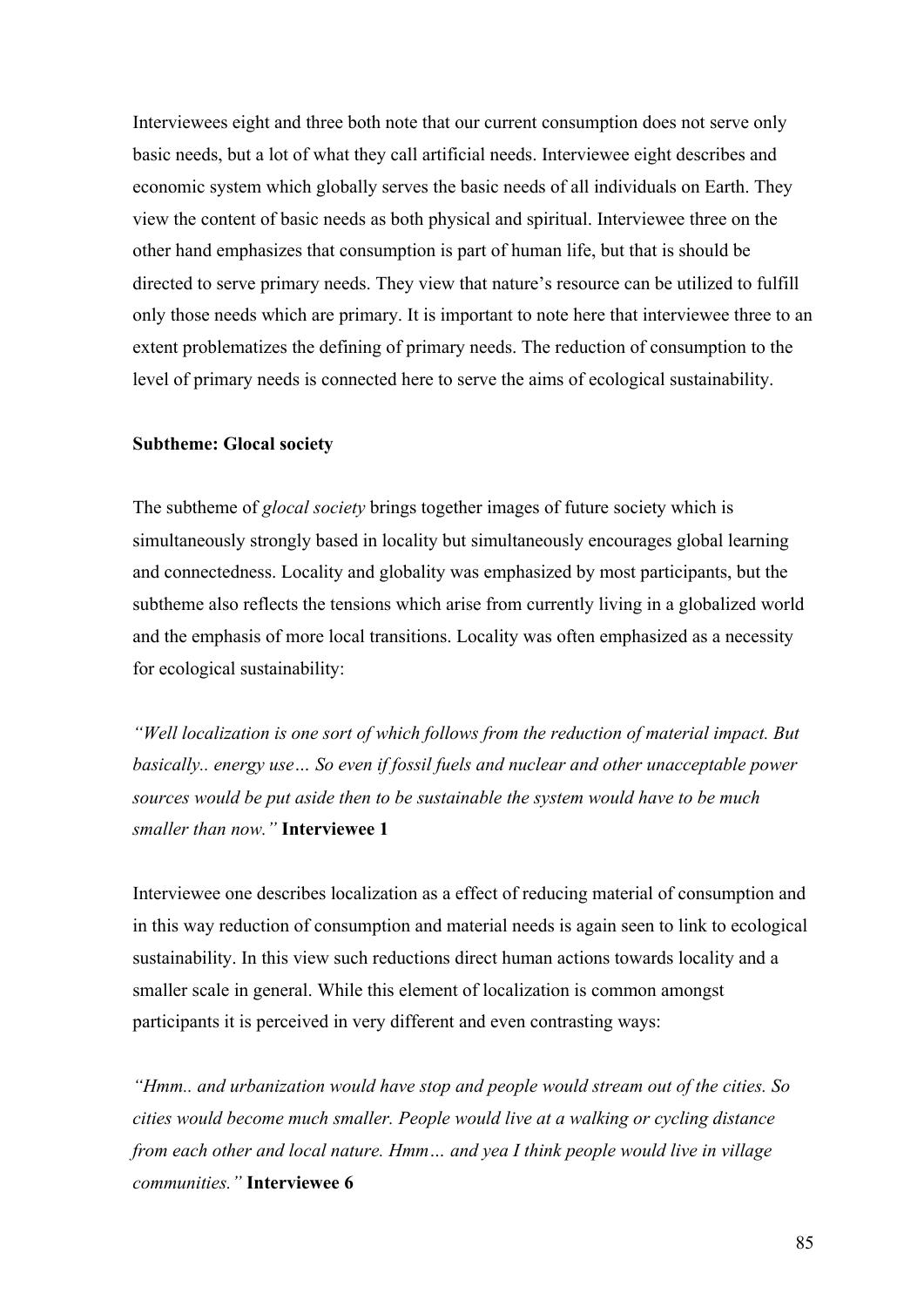Interviewees eight and three both note that our current consumption does not serve only basic needs, but a lot of what they call artificial needs. Interviewee eight describes and economic system which globally serves the basic needs of all individuals on Earth. They view the content of basic needs as both physical and spiritual. Interviewee three on the other hand emphasizes that consumption is part of human life, but that is should be directed to serve primary needs. They view that nature's resource can be utilized to fulfill only those needs which are primary. It is important to note here that interviewee three to an extent problematizes the defining of primary needs. The reduction of consumption to the level of primary needs is connected here to serve the aims of ecological sustainability.

**Subtheme: Glocal society**

The subtheme of *glocal society* brings together images of future society which is simultaneously strongly based in locality but simultaneously encourages global learning and connectedness. Locality and globality was emphasized by most participants, but the subtheme also reflects the tensions which arise from currently living in a globalized world and the emphasis of more local transitions. Locality was often emphasized as a necessity for ecological sustainability:

*"Well localization is one sort of which follows from the reduction of material impact. But basically.. energy use… So even if fossil fuels and nuclear and other unacceptable power sources would be put aside then to be sustainable the system would have to be much smaller than now."* **Interviewee 1**

Interviewee one describes localization as a effect of reducing material of consumption and in this way reduction of consumption and material needs is again seen to link to ecological sustainability. In this view such reductions direct human actions towards locality and a smaller scale in general. While this element of localization is common amongst participants it is perceived in very different and even contrasting ways:

*"Hmm.. and urbanization would have stop and people would stream out of the cities. So cities would become much smaller. People would live at a walking or cycling distance from each other and local nature. Hmm… and yea I think people would live in village communities."* **Interviewee 6**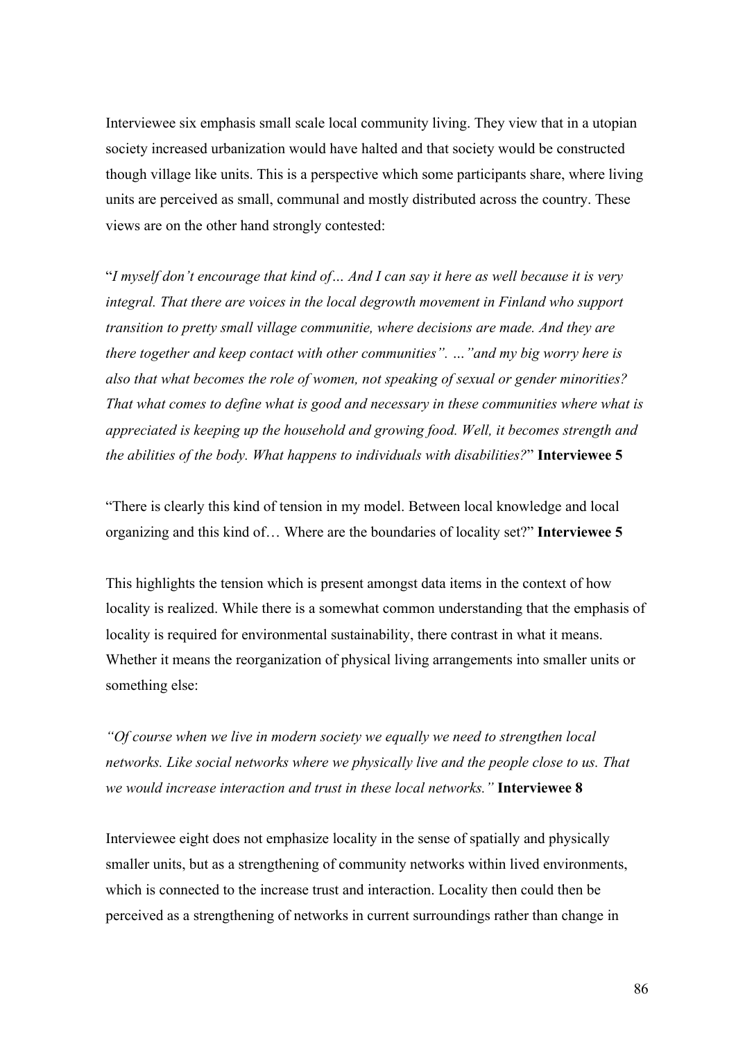Interviewee six emphasis small scale local community living. They view that in a utopian society increased urbanization would have halted and that society would be constructed though village like units. This is a perspective which some participants share, where living units are perceived as small, communal and mostly distributed across the country. These views are on the other hand strongly contested:

"*I myself don't encourage that kind of… And I can say it here as well because it is very integral. That there are voices in the local degrowth movement in Finland who support transition to pretty small village communitie, where decisions are made. And they are there together and keep contact with other communities". …"and my big worry here is also that what becomes the role of women, not speaking of sexual or gender minorities? That what comes to define what is good and necessary in these communities where what is appreciated is keeping up the household and growing food. Well, it becomes strength and the abilities of the body. What happens to individuals with disabilities?*" **Interviewee 5**

"There is clearly this kind of tension in my model. Between local knowledge and local organizing and this kind of… Where are the boundaries of locality set?" **Interviewee 5**

This highlights the tension which is present amongst data items in the context of how locality is realized. While there is a somewhat common understanding that the emphasis of locality is required for environmental sustainability, there contrast in what it means. Whether it means the reorganization of physical living arrangements into smaller units or something else:

*"Of course when we live in modern society we equally we need to strengthen local networks. Like social networks where we physically live and the people close to us. That we would increase interaction and trust in these local networks."* **Interviewee 8**

Interviewee eight does not emphasize locality in the sense of spatially and physically smaller units, but as a strengthening of community networks within lived environments, which is connected to the increase trust and interaction. Locality then could then be perceived as a strengthening of networks in current surroundings rather than change in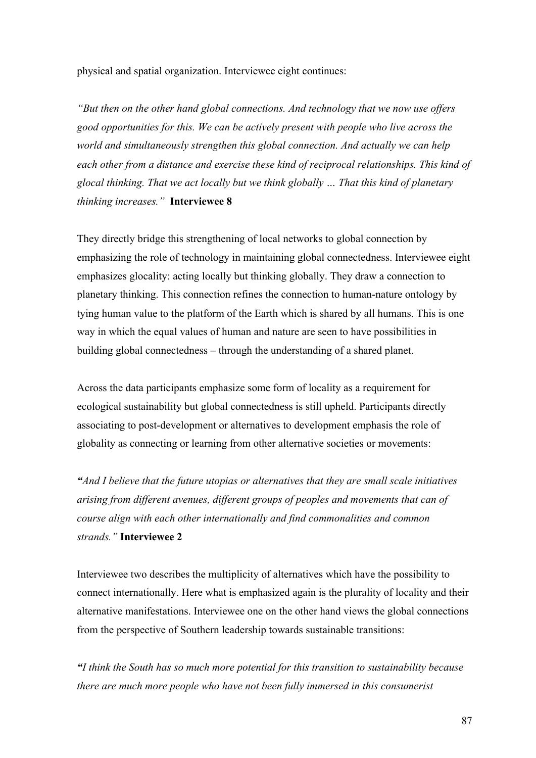physical and spatial organization. Interviewee eight continues:

*"But then on the other hand global connections. And technology that we now use offers good opportunities for this. We can be actively present with people who live across the world and simultaneously strengthen this global connection. And actually we can help each other from a distance and exercise these kind of reciprocal relationships. This kind of glocal thinking. That we act locally but we think globally … That this kind of planetary thinking increases."* **Interviewee 8**

They directly bridge this strengthening of local networks to global connection by emphasizing the role of technology in maintaining global connectedness. Interviewee eight emphasizes glocality: acting locally but thinking globally. They draw a connection to planetary thinking. This connection refines the connection to human-nature ontology by tying human value to the platform of the Earth which is shared by all humans. This is one way in which the equal values of human and nature are seen to have possibilities in building global connectedness – through the understanding of a shared planet.

Across the data participants emphasize some form of locality as a requirement for ecological sustainability but global connectedness is still upheld. Participants directly associating to post-development or alternatives to development emphasis the role of globality as connecting or learning from other alternative societies or movements:

***"****And I believe that the future utopias or alternatives that they are small scale initiatives arising from different avenues, different groups of peoples and movements that can of course align with each other internationally and find commonalities and common strands."* **Interviewee 2**

Interviewee two describes the multiplicity of alternatives which have the possibility to connect internationally. Here what is emphasized again is the plurality of locality and their alternative manifestations. Interviewee one on the other hand views the global connections from the perspective of Southern leadership towards sustainable transitions:

***"****I think the South has so much more potential for this transition to sustainability because there are much more people who have not been fully immersed in this consumerist*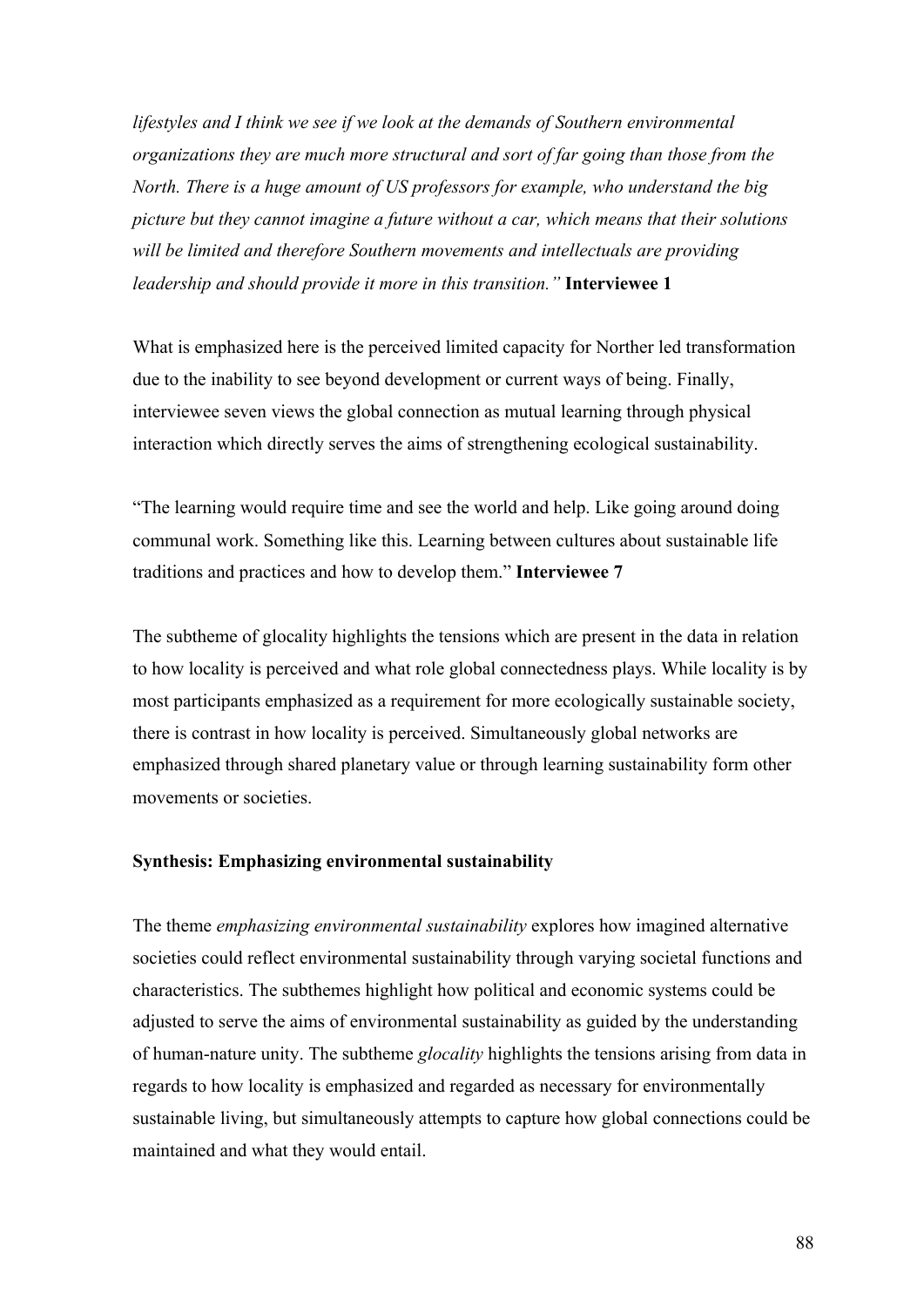*lifestyles and I think we see if we look at the demands of Southern environmental organizations they are much more structural and sort of far going than those from the North. There is a huge amount of US professors for example, who understand the big picture but they cannot imagine a future without a car, which means that their solutions will be limited and therefore Southern movements and intellectuals are providing leadership and should provide it more in this transition."* **Interviewee 1**

What is emphasized here is the perceived limited capacity for Norther led transformation due to the inability to see beyond development or current ways of being. Finally, interviewee seven views the global connection as mutual learning through physical interaction which directly serves the aims of strengthening ecological sustainability.

"The learning would require time and see the world and help. Like going around doing communal work. Something like this. Learning between cultures about sustainable life traditions and practices and how to develop them." **Interviewee 7**

The subtheme of glocality highlights the tensions which are present in the data in relation to how locality is perceived and what role global connectedness plays. While locality is by most participants emphasized as a requirement for more ecologically sustainable society, there is contrast in how locality is perceived. Simultaneously global networks are emphasized through shared planetary value or through learning sustainability form other movements or societies.

**Synthesis: Emphasizing environmental sustainability**

The theme *emphasizing environmental sustainability* explores how imagined alternative societies could reflect environmental sustainability through varying societal functions and characteristics. The subthemes highlight how political and economic systems could be adjusted to serve the aims of environmental sustainability as guided by the understanding of human-nature unity. The subtheme *glocality* highlights the tensions arising from data in regards to how locality is emphasized and regarded as necessary for environmentally sustainable living, but simultaneously attempts to capture how global connections could be maintained and what they would entail.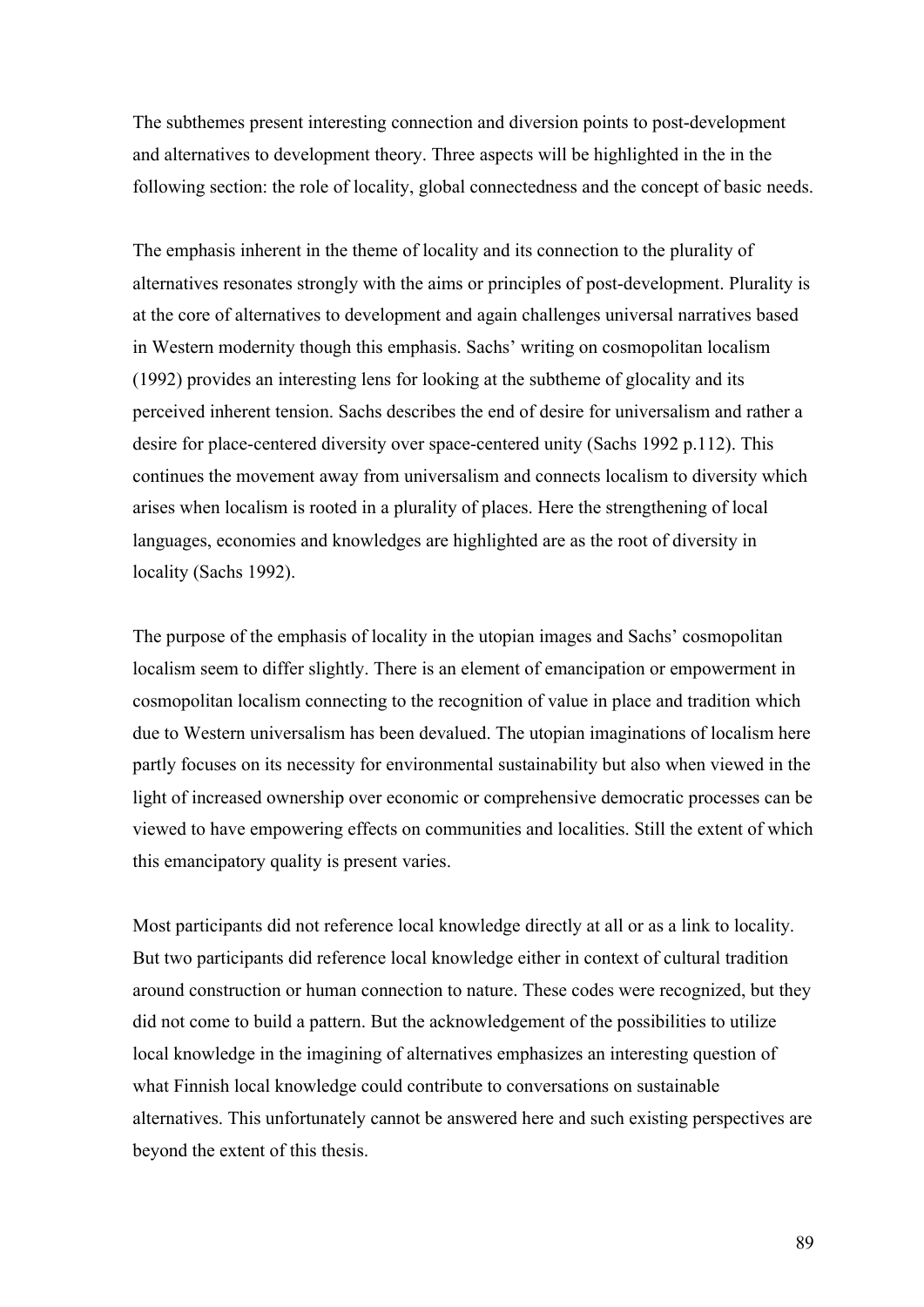The subthemes present interesting connection and diversion points to post-development and alternatives to development theory. Three aspects will be highlighted in the in the following section: the role of locality, global connectedness and the concept of basic needs.

The emphasis inherent in the theme of locality and its connection to the plurality of alternatives resonates strongly with the aims or principles of post-development. Plurality is at the core of alternatives to development and again challenges universal narratives based in Western modernity though this emphasis. Sachs' writing on cosmopolitan localism (1992) provides an interesting lens for looking at the subtheme of glocality and its perceived inherent tension. Sachs describes the end of desire for universalism and rather a desire for place-centered diversity over space-centered unity (Sachs 1992 p.112). This continues the movement away from universalism and connects localism to diversity which arises when localism is rooted in a plurality of places. Here the strengthening of local languages, economies and knowledges are highlighted are as the root of diversity in locality (Sachs 1992).

The purpose of the emphasis of locality in the utopian images and Sachs' cosmopolitan localism seem to differ slightly. There is an element of emancipation or empowerment in cosmopolitan localism connecting to the recognition of value in place and tradition which due to Western universalism has been devalued. The utopian imaginations of localism here partly focuses on its necessity for environmental sustainability but also when viewed in the light of increased ownership over economic or comprehensive democratic processes can be viewed to have empowering effects on communities and localities. Still the extent of which this emancipatory quality is present varies.

Most participants did not reference local knowledge directly at all or as a link to locality. But two participants did reference local knowledge either in context of cultural tradition around construction or human connection to nature. These codes were recognized, but they did not come to build a pattern. But the acknowledgement of the possibilities to utilize local knowledge in the imagining of alternatives emphasizes an interesting question of what Finnish local knowledge could contribute to conversations on sustainable alternatives. This unfortunately cannot be answered here and such existing perspectives are beyond the extent of this thesis.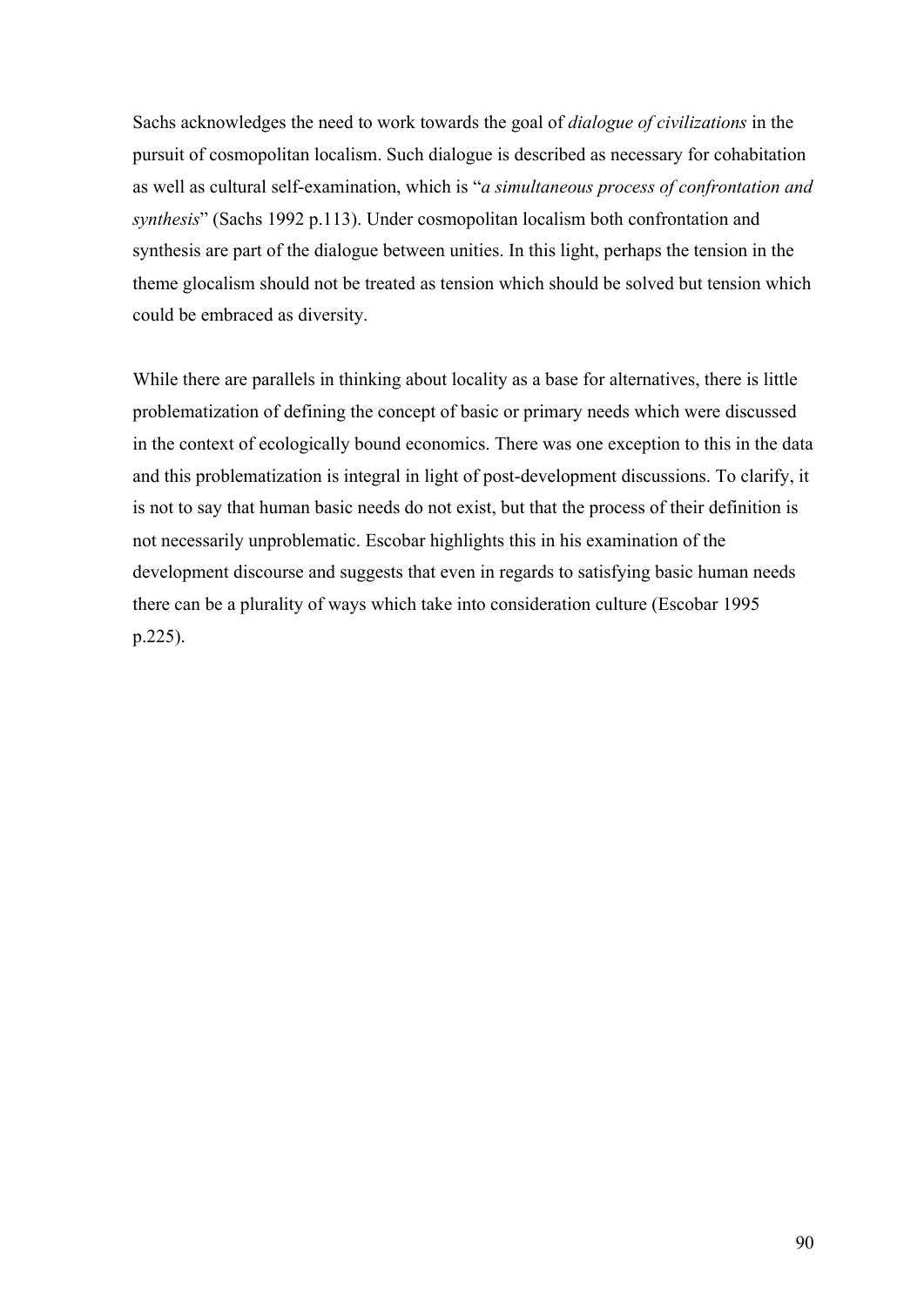Sachs acknowledges the need to work towards the goal of *dialogue of civilizations* in the pursuit of cosmopolitan localism. Such dialogue is described as necessary for cohabitation as well as cultural self-examination, which is "*a simultaneous process of confrontation and synthesis*" (Sachs 1992 p.113). Under cosmopolitan localism both confrontation and synthesis are part of the dialogue between unities. In this light, perhaps the tension in the theme glocalism should not be treated as tension which should be solved but tension which could be embraced as diversity.

While there are parallels in thinking about locality as a base for alternatives, there is little problematization of defining the concept of basic or primary needs which were discussed in the context of ecologically bound economics. There was one exception to this in the data and this problematization is integral in light of post-development discussions. To clarify, it is not to say that human basic needs do not exist, but that the process of their definition is not necessarily unproblematic. Escobar highlights this in his examination of the development discourse and suggests that even in regards to satisfying basic human needs there can be a plurality of ways which take into consideration culture (Escobar 1995 p.225).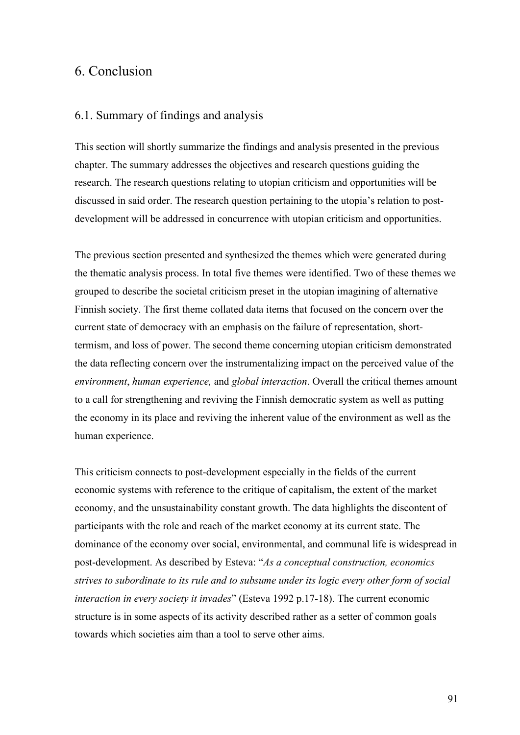# 6. Conclusion

## 6.1. Summary of findings and analysis

This section will shortly summarize the findings and analysis presented in the previous chapter. The summary addresses the objectives and research questions guiding the research. The research questions relating to utopian criticism and opportunities will be discussed in said order. The research question pertaining to the utopia's relation to post-development will be addressed in concurrence with utopian criticism and opportunities.

The previous section presented and synthesized the themes which were generated during the thematic analysis process. In total five themes were identified. Two of these themes we grouped to describe the societal criticism preset in the utopian imagining of alternative Finnish society. The first theme collated data items that focused on the concern over the current state of democracy with an emphasis on the failure of representation, short-termism, and loss of power. The second theme concerning utopian criticism demonstrated the data reflecting concern over the instrumentalizing impact on the perceived value of the *environment*, *human experience,* and *global interaction*. Overall the critical themes amount to a call for strengthening and reviving the Finnish democratic system as well as putting the economy in its place and reviving the inherent value of the environment as well as the human experience.

This criticism connects to post-development especially in the fields of the current economic systems with reference to the critique of capitalism, the extent of the market economy, and the unsustainability constant growth. The data highlights the discontent of participants with the role and reach of the market economy at its current state. The dominance of the economy over social, environmental, and communal life is widespread in post-development. As described by Esteva: "*As a conceptual construction, economics strives to subordinate to its rule and to subsume under its logic every other form of social interaction in every society it invades*" (Esteva 1992 p.17-18). The current economic structure is in some aspects of its activity described rather as a setter of common goals towards which societies aim than a tool to serve other aims.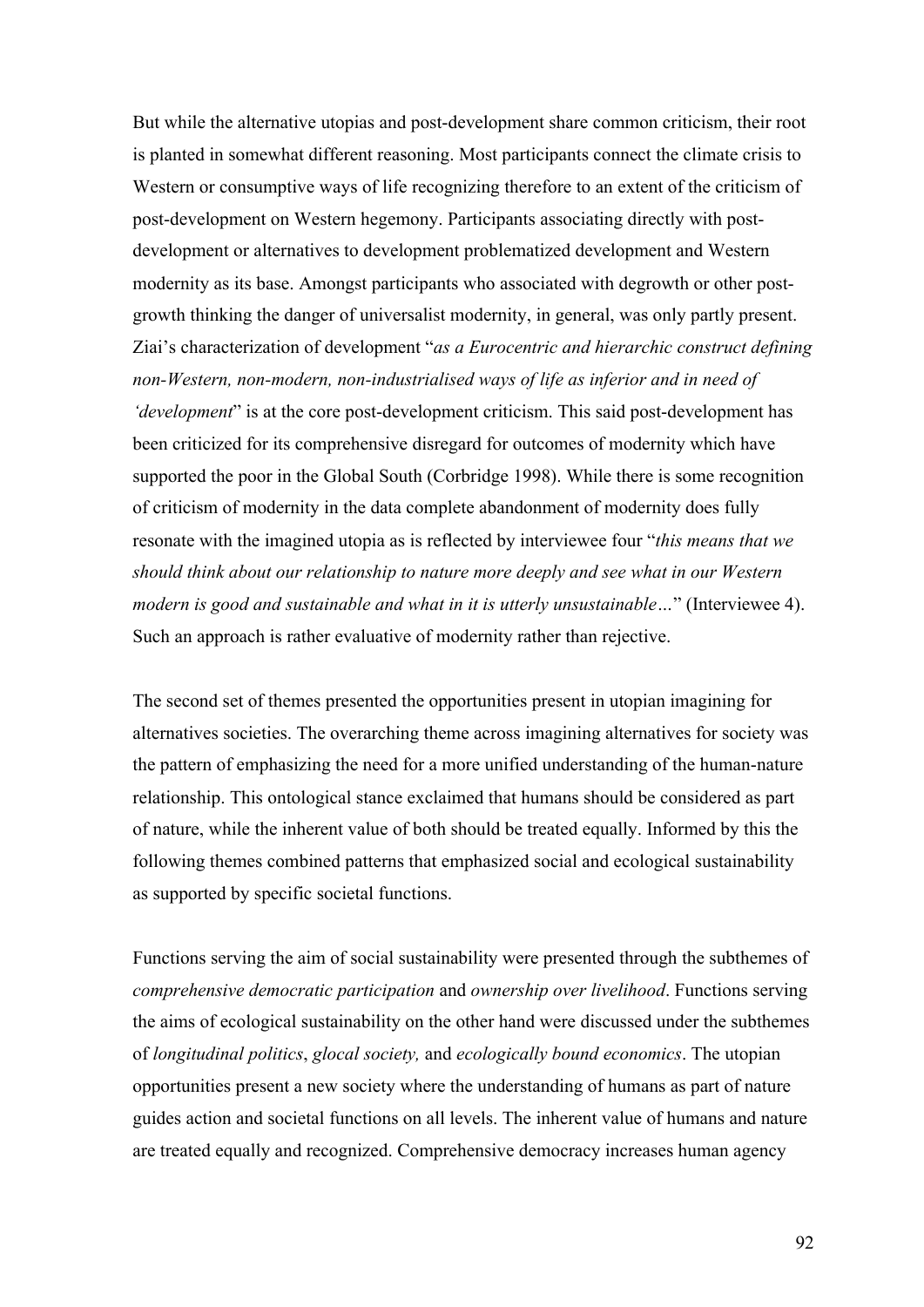But while the alternative utopias and post-development share common criticism, their root is planted in somewhat different reasoning. Most participants connect the climate crisis to Western or consumptive ways of life recognizing therefore to an extent of the criticism of post-development on Western hegemony. Participants associating directly with post-development or alternatives to development problematized development and Western modernity as its base. Amongst participants who associated with degrowth or other post-growth thinking the danger of universalist modernity, in general, was only partly present. Ziai's characterization of development "*as a Eurocentric and hierarchic construct defining non-Western, non-modern, non-industrialised ways of life as inferior and in need of 'development*" is at the core post-development criticism. This said post-development has been criticized for its comprehensive disregard for outcomes of modernity which have supported the poor in the Global South (Corbridge 1998). While there is some recognition of criticism of modernity in the data complete abandonment of modernity does fully resonate with the imagined utopia as is reflected by interviewee four "*this means that we should think about our relationship to nature more deeply and see what in our Western modern is good and sustainable and what in it is utterly unsustainable…*" (Interviewee 4). Such an approach is rather evaluative of modernity rather than rejective.

The second set of themes presented the opportunities present in utopian imagining for alternatives societies. The overarching theme across imagining alternatives for society was the pattern of emphasizing the need for a more unified understanding of the human-nature relationship. This ontological stance exclaimed that humans should be considered as part of nature, while the inherent value of both should be treated equally. Informed by this the following themes combined patterns that emphasized social and ecological sustainability as supported by specific societal functions.

Functions serving the aim of social sustainability were presented through the subthemes of *comprehensive democratic participation* and *ownership over livelihood*. Functions serving the aims of ecological sustainability on the other hand were discussed under the subthemes of *longitudinal politics*, *glocal society,* and *ecologically bound economics*. The utopian opportunities present a new society where the understanding of humans as part of nature guides action and societal functions on all levels. The inherent value of humans and nature are treated equally and recognized. Comprehensive democracy increases human agency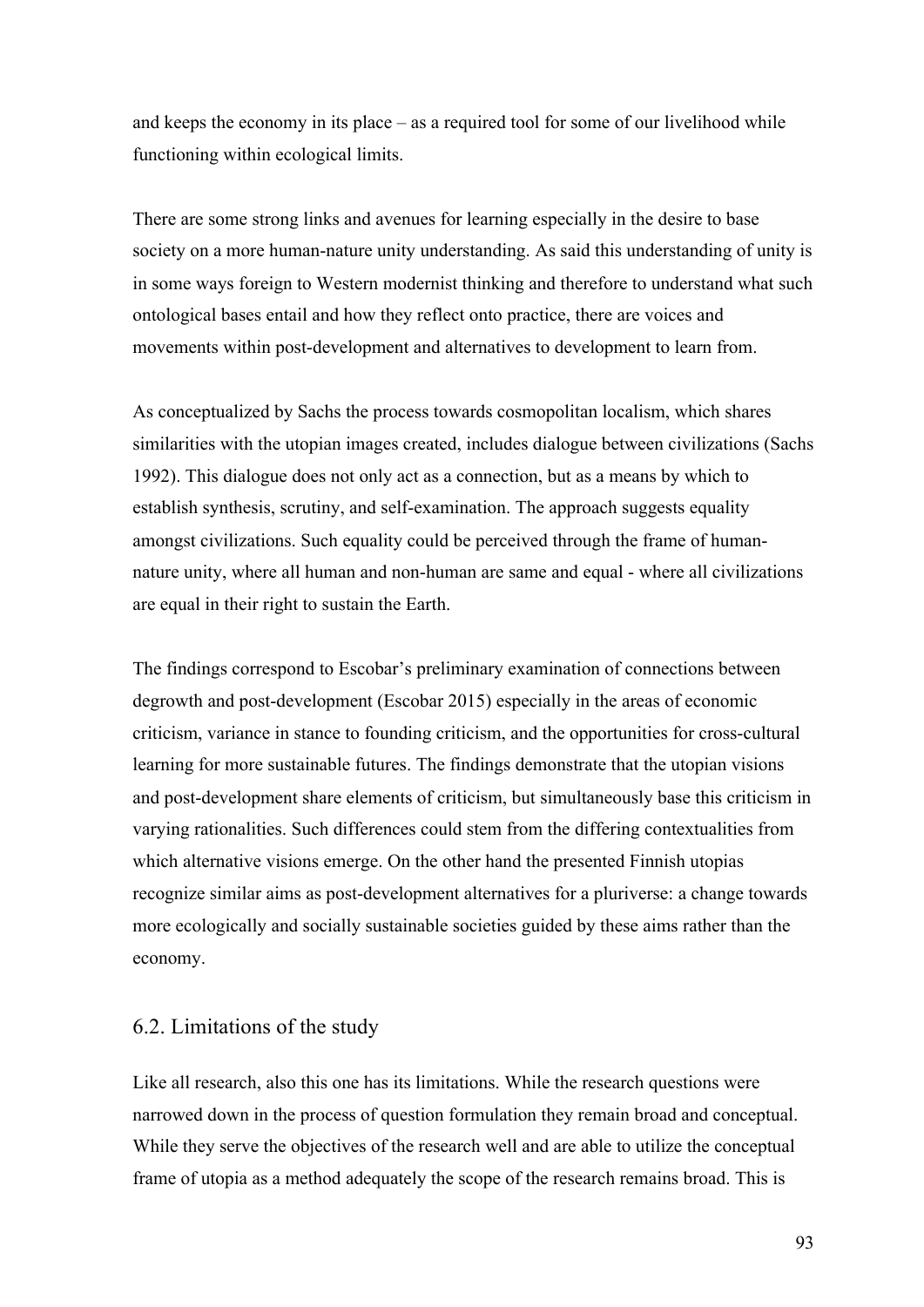and keeps the economy in its place – as a required tool for some of our livelihood while functioning within ecological limits.

There are some strong links and avenues for learning especially in the desire to base society on a more human-nature unity understanding. As said this understanding of unity is in some ways foreign to Western modernist thinking and therefore to understand what such ontological bases entail and how they reflect onto practice, there are voices and movements within post-development and alternatives to development to learn from.

As conceptualized by Sachs the process towards cosmopolitan localism, which shares similarities with the utopian images created, includes dialogue between civilizations (Sachs 1992). This dialogue does not only act as a connection, but as a means by which to establish synthesis, scrutiny, and self-examination. The approach suggests equality amongst civilizations. Such equality could be perceived through the frame of human-nature unity, where all human and non-human are same and equal - where all civilizations are equal in their right to sustain the Earth.

The findings correspond to Escobar's preliminary examination of connections between degrowth and post-development (Escobar 2015) especially in the areas of economic criticism, variance in stance to founding criticism, and the opportunities for cross-cultural learning for more sustainable futures. The findings demonstrate that the utopian visions and post-development share elements of criticism, but simultaneously base this criticism in varying rationalities. Such differences could stem from the differing contextualities from which alternative visions emerge. On the other hand the presented Finnish utopias recognize similar aims as post-development alternatives for a pluriverse: a change towards more ecologically and socially sustainable societies guided by these aims rather than the economy.

## 6.2. Limitations of the study

Like all research, also this one has its limitations. While the research questions were narrowed down in the process of question formulation they remain broad and conceptual. While they serve the objectives of the research well and are able to utilize the conceptual frame of utopia as a method adequately the scope of the research remains broad. This is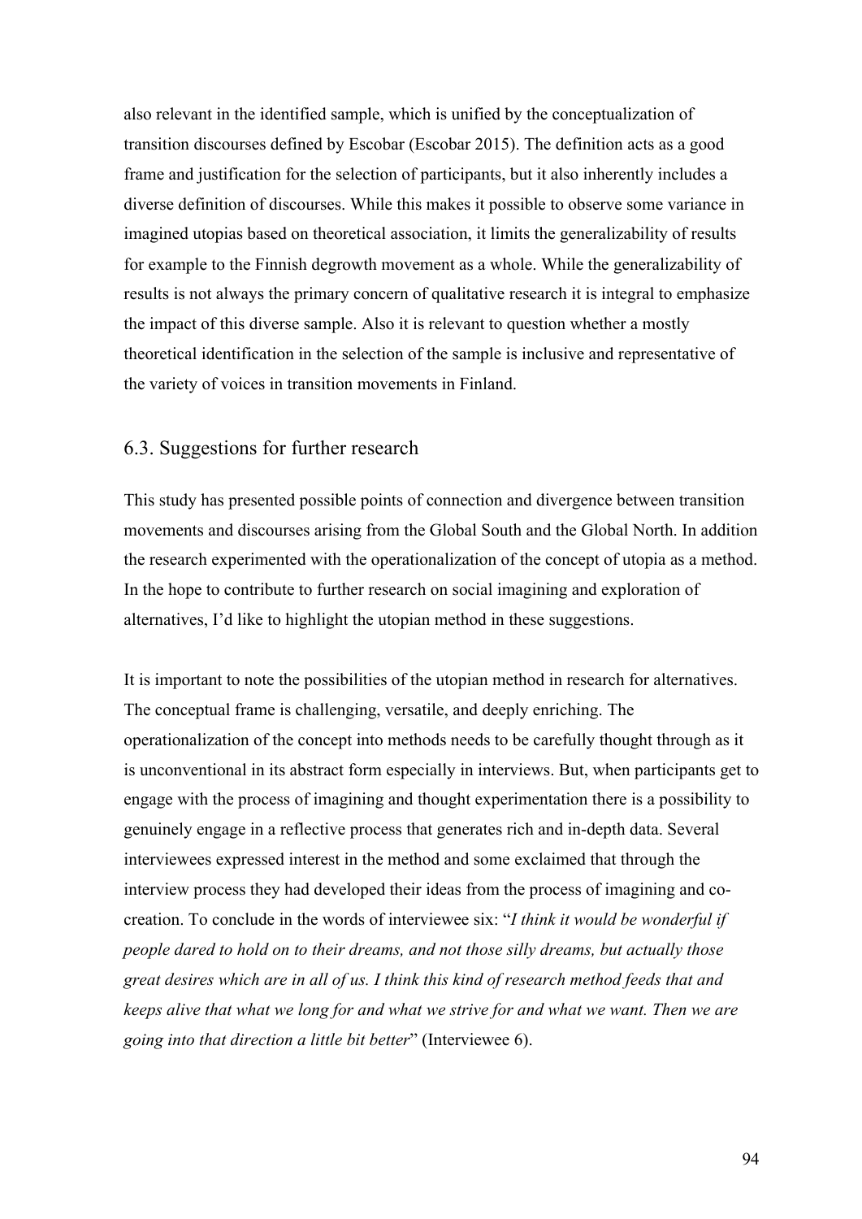also relevant in the identified sample, which is unified by the conceptualization of transition discourses defined by Escobar (Escobar 2015). The definition acts as a good frame and justification for the selection of participants, but it also inherently includes a diverse definition of discourses. While this makes it possible to observe some variance in imagined utopias based on theoretical association, it limits the generalizability of results for example to the Finnish degrowth movement as a whole. While the generalizability of results is not always the primary concern of qualitative research it is integral to emphasize the impact of this diverse sample. Also it is relevant to question whether a mostly theoretical identification in the selection of the sample is inclusive and representative of the variety of voices in transition movements in Finland.

## 6.3. Suggestions for further research

This study has presented possible points of connection and divergence between transition movements and discourses arising from the Global South and the Global North. In addition the research experimented with the operationalization of the concept of utopia as a method. In the hope to contribute to further research on social imagining and exploration of alternatives, I'd like to highlight the utopian method in these suggestions.

It is important to note the possibilities of the utopian method in research for alternatives. The conceptual frame is challenging, versatile, and deeply enriching. The operationalization of the concept into methods needs to be carefully thought through as it is unconventional in its abstract form especially in interviews. But, when participants get to engage with the process of imagining and thought experimentation there is a possibility to genuinely engage in a reflective process that generates rich and in-depth data. Several interviewees expressed interest in the method and some exclaimed that through the interview process they had developed their ideas from the process of imagining and co-creation. To conclude in the words of interviewee six: "*I think it would be wonderful if people dared to hold on to their dreams, and not those silly dreams, but actually those great desires which are in all of us. I think this kind of research method feeds that and keeps alive that what we long for and what we strive for and what we want. Then we are going into that direction a little bit better*" (Interviewee 6).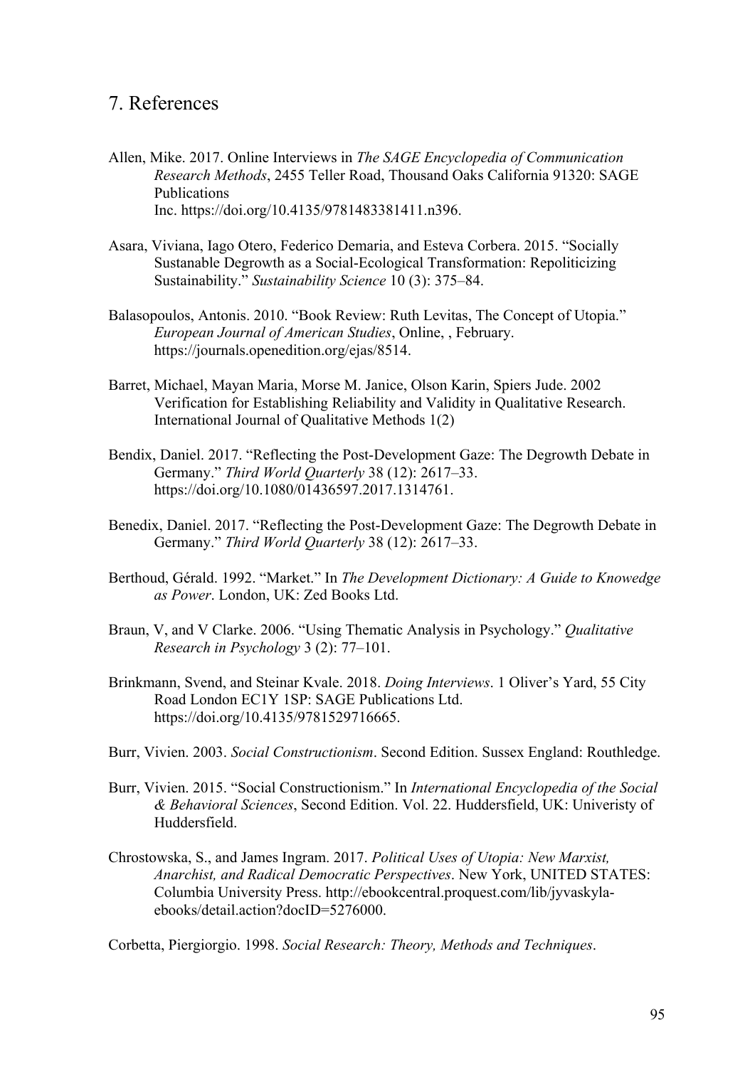# 7. References

Allen, Mike. 2017. Online Interviews in *The SAGE Encyclopedia of Communication Research Methods*, 2455 Teller Road, Thousand Oaks California 91320: SAGE Publications Inc. https://doi.org/10.4135/9781483381411.n396.

Asara, Viviana, Iago Otero, Federico Demaria, and Esteva Corbera. 2015. "Socially Sustanable Degrowth as a Social-Ecological Transformation: Repoliticizing Sustainability." *Sustainability Science* 10 (3): 375–84.

Balasopoulos, Antonis. 2010. "Book Review: Ruth Levitas, The Concept of Utopia." *European Journal of American Studies*, Online, , February. https://journals.openedition.org/ejas/8514.

Barret, Michael, Mayan Maria, Morse M. Janice, Olson Karin, Spiers Jude. 2002 Verification for Establishing Reliability and Validity in Qualitative Research. International Journal of Qualitative Methods 1(2)

Bendix, Daniel. 2017. "Reflecting the Post-Development Gaze: The Degrowth Debate in Germany." *Third World Quarterly* 38 (12): 2617–33. https://doi.org/10.1080/01436597.2017.1314761.

Benedix, Daniel. 2017. "Reflecting the Post-Development Gaze: The Degrowth Debate in Germany." *Third World Quarterly* 38 (12): 2617–33.

Berthoud, Gérald. 1992. "Market." In *The Development Dictionary: A Guide to Knowedge as Power*. London, UK: Zed Books Ltd.

Braun, V, and V Clarke. 2006. "Using Thematic Analysis in Psychology." *Qualitative Research in Psychology* 3 (2): 77–101.

Brinkmann, Svend, and Steinar Kvale. 2018. *Doing Interviews*. 1 Oliver's Yard, 55 City Road London EC1Y 1SP: SAGE Publications Ltd. https://doi.org/10.4135/9781529716665.

Burr, Vivien. 2003. *Social Constructionism*. Second Edition. Sussex England: Routhledge.

Burr, Vivien. 2015. "Social Constructionism." In *International Encyclopedia of the Social & Behavioral Sciences*, Second Edition. Vol. 22. Huddersfield, UK: Univeristy of Huddersfield.

Chrostowska, S., and James Ingram. 2017. *Political Uses of Utopia: New Marxist, Anarchist, and Radical Democratic Perspectives*. New York, UNITED STATES: Columbia University Press. http://ebookcentral.proquest.com/lib/jyvaskyla-ebooks/detail.action?docID=5276000.

Corbetta, Piergiorgio. 1998. *Social Research: Theory, Methods and Techniques*.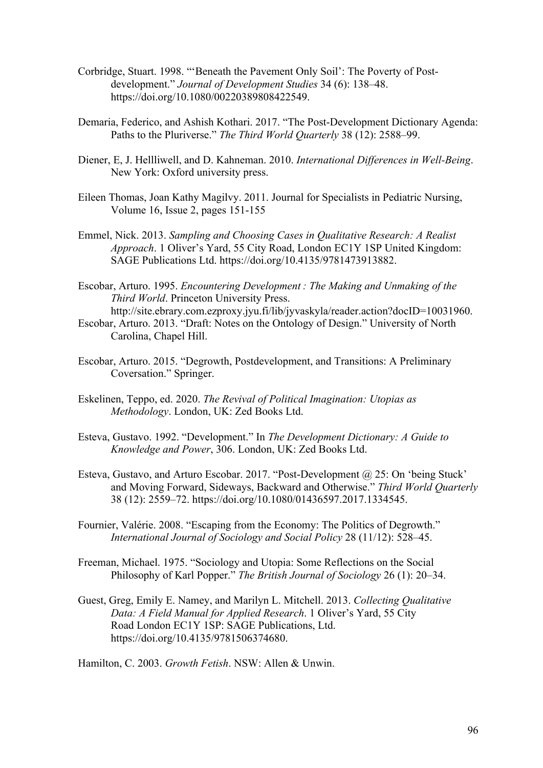Corbridge, Stuart. 1998. "'Beneath the Pavement Only Soil': The Poverty of Post-development." *Journal of Development Studies* 34 (6): 138–48. https://doi.org/10.1080/00220389808422549.

Demaria, Federico, and Ashish Kothari. 2017. "The Post-Development Dictionary Agenda: Paths to the Pluriverse." *The Third World Quarterly* 38 (12): 2588–99.

Diener, E, J. Hellliwell, and D. Kahneman. 2010. *International Differences in Well-Being*. New York: Oxford university press.

Eileen Thomas, Joan Kathy Magilvy. 2011. Journal for Specialists in Pediatric Nursing, Volume 16, Issue 2, pages 151-155

Emmel, Nick. 2013. *Sampling and Choosing Cases in Qualitative Research: A Realist Approach*. 1 Oliver's Yard, 55 City Road, London EC1Y 1SP United Kingdom: SAGE Publications Ltd. https://doi.org/10.4135/9781473913882.

Escobar, Arturo. 1995. *Encountering Development : The Making and Unmaking of the Third World*. Princeton University Press. http://site.ebrary.com.ezproxy.jyu.fi/lib/jyvaskyla/reader.action?docID=10031960.

Escobar, Arturo. 2013. "Draft: Notes on the Ontology of Design." University of North Carolina, Chapel Hill.

Escobar, Arturo. 2015. "Degrowth, Postdevelopment, and Transitions: A Preliminary Coversation." Springer.

Eskelinen, Teppo, ed. 2020. *The Revival of Political Imagination: Utopias as Methodology*. London, UK: Zed Books Ltd.

Esteva, Gustavo. 1992. "Development." In *The Development Dictionary: A Guide to Knowledge and Power*, 306. London, UK: Zed Books Ltd.

Esteva, Gustavo, and Arturo Escobar. 2017. "Post-Development @ 25: On 'being Stuck' and Moving Forward, Sideways, Backward and Otherwise." *Third World Quarterly* 38 (12): 2559–72. https://doi.org/10.1080/01436597.2017.1334545.

Fournier, Valérie. 2008. "Escaping from the Economy: The Politics of Degrowth." *International Journal of Sociology and Social Policy* 28 (11/12): 528–45.

Freeman, Michael. 1975. "Sociology and Utopia: Some Reflections on the Social Philosophy of Karl Popper." *The British Journal of Sociology* 26 (1): 20–34.

Guest, Greg, Emily E. Namey, and Marilyn L. Mitchell. 2013. *Collecting Qualitative Data: A Field Manual for Applied Research*. 1 Oliver's Yard, 55 City Road London EC1Y 1SP: SAGE Publications, Ltd. https://doi.org/10.4135/9781506374680.

Hamilton, C. 2003. *Growth Fetish*. NSW: Allen & Unwin.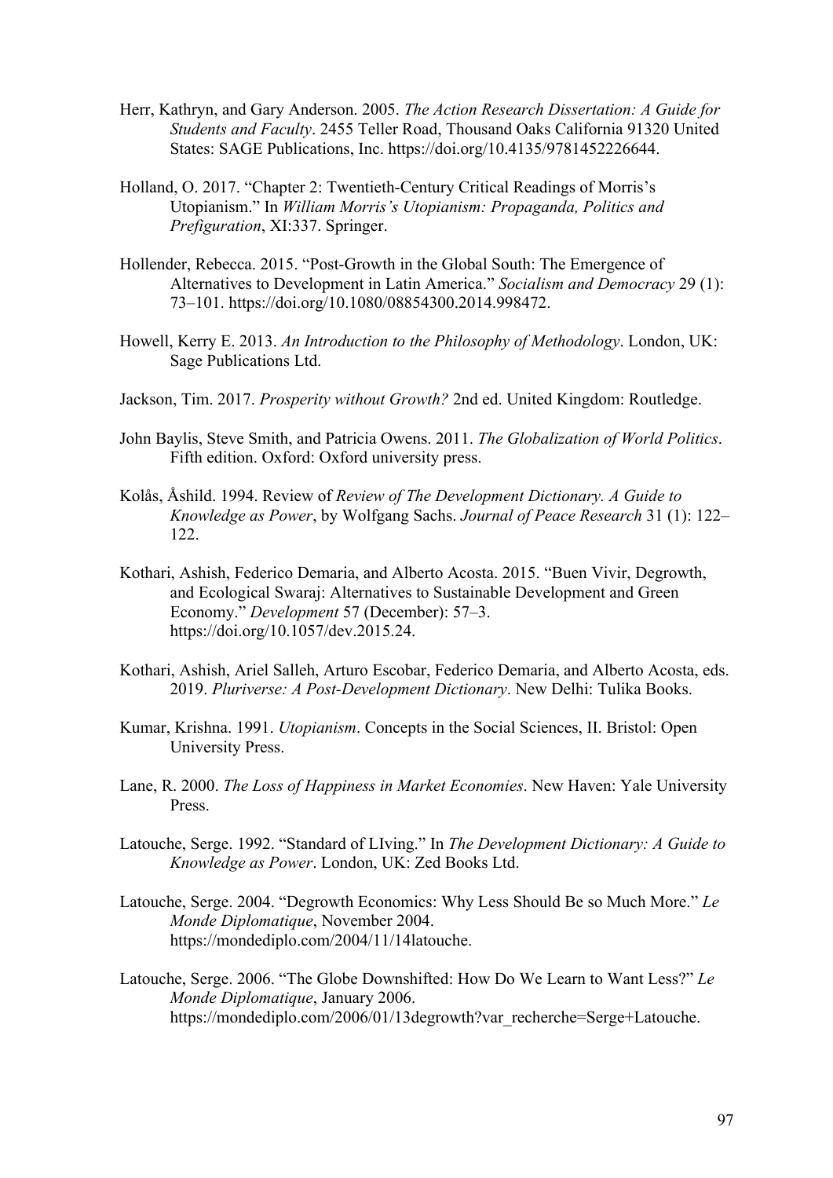Herr, Kathryn, and Gary Anderson. 2005. *The Action Research Dissertation: A Guide for Students and Faculty*. 2455 Teller Road, Thousand Oaks California 91320 United States: SAGE Publications, Inc. https://doi.org/10.4135/9781452226644.

Holland, O. 2017. "Chapter 2: Twentieth-Century Critical Readings of Morris's Utopianism." In *William Morris's Utopianism: Propaganda, Politics and Prefiguration*, XI:337. Springer.

Hollender, Rebecca. 2015. "Post-Growth in the Global South: The Emergence of Alternatives to Development in Latin America." *Socialism and Democracy* 29 (1): 73–101. https://doi.org/10.1080/08854300.2014.998472.

Howell, Kerry E. 2013. *An Introduction to the Philosophy of Methodology*. London, UK: Sage Publications Ltd.

Jackson, Tim. 2017. *Prosperity without Growth?* 2nd ed. United Kingdom: Routledge.

John Baylis, Steve Smith, and Patricia Owens. 2011. *The Globalization of World Politics*. Fifth edition. Oxford: Oxford university press.

Kolås, Åshild. 1994. Review of *Review of The Development Dictionary. A Guide to Knowledge as Power*, by Wolfgang Sachs. *Journal of Peace Research* 31 (1): 122–122.

Kothari, Ashish, Federico Demaria, and Alberto Acosta. 2015. "Buen Vivir, Degrowth, and Ecological Swaraj: Alternatives to Sustainable Development and Green Economy." *Development* 57 (December): 57–3. https://doi.org/10.1057/dev.2015.24.

Kothari, Ashish, Ariel Salleh, Arturo Escobar, Federico Demaria, and Alberto Acosta, eds. 2019. *Pluriverse: A Post-Development Dictionary*. New Delhi: Tulika Books.

Kumar, Krishna. 1991. *Utopianism*. Concepts in the Social Sciences, II. Bristol: Open University Press.

Lane, R. 2000. *The Loss of Happiness in Market Economies*. New Haven: Yale University Press.

Latouche, Serge. 1992. "Standard of LIving." In *The Development Dictionary: A Guide to Knowledge as Power*. London, UK: Zed Books Ltd.

Latouche, Serge. 2004. "Degrowth Economics: Why Less Should Be so Much More." *Le Monde Diplomatique*, November 2004. https://mondediplo.com/2004/11/14latouche.

Latouche, Serge. 2006. "The Globe Downshifted: How Do We Learn to Want Less?" *Le Monde Diplomatique*, January 2006. https://mondediplo.com/2006/01/13degrowth?var_recherche=Serge+Latouche.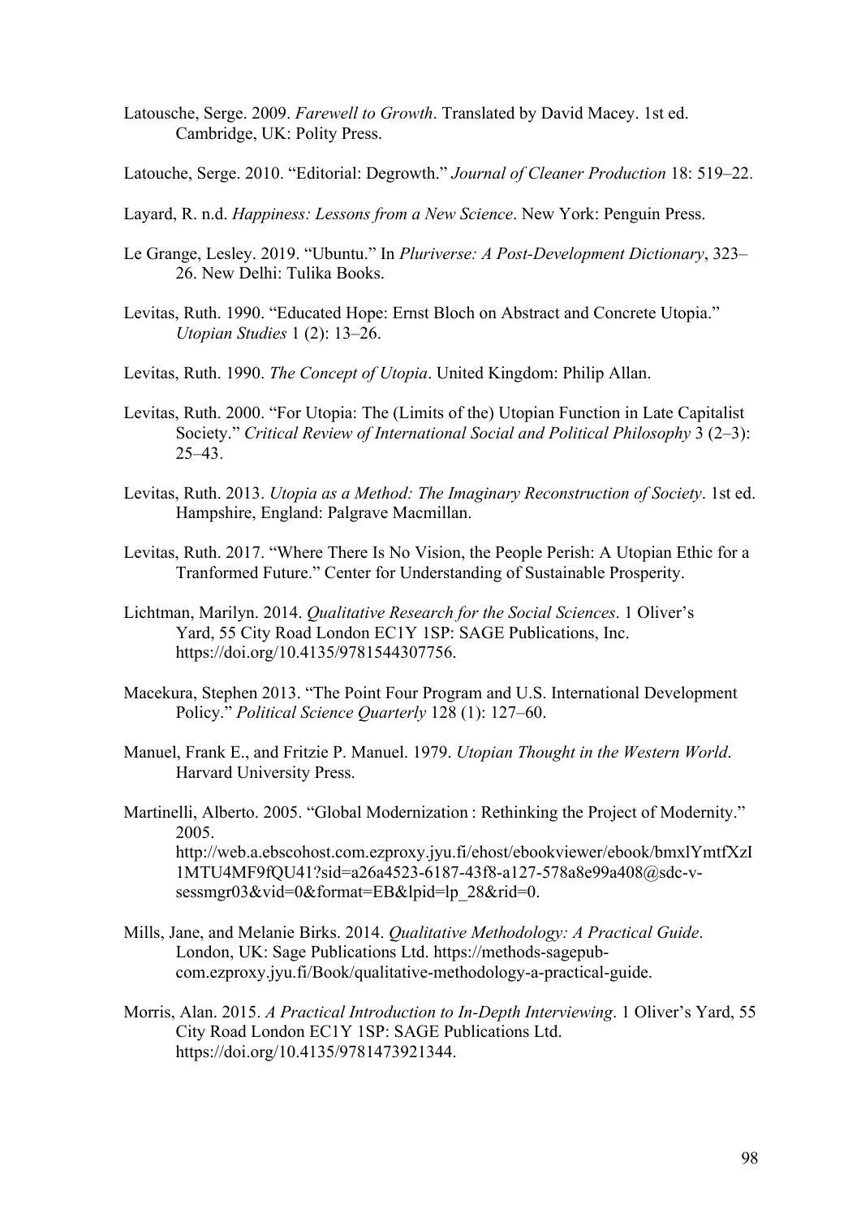Latousche, Serge. 2009. *Farewell to Growth*. Translated by David Macey. 1st ed. Cambridge, UK: Polity Press.

Latouche, Serge. 2010. "Editorial: Degrowth." *Journal of Cleaner Production* 18: 519–22.

Layard, R. n.d. *Happiness: Lessons from a New Science*. New York: Penguin Press.

Le Grange, Lesley. 2019. "Ubuntu." In *Pluriverse: A Post-Development Dictionary*, 323–26. New Delhi: Tulika Books.

Levitas, Ruth. 1990. "Educated Hope: Ernst Bloch on Abstract and Concrete Utopia." *Utopian Studies* 1 (2): 13–26.

Levitas, Ruth. 1990. *The Concept of Utopia*. United Kingdom: Philip Allan.

Levitas, Ruth. 2000. "For Utopia: The (Limits of the) Utopian Function in Late Capitalist Society." *Critical Review of International Social and Political Philosophy* 3 (2–3): 25–43.

Levitas, Ruth. 2013. *Utopia as a Method: The Imaginary Reconstruction of Society*. 1st ed. Hampshire, England: Palgrave Macmillan.

Levitas, Ruth. 2017. "Where There Is No Vision, the People Perish: A Utopian Ethic for a Tranformed Future." Center for Understanding of Sustainable Prosperity.

Lichtman, Marilyn. 2014. *Qualitative Research for the Social Sciences*. 1 Oliver's Yard, 55 City Road London EC1Y 1SP: SAGE Publications, Inc. https://doi.org/10.4135/9781544307756.

Macekura, Stephen 2013. "The Point Four Program and U.S. International Development Policy." *Political Science Quarterly* 128 (1): 127–60.

Manuel, Frank E., and Fritzie P. Manuel. 1979. *Utopian Thought in the Western World*. Harvard University Press.

Martinelli, Alberto. 2005. "Global Modernization : Rethinking the Project of Modernity." 2005. http://web.a.ebscohost.com.ezproxy.jyu.fi/ehost/ebookviewer/ebook/bmxlYmtfXzI1MTU4MF9fQU41?sid=a26a4523-6187-43f8-a127-578a8e99a408@sdc-v-sessmgr03&vid=0&format=EB&lpid=lp_28&rid=0.

Mills, Jane, and Melanie Birks. 2014. *Qualitative Methodology: A Practical Guide*. London, UK: Sage Publications Ltd. https://methods-sagepub-com.ezproxy.jyu.fi/Book/qualitative-methodology-a-practical-guide.

Morris, Alan. 2015. *A Practical Introduction to In-Depth Interviewing*. 1 Oliver's Yard, 55 City Road London EC1Y 1SP: SAGE Publications Ltd. https://doi.org/10.4135/9781473921344.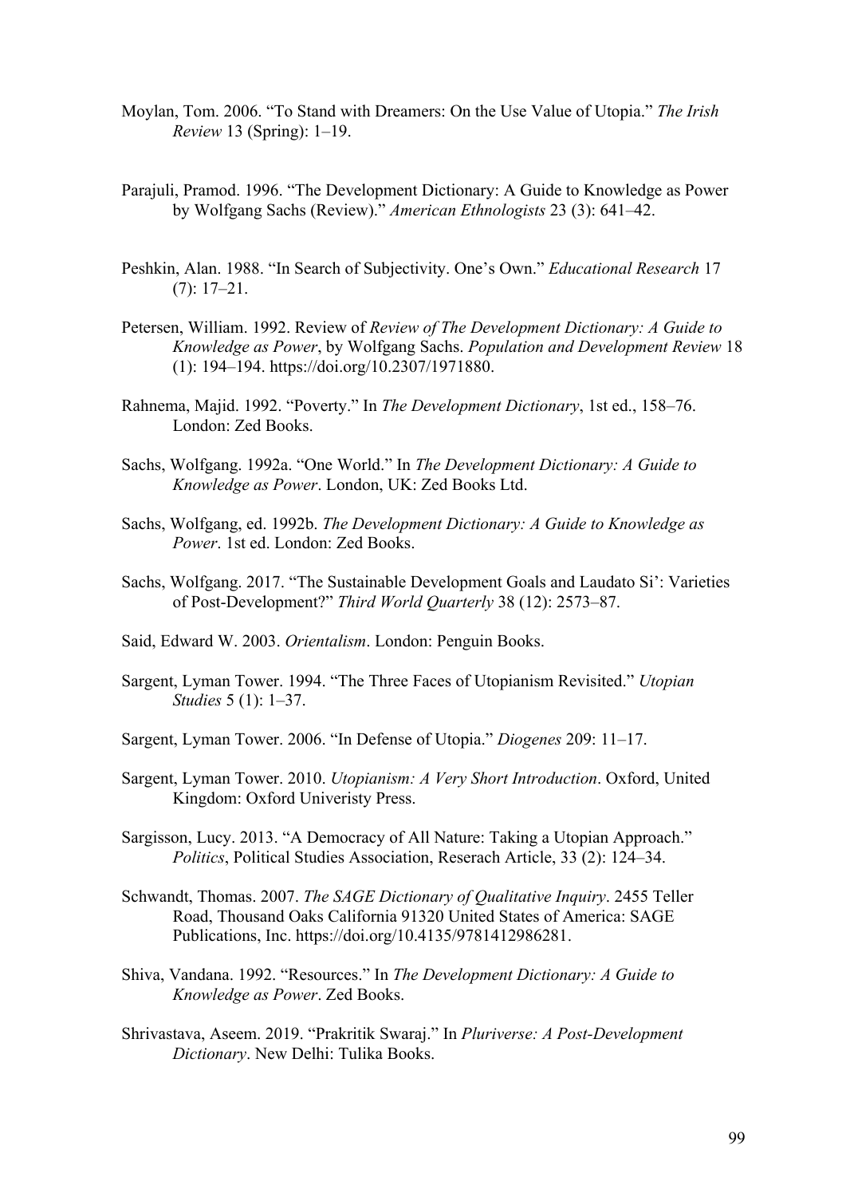Moylan, Tom. 2006. "To Stand with Dreamers: On the Use Value of Utopia." *The Irish Review* 13 (Spring): 1–19.

Parajuli, Pramod. 1996. "The Development Dictionary: A Guide to Knowledge as Power by Wolfgang Sachs (Review)." *American Ethnologists* 23 (3): 641–42.

Peshkin, Alan. 1988. "In Search of Subjectivity. One's Own." *Educational Research* 17 (7): 17–21.

Petersen, William. 1992. Review of *Review of The Development Dictionary: A Guide to Knowledge as Power*, by Wolfgang Sachs. *Population and Development Review* 18 (1): 194–194. https://doi.org/10.2307/1971880.

Rahnema, Majid. 1992. "Poverty." In *The Development Dictionary*, 1st ed., 158–76. London: Zed Books.

Sachs, Wolfgang. 1992a. "One World." In *The Development Dictionary: A Guide to Knowledge as Power*. London, UK: Zed Books Ltd.

Sachs, Wolfgang, ed. 1992b. *The Development Dictionary: A Guide to Knowledge as Power*. 1st ed. London: Zed Books.

Sachs, Wolfgang. 2017. "The Sustainable Development Goals and Laudato Si': Varieties of Post-Development?" *Third World Quarterly* 38 (12): 2573–87.

Said, Edward W. 2003. *Orientalism*. London: Penguin Books.

Sargent, Lyman Tower. 1994. "The Three Faces of Utopianism Revisited." *Utopian Studies* 5 (1): 1–37.

Sargent, Lyman Tower. 2006. "In Defense of Utopia." *Diogenes* 209: 11–17.

Sargent, Lyman Tower. 2010. *Utopianism: A Very Short Introduction*. Oxford, United Kingdom: Oxford Univeristy Press.

Sargisson, Lucy. 2013. "A Democracy of All Nature: Taking a Utopian Approach." *Politics*, Political Studies Association, Reserach Article, 33 (2): 124–34.

Schwandt, Thomas. 2007. *The SAGE Dictionary of Qualitative Inquiry*. 2455 Teller Road, Thousand Oaks California 91320 United States of America: SAGE Publications, Inc. https://doi.org/10.4135/9781412986281.

Shiva, Vandana. 1992. "Resources." In *The Development Dictionary: A Guide to Knowledge as Power*. Zed Books.

Shrivastava, Aseem. 2019. "Prakritik Swaraj." In *Pluriverse: A Post-Development Dictionary*. New Delhi: Tulika Books.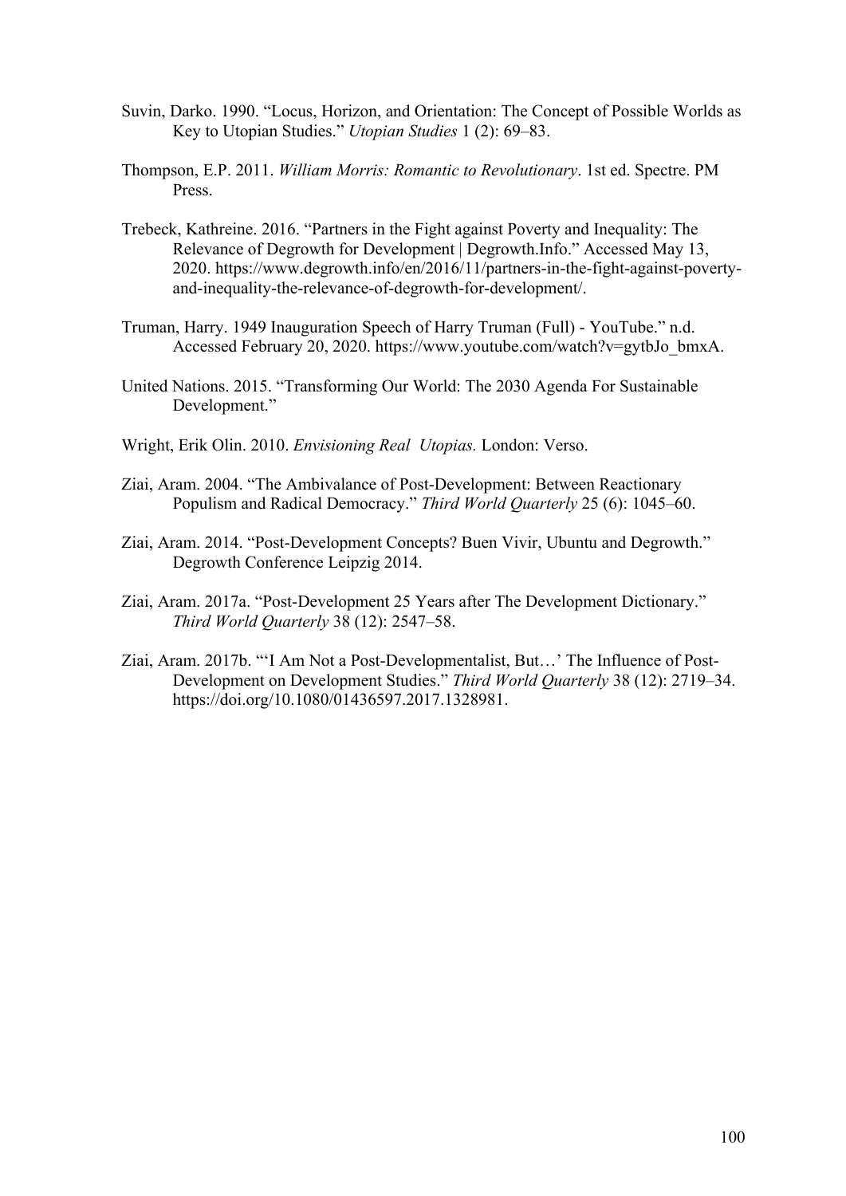Suvin, Darko. 1990. "Locus, Horizon, and Orientation: The Concept of Possible Worlds as Key to Utopian Studies." *Utopian Studies* 1 (2): 69–83.

Thompson, E.P. 2011. *William Morris: Romantic to Revolutionary*. 1st ed. Spectre. PM Press.

Trebeck, Kathreine. 2016. "Partners in the Fight against Poverty and Inequality: The Relevance of Degrowth for Development | Degrowth.Info." Accessed May 13, 2020. https://www.degrowth.info/en/2016/11/partners-in-the-fight-against-poverty-and-inequality-the-relevance-of-degrowth-for-development/.

Truman, Harry. 1949 Inauguration Speech of Harry Truman (Full) - YouTube." n.d. Accessed February 20, 2020. https://www.youtube.com/watch?v=gytbJo_bmxA.

United Nations. 2015. "Transforming Our World: The 2030 Agenda For Sustainable Development."

Wright, Erik Olin. 2010. *Envisioning Real Utopias.* London: Verso.

Ziai, Aram. 2004. "The Ambivalance of Post-Development: Between Reactionary Populism and Radical Democracy." *Third World Quarterly* 25 (6): 1045–60.

Ziai, Aram. 2014. "Post-Development Concepts? Buen Vivir, Ubuntu and Degrowth." Degrowth Conference Leipzig 2014.

Ziai, Aram. 2017a. "Post-Development 25 Years after The Development Dictionary." *Third World Quarterly* 38 (12): 2547–58.

Ziai, Aram. 2017b. "'I Am Not a Post-Developmentalist, But…' The Influence of Post-Development on Development Studies." *Third World Quarterly* 38 (12): 2719–34. https://doi.org/10.1080/01436597.2017.1328981.